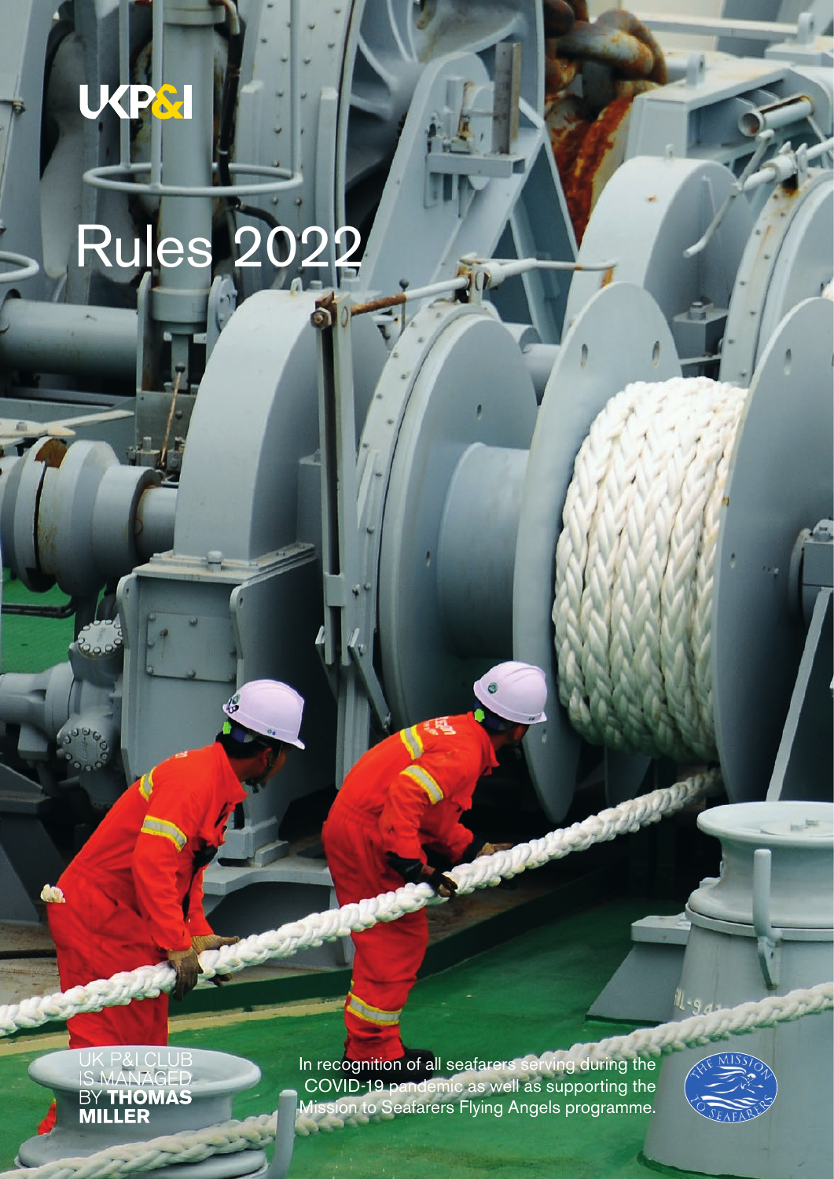UKP&I

# Rules 2022

UK P&I CLUB IS MANAGED BY **THOMAS MILLER**

In recognition of all seafarers serving during the COVID-19 pandemic as well as supporting the Mission to Seafarers Flying Angels programme.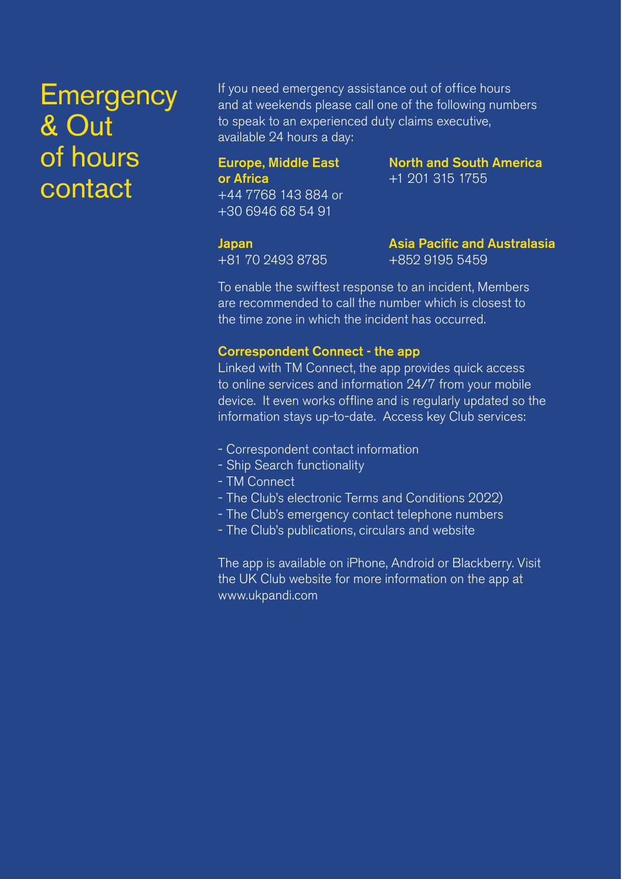# Emergency & Out of hours contact

If you need emergency assistance out of office hours and at weekends please call one of the following numbers to speak to an experienced duty claims executive, available 24 hours a day:

**Europe, Middle East or Africa**
+44 7768 143 884 or
+30 6946 68 54 91

**North and South America**
+1 201 315 1755

**Japan**
+81 70 2493 8785

**Asia Pacific and Australasia**
+852 9195 5459

To enable the swiftest response to an incident, Members are recommended to call the number which is closest to the time zone in which the incident has occurred.

**Correspondent Connect - the app**

Linked with TM Connect, the app provides quick access to online services and information 24/7 from your mobile device. It even works offline and is regularly updated so the information stays up-to-date. Access key Club services:

- Correspondent contact information
- Ship Search functionality
- TM Connect
- The Club's electronic Terms and Conditions 2022)
- The Club's emergency contact telephone numbers
- The Club's publications, circulars and website

The app is available on iPhone, Android or Blackberry. Visit the UK Club website for more information on the app at www.ukpandi.com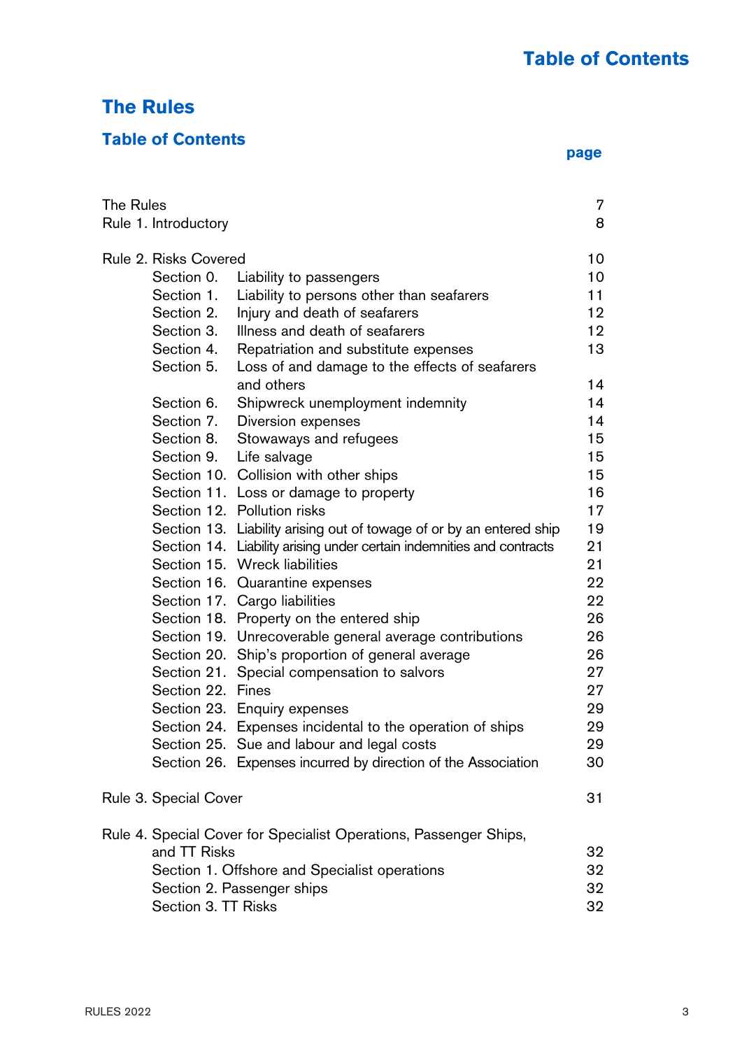# The Rules

## Table of Contents

| | page |
|---|---|
| The Rules | 7 |
| Rule 1. Introductory | 8 |
| | |
| Rule 2. Risks Covered | 10 |
| Section 0. Liability to passengers | 10 |
| Section 1. Liability to persons other than seafarers | 11 |
| Section 2. Injury and death of seafarers | 12 |
| Section 3. Illness and death of seafarers | 12 |
| Section 4. Repatriation and substitute expenses | 13 |
| Section 5. Loss of and damage to the effects of seafarers and others | 14 |
| Section 6. Shipwreck unemployment indemnity | 14 |
| Section 7. Diversion expenses | 14 |
| Section 8. Stowaways and refugees | 15 |
| Section 9. Life salvage | 15 |
| Section 10. Collision with other ships | 15 |
| Section 11. Loss or damage to property | 16 |
| Section 12. Pollution risks | 17 |
| Section 13. Liability arising out of towage of or by an entered ship | 19 |
| Section 14. Liability arising under certain indemnities and contracts | 21 |
| Section 15. Wreck liabilities | 21 |
| Section 16. Quarantine expenses | 22 |
| Section 17. Cargo liabilities | 22 |
| Section 18. Property on the entered ship | 26 |
| Section 19. Unrecoverable general average contributions | 26 |
| Section 20. Ship's proportion of general average | 26 |
| Section 21. Special compensation to salvors | 27 |
| Section 22. Fines | 27 |
| Section 23. Enquiry expenses | 29 |
| Section 24. Expenses incidental to the operation of ships | 29 |
| Section 25. Sue and labour and legal costs | 29 |
| Section 26. Expenses incurred by direction of the Association | 30 |
| | |
| Rule 3. Special Cover | 31 |
| | |
| Rule 4. Special Cover for Specialist Operations, Passenger Ships, and TT Risks | 32 |
| Section 1. Offshore and Specialist operations | 32 |
| Section 2. Passenger ships | 32 |
| Section 3. TT Risks | 32 |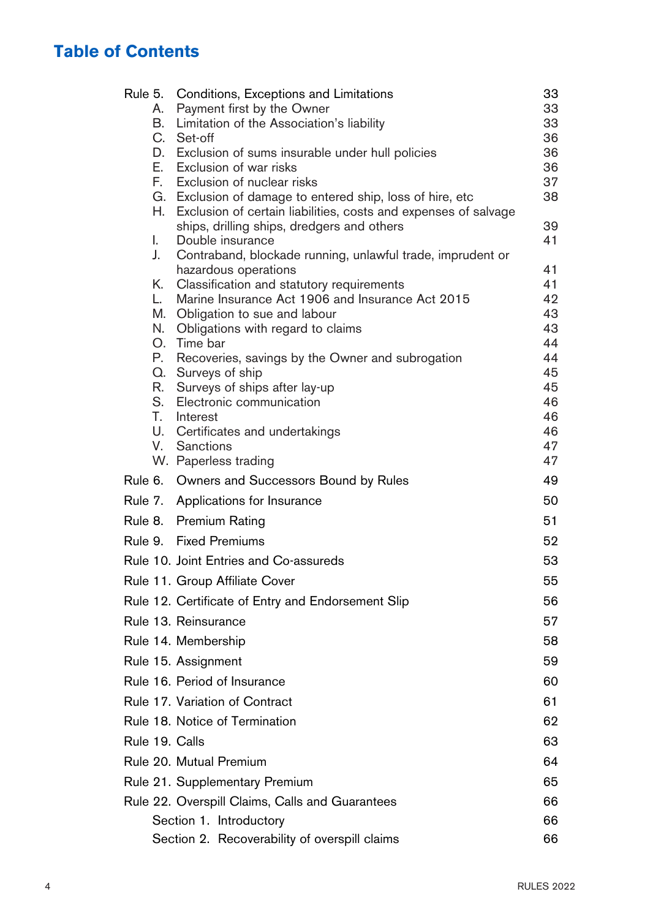## Table of Contents

| | | |
|---|---|---|
| Rule 5. | Conditions, Exceptions and Limitations | 33 |
| A. | Payment first by the Owner | 33 |
| B. | Limitation of the Association's liability | 33 |
| C. | Set-off | 36 |
| D. | Exclusion of sums insurable under hull policies | 36 |
| E. | Exclusion of war risks | 36 |
| F. | Exclusion of nuclear risks | 37 |
| G. | Exclusion of damage to entered ship, loss of hire, etc | 38 |
| H. | Exclusion of certain liabilities, costs and expenses of salvage ships, drilling ships, dredgers and others | 39 |
| I. | Double insurance | 41 |
| J. | Contraband, blockade running, unlawful trade, imprudent or hazardous operations | 41 |
| K. | Classification and statutory requirements | 41 |
| L. | Marine Insurance Act 1906 and Insurance Act 2015 | 42 |
| M. | Obligation to sue and labour | 43 |
| N. | Obligations with regard to claims | 43 |
| O. | Time bar | 44 |
| P. | Recoveries, savings by the Owner and subrogation | 44 |
| Q. | Surveys of ship | 45 |
| R. | Surveys of ships after lay-up | 45 |
| S. | Electronic communication | 46 |
| T. | Interest | 46 |
| U. | Certificates and undertakings | 46 |
| V. | Sanctions | 47 |
| W. | Paperless trading | 47 |
| Rule 6. | Owners and Successors Bound by Rules | 49 |
| Rule 7. | Applications for Insurance | 50 |
| Rule 8. | Premium Rating | 51 |
| Rule 9. | Fixed Premiums | 52 |
| Rule 10. | Joint Entries and Co-assureds | 53 |
| Rule 11. | Group Affiliate Cover | 55 |
| Rule 12. | Certificate of Entry and Endorsement Slip | 56 |
| Rule 13. | Reinsurance | 57 |
| Rule 14. | Membership | 58 |
| Rule 15. | Assignment | 59 |
| Rule 16. | Period of Insurance | 60 |
| Rule 17. | Variation of Contract | 61 |
| Rule 18. | Notice of Termination | 62 |
| Rule 19. | Calls | 63 |
| Rule 20. | Mutual Premium | 64 |
| Rule 21. | Supplementary Premium | 65 |
| Rule 22. | Overspill Claims, Calls and Guarantees | 66 |
| Section 1. | Introductory | 66 |
| Section 2. | Recoverability of overspill claims | 66 |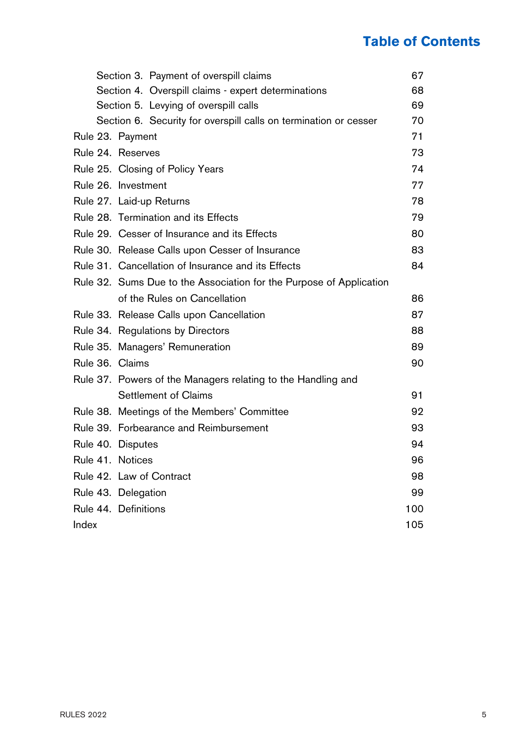## Table of Contents

| | | |
|---|---|---|
| | Section 3. Payment of overspill claims | 67 |
| | Section 4. Overspill claims - expert determinations | 68 |
| | Section 5. Levying of overspill calls | 69 |
| | Section 6. Security for overspill calls on termination or cesser | 70 |
| Rule 23. | Payment | 71 |
| Rule 24. | Reserves | 73 |
| Rule 25. | Closing of Policy Years | 74 |
| Rule 26. | Investment | 77 |
| Rule 27. | Laid-up Returns | 78 |
| Rule 28. | Termination and its Effects | 79 |
| Rule 29. | Cesser of Insurance and its Effects | 80 |
| Rule 30. | Release Calls upon Cesser of Insurance | 83 |
| Rule 31. | Cancellation of Insurance and its Effects | 84 |
| Rule 32. | Sums Due to the Association for the Purpose of Application of the Rules on Cancellation | 86 |
| Rule 33. | Release Calls upon Cancellation | 87 |
| Rule 34. | Regulations by Directors | 88 |
| Rule 35. | Managers' Remuneration | 89 |
| Rule 36. | Claims | 90 |
| Rule 37. | Powers of the Managers relating to the Handling and Settlement of Claims | 91 |
| Rule 38. | Meetings of the Members' Committee | 92 |
| Rule 39. | Forbearance and Reimbursement | 93 |
| Rule 40. | Disputes | 94 |
| Rule 41. | Notices | 96 |
| Rule 42. | Law of Contract | 98 |
| Rule 43. | Delegation | 99 |
| Rule 44. | Definitions | 100 |
| Index | | 105 |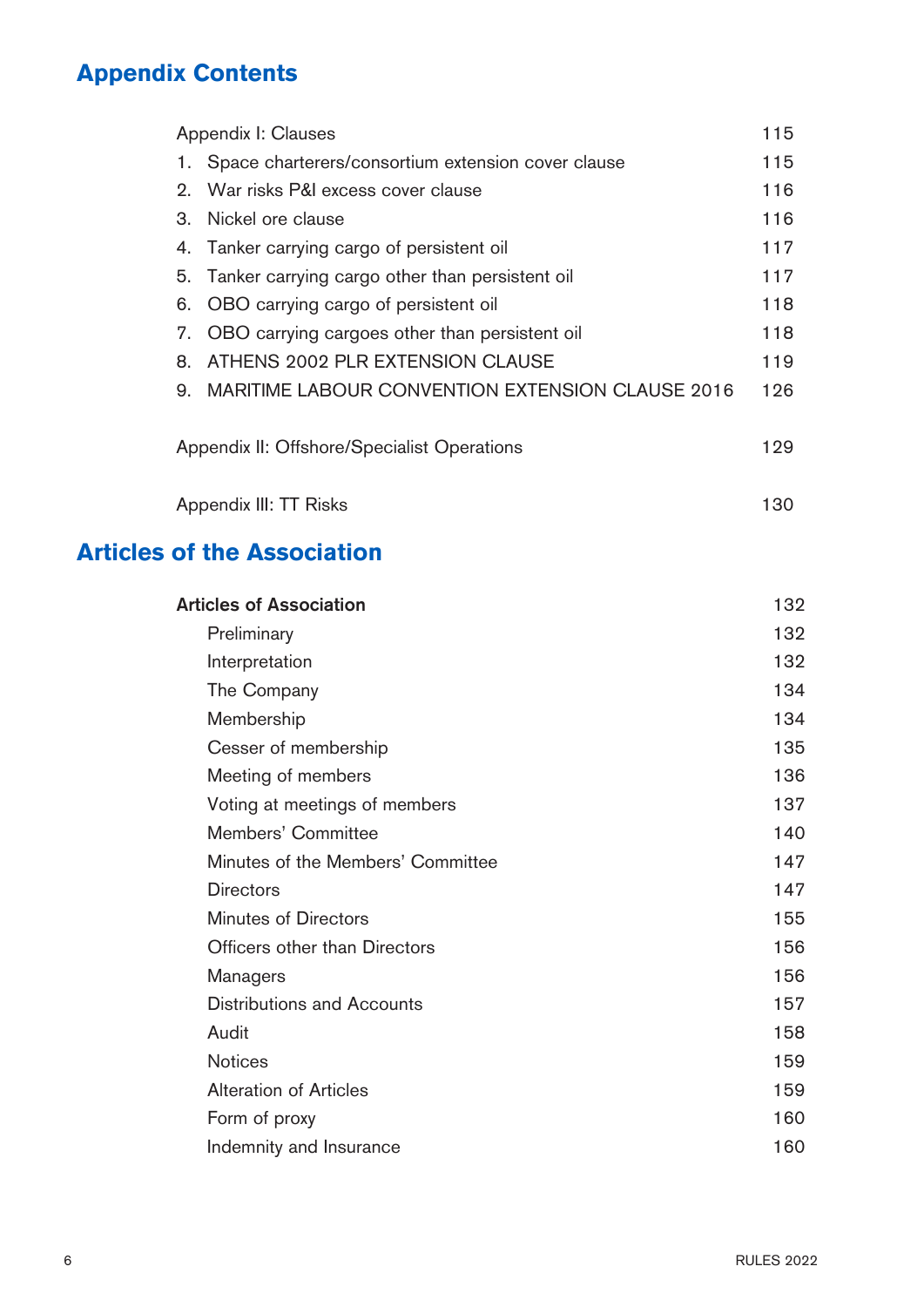## Appendix Contents

| | |
|---|---|
| Appendix I: Clauses | 115 |
| 1. Space charterers/consortium extension cover clause | 115 |
| 2. War risks P&I excess cover clause | 116 |
| 3. Nickel ore clause | 116 |
| 4. Tanker carrying cargo of persistent oil | 117 |
| 5. Tanker carrying cargo other than persistent oil | 117 |
| 6. OBO carrying cargo of persistent oil | 118 |
| 7. OBO carrying cargoes other than persistent oil | 118 |
| 8. ATHENS 2002 PLR EXTENSION CLAUSE | 119 |
| 9. MARITIME LABOUR CONVENTION EXTENSION CLAUSE 2016 | 126 |
| Appendix II: Offshore/Specialist Operations | 129 |
| Appendix III: TT Risks | 130 |

## Articles of the Association

| | |
|---|---|
| **Articles of Association** | 132 |
| Preliminary | 132 |
| Interpretation | 132 |
| The Company | 134 |
| Membership | 134 |
| Cesser of membership | 135 |
| Meeting of members | 136 |
| Voting at meetings of members | 137 |
| Members' Committee | 140 |
| Minutes of the Members' Committee | 147 |
| Directors | 147 |
| Minutes of Directors | 155 |
| Officers other than Directors | 156 |
| Managers | 156 |
| Distributions and Accounts | 157 |
| Audit | 158 |
| Notices | 159 |
| Alteration of Articles | 159 |
| Form of proxy | 160 |
| Indemnity and Insurance | 160 |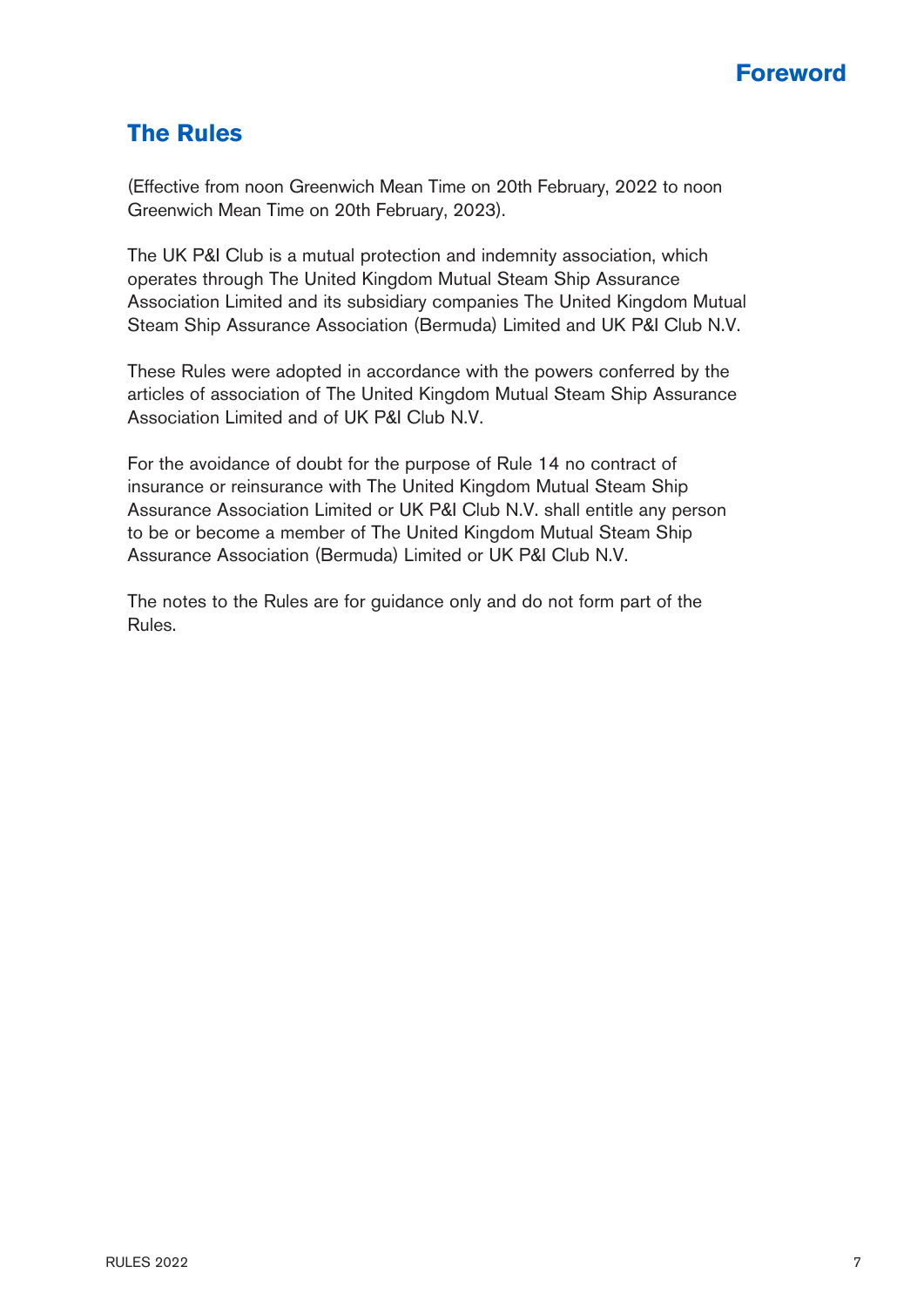# Foreword

## The Rules

(Effective from noon Greenwich Mean Time on 20th February, 2022 to noon Greenwich Mean Time on 20th February, 2023).

The UK P&I Club is a mutual protection and indemnity association, which operates through The United Kingdom Mutual Steam Ship Assurance Association Limited and its subsidiary companies The United Kingdom Mutual Steam Ship Assurance Association (Bermuda) Limited and UK P&I Club N.V.

These Rules were adopted in accordance with the powers conferred by the articles of association of The United Kingdom Mutual Steam Ship Assurance Association Limited and of UK P&I Club N.V.

For the avoidance of doubt for the purpose of Rule 14 no contract of insurance or reinsurance with The United Kingdom Mutual Steam Ship Assurance Association Limited or UK P&I Club N.V. shall entitle any person to be or become a member of The United Kingdom Mutual Steam Ship Assurance Association (Bermuda) Limited or UK P&I Club N.V.

The notes to the Rules are for guidance only and do not form part of the Rules.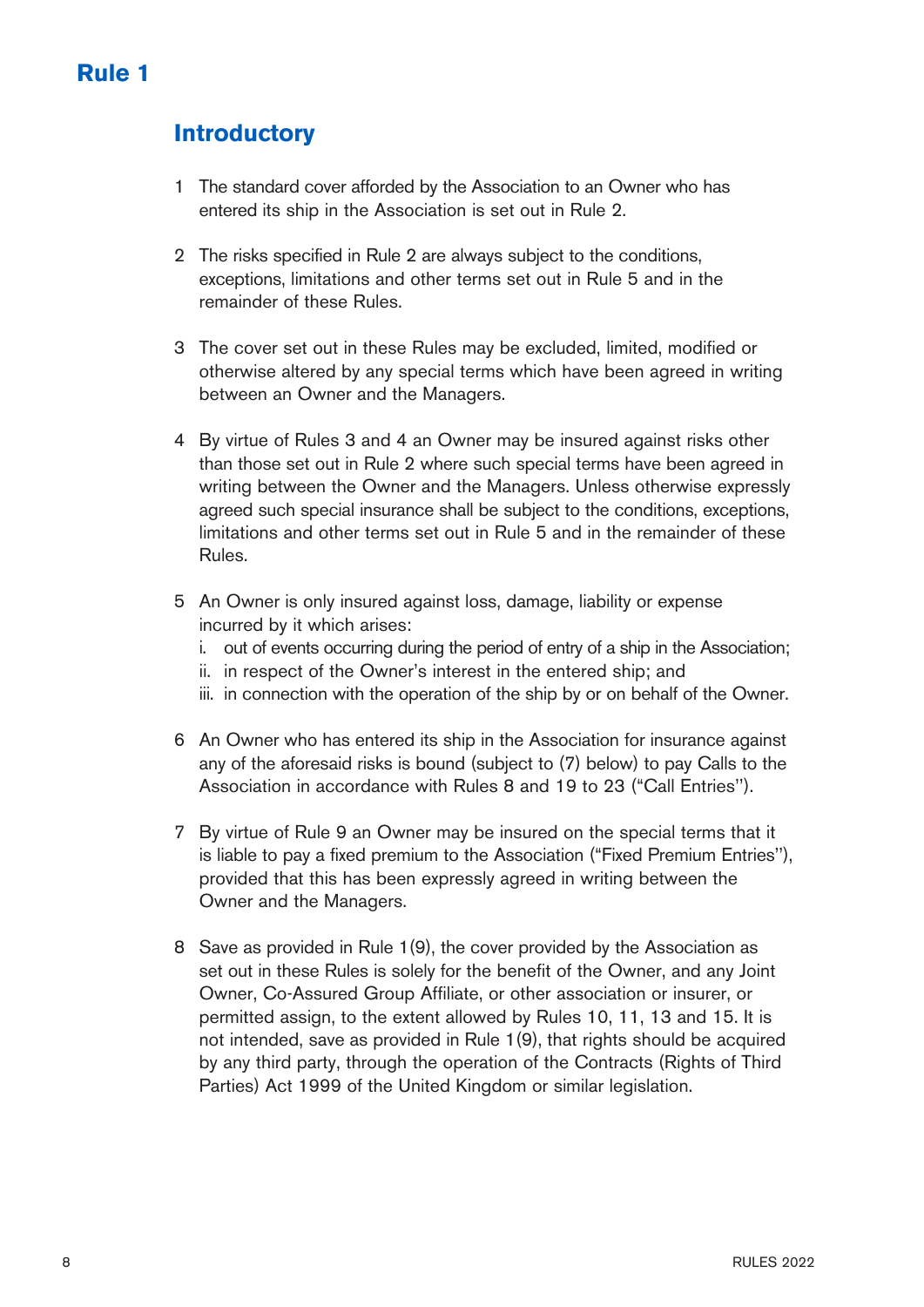# Rule 1

## Introductory

1. The standard cover afforded by the Association to an Owner who has entered its ship in the Association is set out in Rule 2.

2. The risks specified in Rule 2 are always subject to the conditions, exceptions, limitations and other terms set out in Rule 5 and in the remainder of these Rules.

3. The cover set out in these Rules may be excluded, limited, modified or otherwise altered by any special terms which have been agreed in writing between an Owner and the Managers.

4. By virtue of Rules 3 and 4 an Owner may be insured against risks other than those set out in Rule 2 where such special terms have been agreed in writing between the Owner and the Managers. Unless otherwise expressly agreed such special insurance shall be subject to the conditions, exceptions, limitations and other terms set out in Rule 5 and in the remainder of these Rules.

5. An Owner is only insured against loss, damage, liability or expense incurred by it which arises:
   i. out of events occurring during the period of entry of a ship in the Association;
   ii. in respect of the Owner's interest in the entered ship; and
   iii. in connection with the operation of the ship by or on behalf of the Owner.

6. An Owner who has entered its ship in the Association for insurance against any of the aforesaid risks is bound (subject to (7) below) to pay Calls to the Association in accordance with Rules 8 and 19 to 23 ("Call Entries").

7. By virtue of Rule 9 an Owner may be insured on the special terms that it is liable to pay a fixed premium to the Association ("Fixed Premium Entries"), provided that this has been expressly agreed in writing between the Owner and the Managers.

8. Save as provided in Rule 1(9), the cover provided by the Association as set out in these Rules is solely for the benefit of the Owner, and any Joint Owner, Co-Assured Group Affiliate, or other association or insurer, or permitted assign, to the extent allowed by Rules 10, 11, 13 and 15. It is not intended, save as provided in Rule 1(9), that rights should be acquired by any third party, through the operation of the Contracts (Rights of Third Parties) Act 1999 of the United Kingdom or similar legislation.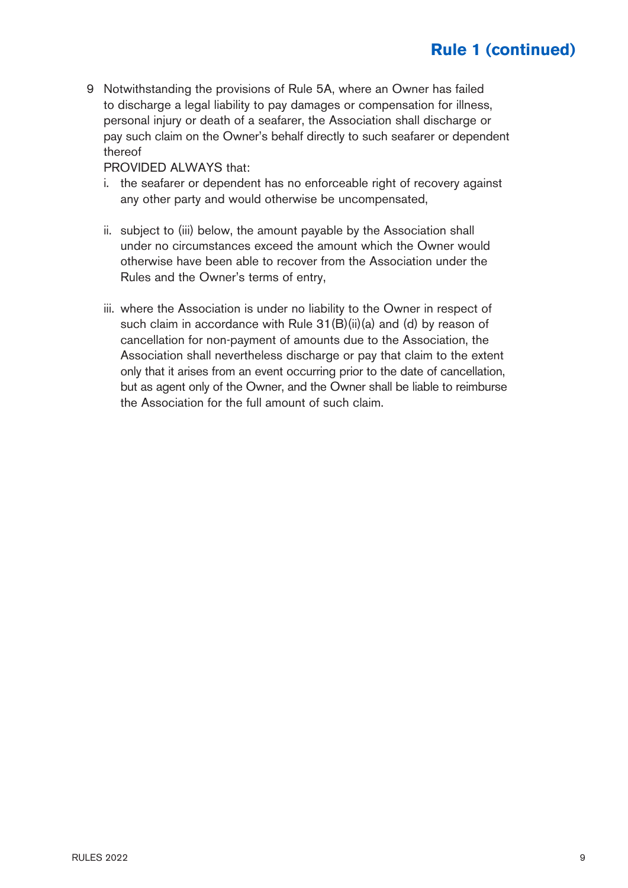## Rule 1 (continued)

9 Notwithstanding the provisions of Rule 5A, where an Owner has failed to discharge a legal liability to pay damages or compensation for illness, personal injury or death of a seafarer, the Association shall discharge or pay such claim on the Owner's behalf directly to such seafarer or dependent thereof

PROVIDED ALWAYS that:

i. the seafarer or dependent has no enforceable right of recovery against any other party and would otherwise be uncompensated,

ii. subject to (iii) below, the amount payable by the Association shall under no circumstances exceed the amount which the Owner would otherwise have been able to recover from the Association under the Rules and the Owner's terms of entry,

iii. where the Association is under no liability to the Owner in respect of such claim in accordance with Rule 31(B)(ii)(a) and (d) by reason of cancellation for non-payment of amounts due to the Association, the Association shall nevertheless discharge or pay that claim to the extent only that it arises from an event occurring prior to the date of cancellation, but as agent only of the Owner, and the Owner shall be liable to reimburse the Association for the full amount of such claim.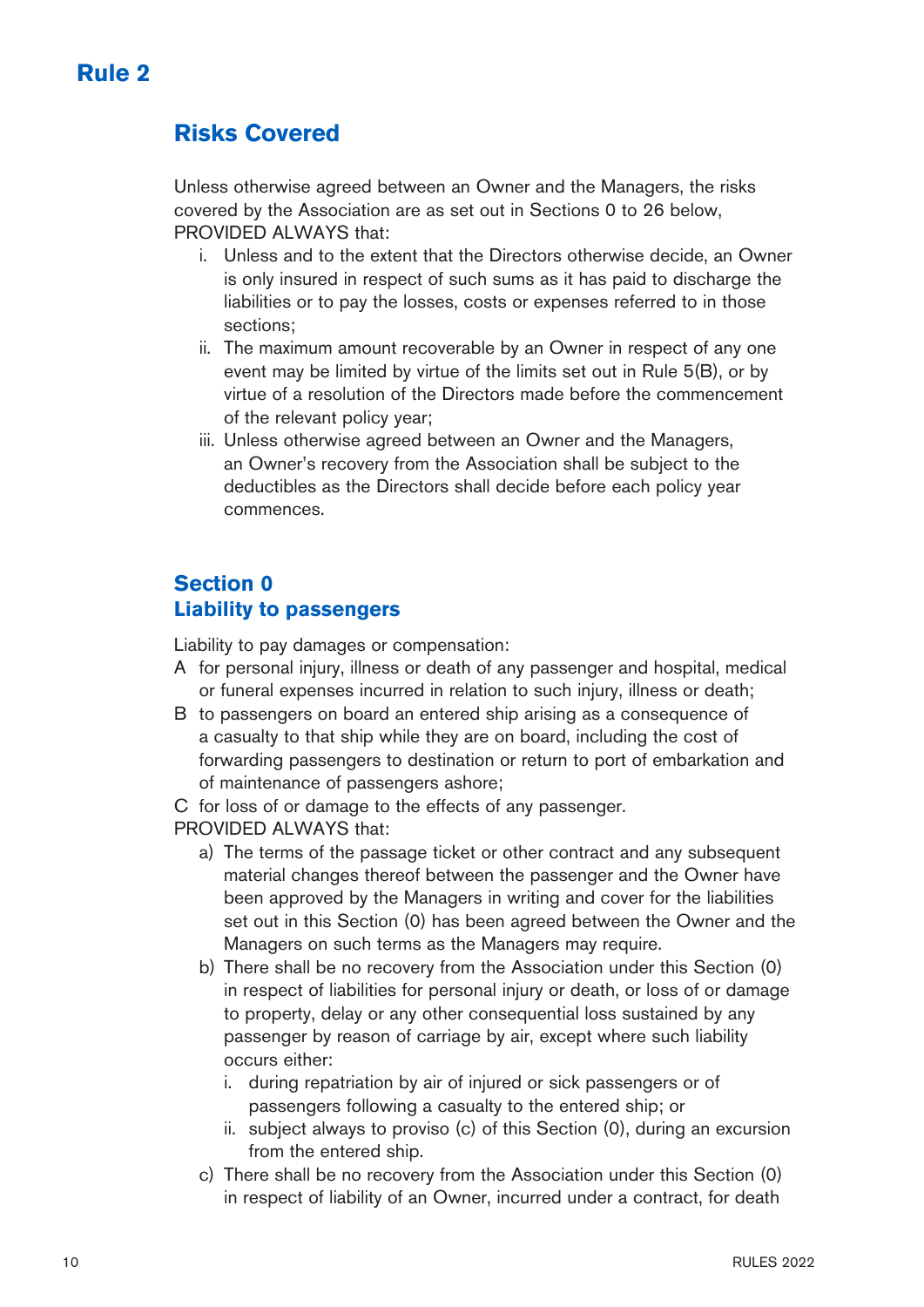# Rule 2

## Risks Covered

Unless otherwise agreed between an Owner and the Managers, the risks covered by the Association are as set out in Sections 0 to 26 below, PROVIDED ALWAYS that:

i. Unless and to the extent that the Directors otherwise decide, an Owner is only insured in respect of such sums as it has paid to discharge the liabilities or to pay the losses, costs or expenses referred to in those sections;
ii. The maximum amount recoverable by an Owner in respect of any one event may be limited by virtue of the limits set out in Rule 5(B), or by virtue of a resolution of the Directors made before the commencement of the relevant policy year;
iii. Unless otherwise agreed between an Owner and the Managers, an Owner's recovery from the Association shall be subject to the deductibles as the Directors shall decide before each policy year commences.

### Section 0
### Liability to passengers

Liability to pay damages or compensation:

A for personal injury, illness or death of any passenger and hospital, medical or funeral expenses incurred in relation to such injury, illness or death;
B to passengers on board an entered ship arising as a consequence of a casualty to that ship while they are on board, including the cost of forwarding passengers to destination or return to port of embarkation and of maintenance of passengers ashore;
C for loss of or damage to the effects of any passenger.

PROVIDED ALWAYS that:

a) The terms of the passage ticket or other contract and any subsequent material changes thereof between the passenger and the Owner have been approved by the Managers in writing and cover for the liabilities set out in this Section (0) has been agreed between the Owner and the Managers on such terms as the Managers may require.
b) There shall be no recovery from the Association under this Section (0) in respect of liabilities for personal injury or death, or loss of or damage to property, delay or any other consequential loss sustained by any passenger by reason of carriage by air, except where such liability occurs either:
   i. during repatriation by air of injured or sick passengers or of passengers following a casualty to the entered ship; or
   ii. subject always to proviso (c) of this Section (0), during an excursion from the entered ship.
c) There shall be no recovery from the Association under this Section (0) in respect of liability of an Owner, incurred under a contract, for death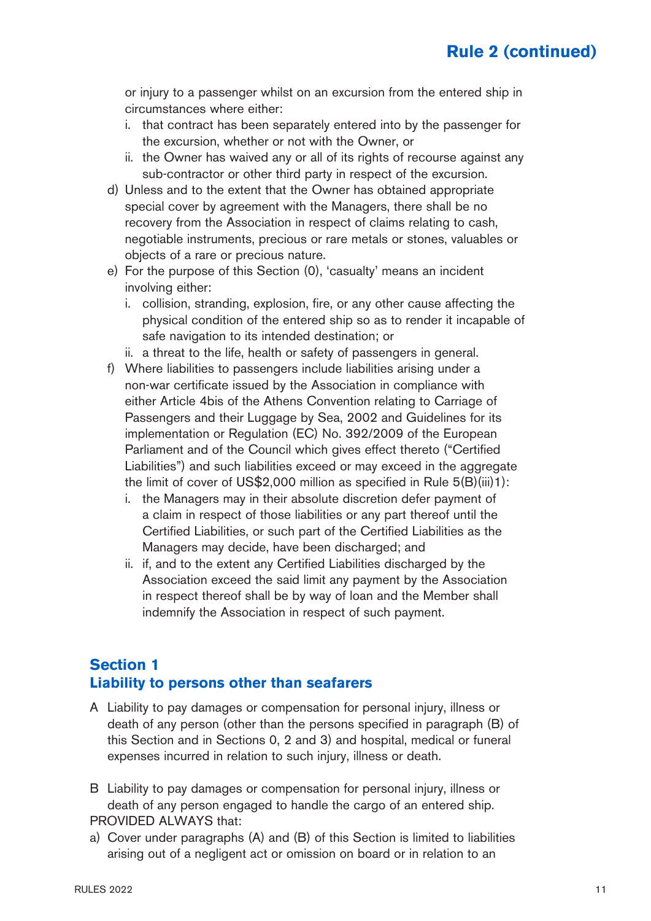or injury to a passenger whilst on an excursion from the entered ship in circumstances where either:

   i. that contract has been separately entered into by the passenger for the excursion, whether or not with the Owner, or
   ii. the Owner has waived any or all of its rights of recourse against any sub-contractor or other third party in respect of the excursion.

d) Unless and to the extent that the Owner has obtained appropriate special cover by agreement with the Managers, there shall be no recovery from the Association in respect of claims relating to cash, negotiable instruments, precious or rare metals or stones, valuables or objects of a rare or precious nature.

e) For the purpose of this Section (0), 'casualty' means an incident involving either:

   i. collision, stranding, explosion, fire, or any other cause affecting the physical condition of the entered ship so as to render it incapable of safe navigation to its intended destination; or
   ii. a threat to the life, health or safety of passengers in general.

f) Where liabilities to passengers include liabilities arising under a non-war certificate issued by the Association in compliance with either Article 4bis of the Athens Convention relating to Carriage of Passengers and their Luggage by Sea, 2002 and Guidelines for its implementation or Regulation (EC) No. 392/2009 of the European Parliament and of the Council which gives effect thereto ("Certified Liabilities") and such liabilities exceed or may exceed in the aggregate the limit of cover of US$2,000 million as specified in Rule 5(B)(iii)1):

   i. the Managers may in their absolute discretion defer payment of a claim in respect of those liabilities or any part thereof until the Certified Liabilities, or such part of the Certified Liabilities as the Managers may decide, have been discharged; and
   ii. if, and to the extent any Certified Liabilities discharged by the Association exceed the said limit any payment by the Association in respect thereof shall be by way of loan and the Member shall indemnify the Association in respect of such payment.

## Section 1
## Liability to persons other than seafarers

A Liability to pay damages or compensation for personal injury, illness or death of any person (other than the persons specified in paragraph (B) of this Section and in Sections 0, 2 and 3) and hospital, medical or funeral expenses incurred in relation to such injury, illness or death.

B Liability to pay damages or compensation for personal injury, illness or death of any person engaged to handle the cargo of an entered ship.

PROVIDED ALWAYS that:

a) Cover under paragraphs (A) and (B) of this Section is limited to liabilities arising out of a negligent act or omission on board or in relation to an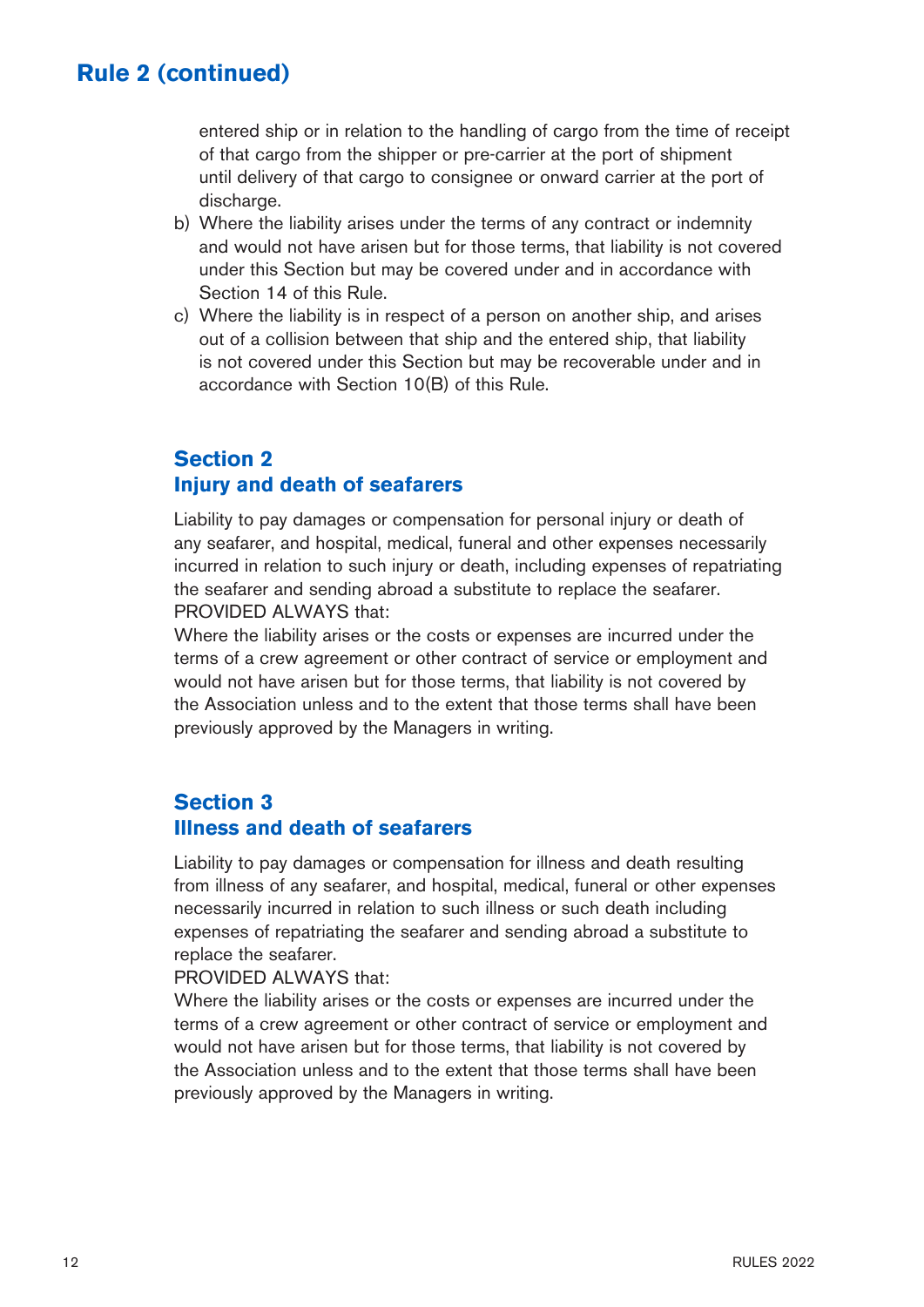## Rule 2 (continued)

entered ship or in relation to the handling of cargo from the time of receipt of that cargo from the shipper or pre-carrier at the port of shipment until delivery of that cargo to consignee or onward carrier at the port of discharge.

b) Where the liability arises under the terms of any contract or indemnity and would not have arisen but for those terms, that liability is not covered under this Section but may be covered under and in accordance with Section 14 of this Rule.

c) Where the liability is in respect of a person on another ship, and arises out of a collision between that ship and the entered ship, that liability is not covered under this Section but may be recoverable under and in accordance with Section 10(B) of this Rule.

### Section 2
### Injury and death of seafarers

Liability to pay damages or compensation for personal injury or death of any seafarer, and hospital, medical, funeral and other expenses necessarily incurred in relation to such injury or death, including expenses of repatriating the seafarer and sending abroad a substitute to replace the seafarer.

PROVIDED ALWAYS that:

Where the liability arises or the costs or expenses are incurred under the terms of a crew agreement or other contract of service or employment and would not have arisen but for those terms, that liability is not covered by the Association unless and to the extent that those terms shall have been previously approved by the Managers in writing.

### Section 3
### Illness and death of seafarers

Liability to pay damages or compensation for illness and death resulting from illness of any seafarer, and hospital, medical, funeral or other expenses necessarily incurred in relation to such illness or such death including expenses of repatriating the seafarer and sending abroad a substitute to replace the seafarer.

PROVIDED ALWAYS that:

Where the liability arises or the costs or expenses are incurred under the terms of a crew agreement or other contract of service or employment and would not have arisen but for those terms, that liability is not covered by the Association unless and to the extent that those terms shall have been previously approved by the Managers in writing.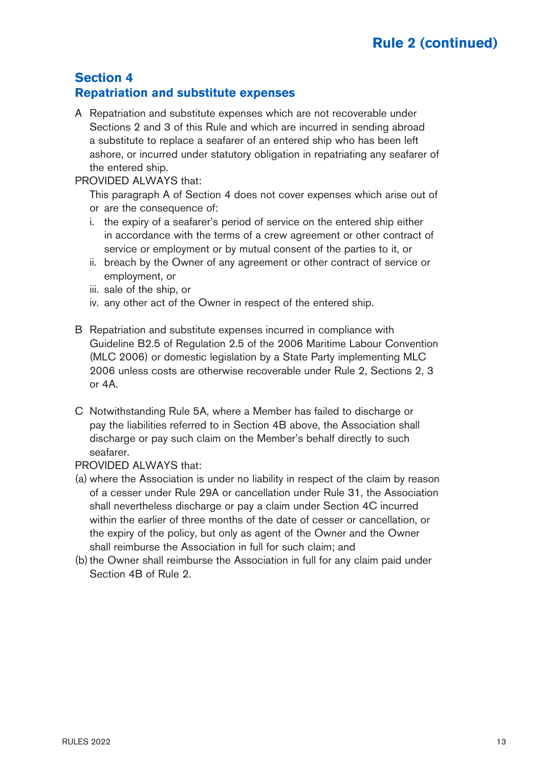## Section 4
## Repatriation and substitute expenses

A Repatriation and substitute expenses which are not recoverable under Sections 2 and 3 of this Rule and which are incurred in sending abroad a substitute to replace a seafarer of an entered ship who has been left ashore, or incurred under statutory obligation in repatriating any seafarer of the entered ship.

PROVIDED ALWAYS that:

This paragraph A of Section 4 does not cover expenses which arise out of or are the consequence of:

i. the expiry of a seafarer's period of service on the entered ship either in accordance with the terms of a crew agreement or other contract of service or employment or by mutual consent of the parties to it, or
ii. breach by the Owner of any agreement or other contract of service or employment, or
iii. sale of the ship, or
iv. any other act of the Owner in respect of the entered ship.

B Repatriation and substitute expenses incurred in compliance with Guideline B2.5 of Regulation 2.5 of the 2006 Maritime Labour Convention (MLC 2006) or domestic legislation by a State Party implementing MLC 2006 unless costs are otherwise recoverable under Rule 2, Sections 2, 3 or 4A.

C Notwithstanding Rule 5A, where a Member has failed to discharge or pay the liabilities referred to in Section 4B above, the Association shall discharge or pay such claim on the Member's behalf directly to such seafarer.

PROVIDED ALWAYS that:

(a) where the Association is under no liability in respect of the claim by reason of a cesser under Rule 29A or cancellation under Rule 31, the Association shall nevertheless discharge or pay a claim under Section 4C incurred within the earlier of three months of the date of cesser or cancellation, or the expiry of the policy, but only as agent of the Owner and the Owner shall reimburse the Association in full for such claim; and
(b) the Owner shall reimburse the Association in full for any claim paid under Section 4B of Rule 2.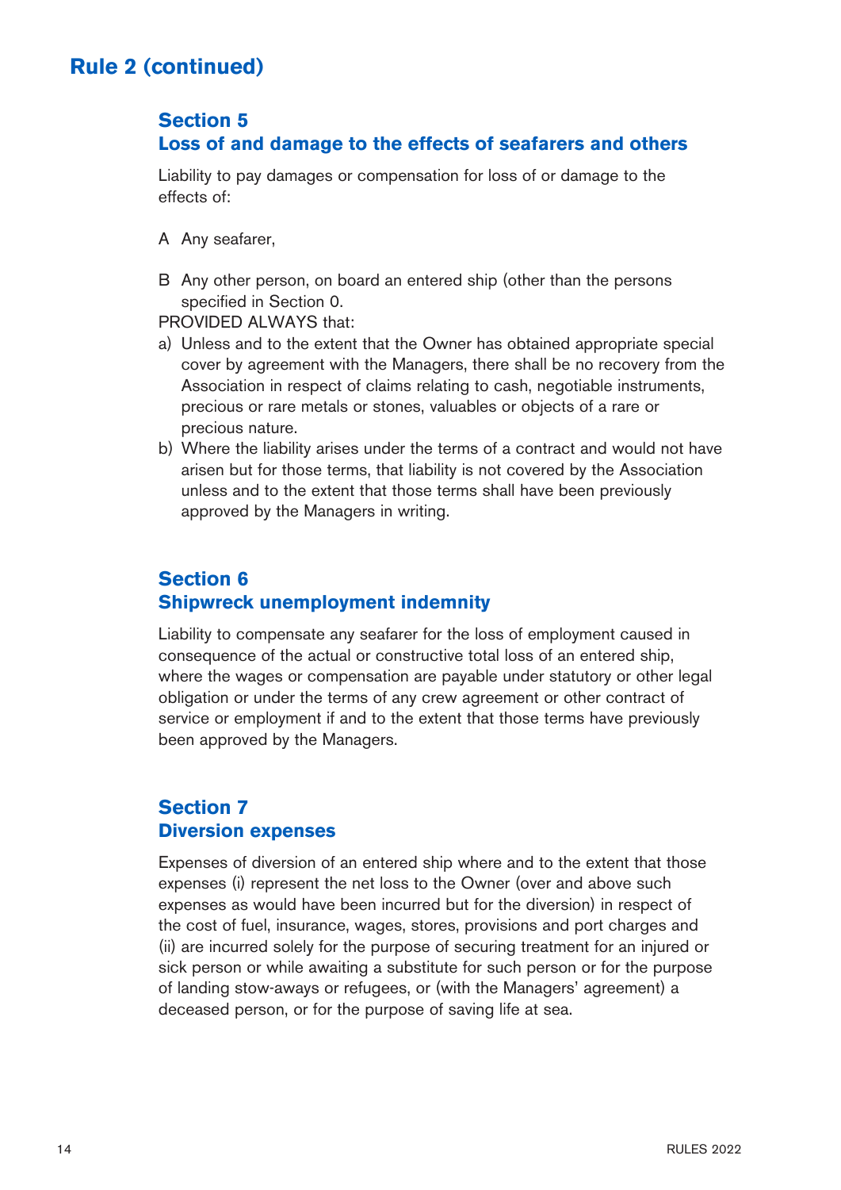# Rule 2 (continued)

## Section 5
## Loss of and damage to the effects of seafarers and others

Liability to pay damages or compensation for loss of or damage to the effects of:

A Any seafarer,

B Any other person, on board an entered ship (other than the persons specified in Section 0.

PROVIDED ALWAYS that:

a) Unless and to the extent that the Owner has obtained appropriate special cover by agreement with the Managers, there shall be no recovery from the Association in respect of claims relating to cash, negotiable instruments, precious or rare metals or stones, valuables or objects of a rare or precious nature.

b) Where the liability arises under the terms of a contract and would not have arisen but for those terms, that liability is not covered by the Association unless and to the extent that those terms shall have been previously approved by the Managers in writing.

## Section 6
## Shipwreck unemployment indemnity

Liability to compensate any seafarer for the loss of employment caused in consequence of the actual or constructive total loss of an entered ship, where the wages or compensation are payable under statutory or other legal obligation or under the terms of any crew agreement or other contract of service or employment if and to the extent that those terms have previously been approved by the Managers.

## Section 7
## Diversion expenses

Expenses of diversion of an entered ship where and to the extent that those expenses (i) represent the net loss to the Owner (over and above such expenses as would have been incurred but for the diversion) in respect of the cost of fuel, insurance, wages, stores, provisions and port charges and (ii) are incurred solely for the purpose of securing treatment for an injured or sick person or while awaiting a substitute for such person or for the purpose of landing stow-aways or refugees, or (with the Managers' agreement) a deceased person, or for the purpose of saving life at sea.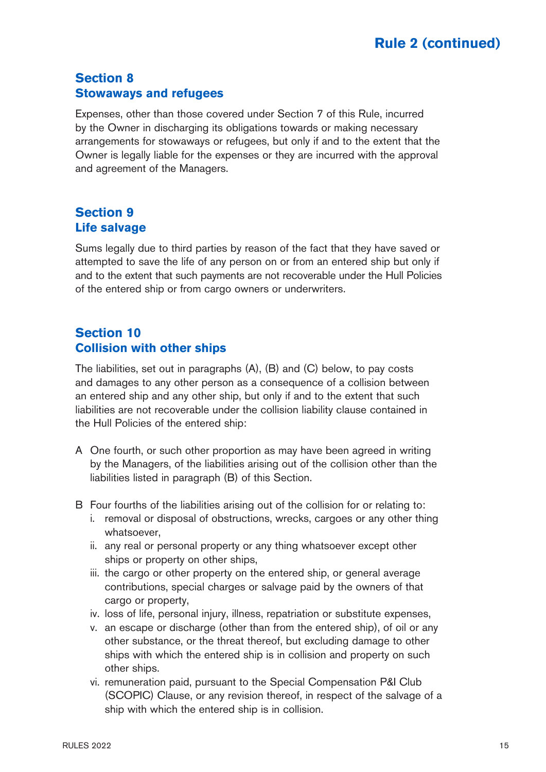## Section 8
## Stowaways and refugees

Expenses, other than those covered under Section 7 of this Rule, incurred by the Owner in discharging its obligations towards or making necessary arrangements for stowaways or refugees, but only if and to the extent that the Owner is legally liable for the expenses or they are incurred with the approval and agreement of the Managers.

## Section 9
## Life salvage

Sums legally due to third parties by reason of the fact that they have saved or attempted to save the life of any person on or from an entered ship but only if and to the extent that such payments are not recoverable under the Hull Policies of the entered ship or from cargo owners or underwriters.

## Section 10
## Collision with other ships

The liabilities, set out in paragraphs (A), (B) and (C) below, to pay costs and damages to any other person as a consequence of a collision between an entered ship and any other ship, but only if and to the extent that such liabilities are not recoverable under the collision liability clause contained in the Hull Policies of the entered ship:

A One fourth, or such other proportion as may have been agreed in writing by the Managers, of the liabilities arising out of the collision other than the liabilities listed in paragraph (B) of this Section.

B Four fourths of the liabilities arising out of the collision for or relating to:
   - i. removal or disposal of obstructions, wrecks, cargoes or any other thing whatsoever,
   - ii. any real or personal property or any thing whatsoever except other ships or property on other ships,
   - iii. the cargo or other property on the entered ship, or general average contributions, special charges or salvage paid by the owners of that cargo or property,
   - iv. loss of life, personal injury, illness, repatriation or substitute expenses,
   - v. an escape or discharge (other than from the entered ship), of oil or any other substance, or the threat thereof, but excluding damage to other ships with which the entered ship is in collision and property on such other ships.
   - vi. remuneration paid, pursuant to the Special Compensation P&I Club (SCOPIC) Clause, or any revision thereof, in respect of the salvage of a ship with which the entered ship is in collision.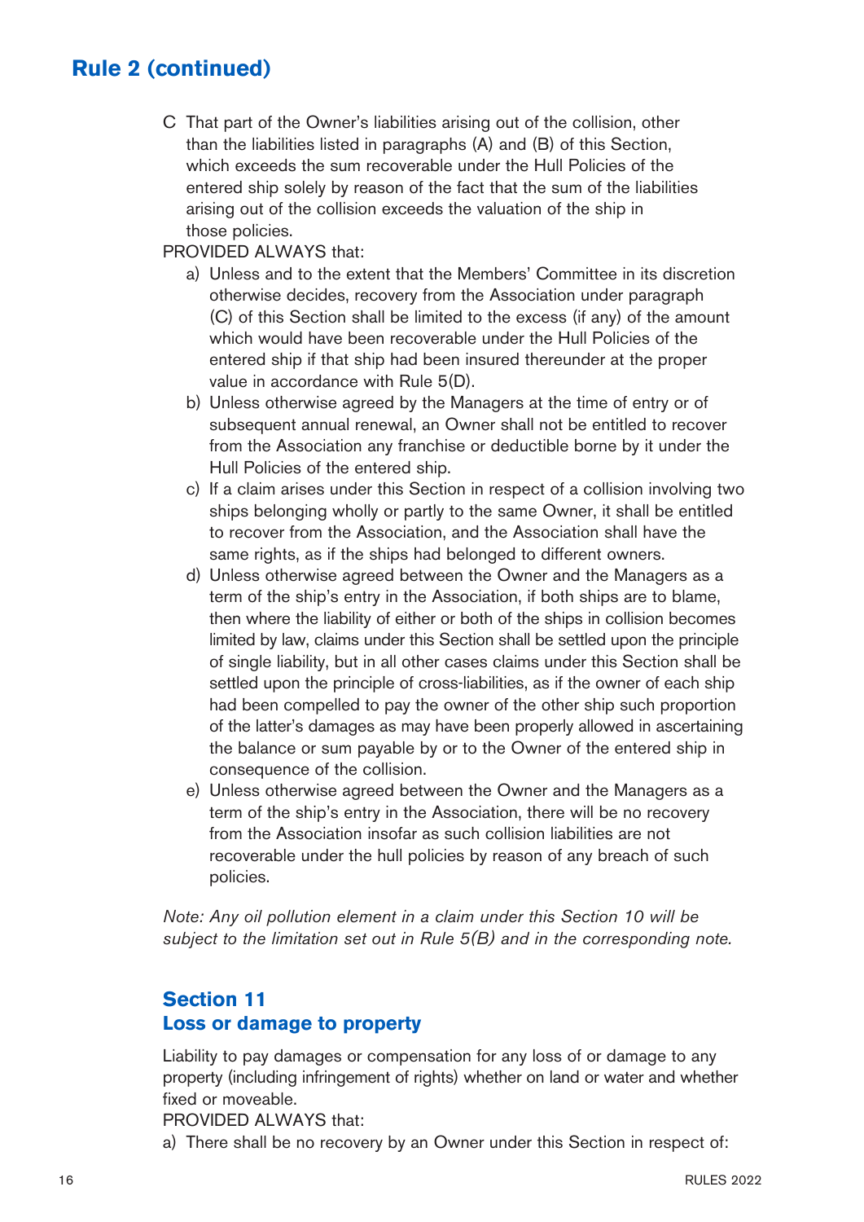## Rule 2 (continued)

C That part of the Owner's liabilities arising out of the collision, other than the liabilities listed in paragraphs (A) and (B) of this Section, which exceeds the sum recoverable under the Hull Policies of the entered ship solely by reason of the fact that the sum of the liabilities arising out of the collision exceeds the valuation of the ship in those policies.

PROVIDED ALWAYS that:

a) Unless and to the extent that the Members' Committee in its discretion otherwise decides, recovery from the Association under paragraph (C) of this Section shall be limited to the excess (if any) of the amount which would have been recoverable under the Hull Policies of the entered ship if that ship had been insured thereunder at the proper value in accordance with Rule 5(D).

b) Unless otherwise agreed by the Managers at the time of entry or of subsequent annual renewal, an Owner shall not be entitled to recover from the Association any franchise or deductible borne by it under the Hull Policies of the entered ship.

c) If a claim arises under this Section in respect of a collision involving two ships belonging wholly or partly to the same Owner, it shall be entitled to recover from the Association, and the Association shall have the same rights, as if the ships had belonged to different owners.

d) Unless otherwise agreed between the Owner and the Managers as a term of the ship's entry in the Association, if both ships are to blame, then where the liability of either or both of the ships in collision becomes limited by law, claims under this Section shall be settled upon the principle of single liability, but in all other cases claims under this Section shall be settled upon the principle of cross-liabilities, as if the owner of each ship had been compelled to pay the owner of the other ship such proportion of the latter's damages as may have been properly allowed in ascertaining the balance or sum payable by or to the Owner of the entered ship in consequence of the collision.

e) Unless otherwise agreed between the Owner and the Managers as a term of the ship's entry in the Association, there will be no recovery from the Association insofar as such collision liabilities are not recoverable under the hull policies by reason of any breach of such policies.

*Note: Any oil pollution element in a claim under this Section 10 will be subject to the limitation set out in Rule 5(B) and in the corresponding note.*

### Section 11
### Loss or damage to property

Liability to pay damages or compensation for any loss of or damage to any property (including infringement of rights) whether on land or water and whether fixed or moveable.

PROVIDED ALWAYS that:

a) There shall be no recovery by an Owner under this Section in respect of: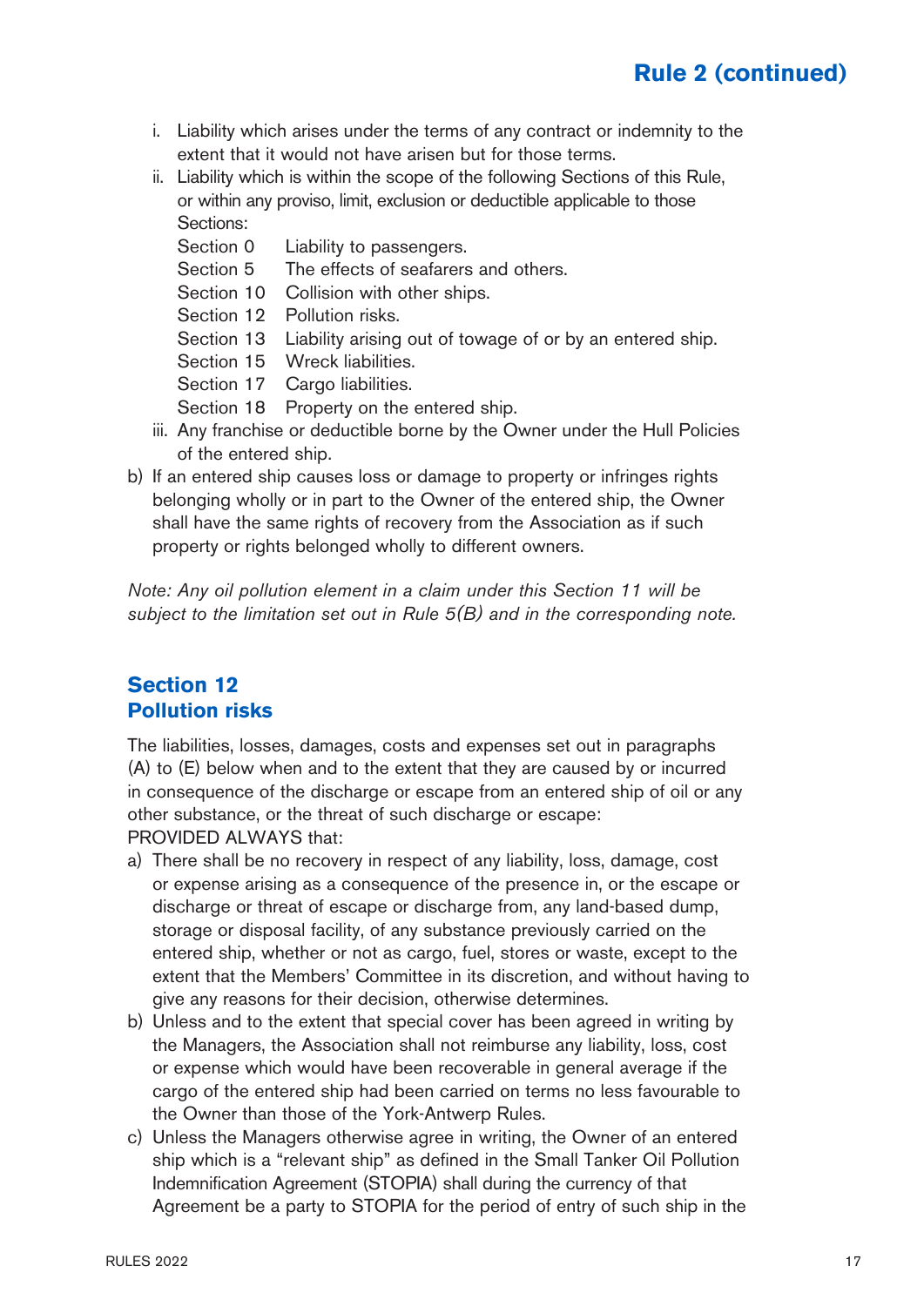i. Liability which arises under the terms of any contract or indemnity to the extent that it would not have arisen but for those terms.

ii. Liability which is within the scope of the following Sections of this Rule, or within any proviso, limit, exclusion or deductible applicable to those Sections:

   Section 0 Liability to passengers.
   Section 5 The effects of seafarers and others.
   Section 10 Collision with other ships.
   Section 12 Pollution risks.
   Section 13 Liability arising out of towage of or by an entered ship.
   Section 15 Wreck liabilities.
   Section 17 Cargo liabilities.
   Section 18 Property on the entered ship.

iii. Any franchise or deductible borne by the Owner under the Hull Policies of the entered ship.

b) If an entered ship causes loss or damage to property or infringes rights belonging wholly or in part to the Owner of the entered ship, the Owner shall have the same rights of recovery from the Association as if such property or rights belonged wholly to different owners.

*Note: Any oil pollution element in a claim under this Section 11 will be subject to the limitation set out in Rule 5(B) and in the corresponding note.*

## Section 12
## Pollution risks

The liabilities, losses, damages, costs and expenses set out in paragraphs (A) to (E) below when and to the extent that they are caused by or incurred in consequence of the discharge or escape from an entered ship of oil or any other substance, or the threat of such discharge or escape:
PROVIDED ALWAYS that:

a) There shall be no recovery in respect of any liability, loss, damage, cost or expense arising as a consequence of the presence in, or the escape or discharge or threat of escape or discharge from, any land-based dump, storage or disposal facility, of any substance previously carried on the entered ship, whether or not as cargo, fuel, stores or waste, except to the extent that the Members' Committee in its discretion, and without having to give any reasons for their decision, otherwise determines.

b) Unless and to the extent that special cover has been agreed in writing by the Managers, the Association shall not reimburse any liability, loss, cost or expense which would have been recoverable in general average if the cargo of the entered ship had been carried on terms no less favourable to the Owner than those of the York-Antwerp Rules.

c) Unless the Managers otherwise agree in writing, the Owner of an entered ship which is a "relevant ship" as defined in the Small Tanker Oil Pollution Indemnification Agreement (STOPIA) shall during the currency of that Agreement be a party to STOPIA for the period of entry of such ship in the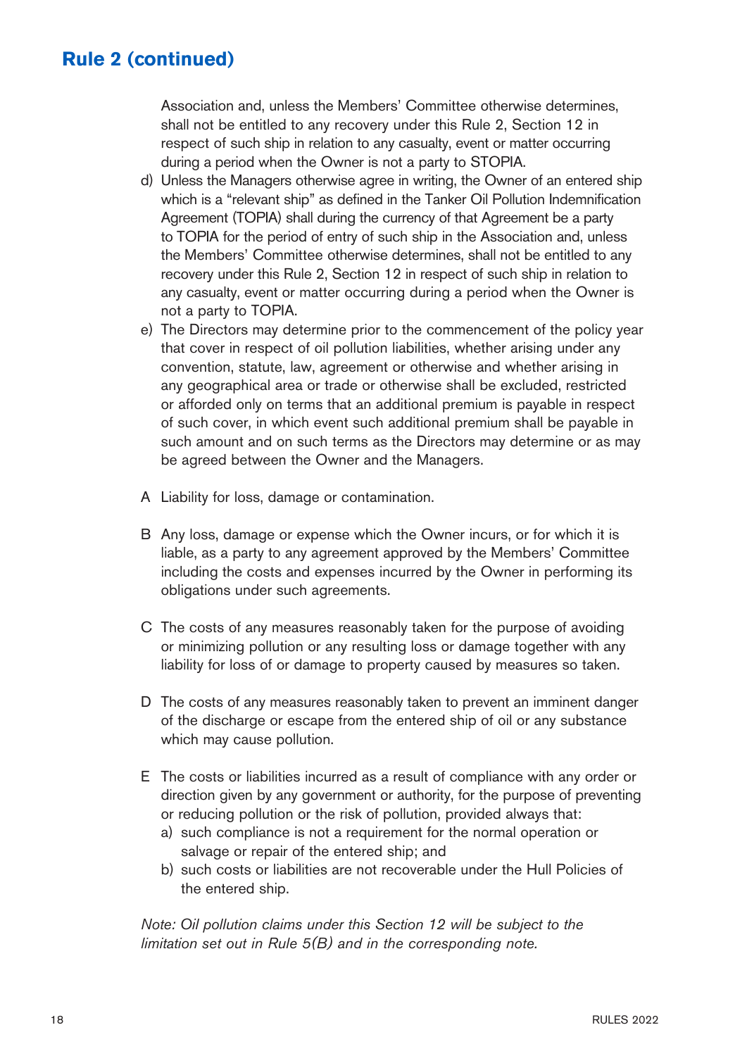## Rule 2 (continued)

Association and, unless the Members' Committee otherwise determines, shall not be entitled to any recovery under this Rule 2, Section 12 in respect of such ship in relation to any casualty, event or matter occurring during a period when the Owner is not a party to STOPIA.

d) Unless the Managers otherwise agree in writing, the Owner of an entered ship which is a "relevant ship" as defined in the Tanker Oil Pollution Indemnification Agreement (TOPIA) shall during the currency of that Agreement be a party to TOPIA for the period of entry of such ship in the Association and, unless the Members' Committee otherwise determines, shall not be entitled to any recovery under this Rule 2, Section 12 in respect of such ship in relation to any casualty, event or matter occurring during a period when the Owner is not a party to TOPIA.

e) The Directors may determine prior to the commencement of the policy year that cover in respect of oil pollution liabilities, whether arising under any convention, statute, law, agreement or otherwise and whether arising in any geographical area or trade or otherwise shall be excluded, restricted or afforded only on terms that an additional premium is payable in respect of such cover, in which event such additional premium shall be payable in such amount and on such terms as the Directors may determine or as may be agreed between the Owner and the Managers.

A Liability for loss, damage or contamination.

B Any loss, damage or expense which the Owner incurs, or for which it is liable, as a party to any agreement approved by the Members' Committee including the costs and expenses incurred by the Owner in performing its obligations under such agreements.

C The costs of any measures reasonably taken for the purpose of avoiding or minimizing pollution or any resulting loss or damage together with any liability for loss of or damage to property caused by measures so taken.

D The costs of any measures reasonably taken to prevent an imminent danger of the discharge or escape from the entered ship of oil or any substance which may cause pollution.

E The costs or liabilities incurred as a result of compliance with any order or direction given by any government or authority, for the purpose of preventing or reducing pollution or the risk of pollution, provided always that:

a) such compliance is not a requirement for the normal operation or salvage or repair of the entered ship; and
b) such costs or liabilities are not recoverable under the Hull Policies of the entered ship.

*Note: Oil pollution claims under this Section 12 will be subject to the limitation set out in Rule 5(B) and in the corresponding note.*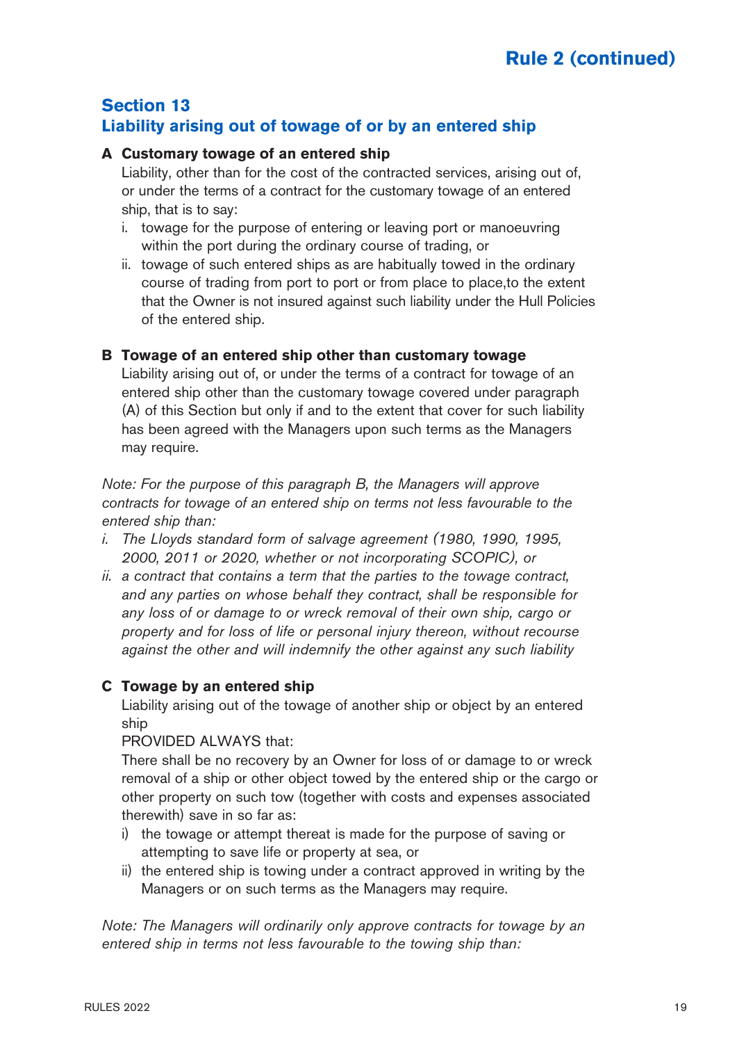## Rule 2 (continued)

## Section 13
## Liability arising out of towage of or by an entered ship

**A Customary towage of an entered ship**

Liability, other than for the cost of the contracted services, arising out of, or under the terms of a contract for the customary towage of an entered ship, that is to say:

i. towage for the purpose of entering or leaving port or manoeuvring within the port during the ordinary course of trading, or
ii. towage of such entered ships as are habitually towed in the ordinary course of trading from port to port or from place to place,to the extent that the Owner is not insured against such liability under the Hull Policies of the entered ship.

**B Towage of an entered ship other than customary towage**

Liability arising out of, or under the terms of a contract for towage of an entered ship other than the customary towage covered under paragraph (A) of this Section but only if and to the extent that cover for such liability has been agreed with the Managers upon such terms as the Managers may require.

*Note: For the purpose of this paragraph B, the Managers will approve contracts for towage of an entered ship on terms not less favourable to the entered ship than:*

*i. The Lloyds standard form of salvage agreement (1980, 1990, 1995, 2000, 2011 or 2020, whether or not incorporating SCOPIC), or*
*ii. a contract that contains a term that the parties to the towage contract, and any parties on whose behalf they contract, shall be responsible for any loss of or damage to or wreck removal of their own ship, cargo or property and for loss of life or personal injury thereon, without recourse against the other and will indemnify the other against any such liability*

**C Towage by an entered ship**

Liability arising out of the towage of another ship or object by an entered ship

PROVIDED ALWAYS that:

There shall be no recovery by an Owner for loss of or damage to or wreck removal of a ship or other object towed by the entered ship or the cargo or other property on such tow (together with costs and expenses associated therewith) save in so far as:

i) the towage or attempt thereat is made for the purpose of saving or attempting to save life or property at sea, or
ii) the entered ship is towing under a contract approved in writing by the Managers or on such terms as the Managers may require.

*Note: The Managers will ordinarily only approve contracts for towage by an entered ship in terms not less favourable to the towing ship than:*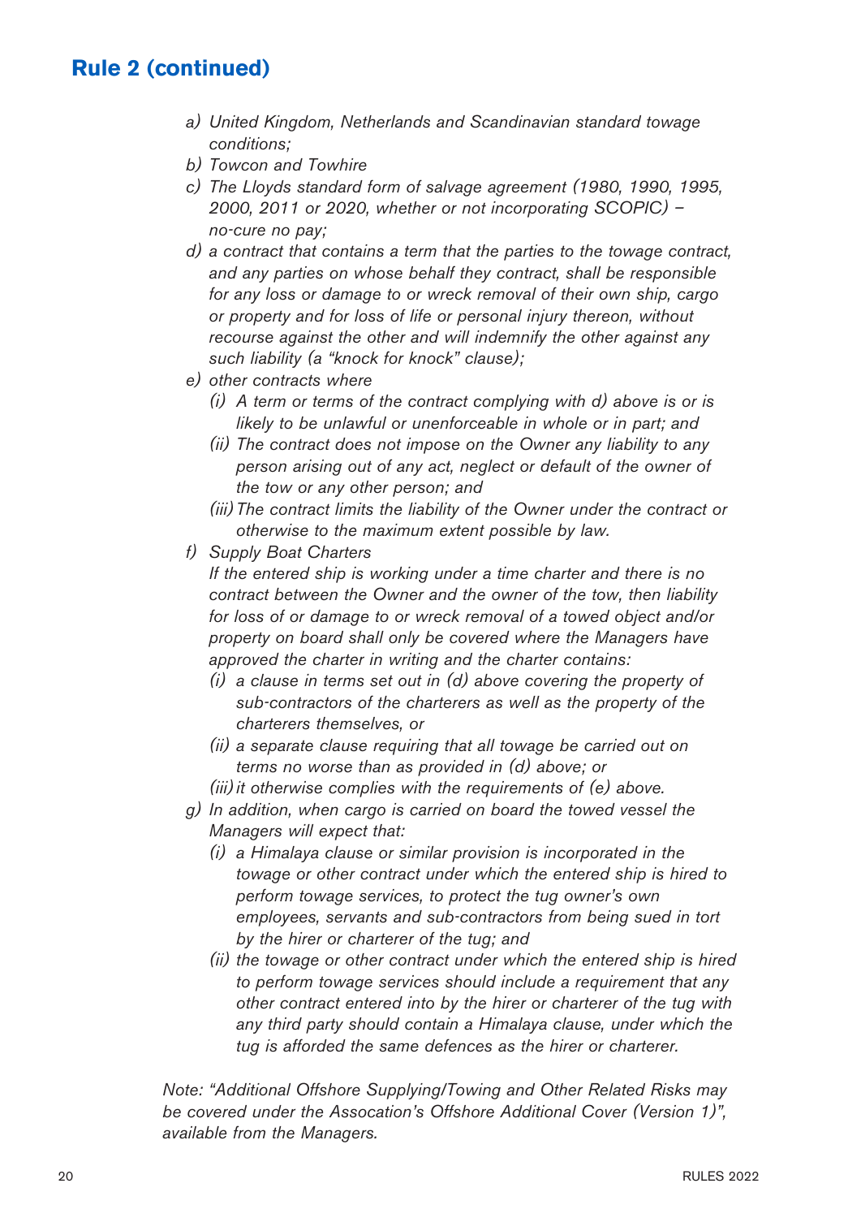## Rule 2 (continued)

*a) United Kingdom, Netherlands and Scandinavian standard towage conditions;*

*b) Towcon and Towhire*

*c) The Lloyds standard form of salvage agreement (1980, 1990, 1995, 2000, 2011 or 2020, whether or not incorporating SCOPIC) – no-cure no pay;*

*d) a contract that contains a term that the parties to the towage contract, and any parties on whose behalf they contract, shall be responsible for any loss or damage to or wreck removal of their own ship, cargo or property and for loss of life or personal injury thereon, without recourse against the other and will indemnify the other against any such liability (a "knock for knock" clause);*

*e) other contracts where*

*(i) A term or terms of the contract complying with d) above is or is likely to be unlawful or unenforceable in whole or in part; and*

*(ii) The contract does not impose on the Owner any liability to any person arising out of any act, neglect or default of the owner of the tow or any other person; and*

*(iii) The contract limits the liability of the Owner under the contract or otherwise to the maximum extent possible by law.*

*f) Supply Boat Charters*

*If the entered ship is working under a time charter and there is no contract between the Owner and the owner of the tow, then liability for loss of or damage to or wreck removal of a towed object and/or property on board shall only be covered where the Managers have approved the charter in writing and the charter contains:*

*(i) a clause in terms set out in (d) above covering the property of sub-contractors of the charterers as well as the property of the charterers themselves, or*

*(ii) a separate clause requiring that all towage be carried out on terms no worse than as provided in (d) above; or*

*(iii) it otherwise complies with the requirements of (e) above.*

*g) In addition, when cargo is carried on board the towed vessel the Managers will expect that:*

*(i) a Himalaya clause or similar provision is incorporated in the towage or other contract under which the entered ship is hired to perform towage services, to protect the tug owner's own employees, servants and sub-contractors from being sued in tort by the hirer or charterer of the tug; and*

*(ii) the towage or other contract under which the entered ship is hired to perform towage services should include a requirement that any other contract entered into by the hirer or charterer of the tug with any third party should contain a Himalaya clause, under which the tug is afforded the same defences as the hirer or charterer.*

*Note: "Additional Offshore Supplying/Towing and Other Related Risks may be covered under the Association's Offshore Additional Cover (Version 1)", available from the Managers.*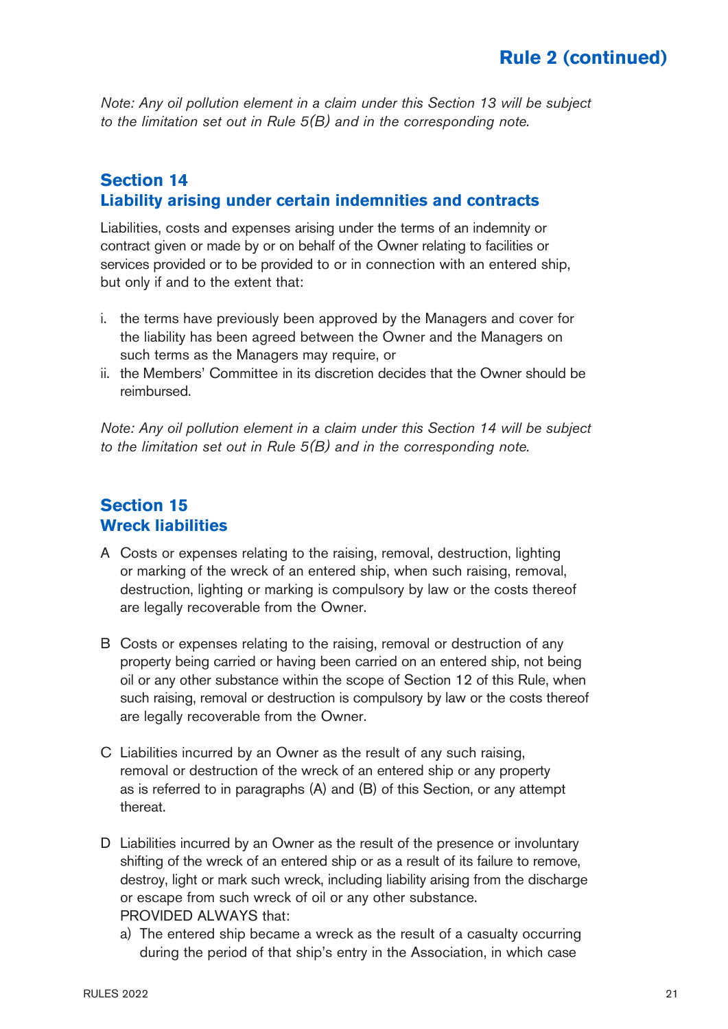*Note: Any oil pollution element in a claim under this Section 13 will be subject to the limitation set out in Rule 5(B) and in the corresponding note.*

## Section 14
## Liability arising under certain indemnities and contracts

Liabilities, costs and expenses arising under the terms of an indemnity or contract given or made by or on behalf of the Owner relating to facilities or services provided or to be provided to or in connection with an entered ship, but only if and to the extent that:

i. the terms have previously been approved by the Managers and cover for the liability has been agreed between the Owner and the Managers on such terms as the Managers may require, or
ii. the Members' Committee in its discretion decides that the Owner should be reimbursed.

*Note: Any oil pollution element in a claim under this Section 14 will be subject to the limitation set out in Rule 5(B) and in the corresponding note.*

## Section 15
## Wreck liabilities

A Costs or expenses relating to the raising, removal, destruction, lighting or marking of the wreck of an entered ship, when such raising, removal, destruction, lighting or marking is compulsory by law or the costs thereof are legally recoverable from the Owner.

B Costs or expenses relating to the raising, removal or destruction of any property being carried or having been carried on an entered ship, not being oil or any other substance within the scope of Section 12 of this Rule, when such raising, removal or destruction is compulsory by law or the costs thereof are legally recoverable from the Owner.

C Liabilities incurred by an Owner as the result of any such raising, removal or destruction of the wreck of an entered ship or any property as is referred to in paragraphs (A) and (B) of this Section, or any attempt thereat.

D Liabilities incurred by an Owner as the result of the presence or involuntary shifting of the wreck of an entered ship or as a result of its failure to remove, destroy, light or mark such wreck, including liability arising from the discharge or escape from such wreck of oil or any other substance.
PROVIDED ALWAYS that:

a) The entered ship became a wreck as the result of a casualty occurring during the period of that ship's entry in the Association, in which case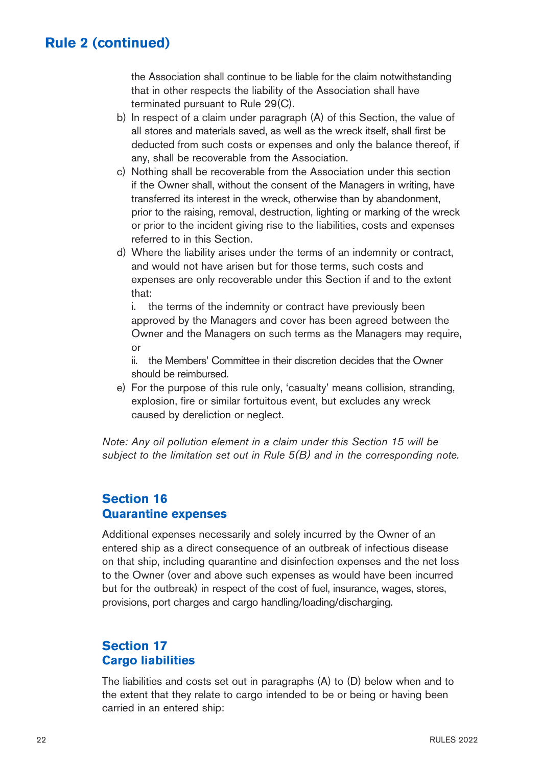## Rule 2 (continued)

the Association shall continue to be liable for the claim notwithstanding that in other respects the liability of the Association shall have terminated pursuant to Rule 29(C).

b) In respect of a claim under paragraph (A) of this Section, the value of all stores and materials saved, as well as the wreck itself, shall first be deducted from such costs or expenses and only the balance thereof, if any, shall be recoverable from the Association.

c) Nothing shall be recoverable from the Association under this section if the Owner shall, without the consent of the Managers in writing, have transferred its interest in the wreck, otherwise than by abandonment, prior to the raising, removal, destruction, lighting or marking of the wreck or prior to the incident giving rise to the liabilities, costs and expenses referred to in this Section.

d) Where the liability arises under the terms of an indemnity or contract, and would not have arisen but for those terms, such costs and expenses are only recoverable under this Section if and to the extent that:

i. the terms of the indemnity or contract have previously been approved by the Managers and cover has been agreed between the Owner and the Managers on such terms as the Managers may require, or

ii. the Members' Committee in their discretion decides that the Owner should be reimbursed.

e) For the purpose of this rule only, 'casualty' means collision, stranding, explosion, fire or similar fortuitous event, but excludes any wreck caused by dereliction or neglect.

*Note: Any oil pollution element in a claim under this Section 15 will be subject to the limitation set out in Rule 5(B) and in the corresponding note.*

### Section 16
### Quarantine expenses

Additional expenses necessarily and solely incurred by the Owner of an entered ship as a direct consequence of an outbreak of infectious disease on that ship, including quarantine and disinfection expenses and the net loss to the Owner (over and above such expenses as would have been incurred but for the outbreak) in respect of the cost of fuel, insurance, wages, stores, provisions, port charges and cargo handling/loading/discharging.

### Section 17
### Cargo liabilities

The liabilities and costs set out in paragraphs (A) to (D) below when and to the extent that they relate to cargo intended to be or being or having been carried in an entered ship: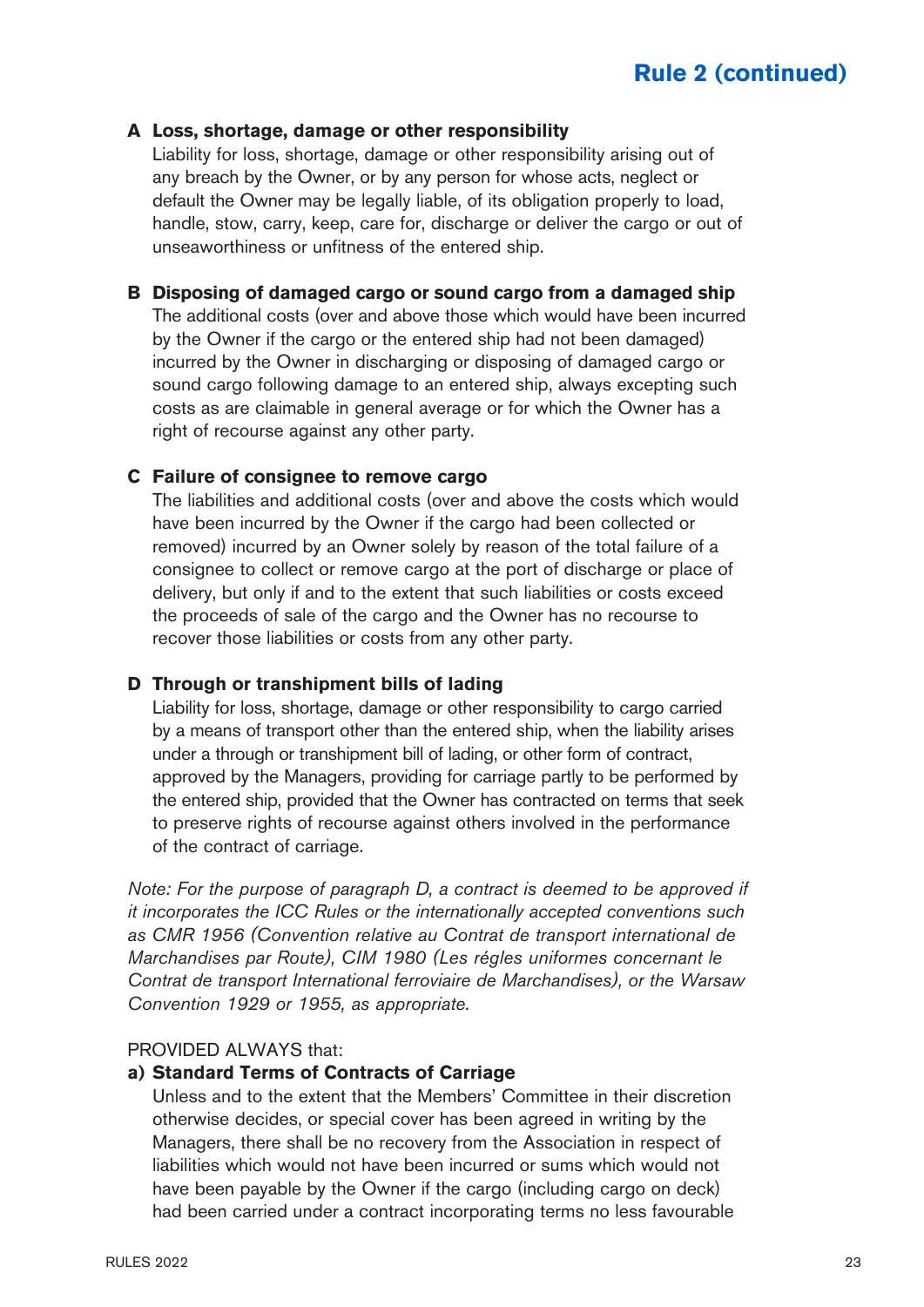## Rule 2 (continued)

**A Loss, shortage, damage or other responsibility**

Liability for loss, shortage, damage or other responsibility arising out of any breach by the Owner, or by any person for whose acts, neglect or default the Owner may be legally liable, of its obligation properly to load, handle, stow, carry, keep, care for, discharge or deliver the cargo or out of unseaworthiness or unfitness of the entered ship.

**B Disposing of damaged cargo or sound cargo from a damaged ship**

The additional costs (over and above those which would have been incurred by the Owner if the cargo or the entered ship had not been damaged) incurred by the Owner in discharging or disposing of damaged cargo or sound cargo following damage to an entered ship, always excepting such costs as are claimable in general average or for which the Owner has a right of recourse against any other party.

**C Failure of consignee to remove cargo**

The liabilities and additional costs (over and above the costs which would have been incurred by the Owner if the cargo had been collected or removed) incurred by an Owner solely by reason of the total failure of a consignee to collect or remove cargo at the port of discharge or place of delivery, but only if and to the extent that such liabilities or costs exceed the proceeds of sale of the cargo and the Owner has no recourse to recover those liabilities or costs from any other party.

**D Through or transhipment bills of lading**

Liability for loss, shortage, damage or other responsibility to cargo carried by a means of transport other than the entered ship, when the liability arises under a through or transhipment bill of lading, or other form of contract, approved by the Managers, providing for carriage partly to be performed by the entered ship, provided that the Owner has contracted on terms that seek to preserve rights of recourse against others involved in the performance of the contract of carriage.

*Note: For the purpose of paragraph D, a contract is deemed to be approved if it incorporates the ICC Rules or the internationally accepted conventions such as CMR 1956 (Convention relative au Contrat de transport international de Marchandises par Route), CIM 1980 (Les régles uniformes concernant le Contrat de transport International ferroviaire de Marchandises), or the Warsaw Convention 1929 or 1955, as appropriate.*

PROVIDED ALWAYS that:

**a) Standard Terms of Contracts of Carriage**

Unless and to the extent that the Members' Committee in their discretion otherwise decides, or special cover has been agreed in writing by the Managers, there shall be no recovery from the Association in respect of liabilities which would not have been incurred or sums which would not have been payable by the Owner if the cargo (including cargo on deck) had been carried under a contract incorporating terms no less favourable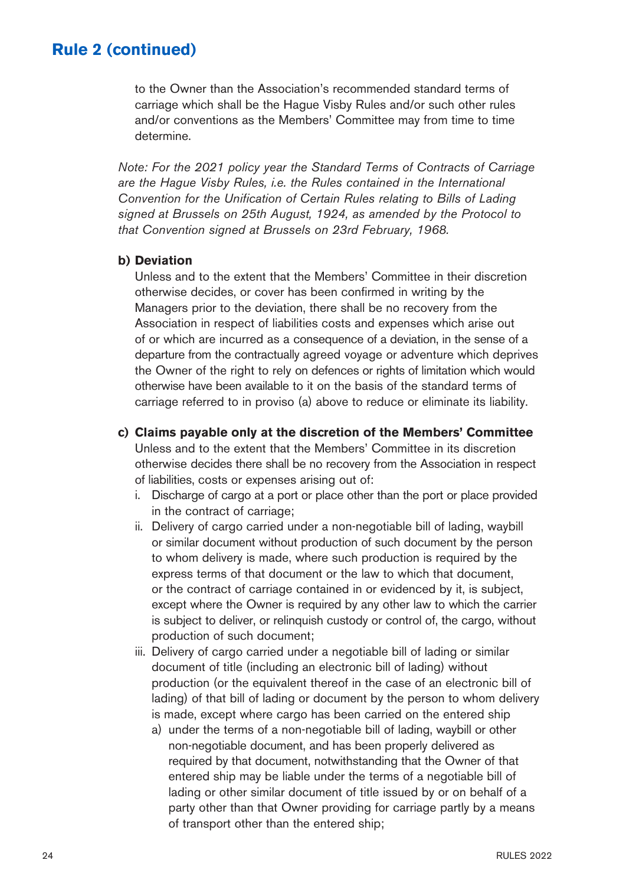## Rule 2 (continued)

to the Owner than the Association's recommended standard terms of carriage which shall be the Hague Visby Rules and/or such other rules and/or conventions as the Members' Committee may from time to time determine.

*Note: For the 2021 policy year the Standard Terms of Contracts of Carriage are the Hague Visby Rules, i.e. the Rules contained in the International Convention for the Unification of Certain Rules relating to Bills of Lading signed at Brussels on 25th August, 1924, as amended by the Protocol to that Convention signed at Brussels on 23rd February, 1968.*

**b) Deviation**

Unless and to the extent that the Members' Committee in their discretion otherwise decides, or cover has been confirmed in writing by the Managers prior to the deviation, there shall be no recovery from the Association in respect of liabilities costs and expenses which arise out of or which are incurred as a consequence of a deviation, in the sense of a departure from the contractually agreed voyage or adventure which deprives the Owner of the right to rely on defences or rights of limitation which would otherwise have been available to it on the basis of the standard terms of carriage referred to in proviso (a) above to reduce or eliminate its liability.

**c) Claims payable only at the discretion of the Members' Committee**

Unless and to the extent that the Members' Committee in its discretion otherwise decides there shall be no recovery from the Association in respect of liabilities, costs or expenses arising out of:

i. Discharge of cargo at a port or place other than the port or place provided in the contract of carriage;

ii. Delivery of cargo carried under a non-negotiable bill of lading, waybill or similar document without production of such document by the person to whom delivery is made, where such production is required by the express terms of that document or the law to which that document, or the contract of carriage contained in or evidenced by it, is subject, except where the Owner is required by any other law to which the carrier is subject to deliver, or relinquish custody or control of, the cargo, without production of such document;

iii. Delivery of cargo carried under a negotiable bill of lading or similar document of title (including an electronic bill of lading) without production (or the equivalent thereof in the case of an electronic bill of lading) of that bill of lading or document by the person to whom delivery is made, except where cargo has been carried on the entered ship

   a) under the terms of a non-negotiable bill of lading, waybill or other non-negotiable document, and has been properly delivered as required by that document, notwithstanding that the Owner of that entered ship may be liable under the terms of a negotiable bill of lading or other similar document of title issued by or on behalf of a party other than that Owner providing for carriage partly by a means of transport other than the entered ship;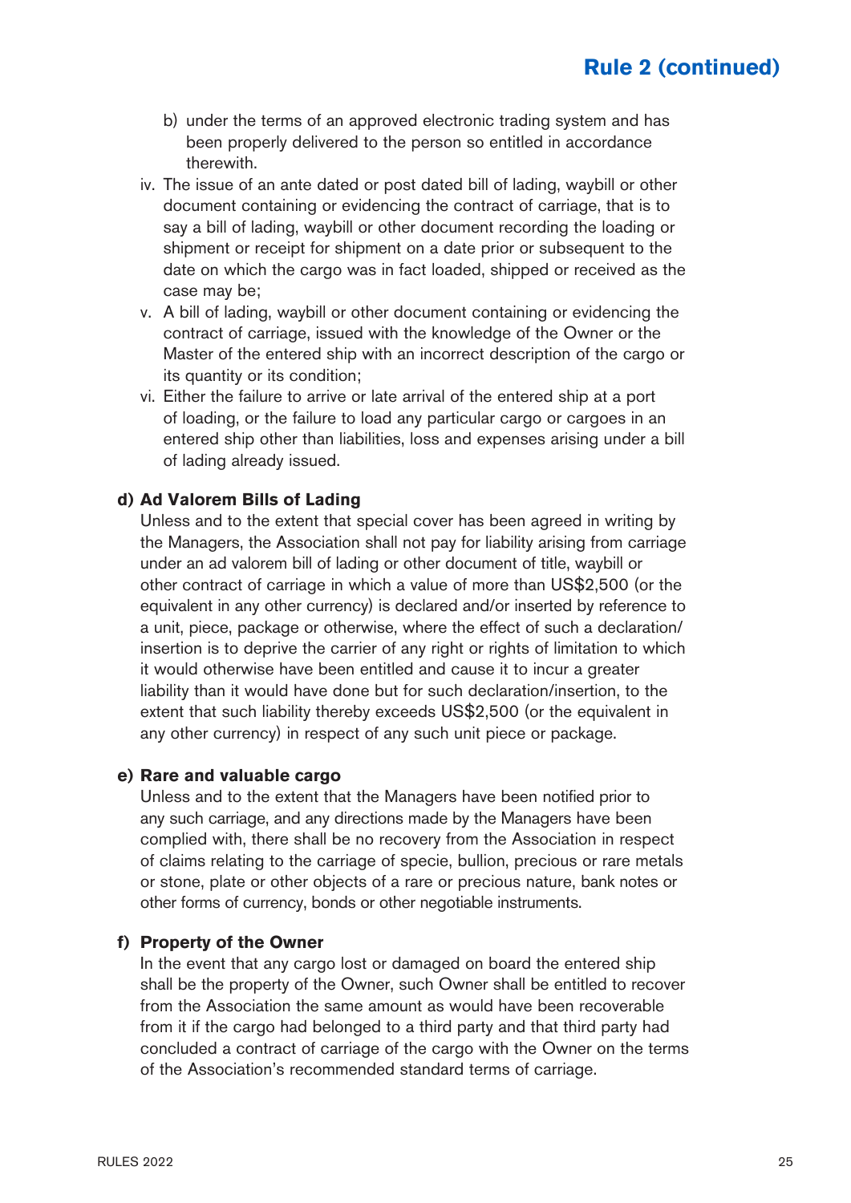## Rule 2 (continued)

   b) under the terms of an approved electronic trading system and has been properly delivered to the person so entitled in accordance therewith.

iv. The issue of an ante dated or post dated bill of lading, waybill or other document containing or evidencing the contract of carriage, that is to say a bill of lading, waybill or other document recording the loading or shipment or receipt for shipment on a date prior or subsequent to the date on which the cargo was in fact loaded, shipped or received as the case may be;

v. A bill of lading, waybill or other document containing or evidencing the contract of carriage, issued with the knowledge of the Owner or the Master of the entered ship with an incorrect description of the cargo or its quantity or its condition;

vi. Either the failure to arrive or late arrival of the entered ship at a port of loading, or the failure to load any particular cargo or cargoes in an entered ship other than liabilities, loss and expenses arising under a bill of lading already issued.

**d) Ad Valorem Bills of Lading**

Unless and to the extent that special cover has been agreed in writing by the Managers, the Association shall not pay for liability arising from carriage under an ad valorem bill of lading or other document of title, waybill or other contract of carriage in which a value of more than US$2,500 (or the equivalent in any other currency) is declared and/or inserted by reference to a unit, piece, package or otherwise, where the effect of such a declaration/insertion is to deprive the carrier of any right or rights of limitation to which it would otherwise have been entitled and cause it to incur a greater liability than it would have done but for such declaration/insertion, to the extent that such liability thereby exceeds US$2,500 (or the equivalent in any other currency) in respect of any such unit piece or package.

**e) Rare and valuable cargo**

Unless and to the extent that the Managers have been notified prior to any such carriage, and any directions made by the Managers have been complied with, there shall be no recovery from the Association in respect of claims relating to the carriage of specie, bullion, precious or rare metals or stone, plate or other objects of a rare or precious nature, bank notes or other forms of currency, bonds or other negotiable instruments.

**f) Property of the Owner**

In the event that any cargo lost or damaged on board the entered ship shall be the property of the Owner, such Owner shall be entitled to recover from the Association the same amount as would have been recoverable from it if the cargo had belonged to a third party and that third party had concluded a contract of carriage of the cargo with the Owner on the terms of the Association's recommended standard terms of carriage.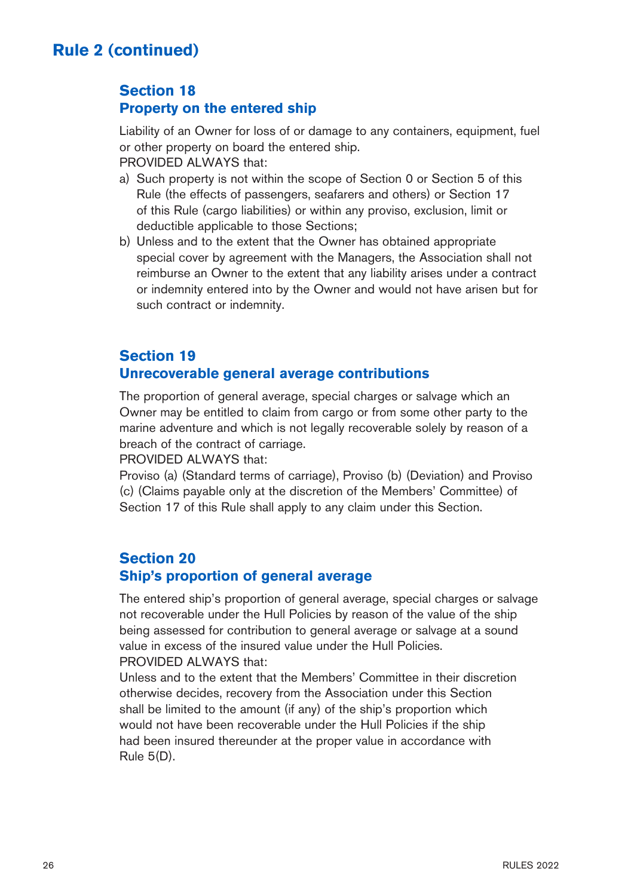# Rule 2 (continued)

## Section 18
## Property on the entered ship

Liability of an Owner for loss of or damage to any containers, equipment, fuel or other property on board the entered ship.
PROVIDED ALWAYS that:

a) Such property is not within the scope of Section 0 or Section 5 of this Rule (the effects of passengers, seafarers and others) or Section 17 of this Rule (cargo liabilities) or within any proviso, exclusion, limit or deductible applicable to those Sections;
b) Unless and to the extent that the Owner has obtained appropriate special cover by agreement with the Managers, the Association shall not reimburse an Owner to the extent that any liability arises under a contract or indemnity entered into by the Owner and would not have arisen but for such contract or indemnity.

## Section 19
## Unrecoverable general average contributions

The proportion of general average, special charges or salvage which an Owner may be entitled to claim from cargo or from some other party to the marine adventure and which is not legally recoverable solely by reason of a breach of the contract of carriage.
PROVIDED ALWAYS that:
Proviso (a) (Standard terms of carriage), Proviso (b) (Deviation) and Proviso (c) (Claims payable only at the discretion of the Members' Committee) of Section 17 of this Rule shall apply to any claim under this Section.

## Section 20
## Ship's proportion of general average

The entered ship's proportion of general average, special charges or salvage not recoverable under the Hull Policies by reason of the value of the ship being assessed for contribution to general average or salvage at a sound value in excess of the insured value under the Hull Policies.
PROVIDED ALWAYS that:
Unless and to the extent that the Members' Committee in their discretion otherwise decides, recovery from the Association under this Section shall be limited to the amount (if any) of the ship's proportion which would not have been recoverable under the Hull Policies if the ship had been insured thereunder at the proper value in accordance with Rule 5(D).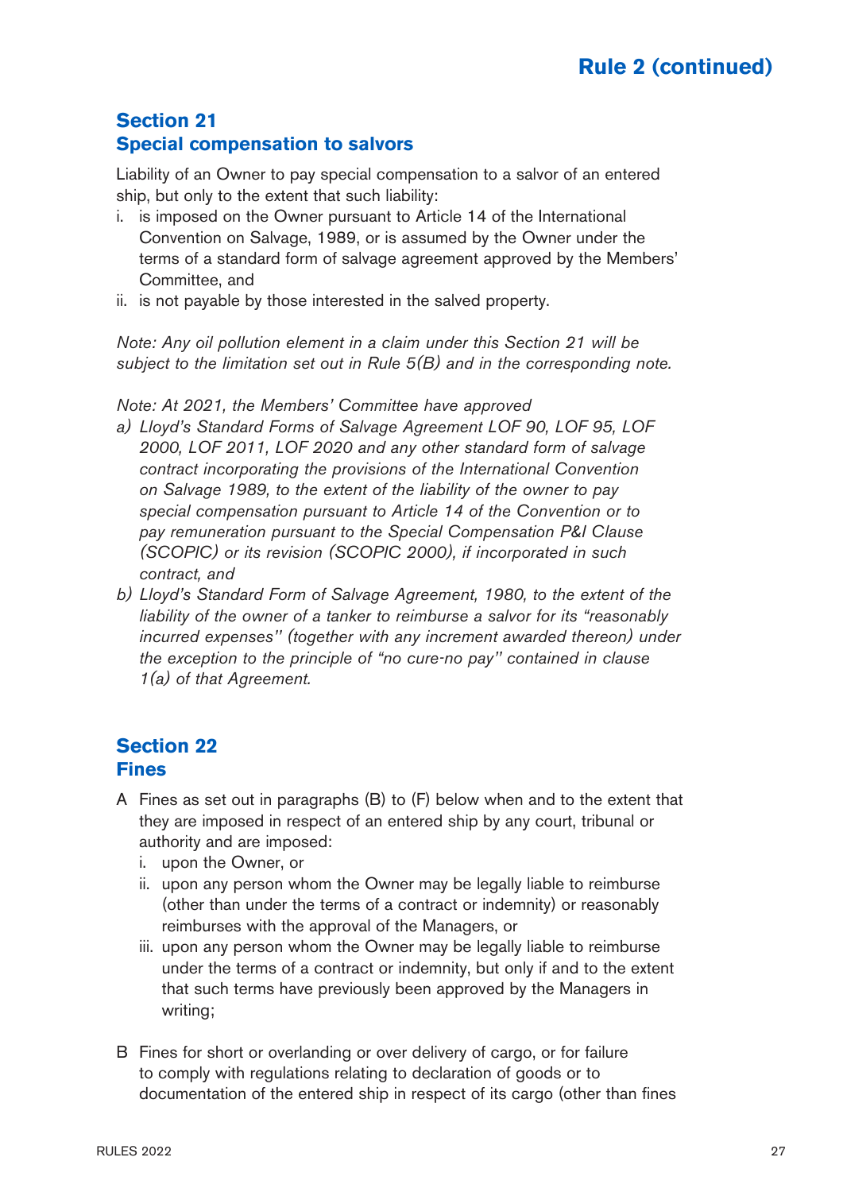## Section 21
## Special compensation to salvors

Liability of an Owner to pay special compensation to a salvor of an entered ship, but only to the extent that such liability:

i. is imposed on the Owner pursuant to Article 14 of the International Convention on Salvage, 1989, or is assumed by the Owner under the terms of a standard form of salvage agreement approved by the Members' Committee, and
ii. is not payable by those interested in the salved property.

*Note: Any oil pollution element in a claim under this Section 21 will be subject to the limitation set out in Rule 5(B) and in the corresponding note.*

*Note: At 2021, the Members' Committee have approved*

*a) Lloyd's Standard Forms of Salvage Agreement LOF 90, LOF 95, LOF 2000, LOF 2011, LOF 2020 and any other standard form of salvage contract incorporating the provisions of the International Convention on Salvage 1989, to the extent of the liability of the owner to pay special compensation pursuant to Article 14 of the Convention or to pay remuneration pursuant to the Special Compensation P&I Clause (SCOPIC) or its revision (SCOPIC 2000), if incorporated in such contract, and*

*b) Lloyd's Standard Form of Salvage Agreement, 1980, to the extent of the liability of the owner of a tanker to reimburse a salvor for its "reasonably incurred expenses" (together with any increment awarded thereon) under the exception to the principle of "no cure-no pay" contained in clause 1(a) of that Agreement.*

## Section 22
## Fines

A Fines as set out in paragraphs (B) to (F) below when and to the extent that they are imposed in respect of an entered ship by any court, tribunal or authority and are imposed:

   i. upon the Owner, or
   ii. upon any person whom the Owner may be legally liable to reimburse (other than under the terms of a contract or indemnity) or reasonably reimburses with the approval of the Managers, or
   iii. upon any person whom the Owner may be legally liable to reimburse under the terms of a contract or indemnity, but only if and to the extent that such terms have previously been approved by the Managers in writing;

B Fines for short or overlanding or over delivery of cargo, or for failure to comply with regulations relating to declaration of goods or to documentation of the entered ship in respect of its cargo (other than fines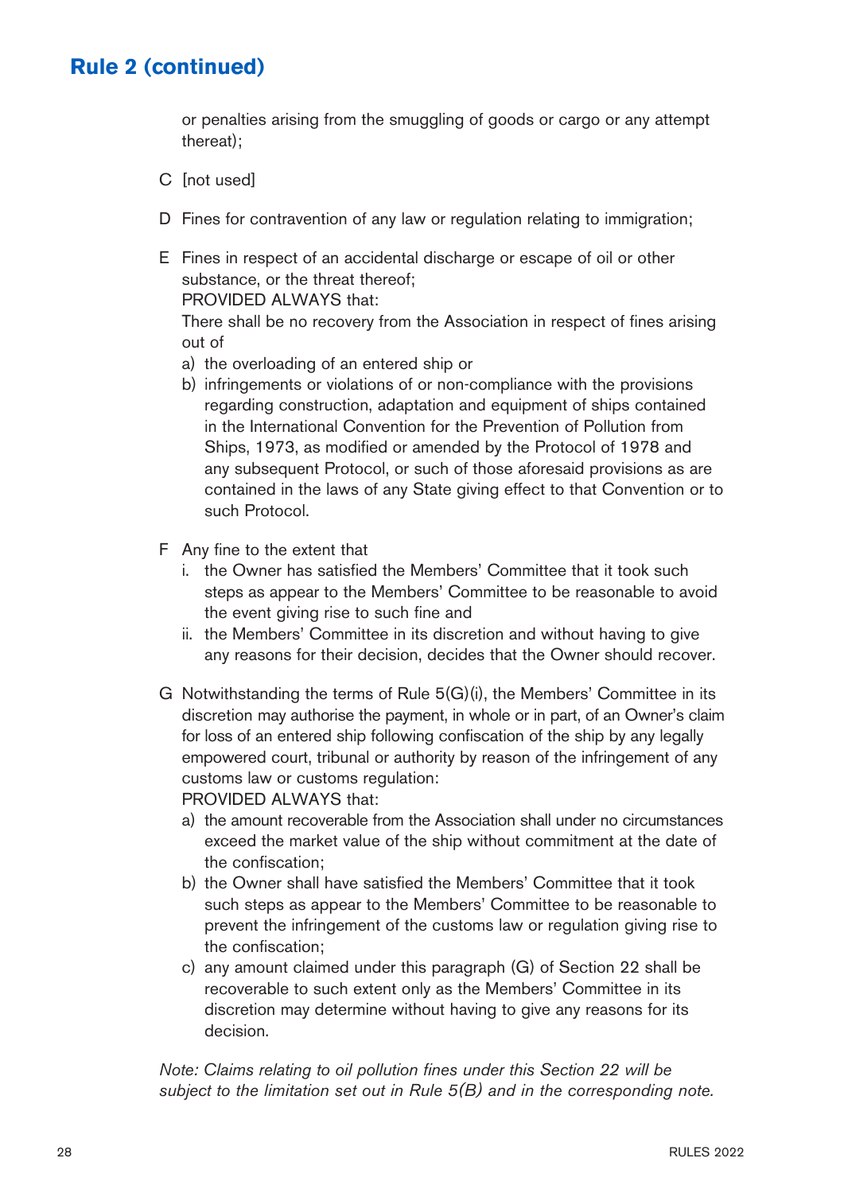## Rule 2 (continued)

or penalties arising from the smuggling of goods or cargo or any attempt thereat);

C [not used]

D Fines for contravention of any law or regulation relating to immigration;

E Fines in respect of an accidental discharge or escape of oil or other substance, or the threat thereof;
PROVIDED ALWAYS that:
There shall be no recovery from the Association in respect of fines arising out of
  a) the overloading of an entered ship or
  b) infringements or violations of or non-compliance with the provisions regarding construction, adaptation and equipment of ships contained in the International Convention for the Prevention of Pollution from Ships, 1973, as modified or amended by the Protocol of 1978 and any subsequent Protocol, or such of those aforesaid provisions as are contained in the laws of any State giving effect to that Convention or to such Protocol.

F Any fine to the extent that
  i. the Owner has satisfied the Members' Committee that it took such steps as appear to the Members' Committee to be reasonable to avoid the event giving rise to such fine and
  ii. the Members' Committee in its discretion and without having to give any reasons for their decision, decides that the Owner should recover.

G Notwithstanding the terms of Rule 5(G)(i), the Members' Committee in its discretion may authorise the payment, in whole or in part, of an Owner's claim for loss of an entered ship following confiscation of the ship by any legally empowered court, tribunal or authority by reason of the infringement of any customs law or customs regulation:
PROVIDED ALWAYS that:
  a) the amount recoverable from the Association shall under no circumstances exceed the market value of the ship without commitment at the date of the confiscation;
  b) the Owner shall have satisfied the Members' Committee that it took such steps as appear to the Members' Committee to be reasonable to prevent the infringement of the customs law or regulation giving rise to the confiscation;
  c) any amount claimed under this paragraph (G) of Section 22 shall be recoverable to such extent only as the Members' Committee in its discretion may determine without having to give any reasons for its decision.

*Note: Claims relating to oil pollution fines under this Section 22 will be subject to the limitation set out in Rule 5(B) and in the corresponding note.*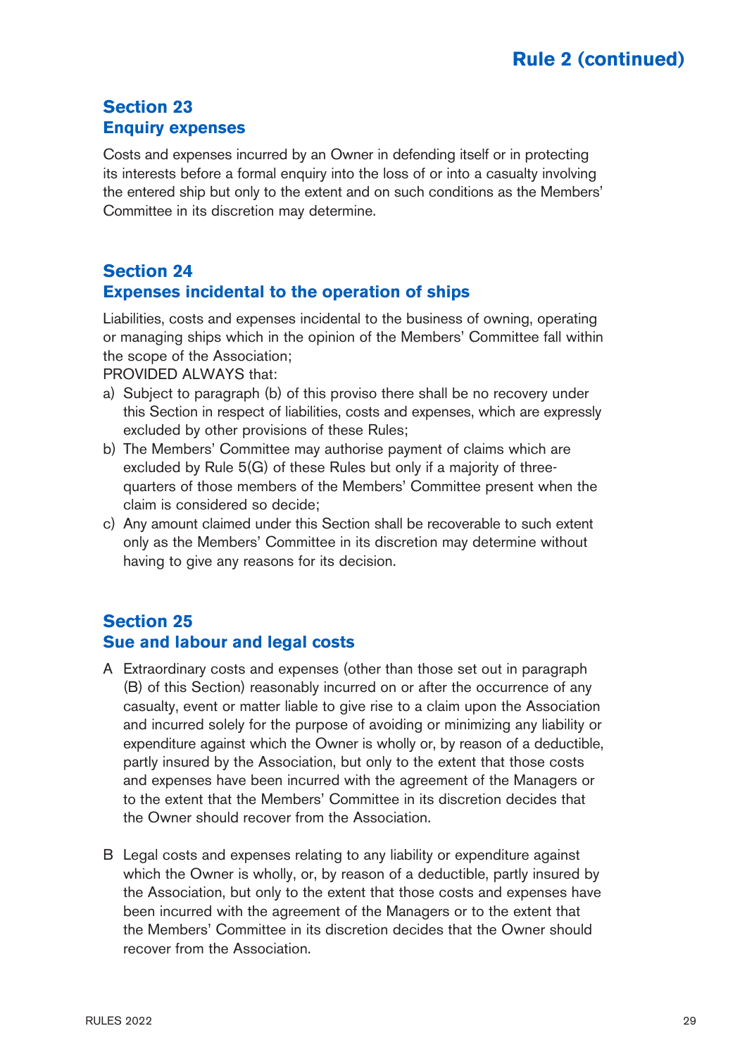## Section 23
## Enquiry expenses

Costs and expenses incurred by an Owner in defending itself or in protecting its interests before a formal enquiry into the loss of or into a casualty involving the entered ship but only to the extent and on such conditions as the Members' Committee in its discretion may determine.

## Section 24
## Expenses incidental to the operation of ships

Liabilities, costs and expenses incidental to the business of owning, operating or managing ships which in the opinion of the Members' Committee fall within the scope of the Association;

PROVIDED ALWAYS that:

a) Subject to paragraph (b) of this proviso there shall be no recovery under this Section in respect of liabilities, costs and expenses, which are expressly excluded by other provisions of these Rules;
b) The Members' Committee may authorise payment of claims which are excluded by Rule 5(G) of these Rules but only if a majority of three-quarters of those members of the Members' Committee present when the claim is considered so decide;
c) Any amount claimed under this Section shall be recoverable to such extent only as the Members' Committee in its discretion may determine without having to give any reasons for its decision.

## Section 25
## Sue and labour and legal costs

A Extraordinary costs and expenses (other than those set out in paragraph (B) of this Section) reasonably incurred on or after the occurrence of any casualty, event or matter liable to give rise to a claim upon the Association and incurred solely for the purpose of avoiding or minimizing any liability or expenditure against which the Owner is wholly or, by reason of a deductible, partly insured by the Association, but only to the extent that those costs and expenses have been incurred with the agreement of the Managers or to the extent that the Members' Committee in its discretion decides that the Owner should recover from the Association.

B Legal costs and expenses relating to any liability or expenditure against which the Owner is wholly, or, by reason of a deductible, partly insured by the Association, but only to the extent that those costs and expenses have been incurred with the agreement of the Managers or to the extent that the Members' Committee in its discretion decides that the Owner should recover from the Association.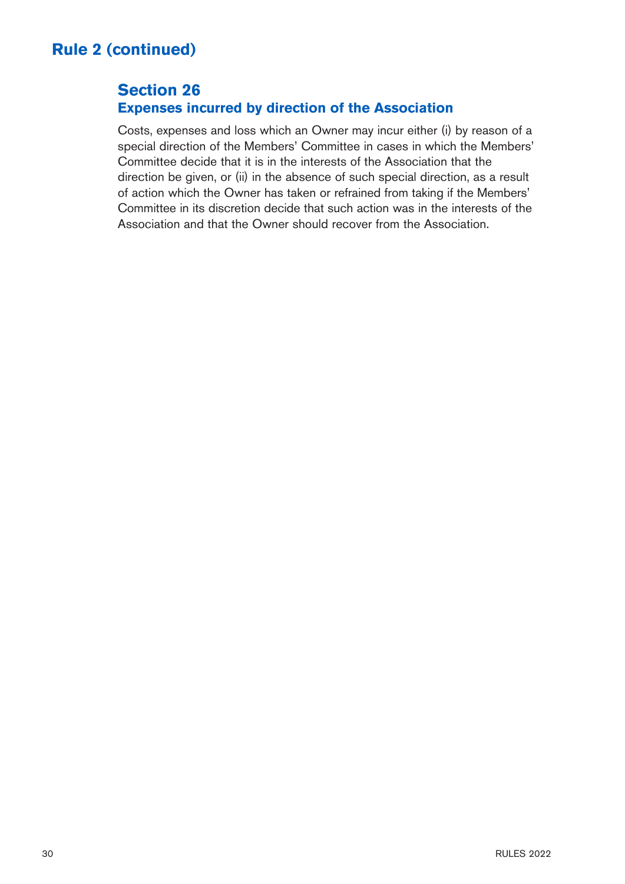# Rule 2 (continued)

## Section 26
### Expenses incurred by direction of the Association

Costs, expenses and loss which an Owner may incur either (i) by reason of a special direction of the Members' Committee in cases in which the Members' Committee decide that it is in the interests of the Association that the direction be given, or (ii) in the absence of such special direction, as a result of action which the Owner has taken or refrained from taking if the Members' Committee in its discretion decide that such action was in the interests of the Association and that the Owner should recover from the Association.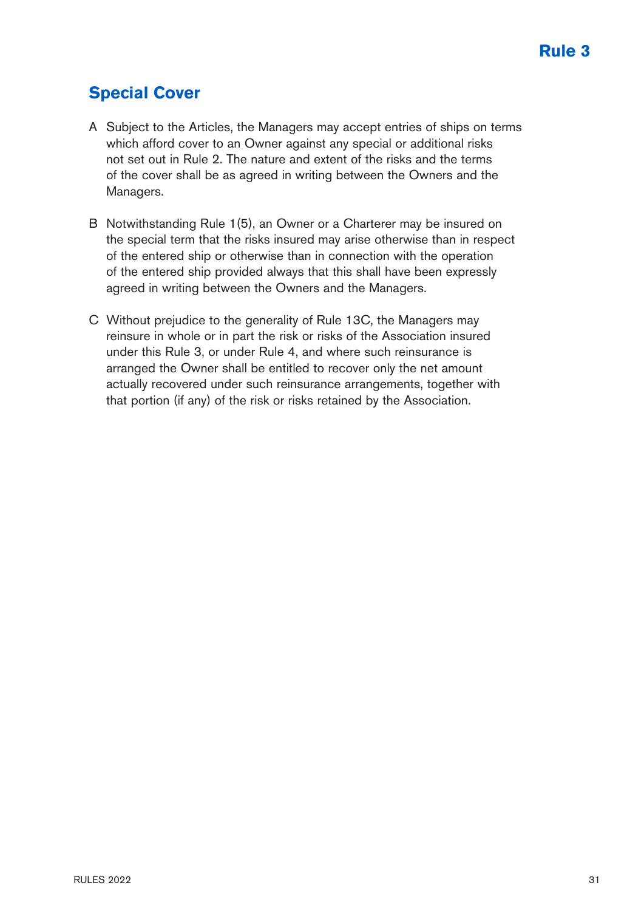# Rule 3

## Special Cover

A Subject to the Articles, the Managers may accept entries of ships on terms which afford cover to an Owner against any special or additional risks not set out in Rule 2. The nature and extent of the risks and the terms of the cover shall be as agreed in writing between the Owners and the Managers.

B Notwithstanding Rule 1(5), an Owner or a Charterer may be insured on the special term that the risks insured may arise otherwise than in respect of the entered ship or otherwise than in connection with the operation of the entered ship provided always that this shall have been expressly agreed in writing between the Owners and the Managers.

C Without prejudice to the generality of Rule 13C, the Managers may reinsure in whole or in part the risk or risks of the Association insured under this Rule 3, or under Rule 4, and where such reinsurance is arranged the Owner shall be entitled to recover only the net amount actually recovered under such reinsurance arrangements, together with that portion (if any) of the risk or risks retained by the Association.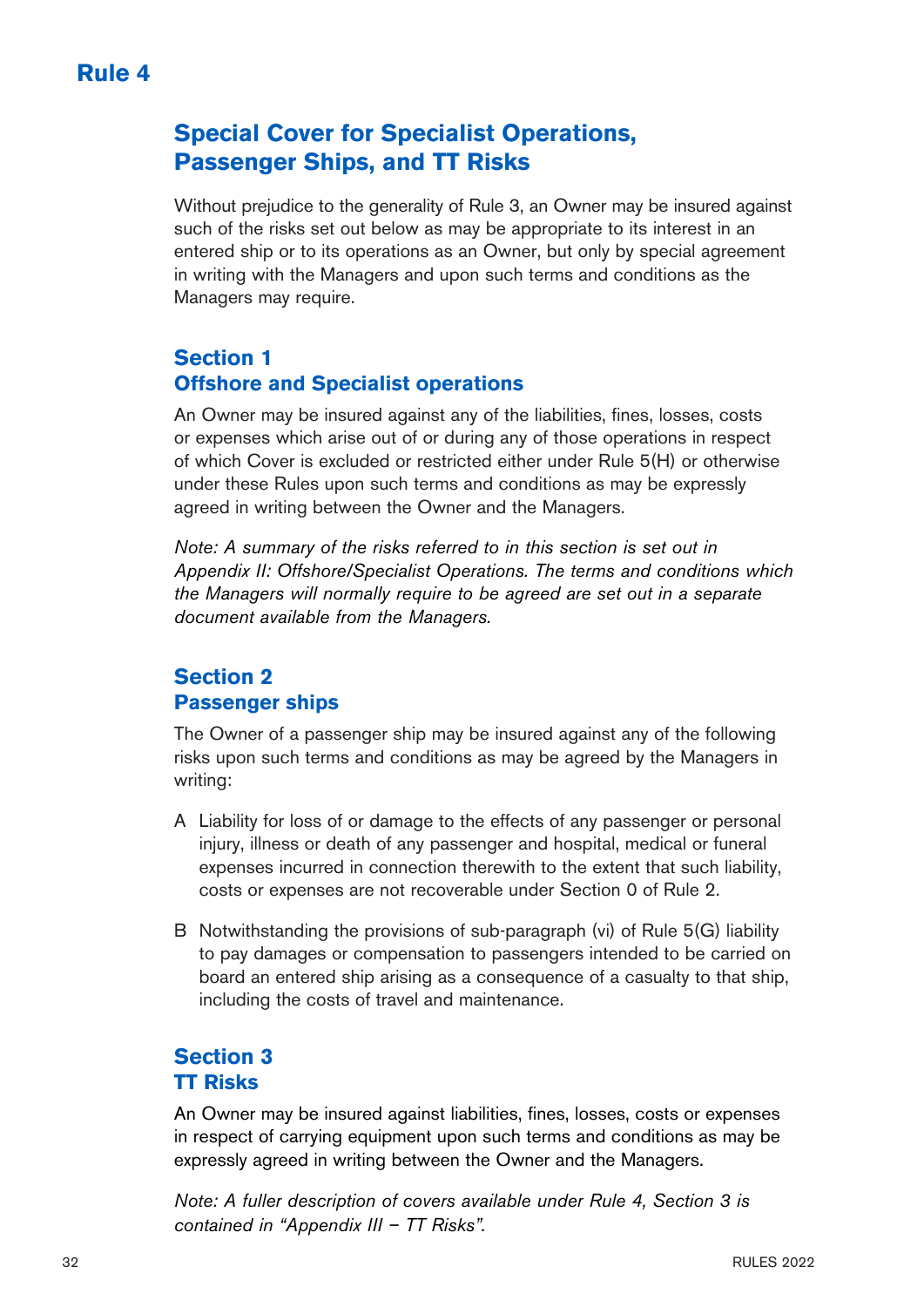# Rule 4

## Special Cover for Specialist Operations, Passenger Ships, and TT Risks

Without prejudice to the generality of Rule 3, an Owner may be insured against such of the risks set out below as may be appropriate to its interest in an entered ship or to its operations as an Owner, but only by special agreement in writing with the Managers and upon such terms and conditions as the Managers may require.

### Section 1
### Offshore and Specialist operations

An Owner may be insured against any of the liabilities, fines, losses, costs or expenses which arise out of or during any of those operations in respect of which Cover is excluded or restricted either under Rule 5(H) or otherwise under these Rules upon such terms and conditions as may be expressly agreed in writing between the Owner and the Managers.

*Note: A summary of the risks referred to in this section is set out in Appendix II: Offshore/Specialist Operations. The terms and conditions which the Managers will normally require to be agreed are set out in a separate document available from the Managers.*

### Section 2
### Passenger ships

The Owner of a passenger ship may be insured against any of the following risks upon such terms and conditions as may be agreed by the Managers in writing:

A Liability for loss of or damage to the effects of any passenger or personal injury, illness or death of any passenger and hospital, medical or funeral expenses incurred in connection therewith to the extent that such liability, costs or expenses are not recoverable under Section 0 of Rule 2.

B Notwithstanding the provisions of sub-paragraph (vi) of Rule 5(G) liability to pay damages or compensation to passengers intended to be carried on board an entered ship arising as a consequence of a casualty to that ship, including the costs of travel and maintenance.

### Section 3
### TT Risks

An Owner may be insured against liabilities, fines, losses, costs or expenses in respect of carrying equipment upon such terms and conditions as may be expressly agreed in writing between the Owner and the Managers.

*Note: A fuller description of covers available under Rule 4, Section 3 is contained in "Appendix III – TT Risks".*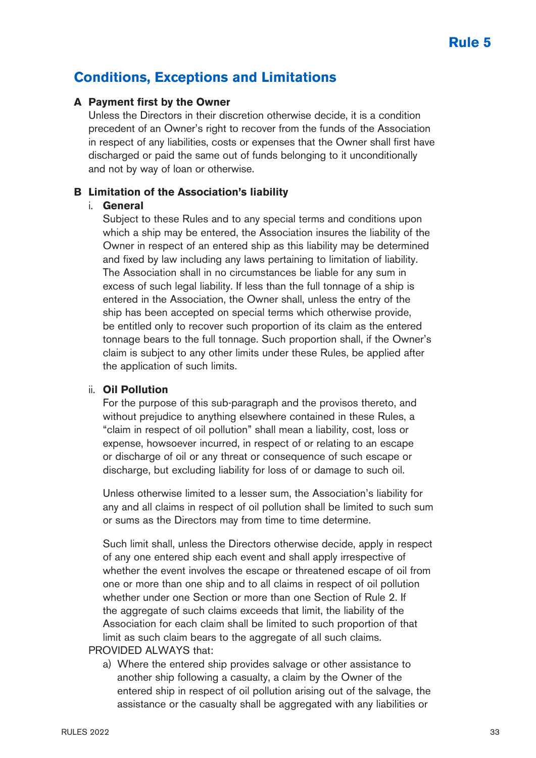# Rule 5

## Conditions, Exceptions and Limitations

### A Payment first by the Owner

Unless the Directors in their discretion otherwise decide, it is a condition precedent of an Owner's right to recover from the funds of the Association in respect of any liabilities, costs or expenses that the Owner shall first have discharged or paid the same out of funds belonging to it unconditionally and not by way of loan or otherwise.

### B Limitation of the Association's liability

i. **General**

Subject to these Rules and to any special terms and conditions upon which a ship may be entered, the Association insures the liability of the Owner in respect of an entered ship as this liability may be determined and fixed by law including any laws pertaining to limitation of liability. The Association shall in no circumstances be liable for any sum in excess of such legal liability. If less than the full tonnage of a ship is entered in the Association, the Owner shall, unless the entry of the ship has been accepted on special terms which otherwise provide, be entitled only to recover such proportion of its claim as the entered tonnage bears to the full tonnage. Such proportion shall, if the Owner's claim is subject to any other limits under these Rules, be applied after the application of such limits.

ii. **Oil Pollution**

For the purpose of this sub-paragraph and the provisos thereto, and without prejudice to anything elsewhere contained in these Rules, a "claim in respect of oil pollution" shall mean a liability, cost, loss or expense, howsoever incurred, in respect of or relating to an escape or discharge of oil or any threat or consequence of such escape or discharge, but excluding liability for loss of or damage to such oil.

Unless otherwise limited to a lesser sum, the Association's liability for any and all claims in respect of oil pollution shall be limited to such sum or sums as the Directors may from time to time determine.

Such limit shall, unless the Directors otherwise decide, apply in respect of any one entered ship each event and shall apply irrespective of whether the event involves the escape or threatened escape of oil from one or more than one ship and to all claims in respect of oil pollution whether under one Section or more than one Section of Rule 2. If the aggregate of such claims exceeds that limit, the liability of the Association for each claim shall be limited to such proportion of that limit as such claim bears to the aggregate of all such claims.

PROVIDED ALWAYS that:

a) Where the entered ship provides salvage or other assistance to another ship following a casualty, a claim by the Owner of the entered ship in respect of oil pollution arising out of the salvage, the assistance or the casualty shall be aggregated with any liabilities or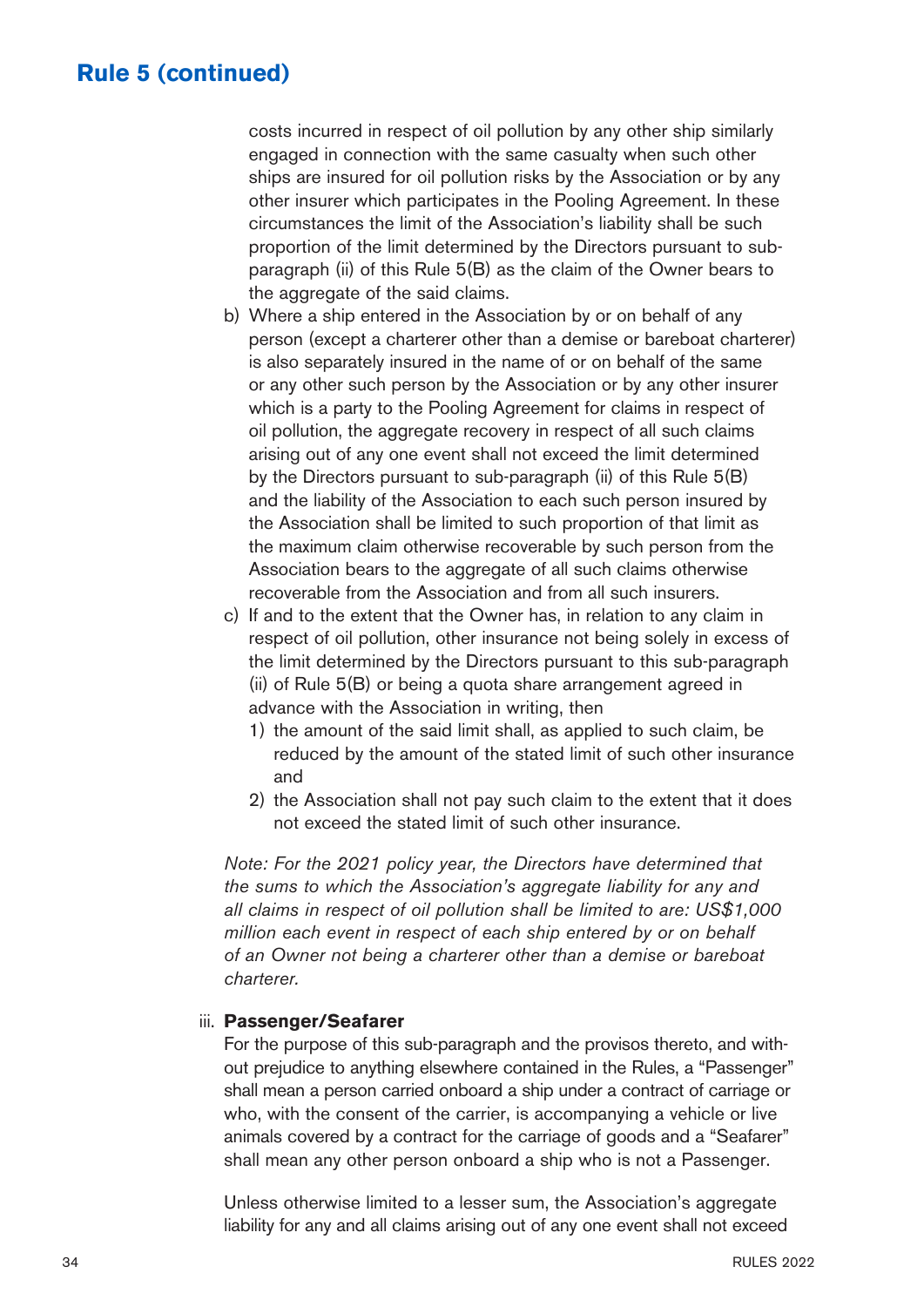## Rule 5 (continued)

costs incurred in respect of oil pollution by any other ship similarly engaged in connection with the same casualty when such other ships are insured for oil pollution risks by the Association or by any other insurer which participates in the Pooling Agreement. In these circumstances the limit of the Association's liability shall be such proportion of the limit determined by the Directors pursuant to sub-paragraph (ii) of this Rule 5(B) as the claim of the Owner bears to the aggregate of the said claims.

b) Where a ship entered in the Association by or on behalf of any person (except a charterer other than a demise or bareboat charterer) is also separately insured in the name of or on behalf of the same or any other such person by the Association or by any other insurer which is a party to the Pooling Agreement for claims in respect of oil pollution, the aggregate recovery in respect of all such claims arising out of any one event shall not exceed the limit determined by the Directors pursuant to sub-paragraph (ii) of this Rule 5(B) and the liability of the Association to each such person insured by the Association shall be limited to such proportion of that limit as the maximum claim otherwise recoverable by such person from the Association bears to the aggregate of all such claims otherwise recoverable from the Association and from all such insurers.

c) If and to the extent that the Owner has, in relation to any claim in respect of oil pollution, other insurance not being solely in excess of the limit determined by the Directors pursuant to this sub-paragraph (ii) of Rule 5(B) or being a quota share arrangement agreed in advance with the Association in writing, then

   1) the amount of the said limit shall, as applied to such claim, be reduced by the amount of the stated limit of such other insurance and

   2) the Association shall not pay such claim to the extent that it does not exceed the stated limit of such other insurance.

*Note: For the 2021 policy year, the Directors have determined that the sums to which the Association's aggregate liability for any and all claims in respect of oil pollution shall be limited to are: US$1,000 million each event in respect of each ship entered by or on behalf of an Owner not being a charterer other than a demise or bareboat charterer.*

iii. **Passenger/Seafarer**

For the purpose of this sub-paragraph and the provisos thereto, and without prejudice to anything elsewhere contained in the Rules, a "Passenger" shall mean a person carried onboard a ship under a contract of carriage or who, with the consent of the carrier, is accompanying a vehicle or live animals covered by a contract for the carriage of goods and a "Seafarer" shall mean any other person onboard a ship who is not a Passenger.

Unless otherwise limited to a lesser sum, the Association's aggregate liability for any and all claims arising out of any one event shall not exceed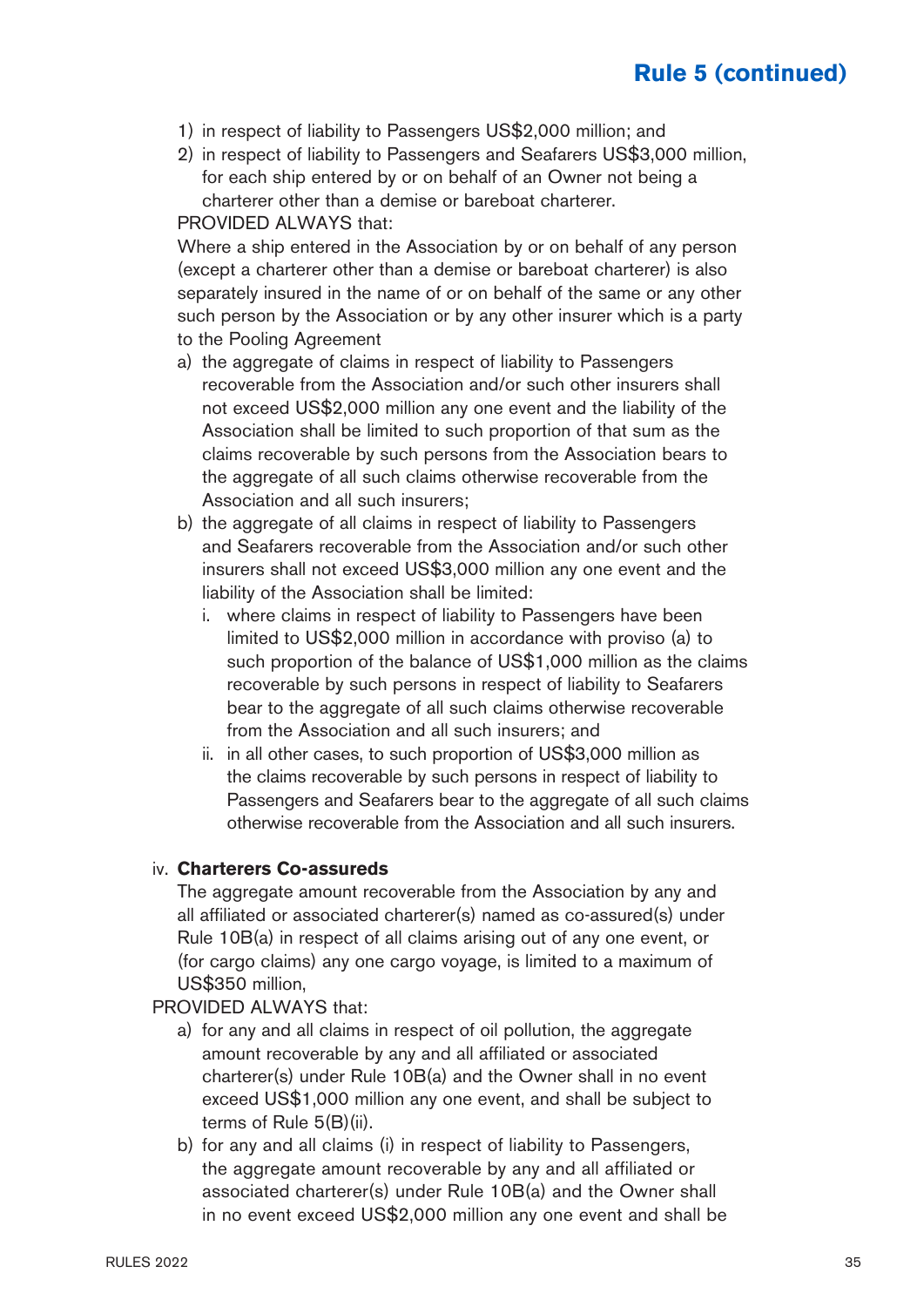## Rule 5 (continued)

1) in respect of liability to Passengers US$2,000 million; and
2) in respect of liability to Passengers and Seafarers US$3,000 million,

for each ship entered by or on behalf of an Owner not being a charterer other than a demise or bareboat charterer.

PROVIDED ALWAYS that:

Where a ship entered in the Association by or on behalf of any person (except a charterer other than a demise or bareboat charterer) is also separately insured in the name of or on behalf of the same or any other such person by the Association or by any other insurer which is a party to the Pooling Agreement

a) the aggregate of claims in respect of liability to Passengers recoverable from the Association and/or such other insurers shall not exceed US$2,000 million any one event and the liability of the Association shall be limited to such proportion of that sum as the claims recoverable by such persons from the Association bears to the aggregate of all such claims otherwise recoverable from the Association and all such insurers;
b) the aggregate of all claims in respect of liability to Passengers and Seafarers recoverable from the Association and/or such other insurers shall not exceed US$3,000 million any one event and the liability of the Association shall be limited:
   i. where claims in respect of liability to Passengers have been limited to US$2,000 million in accordance with proviso (a) to such proportion of the balance of US$1,000 million as the claims recoverable by such persons in respect of liability to Seafarers bear to the aggregate of all such claims otherwise recoverable from the Association and all such insurers; and
   ii. in all other cases, to such proportion of US$3,000 million as the claims recoverable by such persons in respect of liability to Passengers and Seafarers bear to the aggregate of all such claims otherwise recoverable from the Association and all such insurers.

iv. **Charterers Co-assureds**

The aggregate amount recoverable from the Association by any and all affiliated or associated charterer(s) named as co-assured(s) under Rule 10B(a) in respect of all claims arising out of any one event, or (for cargo claims) any one cargo voyage, is limited to a maximum of US$350 million,

PROVIDED ALWAYS that:

a) for any and all claims in respect of oil pollution, the aggregate amount recoverable by any and all affiliated or associated charterer(s) under Rule 10B(a) and the Owner shall in no event exceed US$1,000 million any one event, and shall be subject to terms of Rule 5(B)(ii).
b) for any and all claims (i) in respect of liability to Passengers, the aggregate amount recoverable by any and all affiliated or associated charterer(s) under Rule 10B(a) and the Owner shall in no event exceed US$2,000 million any one event and shall be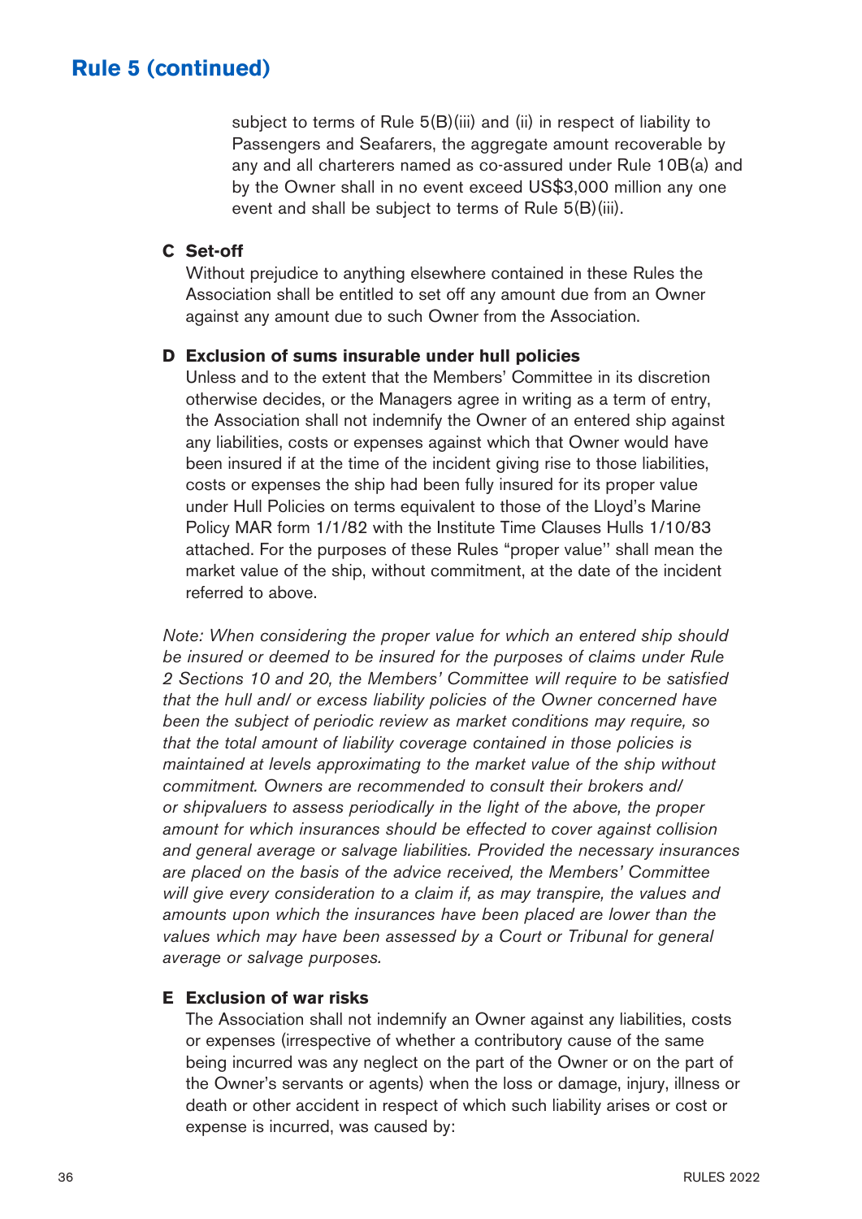# Rule 5 (continued)

subject to terms of Rule 5(B)(iii) and (ii) in respect of liability to Passengers and Seafarers, the aggregate amount recoverable by any and all charterers named as co-assured under Rule 10B(a) and by the Owner shall in no event exceed US$3,000 million any one event and shall be subject to terms of Rule 5(B)(iii).

**C Set-off**

Without prejudice to anything elsewhere contained in these Rules the Association shall be entitled to set off any amount due from an Owner against any amount due to such Owner from the Association.

**D Exclusion of sums insurable under hull policies**

Unless and to the extent that the Members' Committee in its discretion otherwise decides, or the Managers agree in writing as a term of entry, the Association shall not indemnify the Owner of an entered ship against any liabilities, costs or expenses against which that Owner would have been insured if at the time of the incident giving rise to those liabilities, costs or expenses the ship had been fully insured for its proper value under Hull Policies on terms equivalent to those of the Lloyd's Marine Policy MAR form 1/1/82 with the Institute Time Clauses Hulls 1/10/83 attached. For the purposes of these Rules "proper value" shall mean the market value of the ship, without commitment, at the date of the incident referred to above.

*Note: When considering the proper value for which an entered ship should be insured or deemed to be insured for the purposes of claims under Rule 2 Sections 10 and 20, the Members' Committee will require to be satisfied that the hull and/ or excess liability policies of the Owner concerned have been the subject of periodic review as market conditions may require, so that the total amount of liability coverage contained in those policies is maintained at levels approximating to the market value of the ship without commitment. Owners are recommended to consult their brokers and/ or shipvaluers to assess periodically in the light of the above, the proper amount for which insurances should be effected to cover against collision and general average or salvage liabilities. Provided the necessary insurances are placed on the basis of the advice received, the Members' Committee will give every consideration to a claim if, as may transpire, the values and amounts upon which the insurances have been placed are lower than the values which may have been assessed by a Court or Tribunal for general average or salvage purposes.*

**E Exclusion of war risks**

The Association shall not indemnify an Owner against any liabilities, costs or expenses (irrespective of whether a contributory cause of the same being incurred was any neglect on the part of the Owner or on the part of the Owner's servants or agents) when the loss or damage, injury, illness or death or other accident in respect of which such liability arises or cost or expense is incurred, was caused by: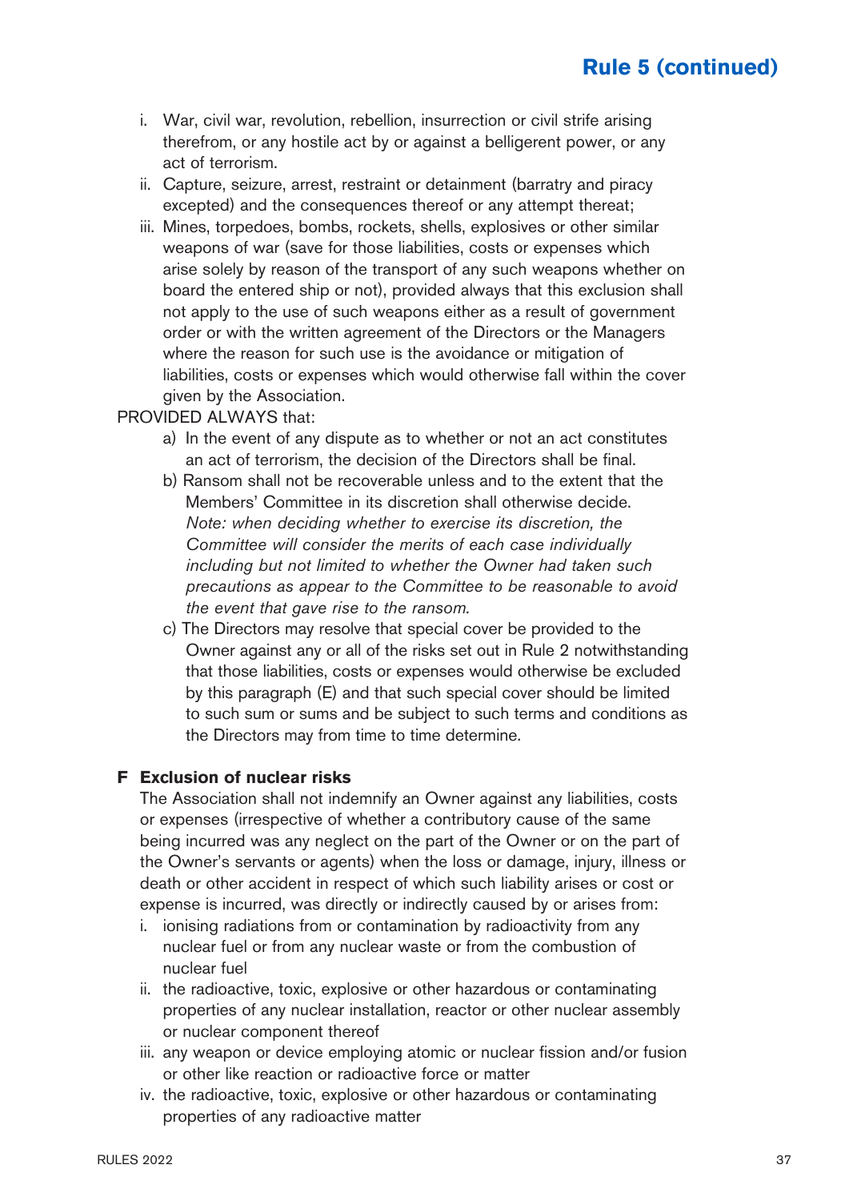i. War, civil war, revolution, rebellion, insurrection or civil strife arising therefrom, or any hostile act by or against a belligerent power, or any act of terrorism.
ii. Capture, seizure, arrest, restraint or detainment (barratry and piracy excepted) and the consequences thereof or any attempt thereat;
iii. Mines, torpedoes, bombs, rockets, shells, explosives or other similar weapons of war (save for those liabilities, costs or expenses which arise solely by reason of the transport of any such weapons whether on board the entered ship or not), provided always that this exclusion shall not apply to the use of such weapons either as a result of government order or with the written agreement of the Directors or the Managers where the reason for such use is the avoidance or mitigation of liabilities, costs or expenses which would otherwise fall within the cover given by the Association.

PROVIDED ALWAYS that:

a) In the event of any dispute as to whether or not an act constitutes an act of terrorism, the decision of the Directors shall be final.
b) Ransom shall not be recoverable unless and to the extent that the Members' Committee in its discretion shall otherwise decide. *Note: when deciding whether to exercise its discretion, the Committee will consider the merits of each case individually including but not limited to whether the Owner had taken such precautions as appear to the Committee to be reasonable to avoid the event that gave rise to the ransom.*
c) The Directors may resolve that special cover be provided to the Owner against any or all of the risks set out in Rule 2 notwithstanding that those liabilities, costs or expenses would otherwise be excluded by this paragraph (E) and that such special cover should be limited to such sum or sums and be subject to such terms and conditions as the Directors may from time to time determine.

**F Exclusion of nuclear risks**

The Association shall not indemnify an Owner against any liabilities, costs or expenses (irrespective of whether a contributory cause of the same being incurred was any neglect on the part of the Owner or on the part of the Owner's servants or agents) when the loss or damage, injury, illness or death or other accident in respect of which such liability arises or cost or expense is incurred, was directly or indirectly caused by or arises from:

i. ionising radiations from or contamination by radioactivity from any nuclear fuel or from any nuclear waste or from the combustion of nuclear fuel
ii. the radioactive, toxic, explosive or other hazardous or contaminating properties of any nuclear installation, reactor or other nuclear assembly or nuclear component thereof
iii. any weapon or device employing atomic or nuclear fission and/or fusion or other like reaction or radioactive force or matter
iv. the radioactive, toxic, explosive or other hazardous or contaminating properties of any radioactive matter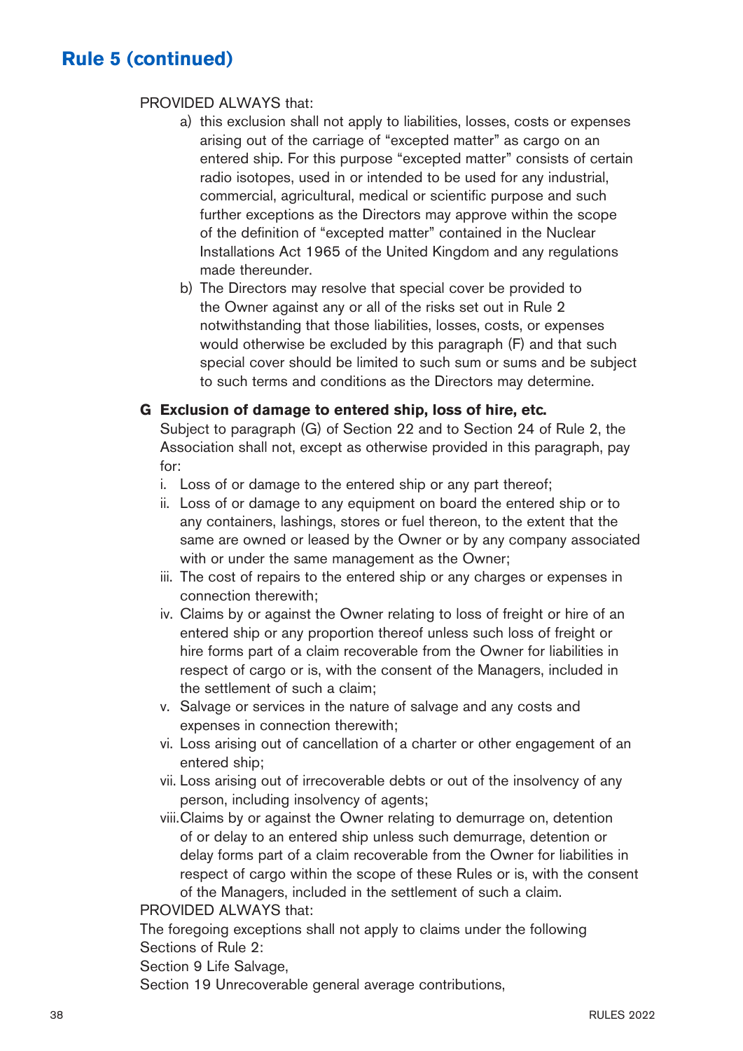## Rule 5 (continued)

PROVIDED ALWAYS that:

a) this exclusion shall not apply to liabilities, losses, costs or expenses arising out of the carriage of "excepted matter" as cargo on an entered ship. For this purpose "excepted matter" consists of certain radio isotopes, used in or intended to be used for any industrial, commercial, agricultural, medical or scientific purpose and such further exceptions as the Directors may approve within the scope of the definition of "excepted matter" contained in the Nuclear Installations Act 1965 of the United Kingdom and any regulations made thereunder.

b) The Directors may resolve that special cover be provided to the Owner against any or all of the risks set out in Rule 2 notwithstanding that those liabilities, losses, costs, or expenses would otherwise be excluded by this paragraph (F) and that such special cover should be limited to such sum or sums and be subject to such terms and conditions as the Directors may determine.

### G Exclusion of damage to entered ship, loss of hire, etc.

Subject to paragraph (G) of Section 22 and to Section 24 of Rule 2, the Association shall not, except as otherwise provided in this paragraph, pay for:

i. Loss of or damage to the entered ship or any part thereof;

ii. Loss of or damage to any equipment on board the entered ship or to any containers, lashings, stores or fuel thereon, to the extent that the same are owned or leased by the Owner or by any company associated with or under the same management as the Owner;

iii. The cost of repairs to the entered ship or any charges or expenses in connection therewith;

iv. Claims by or against the Owner relating to loss of freight or hire of an entered ship or any proportion thereof unless such loss of freight or hire forms part of a claim recoverable from the Owner for liabilities in respect of cargo or is, with the consent of the Managers, included in the settlement of such a claim;

v. Salvage or services in the nature of salvage and any costs and expenses in connection therewith;

vi. Loss arising out of cancellation of a charter or other engagement of an entered ship;

vii. Loss arising out of irrecoverable debts or out of the insolvency of any person, including insolvency of agents;

viii. Claims by or against the Owner relating to demurrage on, detention of or delay to an entered ship unless such demurrage, detention or delay forms part of a claim recoverable from the Owner for liabilities in respect of cargo within the scope of these Rules or is, with the consent of the Managers, included in the settlement of such a claim.

PROVIDED ALWAYS that:

The foregoing exceptions shall not apply to claims under the following Sections of Rule 2:

Section 9 Life Salvage,

Section 19 Unrecoverable general average contributions,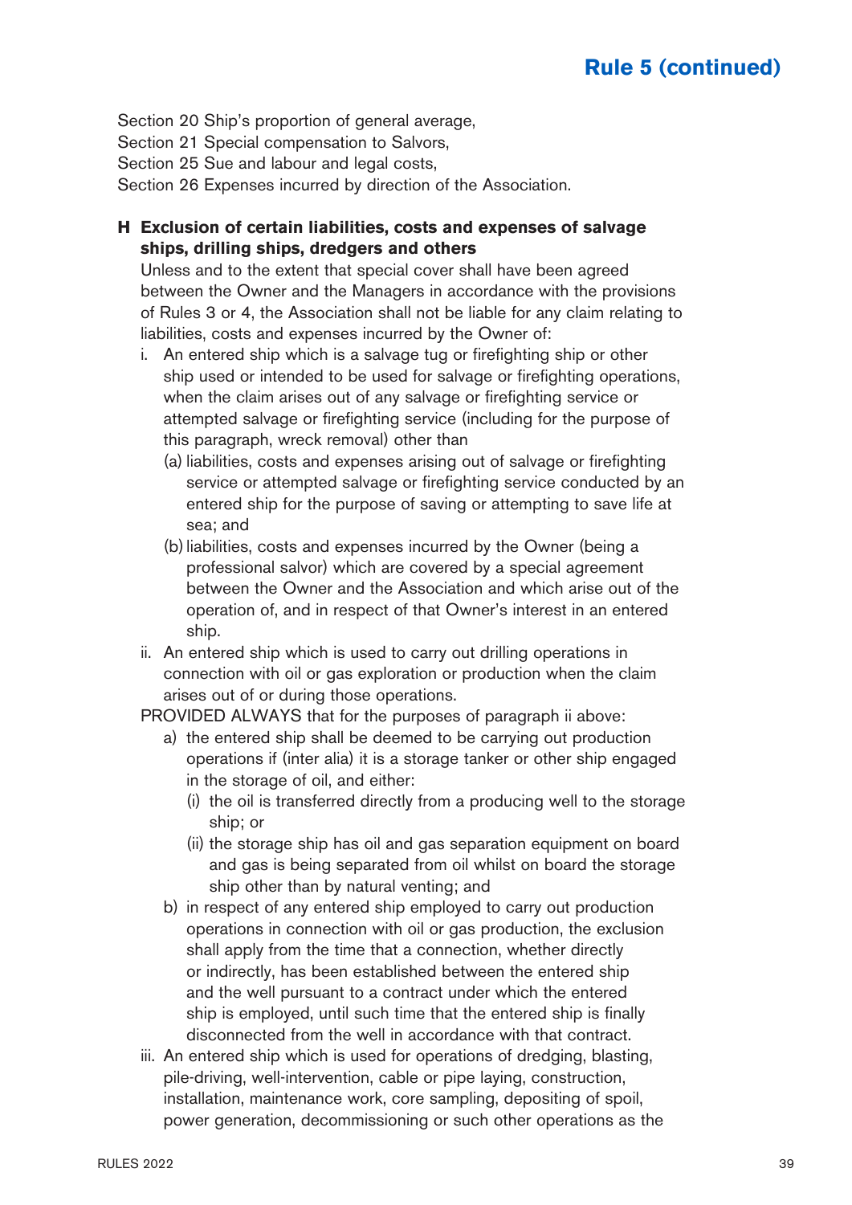Section 20 Ship's proportion of general average,
Section 21 Special compensation to Salvors,
Section 25 Sue and labour and legal costs,
Section 26 Expenses incurred by direction of the Association.

**H Exclusion of certain liabilities, costs and expenses of salvage ships, drilling ships, dredgers and others**

Unless and to the extent that special cover shall have been agreed between the Owner and the Managers in accordance with the provisions of Rules 3 or 4, the Association shall not be liable for any claim relating to liabilities, costs and expenses incurred by the Owner of:

i. An entered ship which is a salvage tug or firefighting ship or other ship used or intended to be used for salvage or firefighting operations, when the claim arises out of any salvage or firefighting service or attempted salvage or firefighting service (including for the purpose of this paragraph, wreck removal) other than
   - (a) liabilities, costs and expenses arising out of salvage or firefighting service or attempted salvage or firefighting service conducted by an entered ship for the purpose of saving or attempting to save life at sea; and
   - (b) liabilities, costs and expenses incurred by the Owner (being a professional salvor) which are covered by a special agreement between the Owner and the Association and which arise out of the operation of, and in respect of that Owner's interest in an entered ship.

ii. An entered ship which is used to carry out drilling operations in connection with oil or gas exploration or production when the claim arises out of or during those operations.

PROVIDED ALWAYS that for the purposes of paragraph ii above:

   - a) the entered ship shall be deemed to be carrying out production operations if (inter alia) it is a storage tanker or other ship engaged in the storage of oil, and either:
     - (i) the oil is transferred directly from a producing well to the storage ship; or
     - (ii) the storage ship has oil and gas separation equipment on board and gas is being separated from oil whilst on board the storage ship other than by natural venting; and
   - b) in respect of any entered ship employed to carry out production operations in connection with oil or gas production, the exclusion shall apply from the time that a connection, whether directly or indirectly, has been established between the entered ship and the well pursuant to a contract under which the entered ship is employed, until such time that the entered ship is finally disconnected from the well in accordance with that contract.

iii. An entered ship which is used for operations of dredging, blasting, pile-driving, well-intervention, cable or pipe laying, construction, installation, maintenance work, core sampling, depositing of spoil, power generation, decommissioning or such other operations as the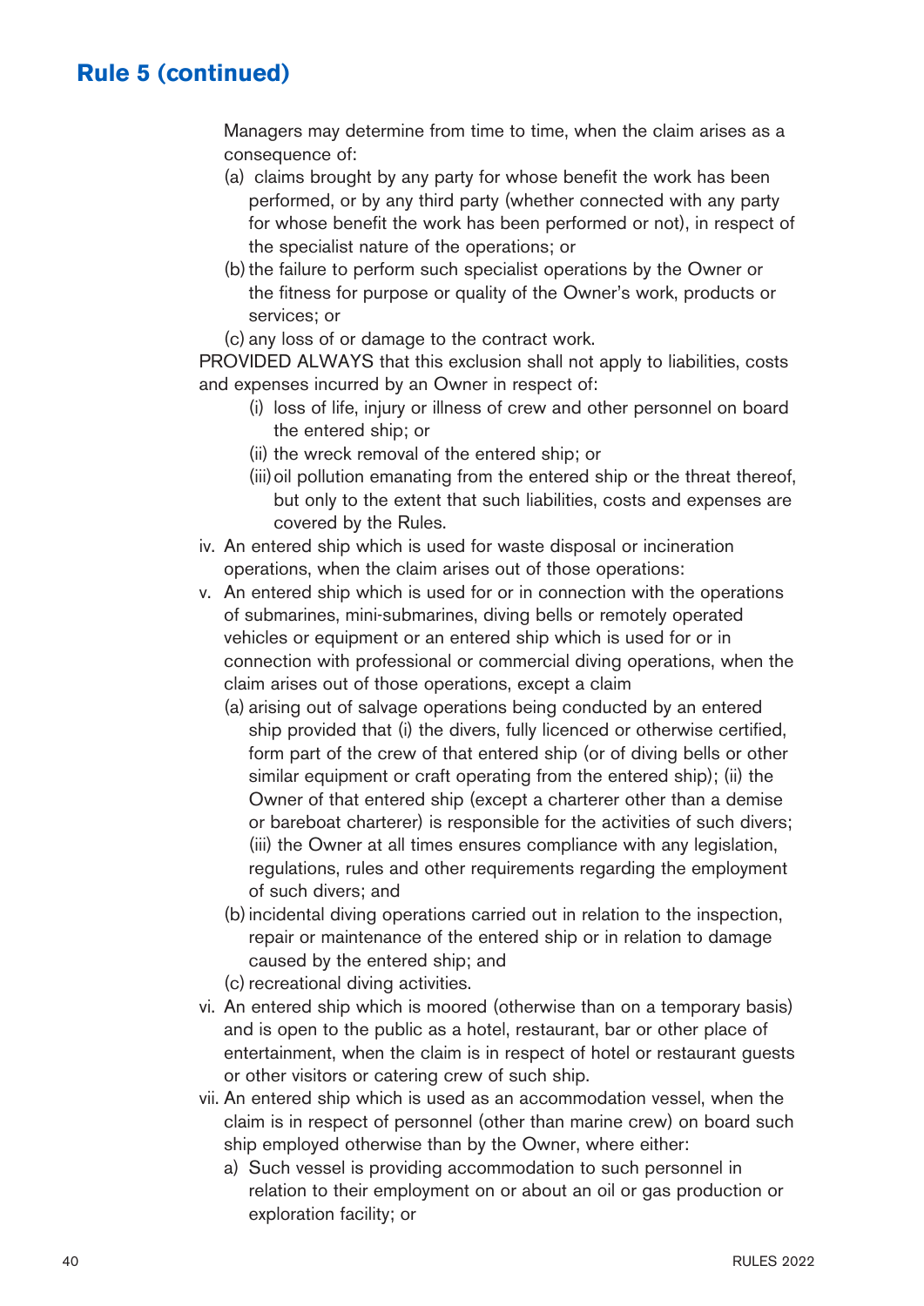## Rule 5 (continued)

Managers may determine from time to time, when the claim arises as a consequence of:

(a) claims brought by any party for whose benefit the work has been performed, or by any third party (whether connected with any party for whose benefit the work has been performed or not), in respect of the specialist nature of the operations; or

(b) the failure to perform such specialist operations by the Owner or the fitness for purpose or quality of the Owner's work, products or services; or

(c) any loss of or damage to the contract work.

PROVIDED ALWAYS that this exclusion shall not apply to liabilities, costs and expenses incurred by an Owner in respect of:

(i) loss of life, injury or illness of crew and other personnel on board the entered ship; or

(ii) the wreck removal of the entered ship; or

(iii) oil pollution emanating from the entered ship or the threat thereof, but only to the extent that such liabilities, costs and expenses are covered by the Rules.

iv. An entered ship which is used for waste disposal or incineration operations, when the claim arises out of those operations:

v. An entered ship which is used for or in connection with the operations of submarines, mini-submarines, diving bells or remotely operated vehicles or equipment or an entered ship which is used for or in connection with professional or commercial diving operations, when the claim arises out of those operations, except a claim

(a) arising out of salvage operations being conducted by an entered ship provided that (i) the divers, fully licenced or otherwise certified, form part of the crew of that entered ship (or of diving bells or other similar equipment or craft operating from the entered ship); (ii) the Owner of that entered ship (except a charterer other than a demise or bareboat charterer) is responsible for the activities of such divers; (iii) the Owner at all times ensures compliance with any legislation, regulations, rules and other requirements regarding the employment of such divers; and

(b) incidental diving operations carried out in relation to the inspection, repair or maintenance of the entered ship or in relation to damage caused by the entered ship; and

(c) recreational diving activities.

vi. An entered ship which is moored (otherwise than on a temporary basis) and is open to the public as a hotel, restaurant, bar or other place of entertainment, when the claim is in respect of hotel or restaurant guests or other visitors or catering crew of such ship.

vii. An entered ship which is used as an accommodation vessel, when the claim is in respect of personnel (other than marine crew) on board such ship employed otherwise than by the Owner, where either:

a) Such vessel is providing accommodation to such personnel in relation to their employment on or about an oil or gas production or exploration facility; or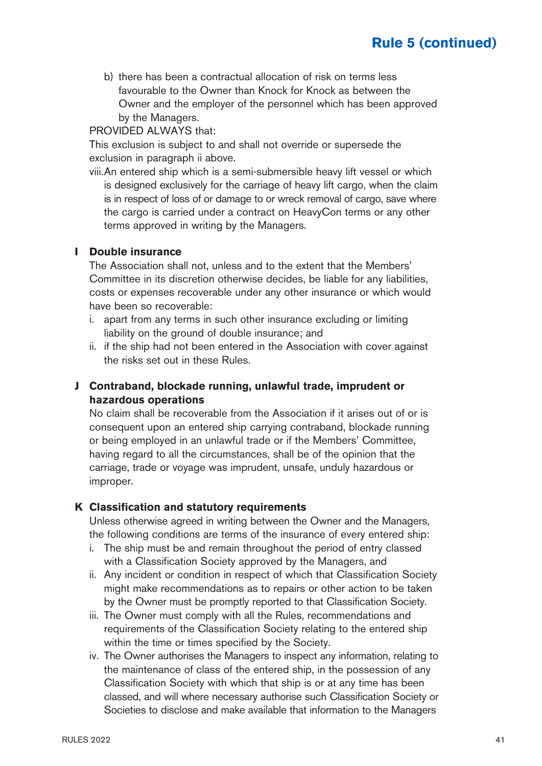b) there has been a contractual allocation of risk on terms less favourable to the Owner than Knock for Knock as between the Owner and the employer of the personnel which has been approved by the Managers.

PROVIDED ALWAYS that:

This exclusion is subject to and shall not override or supersede the exclusion in paragraph ii above.

viii. An entered ship which is a semi-submersible heavy lift vessel or which is designed exclusively for the carriage of heavy lift cargo, when the claim is in respect of loss of or damage to or wreck removal of cargo, save where the cargo is carried under a contract on HeavyCon terms or any other terms approved in writing by the Managers.

## I Double insurance

The Association shall not, unless and to the extent that the Members' Committee in its discretion otherwise decides, be liable for any liabilities, costs or expenses recoverable under any other insurance or which would have been so recoverable:

i. apart from any terms in such other insurance excluding or limiting liability on the ground of double insurance; and
ii. if the ship had not been entered in the Association with cover against the risks set out in these Rules.

## J Contraband, blockade running, unlawful trade, imprudent or hazardous operations

No claim shall be recoverable from the Association if it arises out of or is consequent upon an entered ship carrying contraband, blockade running or being employed in an unlawful trade or if the Members' Committee, having regard to all the circumstances, shall be of the opinion that the carriage, trade or voyage was imprudent, unsafe, unduly hazardous or improper.

## K Classification and statutory requirements

Unless otherwise agreed in writing between the Owner and the Managers, the following conditions are terms of the insurance of every entered ship:

i. The ship must be and remain throughout the period of entry classed with a Classification Society approved by the Managers, and
ii. Any incident or condition in respect of which that Classification Society might make recommendations as to repairs or other action to be taken by the Owner must be promptly reported to that Classification Society.
iii. The Owner must comply with all the Rules, recommendations and requirements of the Classification Society relating to the entered ship within the time or times specified by the Society.
iv. The Owner authorises the Managers to inspect any information, relating to the maintenance of class of the entered ship, in the possession of any Classification Society with which that ship is or at any time has been classed, and will where necessary authorise such Classification Society or Societies to disclose and make available that information to the Managers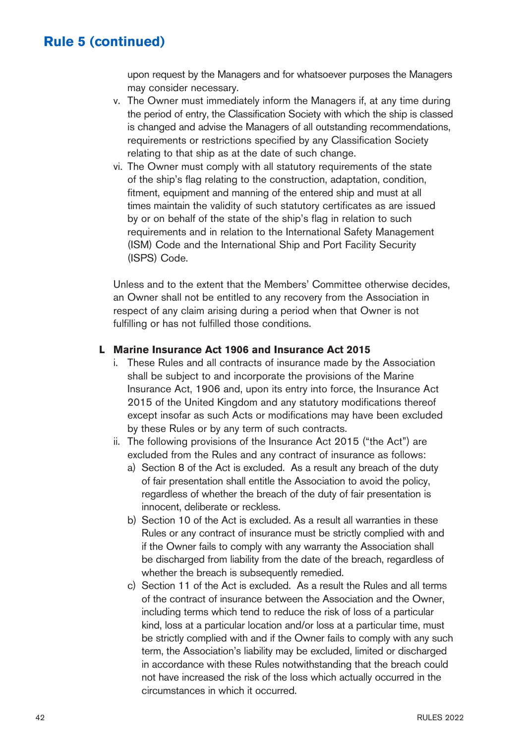## Rule 5 (continued)

upon request by the Managers and for whatsoever purposes the Managers may consider necessary.

v. The Owner must immediately inform the Managers if, at any time during the period of entry, the Classification Society with which the ship is classed is changed and advise the Managers of all outstanding recommendations, requirements or restrictions specified by any Classification Society relating to that ship as at the date of such change.

vi. The Owner must comply with all statutory requirements of the state of the ship's flag relating to the construction, adaptation, condition, fitment, equipment and manning of the entered ship and must at all times maintain the validity of such statutory certificates as are issued by or on behalf of the state of the ship's flag in relation to such requirements and in relation to the International Safety Management (ISM) Code and the International Ship and Port Facility Security (ISPS) Code.

Unless and to the extent that the Members' Committee otherwise decides, an Owner shall not be entitled to any recovery from the Association in respect of any claim arising during a period when that Owner is not fulfilling or has not fulfilled those conditions.

### L Marine Insurance Act 1906 and Insurance Act 2015

i. These Rules and all contracts of insurance made by the Association shall be subject to and incorporate the provisions of the Marine Insurance Act, 1906 and, upon its entry into force, the Insurance Act 2015 of the United Kingdom and any statutory modifications thereof except insofar as such Acts or modifications may have been excluded by these Rules or by any term of such contracts.

ii. The following provisions of the Insurance Act 2015 ("the Act") are excluded from the Rules and any contract of insurance as follows:

  a) Section 8 of the Act is excluded. As a result any breach of the duty of fair presentation shall entitle the Association to avoid the policy, regardless of whether the breach of the duty of fair presentation is innocent, deliberate or reckless.

  b) Section 10 of the Act is excluded. As a result all warranties in these Rules or any contract of insurance must be strictly complied with and if the Owner fails to comply with any warranty the Association shall be discharged from liability from the date of the breach, regardless of whether the breach is subsequently remedied.

  c) Section 11 of the Act is excluded. As a result the Rules and all terms of the contract of insurance between the Association and the Owner, including terms which tend to reduce the risk of loss of a particular kind, loss at a particular location and/or loss at a particular time, must be strictly complied with and if the Owner fails to comply with any such term, the Association's liability may be excluded, limited or discharged in accordance with these Rules notwithstanding that the breach could not have increased the risk of the loss which actually occurred in the circumstances in which it occurred.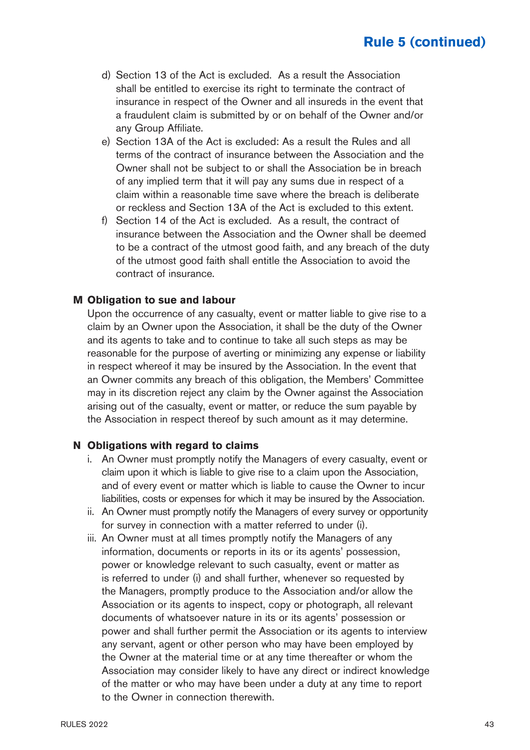d) Section 13 of the Act is excluded. As a result the Association shall be entitled to exercise its right to terminate the contract of insurance in respect of the Owner and all insureds in the event that a fraudulent claim is submitted by or on behalf of the Owner and/or any Group Affiliate.

e) Section 13A of the Act is excluded: As a result the Rules and all terms of the contract of insurance between the Association and the Owner shall not be subject to or shall the Association be in breach of any implied term that it will pay any sums due in respect of a claim within a reasonable time save where the breach is deliberate or reckless and Section 13A of the Act is excluded to this extent.

f) Section 14 of the Act is excluded. As a result, the contract of insurance between the Association and the Owner shall be deemed to be a contract of the utmost good faith, and any breach of the duty of the utmost good faith shall entitle the Association to avoid the contract of insurance.

## M Obligation to sue and labour

Upon the occurrence of any casualty, event or matter liable to give rise to a claim by an Owner upon the Association, it shall be the duty of the Owner and its agents to take and to continue to take all such steps as may be reasonable for the purpose of averting or minimizing any expense or liability in respect whereof it may be insured by the Association. In the event that an Owner commits any breach of this obligation, the Members' Committee may in its discretion reject any claim by the Owner against the Association arising out of the casualty, event or matter, or reduce the sum payable by the Association in respect thereof by such amount as it may determine.

## N Obligations with regard to claims

i. An Owner must promptly notify the Managers of every casualty, event or claim upon it which is liable to give rise to a claim upon the Association, and of every event or matter which is liable to cause the Owner to incur liabilities, costs or expenses for which it may be insured by the Association.

ii. An Owner must promptly notify the Managers of every survey or opportunity for survey in connection with a matter referred to under (i).

iii. An Owner must at all times promptly notify the Managers of any information, documents or reports in its or its agents' possession, power or knowledge relevant to such casualty, event or matter as is referred to under (i) and shall further, whenever so requested by the Managers, promptly produce to the Association and/or allow the Association or its agents to inspect, copy or photograph, all relevant documents of whatsoever nature in its or its agents' possession or power and shall further permit the Association or its agents to interview any servant, agent or other person who may have been employed by the Owner at the material time or at any time thereafter or whom the Association may consider likely to have any direct or indirect knowledge of the matter or who may have been under a duty at any time to report to the Owner in connection therewith.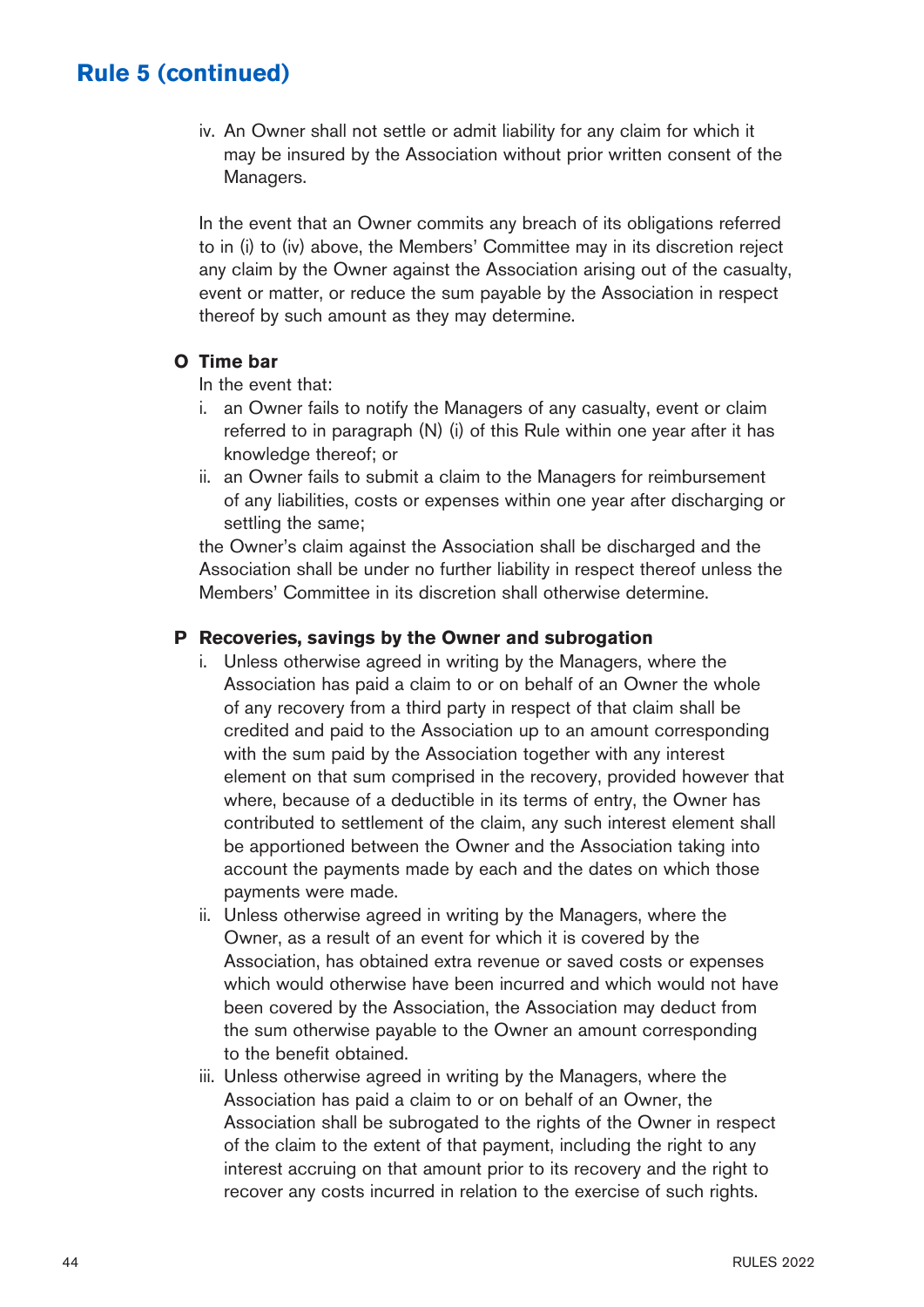## Rule 5 (continued)

iv. An Owner shall not settle or admit liability for any claim for which it may be insured by the Association without prior written consent of the Managers.

In the event that an Owner commits any breach of its obligations referred to in (i) to (iv) above, the Members' Committee may in its discretion reject any claim by the Owner against the Association arising out of the casualty, event or matter, or reduce the sum payable by the Association in respect thereof by such amount as they may determine.

### O Time bar

In the event that:

i. an Owner fails to notify the Managers of any casualty, event or claim referred to in paragraph (N) (i) of this Rule within one year after it has knowledge thereof; or
ii. an Owner fails to submit a claim to the Managers for reimbursement of any liabilities, costs or expenses within one year after discharging or settling the same;

the Owner's claim against the Association shall be discharged and the Association shall be under no further liability in respect thereof unless the Members' Committee in its discretion shall otherwise determine.

### P Recoveries, savings by the Owner and subrogation

i. Unless otherwise agreed in writing by the Managers, where the Association has paid a claim to or on behalf of an Owner the whole of any recovery from a third party in respect of that claim shall be credited and paid to the Association up to an amount corresponding with the sum paid by the Association together with any interest element on that sum comprised in the recovery, provided however that where, because of a deductible in its terms of entry, the Owner has contributed to settlement of the claim, any such interest element shall be apportioned between the Owner and the Association taking into account the payments made by each and the dates on which those payments were made.
ii. Unless otherwise agreed in writing by the Managers, where the Owner, as a result of an event for which it is covered by the Association, has obtained extra revenue or saved costs or expenses which would otherwise have been incurred and which would not have been covered by the Association, the Association may deduct from the sum otherwise payable to the Owner an amount corresponding to the benefit obtained.
iii. Unless otherwise agreed in writing by the Managers, where the Association has paid a claim to or on behalf of an Owner, the Association shall be subrogated to the rights of the Owner in respect of the claim to the extent of that payment, including the right to any interest accruing on that amount prior to its recovery and the right to recover any costs incurred in relation to the exercise of such rights.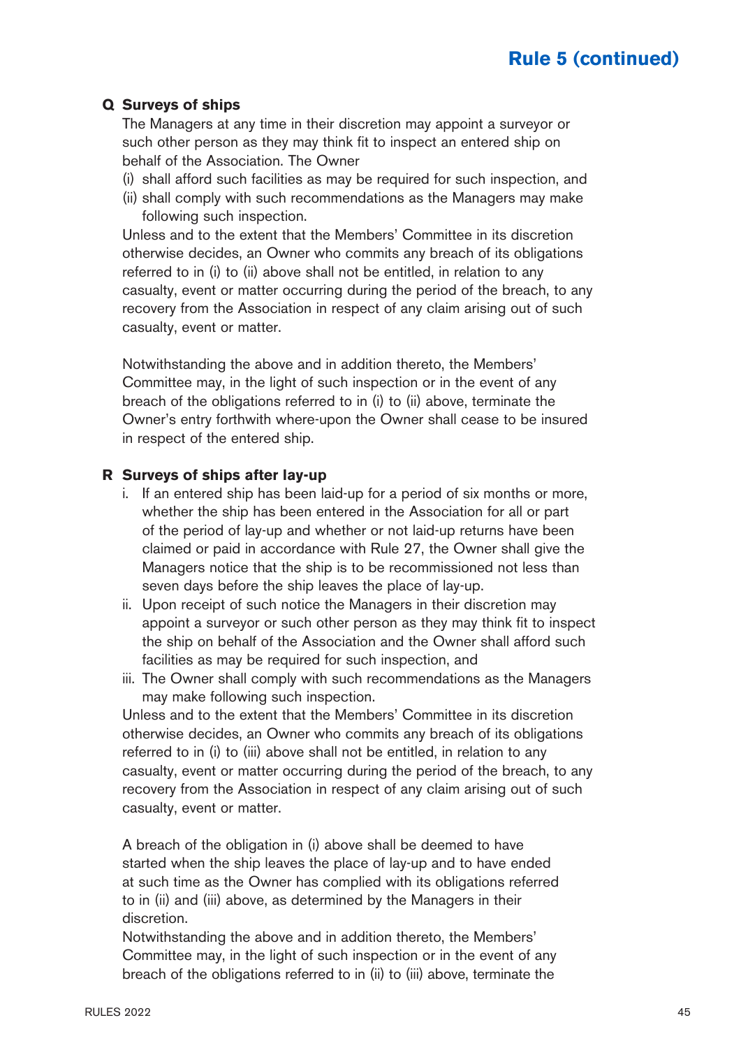## Rule 5 (continued)

**Q Surveys of ships**

The Managers at any time in their discretion may appoint a surveyor or such other person as they may think fit to inspect an entered ship on behalf of the Association. The Owner

(i) shall afford such facilities as may be required for such inspection, and
(ii) shall comply with such recommendations as the Managers may make following such inspection.

Unless and to the extent that the Members' Committee in its discretion otherwise decides, an Owner who commits any breach of its obligations referred to in (i) to (ii) above shall not be entitled, in relation to any casualty, event or matter occurring during the period of the breach, to any recovery from the Association in respect of any claim arising out of such casualty, event or matter.

Notwithstanding the above and in addition thereto, the Members' Committee may, in the light of such inspection or in the event of any breach of the obligations referred to in (i) to (ii) above, terminate the Owner's entry forthwith where-upon the Owner shall cease to be insured in respect of the entered ship.

**R Surveys of ships after lay-up**

i. If an entered ship has been laid-up for a period of six months or more, whether the ship has been entered in the Association for all or part of the period of lay-up and whether or not laid-up returns have been claimed or paid in accordance with Rule 27, the Owner shall give the Managers notice that the ship is to be recommissioned not less than seven days before the ship leaves the place of lay-up.
ii. Upon receipt of such notice the Managers in their discretion may appoint a surveyor or such other person as they may think fit to inspect the ship on behalf of the Association and the Owner shall afford such facilities as may be required for such inspection, and
iii. The Owner shall comply with such recommendations as the Managers may make following such inspection.

Unless and to the extent that the Members' Committee in its discretion otherwise decides, an Owner who commits any breach of its obligations referred to in (i) to (iii) above shall not be entitled, in relation to any casualty, event or matter occurring during the period of the breach, to any recovery from the Association in respect of any claim arising out of such casualty, event or matter.

A breach of the obligation in (i) above shall be deemed to have started when the ship leaves the place of lay-up and to have ended at such time as the Owner has complied with its obligations referred to in (ii) and (iii) above, as determined by the Managers in their discretion.

Notwithstanding the above and in addition thereto, the Members' Committee may, in the light of such inspection or in the event of any breach of the obligations referred to in (ii) to (iii) above, terminate the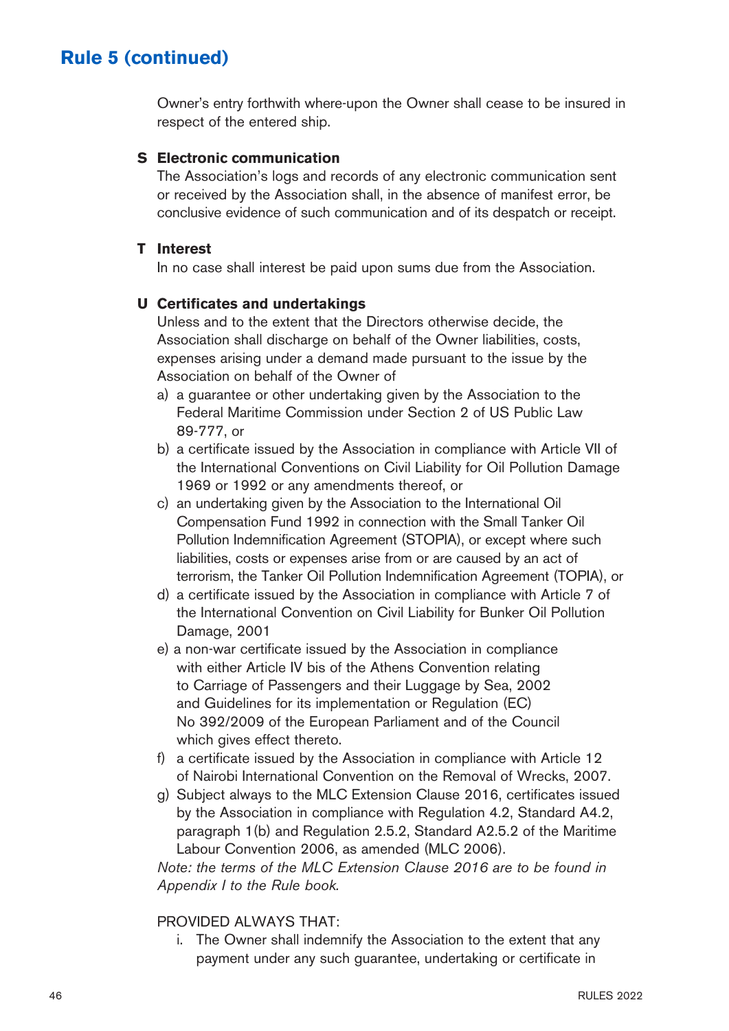## Rule 5 (continued)

Owner's entry forthwith where-upon the Owner shall cease to be insured in respect of the entered ship.

**S Electronic communication**

The Association's logs and records of any electronic communication sent or received by the Association shall, in the absence of manifest error, be conclusive evidence of such communication and of its despatch or receipt.

**T Interest**

In no case shall interest be paid upon sums due from the Association.

**U Certificates and undertakings**

Unless and to the extent that the Directors otherwise decide, the Association shall discharge on behalf of the Owner liabilities, costs, expenses arising under a demand made pursuant to the issue by the Association on behalf of the Owner of

a) a guarantee or other undertaking given by the Association to the Federal Maritime Commission under Section 2 of US Public Law 89-777, or

b) a certificate issued by the Association in compliance with Article VII of the International Conventions on Civil Liability for Oil Pollution Damage 1969 or 1992 or any amendments thereof, or

c) an undertaking given by the Association to the International Oil Compensation Fund 1992 in connection with the Small Tanker Oil Pollution Indemnification Agreement (STOPIA), or except where such liabilities, costs or expenses arise from or are caused by an act of terrorism, the Tanker Oil Pollution Indemnification Agreement (TOPIA), or

d) a certificate issued by the Association in compliance with Article 7 of the International Convention on Civil Liability for Bunker Oil Pollution Damage, 2001

e) a non-war certificate issued by the Association in compliance with either Article IV bis of the Athens Convention relating to Carriage of Passengers and their Luggage by Sea, 2002 and Guidelines for its implementation or Regulation (EC) No 392/2009 of the European Parliament and of the Council which gives effect thereto.

f) a certificate issued by the Association in compliance with Article 12 of Nairobi International Convention on the Removal of Wrecks, 2007.

g) Subject always to the MLC Extension Clause 2016, certificates issued by the Association in compliance with Regulation 4.2, Standard A4.2, paragraph 1(b) and Regulation 2.5.2, Standard A2.5.2 of the Maritime Labour Convention 2006, as amended (MLC 2006).

*Note: the terms of the MLC Extension Clause 2016 are to be found in Appendix I to the Rule book.*

PROVIDED ALWAYS THAT:

i. The Owner shall indemnify the Association to the extent that any payment under any such guarantee, undertaking or certificate in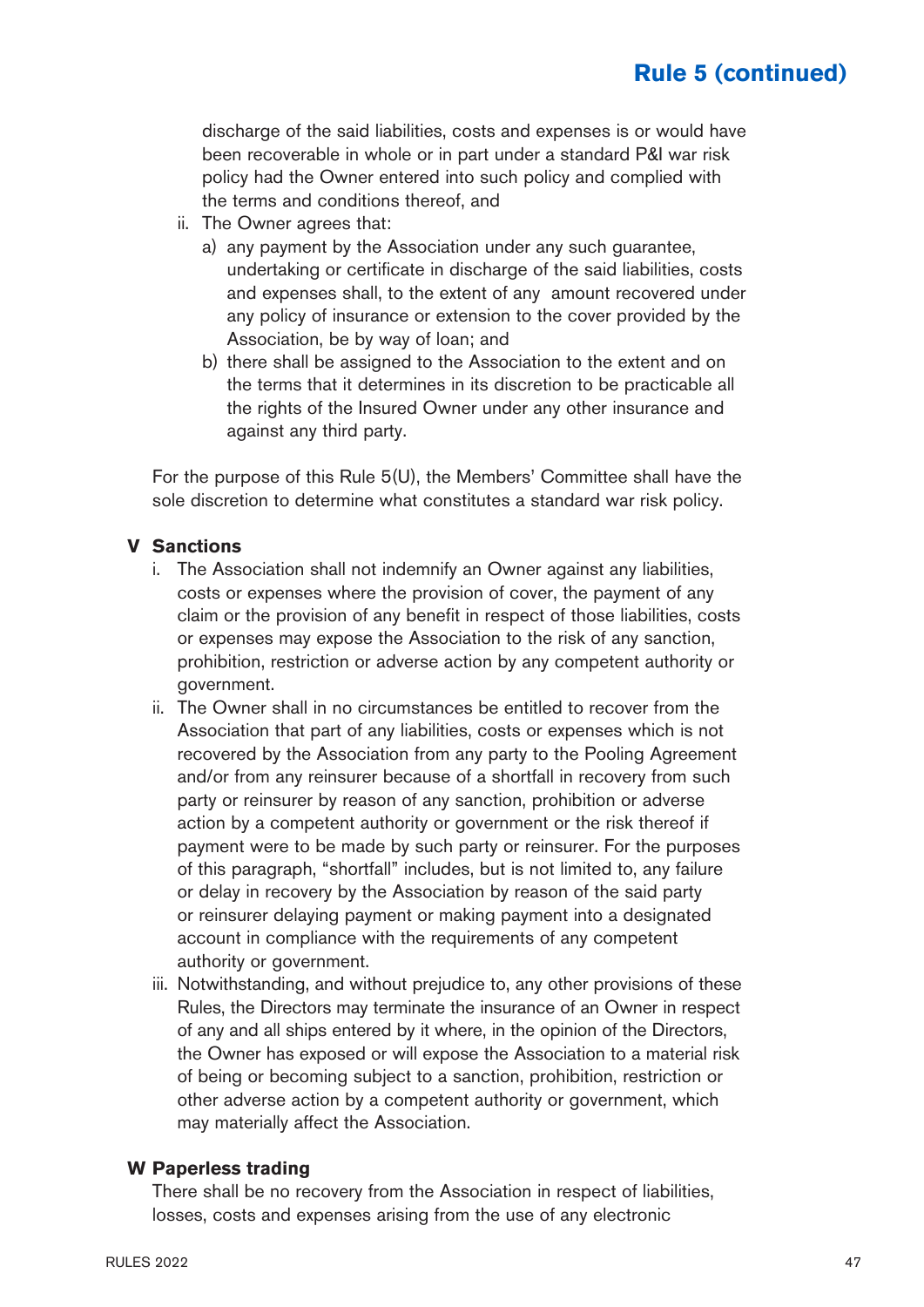discharge of the said liabilities, costs and expenses is or would have been recoverable in whole or in part under a standard P&I war risk policy had the Owner entered into such policy and complied with the terms and conditions thereof, and

ii. The Owner agrees that:
   a) any payment by the Association under any such guarantee, undertaking or certificate in discharge of the said liabilities, costs and expenses shall, to the extent of any amount recovered under any policy of insurance or extension to the cover provided by the Association, be by way of loan; and
   b) there shall be assigned to the Association to the extent and on the terms that it determines in its discretion to be practicable all the rights of the Insured Owner under any other insurance and against any third party.

For the purpose of this Rule 5(U), the Members' Committee shall have the sole discretion to determine what constitutes a standard war risk policy.

### V Sanctions

i. The Association shall not indemnify an Owner against any liabilities, costs or expenses where the provision of cover, the payment of any claim or the provision of any benefit in respect of those liabilities, costs or expenses may expose the Association to the risk of any sanction, prohibition, restriction or adverse action by any competent authority or government.

ii. The Owner shall in no circumstances be entitled to recover from the Association that part of any liabilities, costs or expenses which is not recovered by the Association from any party to the Pooling Agreement and/or from any reinsurer because of a shortfall in recovery from such party or reinsurer by reason of any sanction, prohibition or adverse action by a competent authority or government or the risk thereof if payment were to be made by such party or reinsurer. For the purposes of this paragraph, "shortfall" includes, but is not limited to, any failure or delay in recovery by the Association by reason of the said party or reinsurer delaying payment or making payment into a designated account in compliance with the requirements of any competent authority or government.

iii. Notwithstanding, and without prejudice to, any other provisions of these Rules, the Directors may terminate the insurance of an Owner in respect of any and all ships entered by it where, in the opinion of the Directors, the Owner has exposed or will expose the Association to a material risk of being or becoming subject to a sanction, prohibition, restriction or other adverse action by a competent authority or government, which may materially affect the Association.

### W Paperless trading

There shall be no recovery from the Association in respect of liabilities, losses, costs and expenses arising from the use of any electronic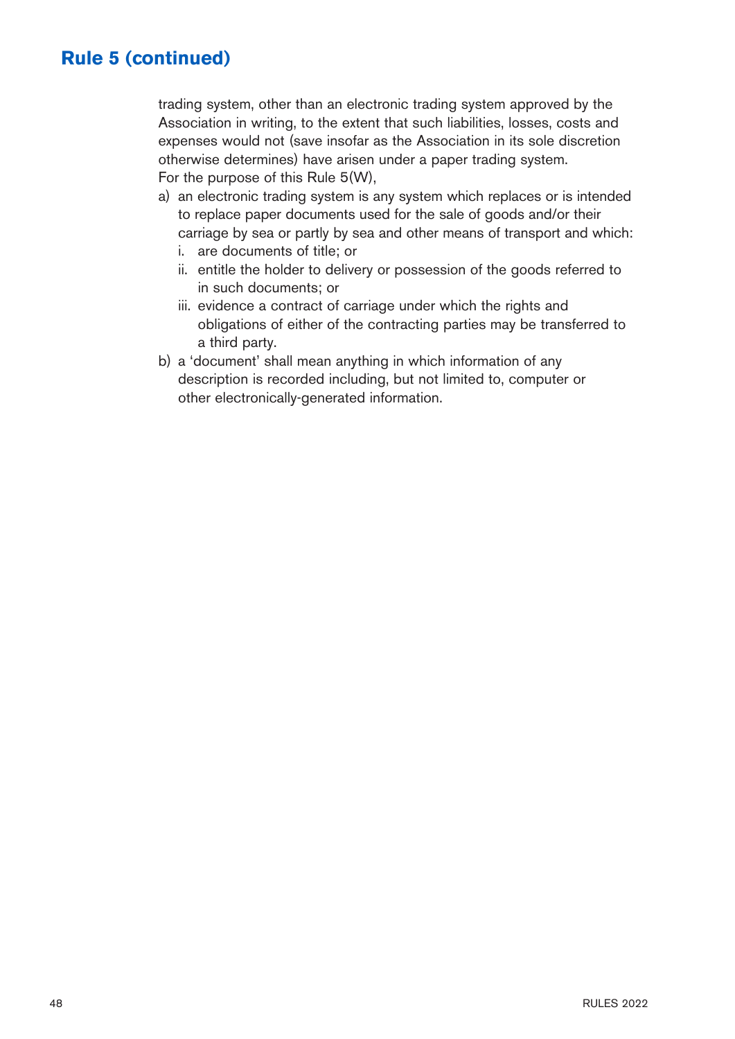## Rule 5 (continued)

trading system, other than an electronic trading system approved by the Association in writing, to the extent that such liabilities, losses, costs and expenses would not (save insofar as the Association in its sole discretion otherwise determines) have arisen under a paper trading system.
For the purpose of this Rule 5(W),

a) an electronic trading system is any system which replaces or is intended to replace paper documents used for the sale of goods and/or their carriage by sea or partly by sea and other means of transport and which:
   i. are documents of title; or
   ii. entitle the holder to delivery or possession of the goods referred to in such documents; or
   iii. evidence a contract of carriage under which the rights and obligations of either of the contracting parties may be transferred to a third party.
b) a 'document' shall mean anything in which information of any description is recorded including, but not limited to, computer or other electronically-generated information.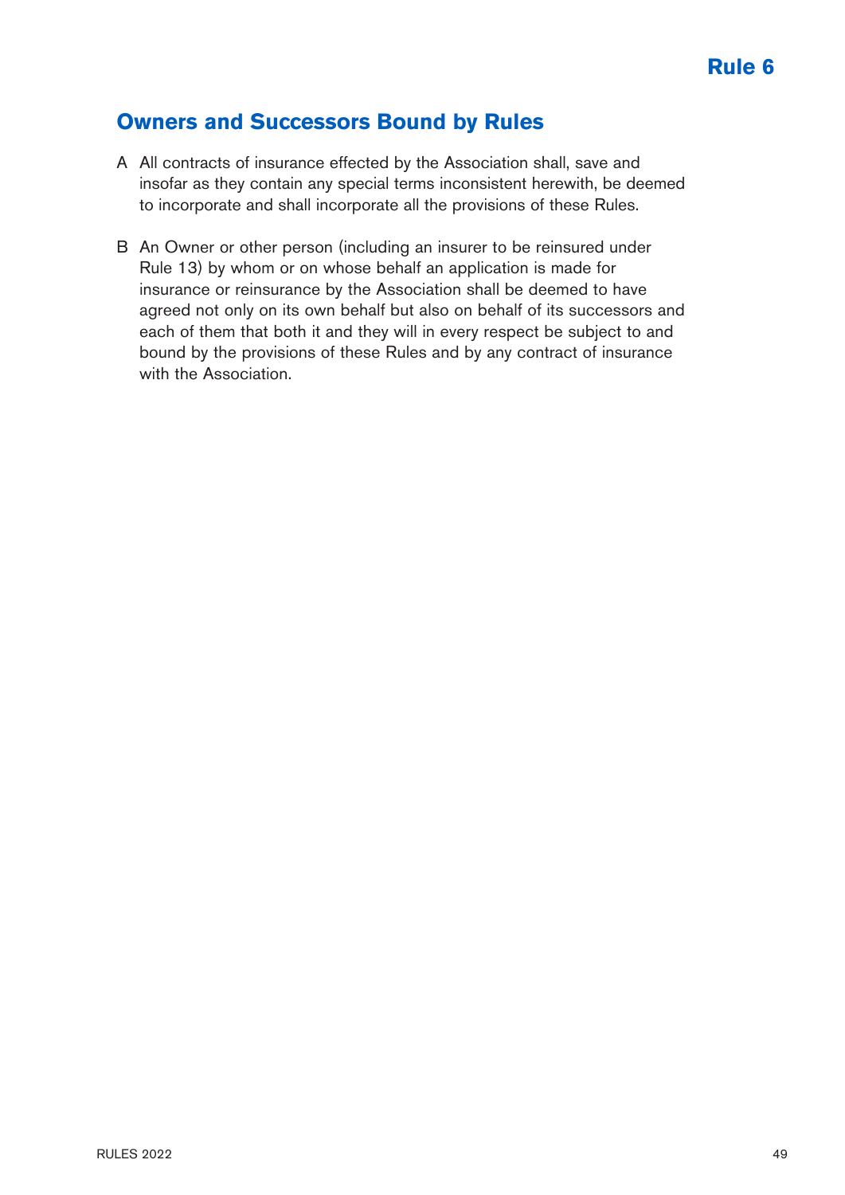# Rule 6

## Owners and Successors Bound by Rules

A All contracts of insurance effected by the Association shall, save and insofar as they contain any special terms inconsistent herewith, be deemed to incorporate and shall incorporate all the provisions of these Rules.

B An Owner or other person (including an insurer to be reinsured under Rule 13) by whom or on whose behalf an application is made for insurance or reinsurance by the Association shall be deemed to have agreed not only on its own behalf but also on behalf of its successors and each of them that both it and they will in every respect be subject to and bound by the provisions of these Rules and by any contract of insurance with the Association.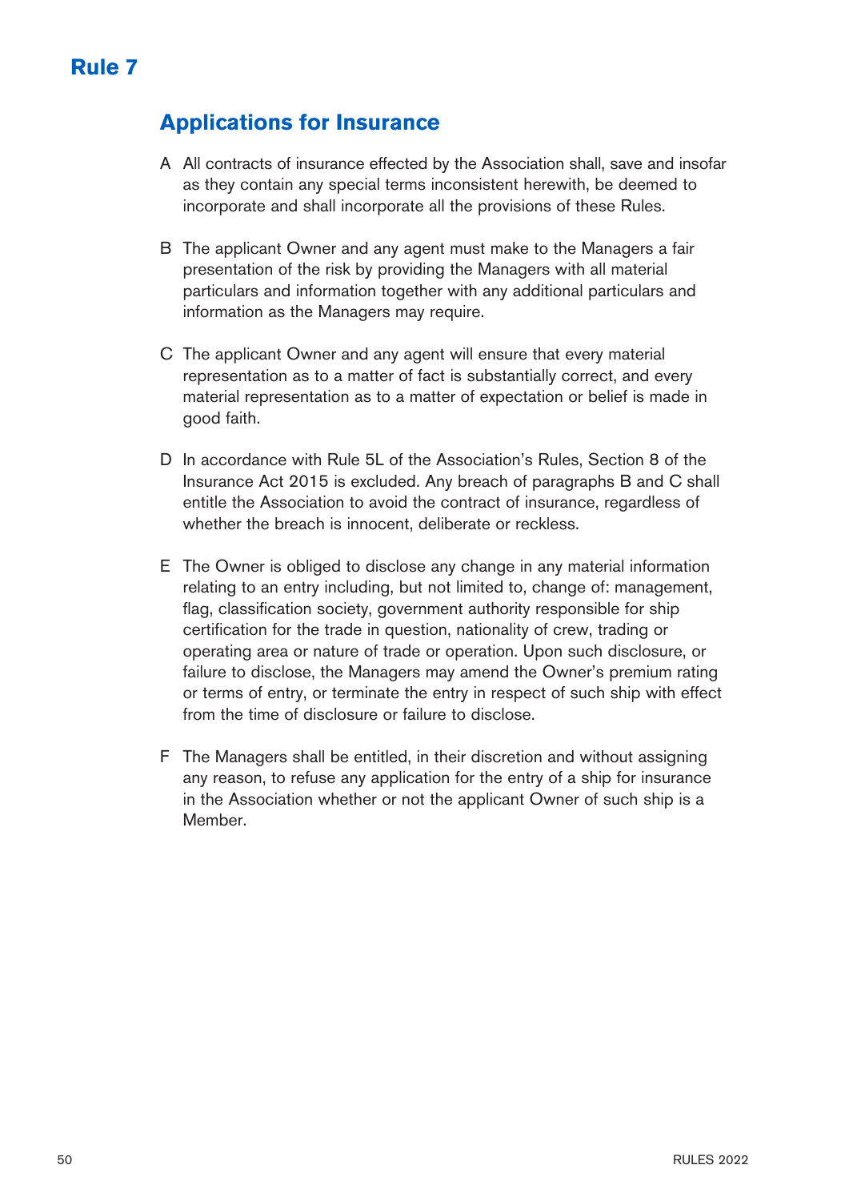# Rule 7

## Applications for Insurance

A All contracts of insurance effected by the Association shall, save and insofar as they contain any special terms inconsistent herewith, be deemed to incorporate and shall incorporate all the provisions of these Rules.

B The applicant Owner and any agent must make to the Managers a fair presentation of the risk by providing the Managers with all material particulars and information together with any additional particulars and information as the Managers may require.

C The applicant Owner and any agent will ensure that every material representation as to a matter of fact is substantially correct, and every material representation as to a matter of expectation or belief is made in good faith.

D In accordance with Rule 5L of the Association's Rules, Section 8 of the Insurance Act 2015 is excluded. Any breach of paragraphs B and C shall entitle the Association to avoid the contract of insurance, regardless of whether the breach is innocent, deliberate or reckless.

E The Owner is obliged to disclose any change in any material information relating to an entry including, but not limited to, change of: management, flag, classification society, government authority responsible for ship certification for the trade in question, nationality of crew, trading or operating area or nature of trade or operation. Upon such disclosure, or failure to disclose, the Managers may amend the Owner's premium rating or terms of entry, or terminate the entry in respect of such ship with effect from the time of disclosure or failure to disclose.

F The Managers shall be entitled, in their discretion and without assigning any reason, to refuse any application for the entry of a ship for insurance in the Association whether or not the applicant Owner of such ship is a Member.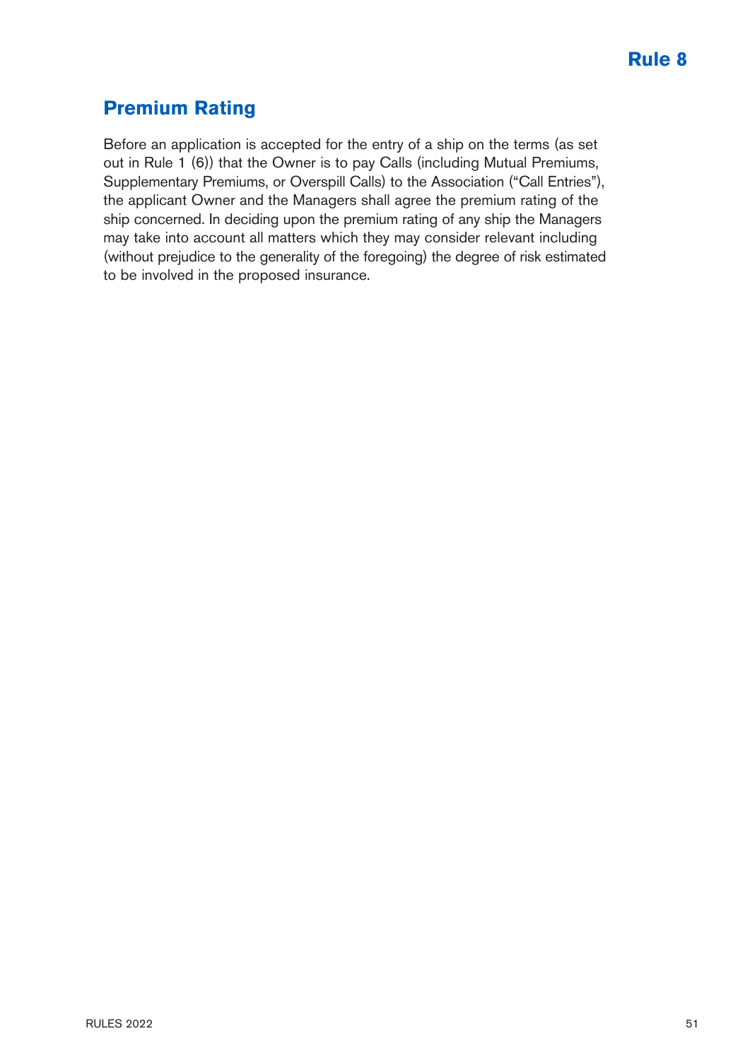# Rule 8

## Premium Rating

Before an application is accepted for the entry of a ship on the terms (as set out in Rule 1 (6)) that the Owner is to pay Calls (including Mutual Premiums, Supplementary Premiums, or Overspill Calls) to the Association ("Call Entries"), the applicant Owner and the Managers shall agree the premium rating of the ship concerned. In deciding upon the premium rating of any ship the Managers may take into account all matters which they may consider relevant including (without prejudice to the generality of the foregoing) the degree of risk estimated to be involved in the proposed insurance.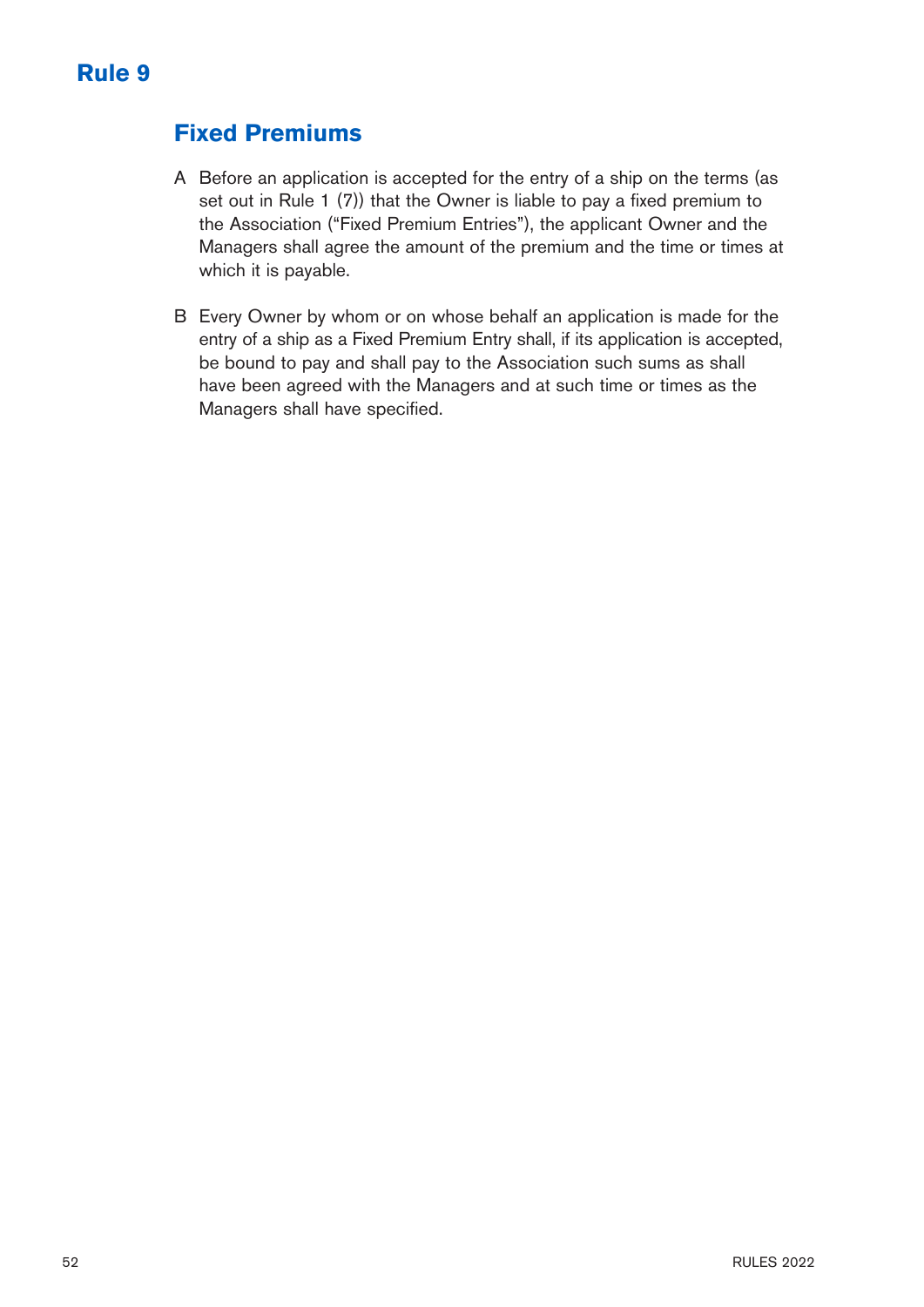# Rule 9

## Fixed Premiums

A Before an application is accepted for the entry of a ship on the terms (as set out in Rule 1 (7)) that the Owner is liable to pay a fixed premium to the Association ("Fixed Premium Entries"), the applicant Owner and the Managers shall agree the amount of the premium and the time or times at which it is payable.

B Every Owner by whom or on whose behalf an application is made for the entry of a ship as a Fixed Premium Entry shall, if its application is accepted, be bound to pay and shall pay to the Association such sums as shall have been agreed with the Managers and at such time or times as the Managers shall have specified.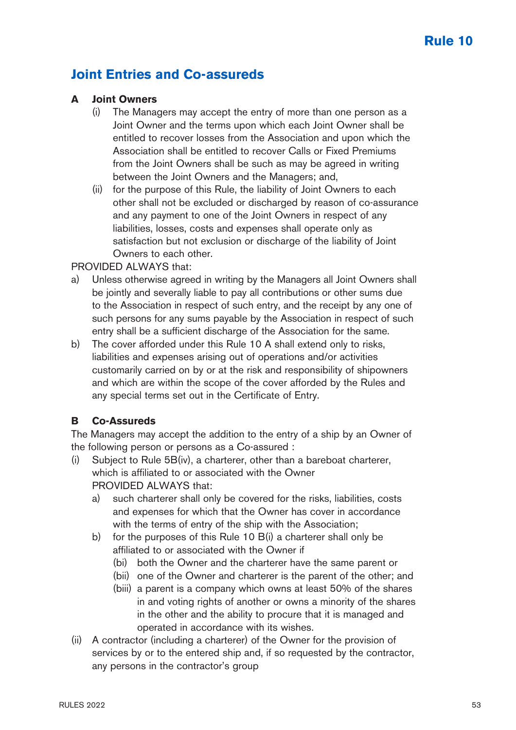# Rule 10

## Joint Entries and Co-assureds

### A Joint Owners

(i) The Managers may accept the entry of more than one person as a Joint Owner and the terms upon which each Joint Owner shall be entitled to recover losses from the Association and upon which the Association shall be entitled to recover Calls or Fixed Premiums from the Joint Owners shall be such as may be agreed in writing between the Joint Owners and the Managers; and,

(ii) for the purpose of this Rule, the liability of Joint Owners to each other shall not be excluded or discharged by reason of co-assurance and any payment to one of the Joint Owners in respect of any liabilities, losses, costs and expenses shall operate only as satisfaction but not exclusion or discharge of the liability of Joint Owners to each other.

PROVIDED ALWAYS that:

a) Unless otherwise agreed in writing by the Managers all Joint Owners shall be jointly and severally liable to pay all contributions or other sums due to the Association in respect of such entry, and the receipt by any one of such persons for any sums payable by the Association in respect of such entry shall be a sufficient discharge of the Association for the same.

b) The cover afforded under this Rule 10 A shall extend only to risks, liabilities and expenses arising out of operations and/or activities customarily carried on by or at the risk and responsibility of shipowners and which are within the scope of the cover afforded by the Rules and any special terms set out in the Certificate of Entry.

### B Co-Assureds

The Managers may accept the addition to the entry of a ship by an Owner of the following person or persons as a Co-assured :

(i) Subject to Rule 5B(iv), a charterer, other than a bareboat charterer, which is affiliated to or associated with the Owner
PROVIDED ALWAYS that:

  a) such charterer shall only be covered for the risks, liabilities, costs and expenses for which that the Owner has cover in accordance with the terms of entry of the ship with the Association;

  b) for the purposes of this Rule 10 B(i) a charterer shall only be affiliated to or associated with the Owner if

    (bi) both the Owner and the charterer have the same parent or

    (bii) one of the Owner and charterer is the parent of the other; and

    (biii) a parent is a company which owns at least 50% of the shares in and voting rights of another or owns a minority of the shares in the other and the ability to procure that it is managed and operated in accordance with its wishes.

(ii) A contractor (including a charterer) of the Owner for the provision of services by or to the entered ship and, if so requested by the contractor, any persons in the contractor's group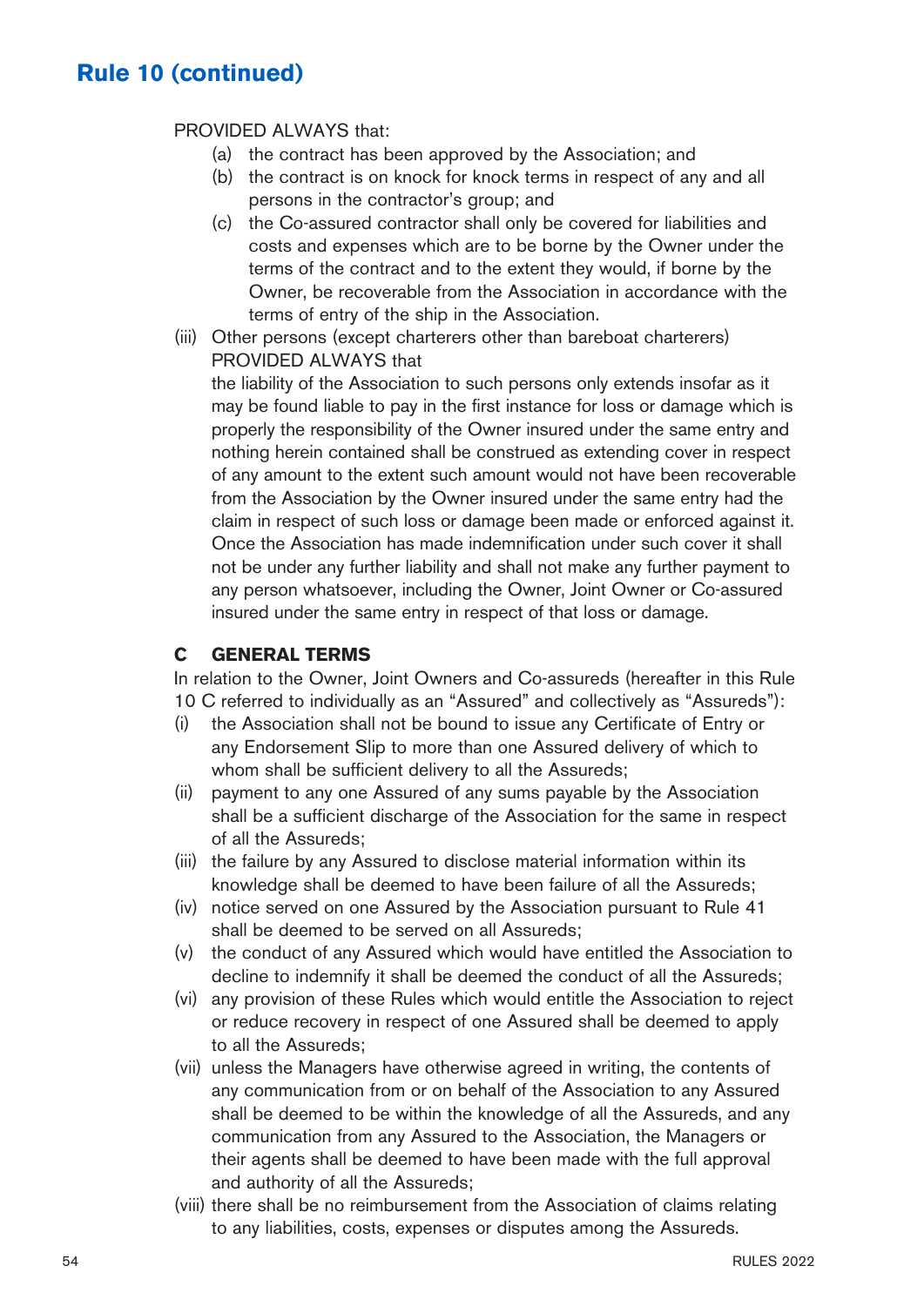## Rule 10 (continued)

PROVIDED ALWAYS that:

(a) the contract has been approved by the Association; and

(b) the contract is on knock for knock terms in respect of any and all persons in the contractor's group; and

(c) the Co-assured contractor shall only be covered for liabilities and costs and expenses which are to be borne by the Owner under the terms of the contract and to the extent they would, if borne by the Owner, be recoverable from the Association in accordance with the terms of entry of the ship in the Association.

(iii) Other persons (except charterers other than bareboat charterers) PROVIDED ALWAYS that

the liability of the Association to such persons only extends insofar as it may be found liable to pay in the first instance for loss or damage which is properly the responsibility of the Owner insured under the same entry and nothing herein contained shall be construed as extending cover in respect of any amount to the extent such amount would not have been recoverable from the Association by the Owner insured under the same entry had the claim in respect of such loss or damage been made or enforced against it. Once the Association has made indemnification under such cover it shall not be under any further liability and shall not make any further payment to any person whatsoever, including the Owner, Joint Owner or Co-assured insured under the same entry in respect of that loss or damage.

### C GENERAL TERMS

In relation to the Owner, Joint Owners and Co-assureds (hereafter in this Rule 10 C referred to individually as an "Assured" and collectively as "Assureds"):

(i) the Association shall not be bound to issue any Certificate of Entry or any Endorsement Slip to more than one Assured delivery of which to whom shall be sufficient delivery to all the Assureds;

(ii) payment to any one Assured of any sums payable by the Association shall be a sufficient discharge of the Association for the same in respect of all the Assureds;

(iii) the failure by any Assured to disclose material information within its knowledge shall be deemed to have been failure of all the Assureds;

(iv) notice served on one Assured by the Association pursuant to Rule 41 shall be deemed to be served on all Assureds;

(v) the conduct of any Assured which would have entitled the Association to decline to indemnify it shall be deemed the conduct of all the Assureds;

(vi) any provision of these Rules which would entitle the Association to reject or reduce recovery in respect of one Assured shall be deemed to apply to all the Assureds;

(vii) unless the Managers have otherwise agreed in writing, the contents of any communication from or on behalf of the Association to any Assured shall be deemed to be within the knowledge of all the Assureds, and any communication from any Assured to the Association, the Managers or their agents shall be deemed to have been made with the full approval and authority of all the Assureds;

(viii) there shall be no reimbursement from the Association of claims relating to any liabilities, costs, expenses or disputes among the Assureds.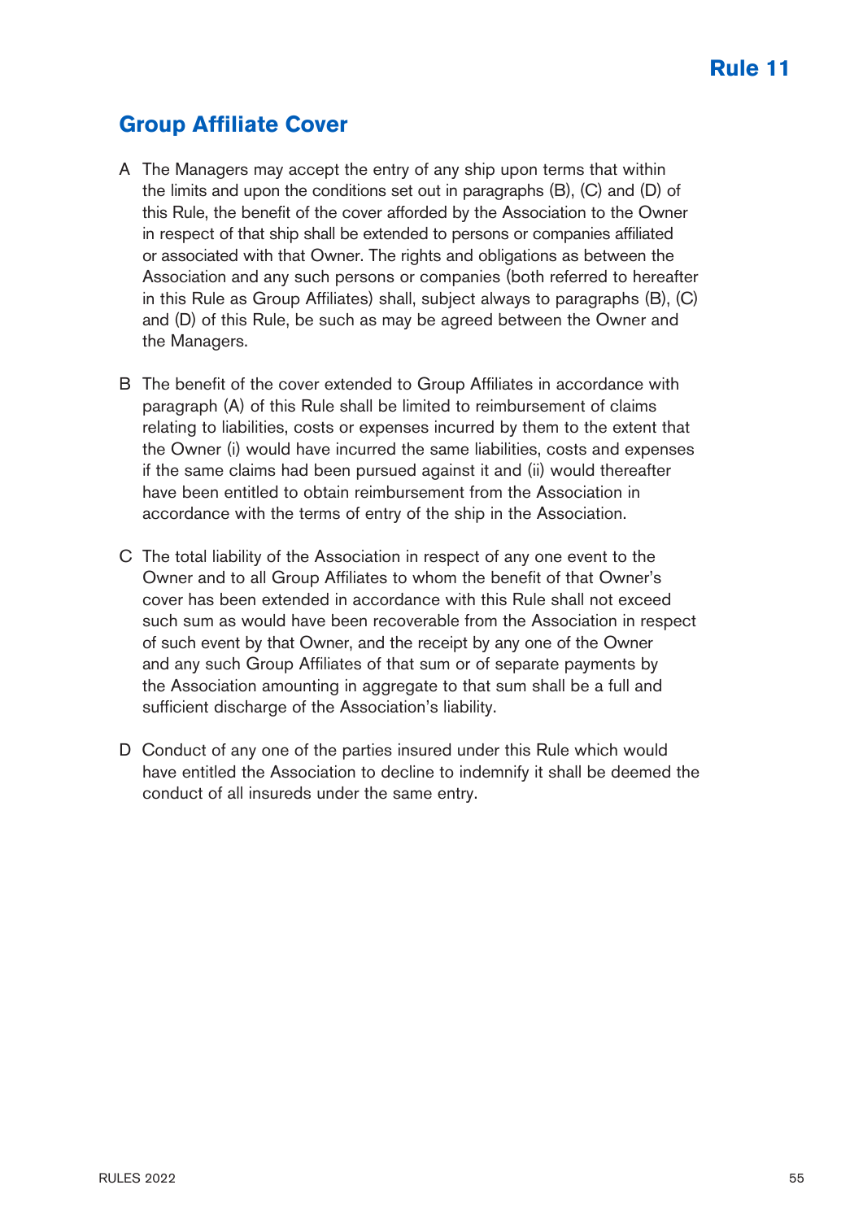# Rule 11

## Group Affiliate Cover

A The Managers may accept the entry of any ship upon terms that within the limits and upon the conditions set out in paragraphs (B), (C) and (D) of this Rule, the benefit of the cover afforded by the Association to the Owner in respect of that ship shall be extended to persons or companies affiliated or associated with that Owner. The rights and obligations as between the Association and any such persons or companies (both referred to hereafter in this Rule as Group Affiliates) shall, subject always to paragraphs (B), (C) and (D) of this Rule, be such as may be agreed between the Owner and the Managers.

B The benefit of the cover extended to Group Affiliates in accordance with paragraph (A) of this Rule shall be limited to reimbursement of claims relating to liabilities, costs or expenses incurred by them to the extent that the Owner (i) would have incurred the same liabilities, costs and expenses if the same claims had been pursued against it and (ii) would thereafter have been entitled to obtain reimbursement from the Association in accordance with the terms of entry of the ship in the Association.

C The total liability of the Association in respect of any one event to the Owner and to all Group Affiliates to whom the benefit of that Owner's cover has been extended in accordance with this Rule shall not exceed such sum as would have been recoverable from the Association in respect of such event by that Owner, and the receipt by any one of the Owner and any such Group Affiliates of that sum or of separate payments by the Association amounting in aggregate to that sum shall be a full and sufficient discharge of the Association's liability.

D Conduct of any one of the parties insured under this Rule which would have entitled the Association to decline to indemnify it shall be deemed the conduct of all insureds under the same entry.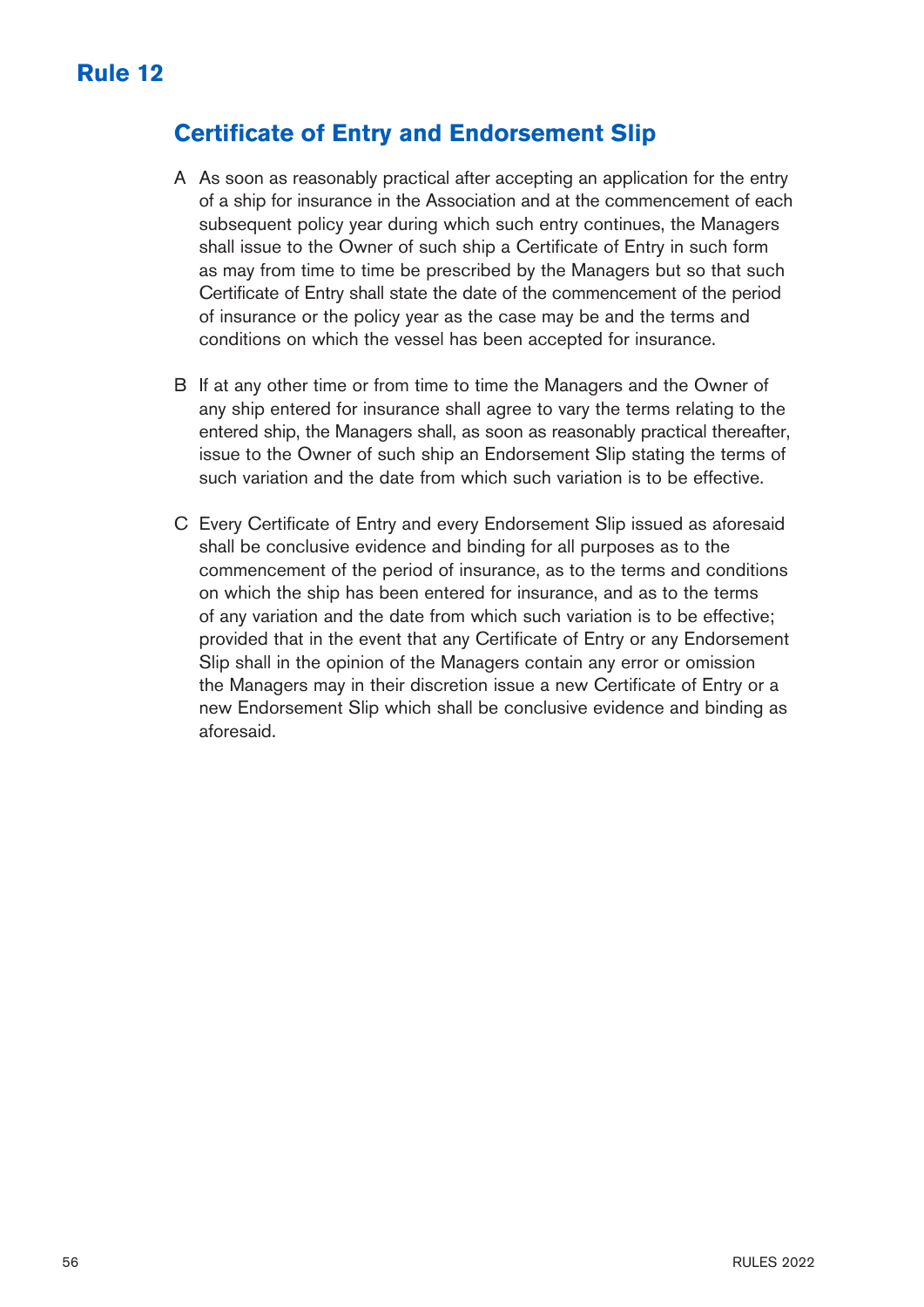# Rule 12

## Certificate of Entry and Endorsement Slip

A As soon as reasonably practical after accepting an application for the entry of a ship for insurance in the Association and at the commencement of each subsequent policy year during which such entry continues, the Managers shall issue to the Owner of such ship a Certificate of Entry in such form as may from time to time be prescribed by the Managers but so that such Certificate of Entry shall state the date of the commencement of the period of insurance or the policy year as the case may be and the terms and conditions on which the vessel has been accepted for insurance.

B If at any other time or from time to time the Managers and the Owner of any ship entered for insurance shall agree to vary the terms relating to the entered ship, the Managers shall, as soon as reasonably practical thereafter, issue to the Owner of such ship an Endorsement Slip stating the terms of such variation and the date from which such variation is to be effective.

C Every Certificate of Entry and every Endorsement Slip issued as aforesaid shall be conclusive evidence and binding for all purposes as to the commencement of the period of insurance, as to the terms and conditions on which the ship has been entered for insurance, and as to the terms of any variation and the date from which such variation is to be effective; provided that in the event that any Certificate of Entry or any Endorsement Slip shall in the opinion of the Managers contain any error or omission the Managers may in their discretion issue a new Certificate of Entry or a new Endorsement Slip which shall be conclusive evidence and binding as aforesaid.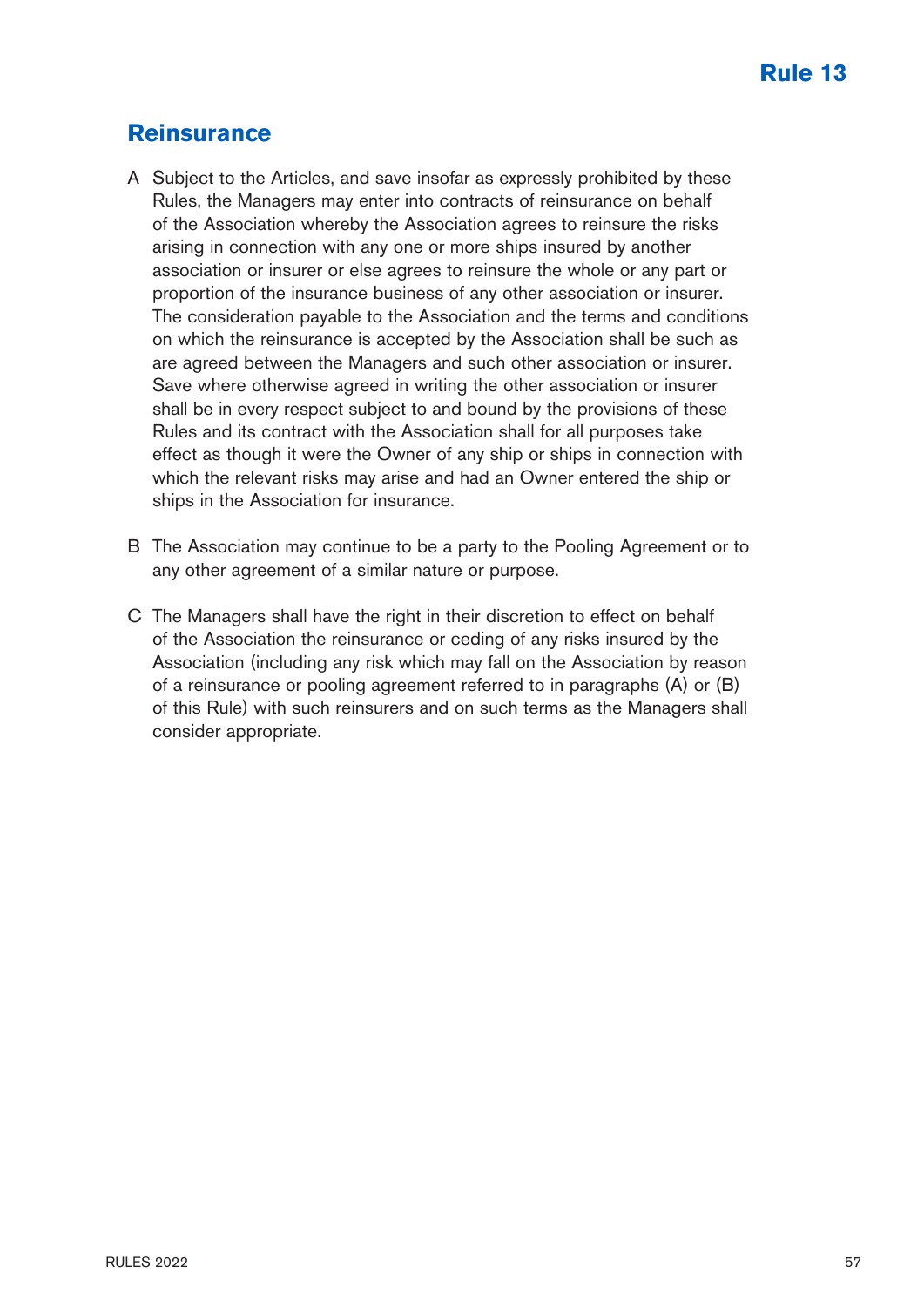# Rule 13

## Reinsurance

A Subject to the Articles, and save insofar as expressly prohibited by these Rules, the Managers may enter into contracts of reinsurance on behalf of the Association whereby the Association agrees to reinsure the risks arising in connection with any one or more ships insured by another association or insurer or else agrees to reinsure the whole or any part or proportion of the insurance business of any other association or insurer. The consideration payable to the Association and the terms and conditions on which the reinsurance is accepted by the Association shall be such as are agreed between the Managers and such other association or insurer. Save where otherwise agreed in writing the other association or insurer shall be in every respect subject to and bound by the provisions of these Rules and its contract with the Association shall for all purposes take effect as though it were the Owner of any ship or ships in connection with which the relevant risks may arise and had an Owner entered the ship or ships in the Association for insurance.

B The Association may continue to be a party to the Pooling Agreement or to any other agreement of a similar nature or purpose.

C The Managers shall have the right in their discretion to effect on behalf of the Association the reinsurance or ceding of any risks insured by the Association (including any risk which may fall on the Association by reason of a reinsurance or pooling agreement referred to in paragraphs (A) or (B) of this Rule) with such reinsurers and on such terms as the Managers shall consider appropriate.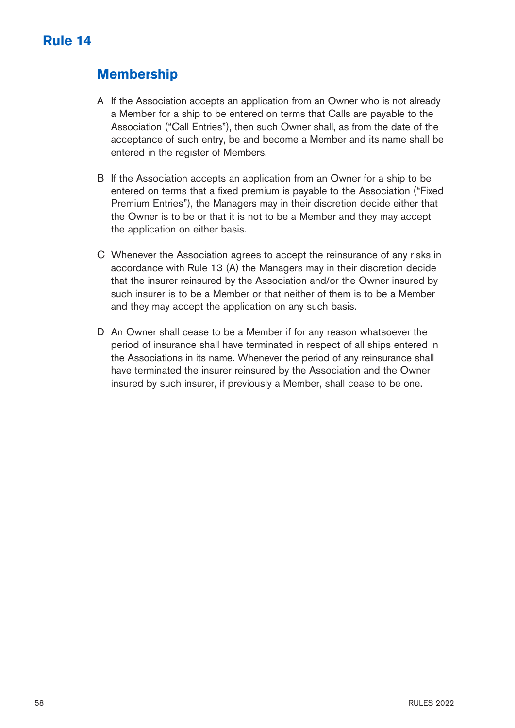# Rule 14

## Membership

A If the Association accepts an application from an Owner who is not already a Member for a ship to be entered on terms that Calls are payable to the Association ("Call Entries"), then such Owner shall, as from the date of the acceptance of such entry, be and become a Member and its name shall be entered in the register of Members.

B If the Association accepts an application from an Owner for a ship to be entered on terms that a fixed premium is payable to the Association ("Fixed Premium Entries"), the Managers may in their discretion decide either that the Owner is to be or that it is not to be a Member and they may accept the application on either basis.

C Whenever the Association agrees to accept the reinsurance of any risks in accordance with Rule 13 (A) the Managers may in their discretion decide that the insurer reinsured by the Association and/or the Owner insured by such insurer is to be a Member or that neither of them is to be a Member and they may accept the application on any such basis.

D An Owner shall cease to be a Member if for any reason whatsoever the period of insurance shall have terminated in respect of all ships entered in the Associations in its name. Whenever the period of any reinsurance shall have terminated the insurer reinsured by the Association and the Owner insured by such insurer, if previously a Member, shall cease to be one.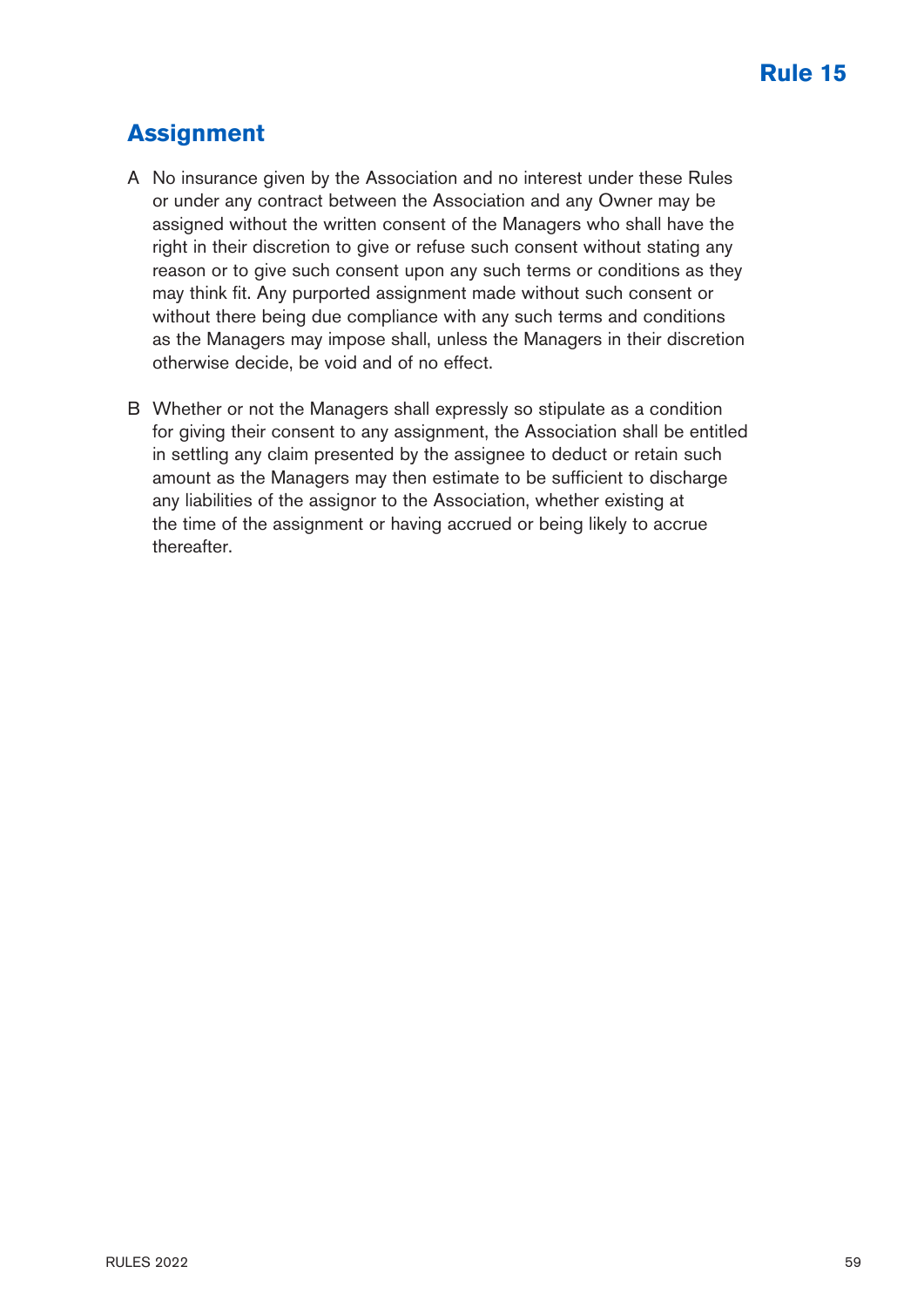# Rule 15

## Assignment

A No insurance given by the Association and no interest under these Rules or under any contract between the Association and any Owner may be assigned without the written consent of the Managers who shall have the right in their discretion to give or refuse such consent without stating any reason or to give such consent upon any such terms or conditions as they may think fit. Any purported assignment made without such consent or without there being due compliance with any such terms and conditions as the Managers may impose shall, unless the Managers in their discretion otherwise decide, be void and of no effect.

B Whether or not the Managers shall expressly so stipulate as a condition for giving their consent to any assignment, the Association shall be entitled in settling any claim presented by the assignee to deduct or retain such amount as the Managers may then estimate to be sufficient to discharge any liabilities of the assignor to the Association, whether existing at the time of the assignment or having accrued or being likely to accrue thereafter.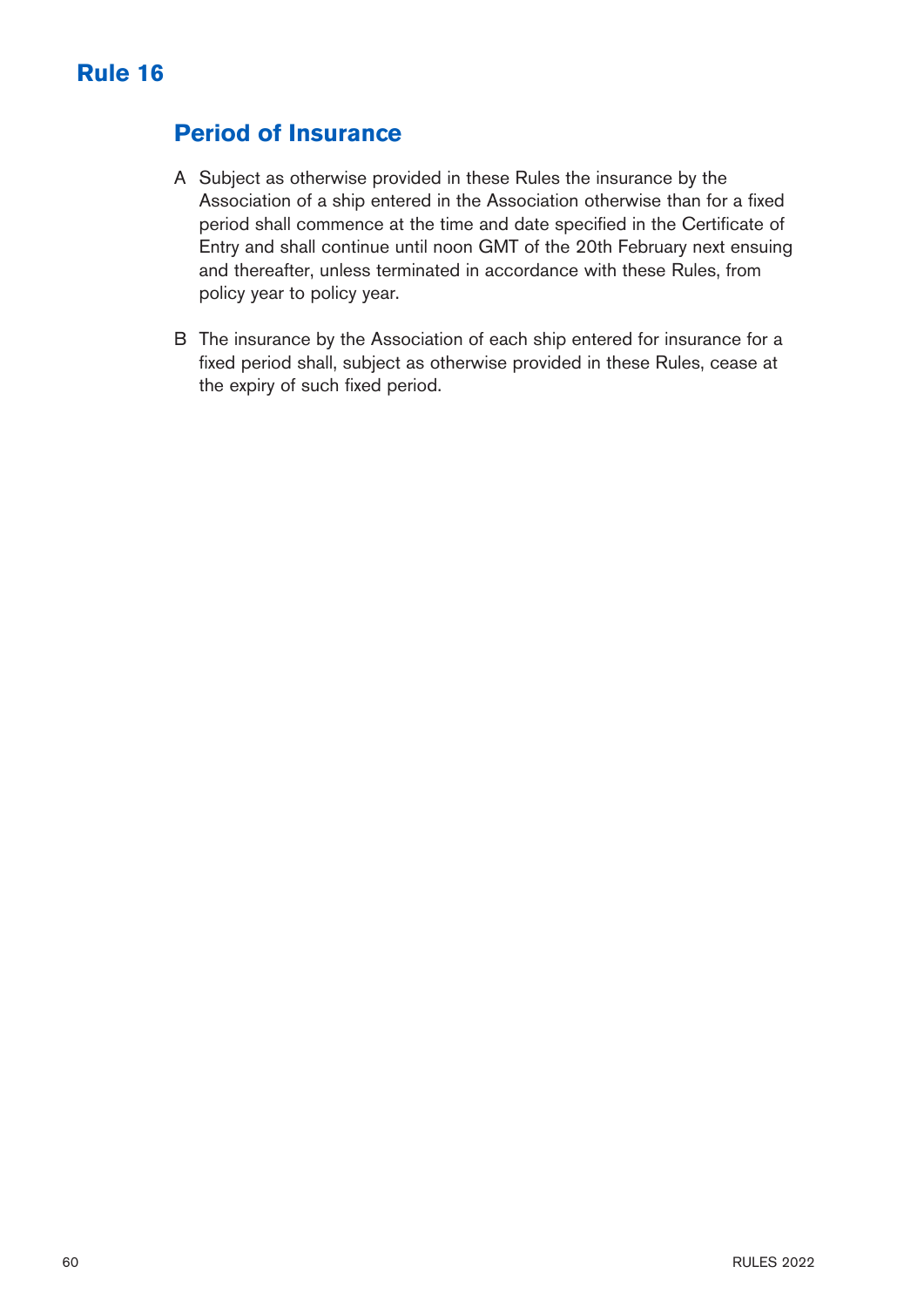# Rule 16

## Period of Insurance

A Subject as otherwise provided in these Rules the insurance by the Association of a ship entered in the Association otherwise than for a fixed period shall commence at the time and date specified in the Certificate of Entry and shall continue until noon GMT of the 20th February next ensuing and thereafter, unless terminated in accordance with these Rules, from policy year to policy year.

B The insurance by the Association of each ship entered for insurance for a fixed period shall, subject as otherwise provided in these Rules, cease at the expiry of such fixed period.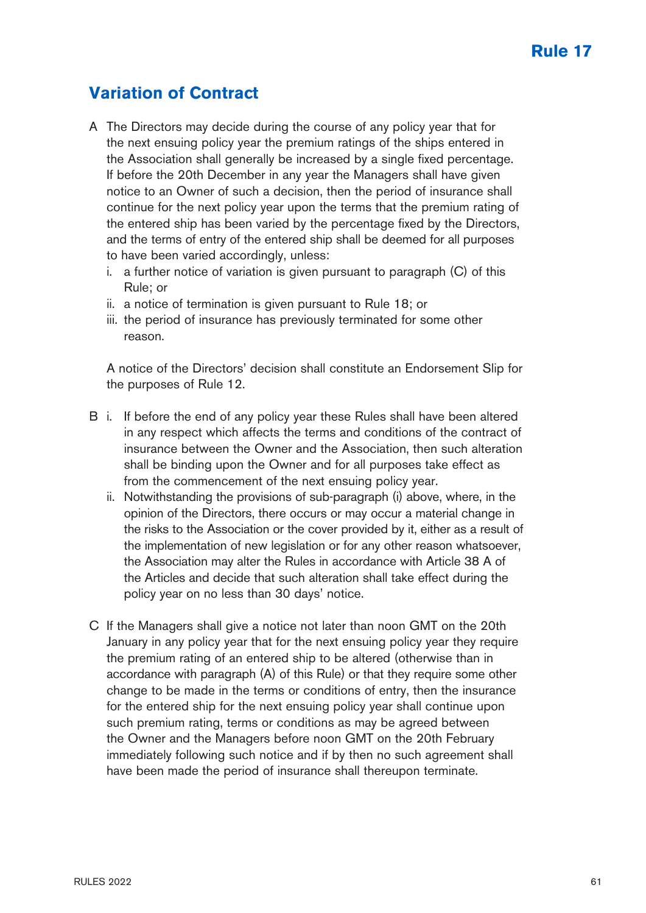# Rule 17

## Variation of Contract

A The Directors may decide during the course of any policy year that for the next ensuing policy year the premium ratings of the ships entered in the Association shall generally be increased by a single fixed percentage. If before the 20th December in any year the Managers shall have given notice to an Owner of such a decision, then the period of insurance shall continue for the next policy year upon the terms that the premium rating of the entered ship has been varied by the percentage fixed by the Directors, and the terms of entry of the entered ship shall be deemed for all purposes to have been varied accordingly, unless:

i. a further notice of variation is given pursuant to paragraph (C) of this Rule; or
ii. a notice of termination is given pursuant to Rule 18; or
iii. the period of insurance has previously terminated for some other reason.

A notice of the Directors' decision shall constitute an Endorsement Slip for the purposes of Rule 12.

B i. If before the end of any policy year these Rules shall have been altered in any respect which affects the terms and conditions of the contract of insurance between the Owner and the Association, then such alteration shall be binding upon the Owner and for all purposes take effect as from the commencement of the next ensuing policy year.

ii. Notwithstanding the provisions of sub-paragraph (i) above, where, in the opinion of the Directors, there occurs or may occur a material change in the risks to the Association or the cover provided by it, either as a result of the implementation of new legislation or for any other reason whatsoever, the Association may alter the Rules in accordance with Article 38 A of the Articles and decide that such alteration shall take effect during the policy year on no less than 30 days' notice.

C If the Managers shall give a notice not later than noon GMT on the 20th January in any policy year that for the next ensuing policy year they require the premium rating of an entered ship to be altered (otherwise than in accordance with paragraph (A) of this Rule) or that they require some other change to be made in the terms or conditions of entry, then the insurance for the entered ship for the next ensuing policy year shall continue upon such premium rating, terms or conditions as may be agreed between the Owner and the Managers before noon GMT on the 20th February immediately following such notice and if by then no such agreement shall have been made the period of insurance shall thereupon terminate.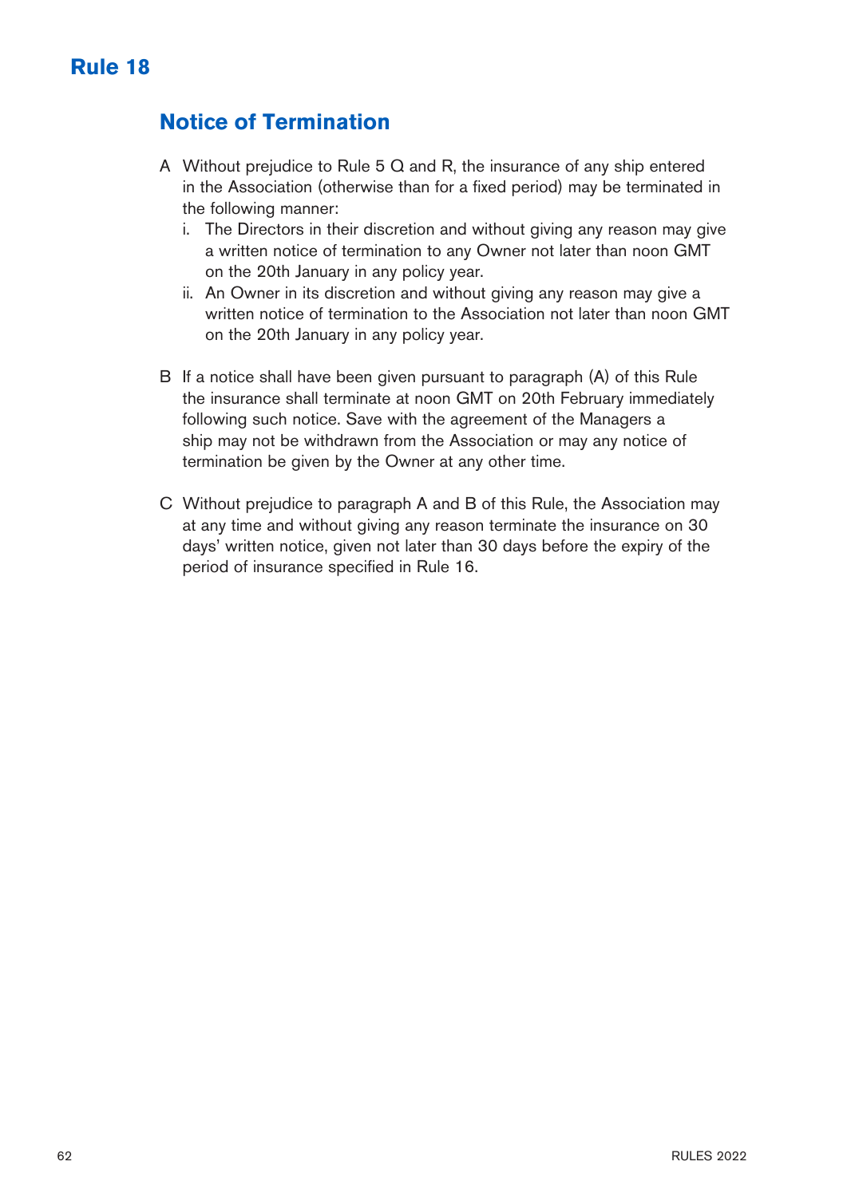# Rule 18

## Notice of Termination

A Without prejudice to Rule 5 Q and R, the insurance of any ship entered in the Association (otherwise than for a fixed period) may be terminated in the following manner:

  i. The Directors in their discretion and without giving any reason may give a written notice of termination to any Owner not later than noon GMT on the 20th January in any policy year.

  ii. An Owner in its discretion and without giving any reason may give a written notice of termination to the Association not later than noon GMT on the 20th January in any policy year.

B If a notice shall have been given pursuant to paragraph (A) of this Rule the insurance shall terminate at noon GMT on 20th February immediately following such notice. Save with the agreement of the Managers a ship may not be withdrawn from the Association or may any notice of termination be given by the Owner at any other time.

C Without prejudice to paragraph A and B of this Rule, the Association may at any time and without giving any reason terminate the insurance on 30 days' written notice, given not later than 30 days before the expiry of the period of insurance specified in Rule 16.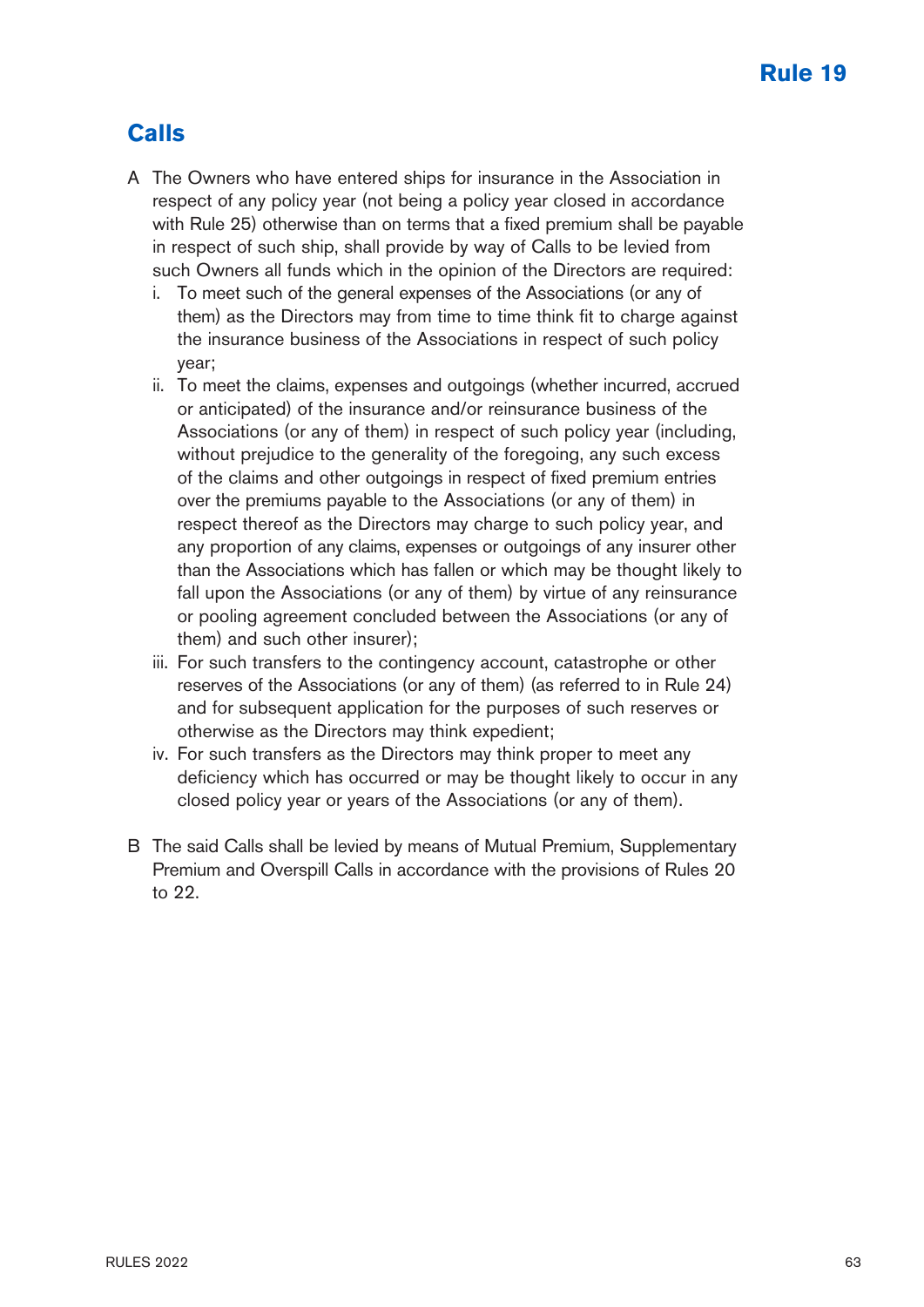# Rule 19

## Calls

A The Owners who have entered ships for insurance in the Association in respect of any policy year (not being a policy year closed in accordance with Rule 25) otherwise than on terms that a fixed premium shall be payable in respect of such ship, shall provide by way of Calls to be levied from such Owners all funds which in the opinion of the Directors are required:

   i. To meet such of the general expenses of the Associations (or any of them) as the Directors may from time to time think fit to charge against the insurance business of the Associations in respect of such policy year;

   ii. To meet the claims, expenses and outgoings (whether incurred, accrued or anticipated) of the insurance and/or reinsurance business of the Associations (or any of them) in respect of such policy year (including, without prejudice to the generality of the foregoing, any such excess of the claims and other outgoings in respect of fixed premium entries over the premiums payable to the Associations (or any of them) in respect thereof as the Directors may charge to such policy year, and any proportion of any claims, expenses or outgoings of any insurer other than the Associations which has fallen or which may be thought likely to fall upon the Associations (or any of them) by virtue of any reinsurance or pooling agreement concluded between the Associations (or any of them) and such other insurer);

   iii. For such transfers to the contingency account, catastrophe or other reserves of the Associations (or any of them) (as referred to in Rule 24) and for subsequent application for the purposes of such reserves or otherwise as the Directors may think expedient;

   iv. For such transfers as the Directors may think proper to meet any deficiency which has occurred or may be thought likely to occur in any closed policy year or years of the Associations (or any of them).

B The said Calls shall be levied by means of Mutual Premium, Supplementary Premium and Overspill Calls in accordance with the provisions of Rules 20 to 22.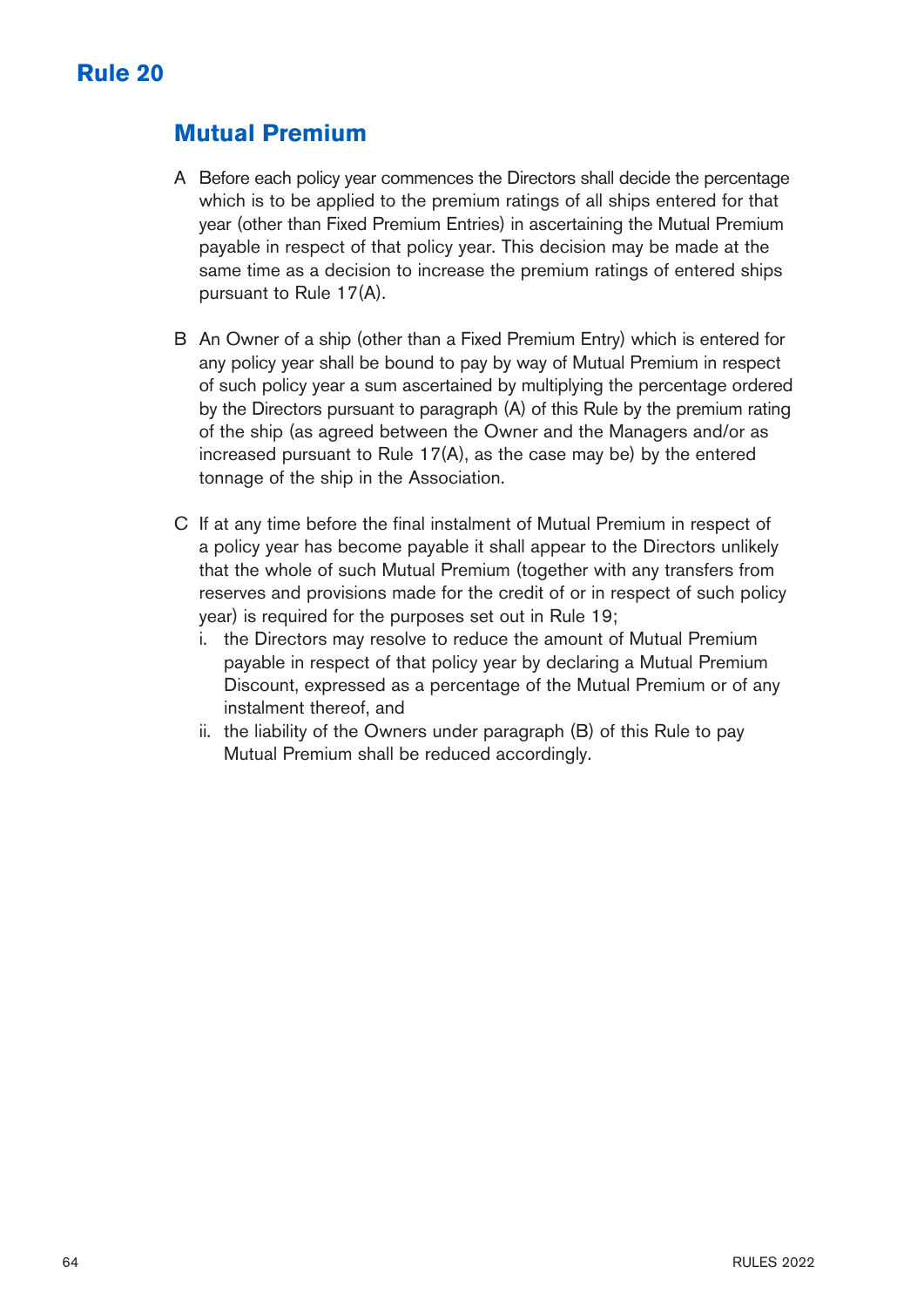# Rule 20

## Mutual Premium

A Before each policy year commences the Directors shall decide the percentage which is to be applied to the premium ratings of all ships entered for that year (other than Fixed Premium Entries) in ascertaining the Mutual Premium payable in respect of that policy year. This decision may be made at the same time as a decision to increase the premium ratings of entered ships pursuant to Rule 17(A).

B An Owner of a ship (other than a Fixed Premium Entry) which is entered for any policy year shall be bound to pay by way of Mutual Premium in respect of such policy year a sum ascertained by multiplying the percentage ordered by the Directors pursuant to paragraph (A) of this Rule by the premium rating of the ship (as agreed between the Owner and the Managers and/or as increased pursuant to Rule 17(A), as the case may be) by the entered tonnage of the ship in the Association.

C If at any time before the final instalment of Mutual Premium in respect of a policy year has become payable it shall appear to the Directors unlikely that the whole of such Mutual Premium (together with any transfers from reserves and provisions made for the credit of or in respect of such policy year) is required for the purposes set out in Rule 19;

i. the Directors may resolve to reduce the amount of Mutual Premium payable in respect of that policy year by declaring a Mutual Premium Discount, expressed as a percentage of the Mutual Premium or of any instalment thereof, and

ii. the liability of the Owners under paragraph (B) of this Rule to pay Mutual Premium shall be reduced accordingly.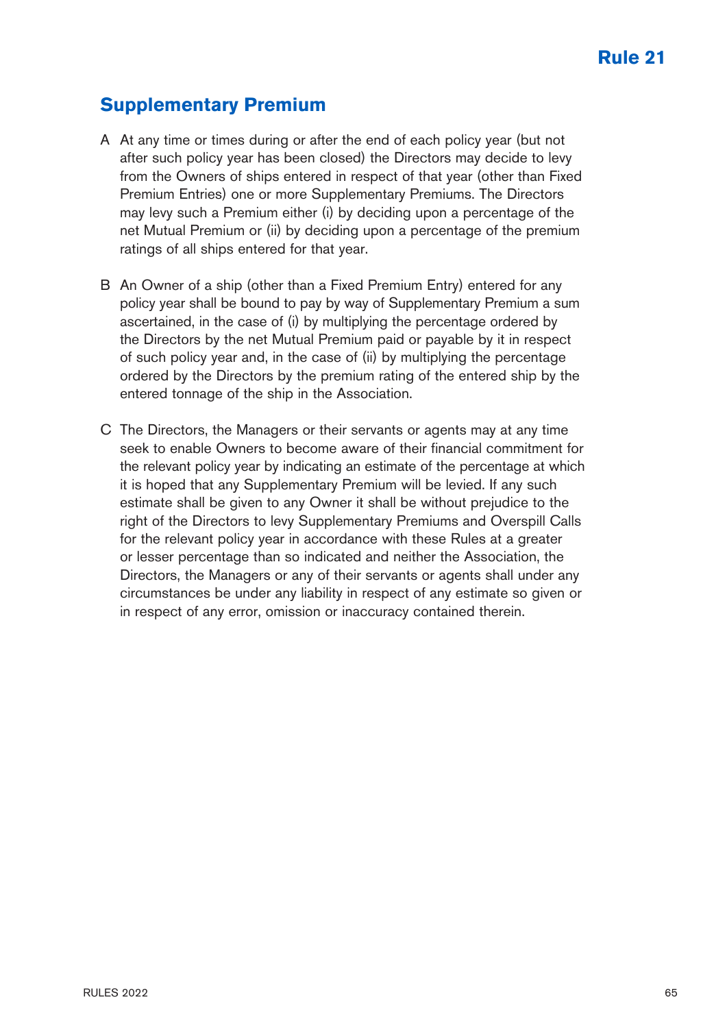# Rule 21

## Supplementary Premium

A At any time or times during or after the end of each policy year (but not after such policy year has been closed) the Directors may decide to levy from the Owners of ships entered in respect of that year (other than Fixed Premium Entries) one or more Supplementary Premiums. The Directors may levy such a Premium either (i) by deciding upon a percentage of the net Mutual Premium or (ii) by deciding upon a percentage of the premium ratings of all ships entered for that year.

B An Owner of a ship (other than a Fixed Premium Entry) entered for any policy year shall be bound to pay by way of Supplementary Premium a sum ascertained, in the case of (i) by multiplying the percentage ordered by the Directors by the net Mutual Premium paid or payable by it in respect of such policy year and, in the case of (ii) by multiplying the percentage ordered by the Directors by the premium rating of the entered ship by the entered tonnage of the ship in the Association.

C The Directors, the Managers or their servants or agents may at any time seek to enable Owners to become aware of their financial commitment for the relevant policy year by indicating an estimate of the percentage at which it is hoped that any Supplementary Premium will be levied. If any such estimate shall be given to any Owner it shall be without prejudice to the right of the Directors to levy Supplementary Premiums and Overspill Calls for the relevant policy year in accordance with these Rules at a greater or lesser percentage than so indicated and neither the Association, the Directors, the Managers or any of their servants or agents shall under any circumstances be under any liability in respect of any estimate so given or in respect of any error, omission or inaccuracy contained therein.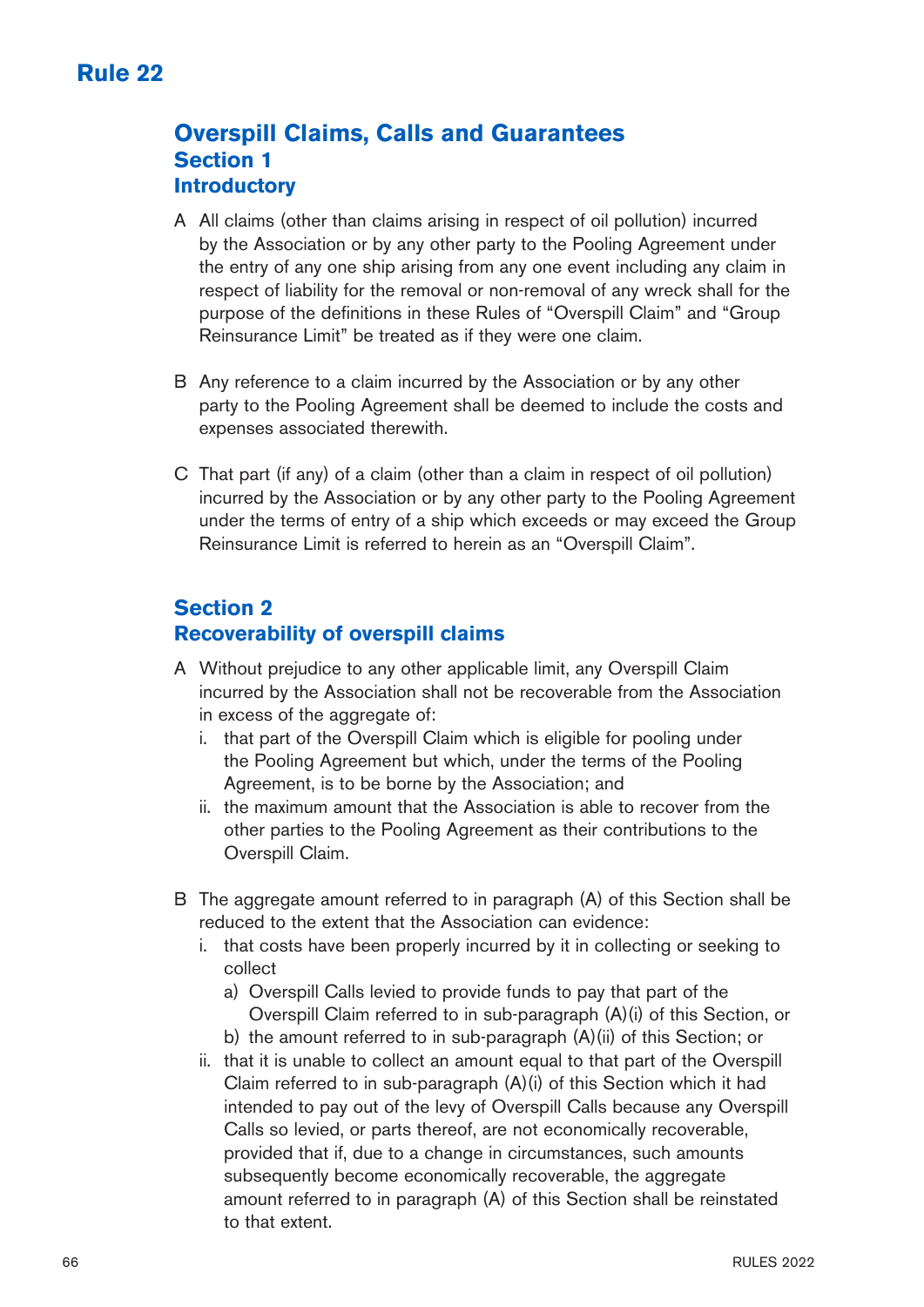# Rule 22

## Overspill Claims, Calls and Guarantees

### Section 1

### Introductory

A All claims (other than claims arising in respect of oil pollution) incurred by the Association or by any other party to the Pooling Agreement under the entry of any one ship arising from any one event including any claim in respect of liability for the removal or non-removal of any wreck shall for the purpose of the definitions in these Rules of "Overspill Claim" and "Group Reinsurance Limit" be treated as if they were one claim.

B Any reference to a claim incurred by the Association or by any other party to the Pooling Agreement shall be deemed to include the costs and expenses associated therewith.

C That part (if any) of a claim (other than a claim in respect of oil pollution) incurred by the Association or by any other party to the Pooling Agreement under the terms of entry of a ship which exceeds or may exceed the Group Reinsurance Limit is referred to herein as an "Overspill Claim".

### Section 2

### Recoverability of overspill claims

A Without prejudice to any other applicable limit, any Overspill Claim incurred by the Association shall not be recoverable from the Association in excess of the aggregate of:

   i. that part of the Overspill Claim which is eligible for pooling under the Pooling Agreement but which, under the terms of the Pooling Agreement, is to be borne by the Association; and

   ii. the maximum amount that the Association is able to recover from the other parties to the Pooling Agreement as their contributions to the Overspill Claim.

B The aggregate amount referred to in paragraph (A) of this Section shall be reduced to the extent that the Association can evidence:

   i. that costs have been properly incurred by it in collecting or seeking to collect

      a) Overspill Calls levied to provide funds to pay that part of the Overspill Claim referred to in sub-paragraph (A)(i) of this Section, or

      b) the amount referred to in sub-paragraph (A)(ii) of this Section; or

   ii. that it is unable to collect an amount equal to that part of the Overspill Claim referred to in sub-paragraph (A)(i) of this Section which it had intended to pay out of the levy of Overspill Calls because any Overspill Calls so levied, or parts thereof, are not economically recoverable, provided that if, due to a change in circumstances, such amounts subsequently become economically recoverable, the aggregate amount referred to in paragraph (A) of this Section shall be reinstated to that extent.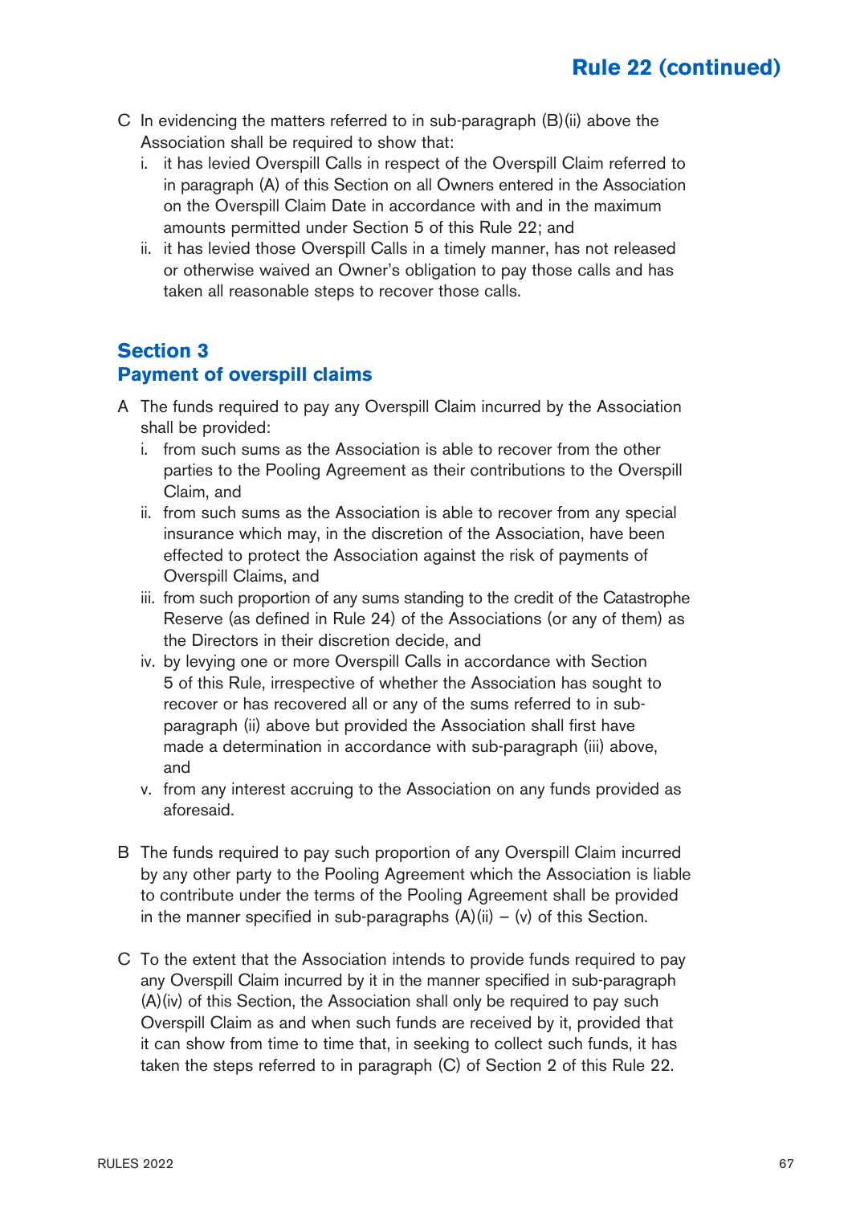C In evidencing the matters referred to in sub-paragraph (B)(ii) above the Association shall be required to show that:
   i. it has levied Overspill Calls in respect of the Overspill Claim referred to in paragraph (A) of this Section on all Owners entered in the Association on the Overspill Claim Date in accordance with and in the maximum amounts permitted under Section 5 of this Rule 22; and
   ii. it has levied those Overspill Calls in a timely manner, has not released or otherwise waived an Owner's obligation to pay those calls and has taken all reasonable steps to recover those calls.

## Section 3
## Payment of overspill claims

A The funds required to pay any Overspill Claim incurred by the Association shall be provided:
   i. from such sums as the Association is able to recover from the other parties to the Pooling Agreement as their contributions to the Overspill Claim, and
   ii. from such sums as the Association is able to recover from any special insurance which may, in the discretion of the Association, have been effected to protect the Association against the risk of payments of Overspill Claims, and
   iii. from such proportion of any sums standing to the credit of the Catastrophe Reserve (as defined in Rule 24) of the Associations (or any of them) as the Directors in their discretion decide, and
   iv. by levying one or more Overspill Calls in accordance with Section 5 of this Rule, irrespective of whether the Association has sought to recover or has recovered all or any of the sums referred to in sub-paragraph (ii) above but provided the Association shall first have made a determination in accordance with sub-paragraph (iii) above, and
   v. from any interest accruing to the Association on any funds provided as aforesaid.

B The funds required to pay such proportion of any Overspill Claim incurred by any other party to the Pooling Agreement which the Association is liable to contribute under the terms of the Pooling Agreement shall be provided in the manner specified in sub-paragraphs (A)(ii) – (v) of this Section.

C To the extent that the Association intends to provide funds required to pay any Overspill Claim incurred by it in the manner specified in sub-paragraph (A)(iv) of this Section, the Association shall only be required to pay such Overspill Claim as and when such funds are received by it, provided that it can show from time to time that, in seeking to collect such funds, it has taken the steps referred to in paragraph (C) of Section 2 of this Rule 22.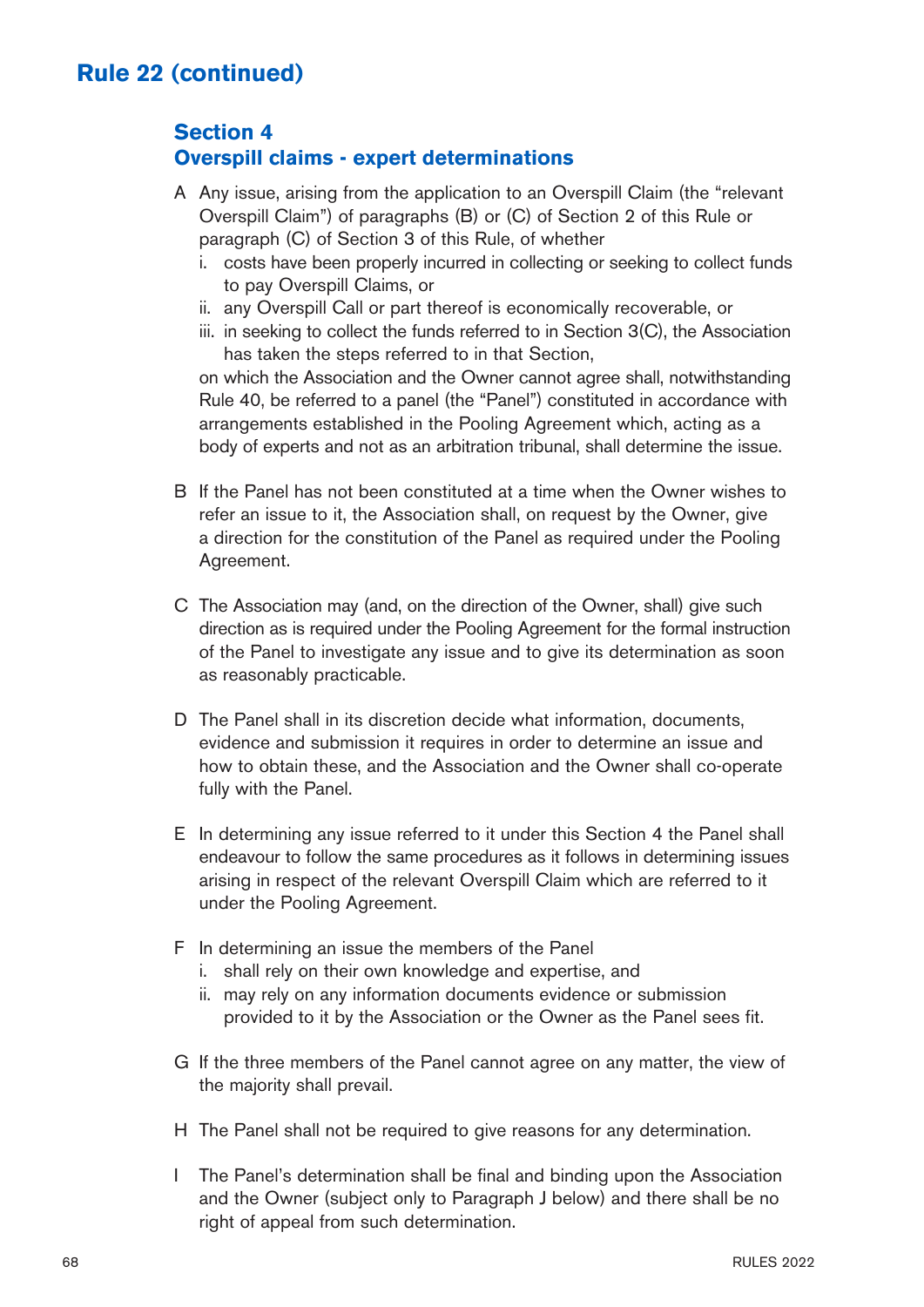# Rule 22 (continued)

## Section 4
## Overspill claims - expert determinations

A Any issue, arising from the application to an Overspill Claim (the "relevant Overspill Claim") of paragraphs (B) or (C) of Section 2 of this Rule or paragraph (C) of Section 3 of this Rule, of whether

   i. costs have been properly incurred in collecting or seeking to collect funds to pay Overspill Claims, or
   ii. any Overspill Call or part thereof is economically recoverable, or
   iii. in seeking to collect the funds referred to in Section 3(C), the Association has taken the steps referred to in that Section,

   on which the Association and the Owner cannot agree shall, notwithstanding Rule 40, be referred to a panel (the "Panel") constituted in accordance with arrangements established in the Pooling Agreement which, acting as a body of experts and not as an arbitration tribunal, shall determine the issue.

B If the Panel has not been constituted at a time when the Owner wishes to refer an issue to it, the Association shall, on request by the Owner, give a direction for the constitution of the Panel as required under the Pooling Agreement.

C The Association may (and, on the direction of the Owner, shall) give such direction as is required under the Pooling Agreement for the formal instruction of the Panel to investigate any issue and to give its determination as soon as reasonably practicable.

D The Panel shall in its discretion decide what information, documents, evidence and submission it requires in order to determine an issue and how to obtain these, and the Association and the Owner shall co-operate fully with the Panel.

E In determining any issue referred to it under this Section 4 the Panel shall endeavour to follow the same procedures as it follows in determining issues arising in respect of the relevant Overspill Claim which are referred to it under the Pooling Agreement.

F In determining an issue the members of the Panel

   i. shall rely on their own knowledge and expertise, and
   ii. may rely on any information documents evidence or submission provided to it by the Association or the Owner as the Panel sees fit.

G If the three members of the Panel cannot agree on any matter, the view of the majority shall prevail.

H The Panel shall not be required to give reasons for any determination.

I The Panel's determination shall be final and binding upon the Association and the Owner (subject only to Paragraph J below) and there shall be no right of appeal from such determination.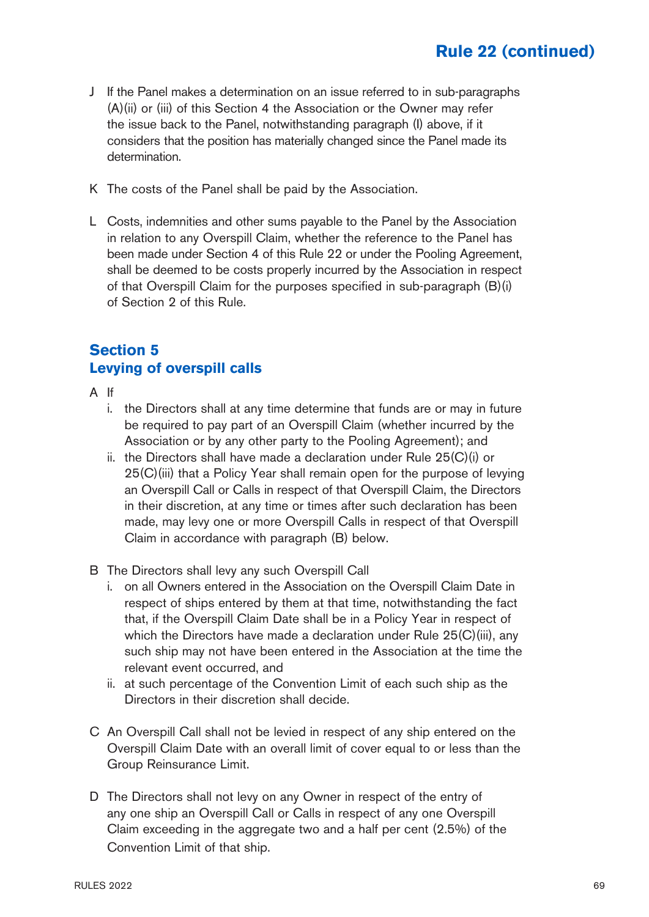J If the Panel makes a determination on an issue referred to in sub-paragraphs (A)(ii) or (iii) of this Section 4 the Association or the Owner may refer the issue back to the Panel, notwithstanding paragraph (I) above, if it considers that the position has materially changed since the Panel made its determination.

K The costs of the Panel shall be paid by the Association.

L Costs, indemnities and other sums payable to the Panel by the Association in relation to any Overspill Claim, whether the reference to the Panel has been made under Section 4 of this Rule 22 or under the Pooling Agreement, shall be deemed to be costs properly incurred by the Association in respect of that Overspill Claim for the purposes specified in sub-paragraph (B)(i) of Section 2 of this Rule.

## Section 5
## Levying of overspill calls

A If

- i. the Directors shall at any time determine that funds are or may in future be required to pay part of an Overspill Claim (whether incurred by the Association or by any other party to the Pooling Agreement); and
- ii. the Directors shall have made a declaration under Rule 25(C)(i) or 25(C)(iii) that a Policy Year shall remain open for the purpose of levying an Overspill Call or Calls in respect of that Overspill Claim, the Directors in their discretion, at any time or times after such declaration has been made, may levy one or more Overspill Calls in respect of that Overspill Claim in accordance with paragraph (B) below.

B The Directors shall levy any such Overspill Call

- i. on all Owners entered in the Association on the Overspill Claim Date in respect of ships entered by them at that time, notwithstanding the fact that, if the Overspill Claim Date shall be in a Policy Year in respect of which the Directors have made a declaration under Rule 25(C)(iii), any such ship may not have been entered in the Association at the time the relevant event occurred, and
- ii. at such percentage of the Convention Limit of each such ship as the Directors in their discretion shall decide.

C An Overspill Call shall not be levied in respect of any ship entered on the Overspill Claim Date with an overall limit of cover equal to or less than the Group Reinsurance Limit.

D The Directors shall not levy on any Owner in respect of the entry of any one ship an Overspill Call or Calls in respect of any one Overspill Claim exceeding in the aggregate two and a half per cent (2.5%) of the Convention Limit of that ship.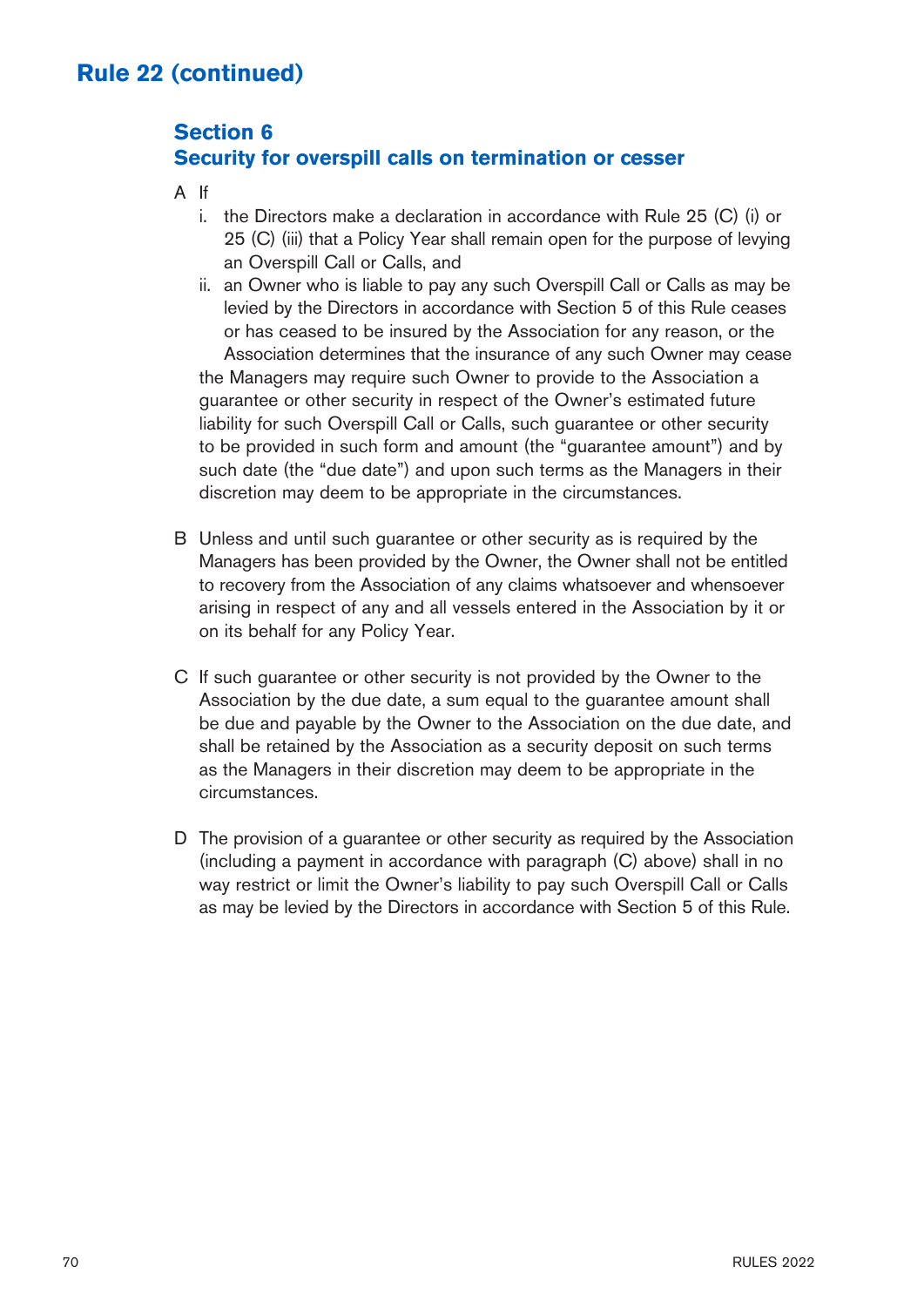# Rule 22 (continued)

## Section 6
## Security for overspill calls on termination or cesser

A If

i. the Directors make a declaration in accordance with Rule 25 (C) (i) or 25 (C) (iii) that a Policy Year shall remain open for the purpose of levying an Overspill Call or Calls, and

ii. an Owner who is liable to pay any such Overspill Call or Calls as may be levied by the Directors in accordance with Section 5 of this Rule ceases or has ceased to be insured by the Association for any reason, or the Association determines that the insurance of any such Owner may cease

the Managers may require such Owner to provide to the Association a guarantee or other security in respect of the Owner's estimated future liability for such Overspill Call or Calls, such guarantee or other security to be provided in such form and amount (the "guarantee amount") and by such date (the "due date") and upon such terms as the Managers in their discretion may deem to be appropriate in the circumstances.

B Unless and until such guarantee or other security as is required by the Managers has been provided by the Owner, the Owner shall not be entitled to recovery from the Association of any claims whatsoever and whensoever arising in respect of any and all vessels entered in the Association by it or on its behalf for any Policy Year.

C If such guarantee or other security is not provided by the Owner to the Association by the due date, a sum equal to the guarantee amount shall be due and payable by the Owner to the Association on the due date, and shall be retained by the Association as a security deposit on such terms as the Managers in their discretion may deem to be appropriate in the circumstances.

D The provision of a guarantee or other security as required by the Association (including a payment in accordance with paragraph (C) above) shall in no way restrict or limit the Owner's liability to pay such Overspill Call or Calls as may be levied by the Directors in accordance with Section 5 of this Rule.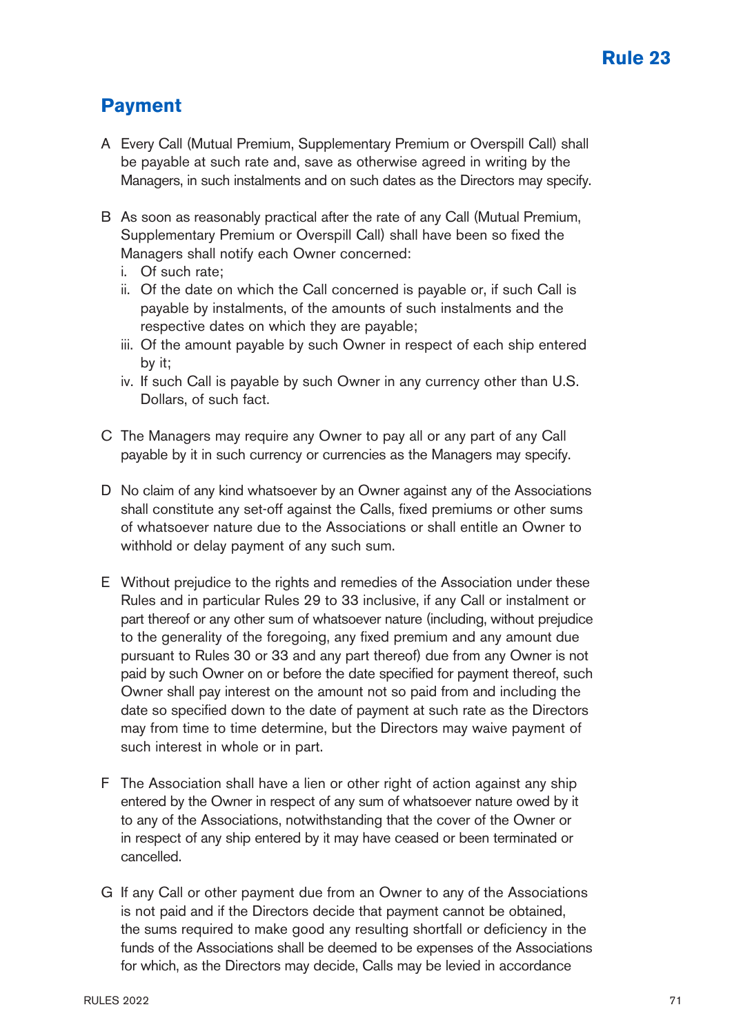# Rule 23

## Payment

A Every Call (Mutual Premium, Supplementary Premium or Overspill Call) shall be payable at such rate and, save as otherwise agreed in writing by the Managers, in such instalments and on such dates as the Directors may specify.

B As soon as reasonably practical after the rate of any Call (Mutual Premium, Supplementary Premium or Overspill Call) shall have been so fixed the Managers shall notify each Owner concerned:

i. Of such rate;
ii. Of the date on which the Call concerned is payable or, if such Call is payable by instalments, of the amounts of such instalments and the respective dates on which they are payable;
iii. Of the amount payable by such Owner in respect of each ship entered by it;
iv. If such Call is payable by such Owner in any currency other than U.S. Dollars, of such fact.

C The Managers may require any Owner to pay all or any part of any Call payable by it in such currency or currencies as the Managers may specify.

D No claim of any kind whatsoever by an Owner against any of the Associations shall constitute any set-off against the Calls, fixed premiums or other sums of whatsoever nature due to the Associations or shall entitle an Owner to withhold or delay payment of any such sum.

E Without prejudice to the rights and remedies of the Association under these Rules and in particular Rules 29 to 33 inclusive, if any Call or instalment or part thereof or any other sum of whatsoever nature (including, without prejudice to the generality of the foregoing, any fixed premium and any amount due pursuant to Rules 30 or 33 and any part thereof) due from any Owner is not paid by such Owner on or before the date specified for payment thereof, such Owner shall pay interest on the amount not so paid from and including the date so specified down to the date of payment at such rate as the Directors may from time to time determine, but the Directors may waive payment of such interest in whole or in part.

F The Association shall have a lien or other right of action against any ship entered by the Owner in respect of any sum of whatsoever nature owed by it to any of the Associations, notwithstanding that the cover of the Owner or in respect of any ship entered by it may have ceased or been terminated or cancelled.

G If any Call or other payment due from an Owner to any of the Associations is not paid and if the Directors decide that payment cannot be obtained, the sums required to make good any resulting shortfall or deficiency in the funds of the Associations shall be deemed to be expenses of the Associations for which, as the Directors may decide, Calls may be levied in accordance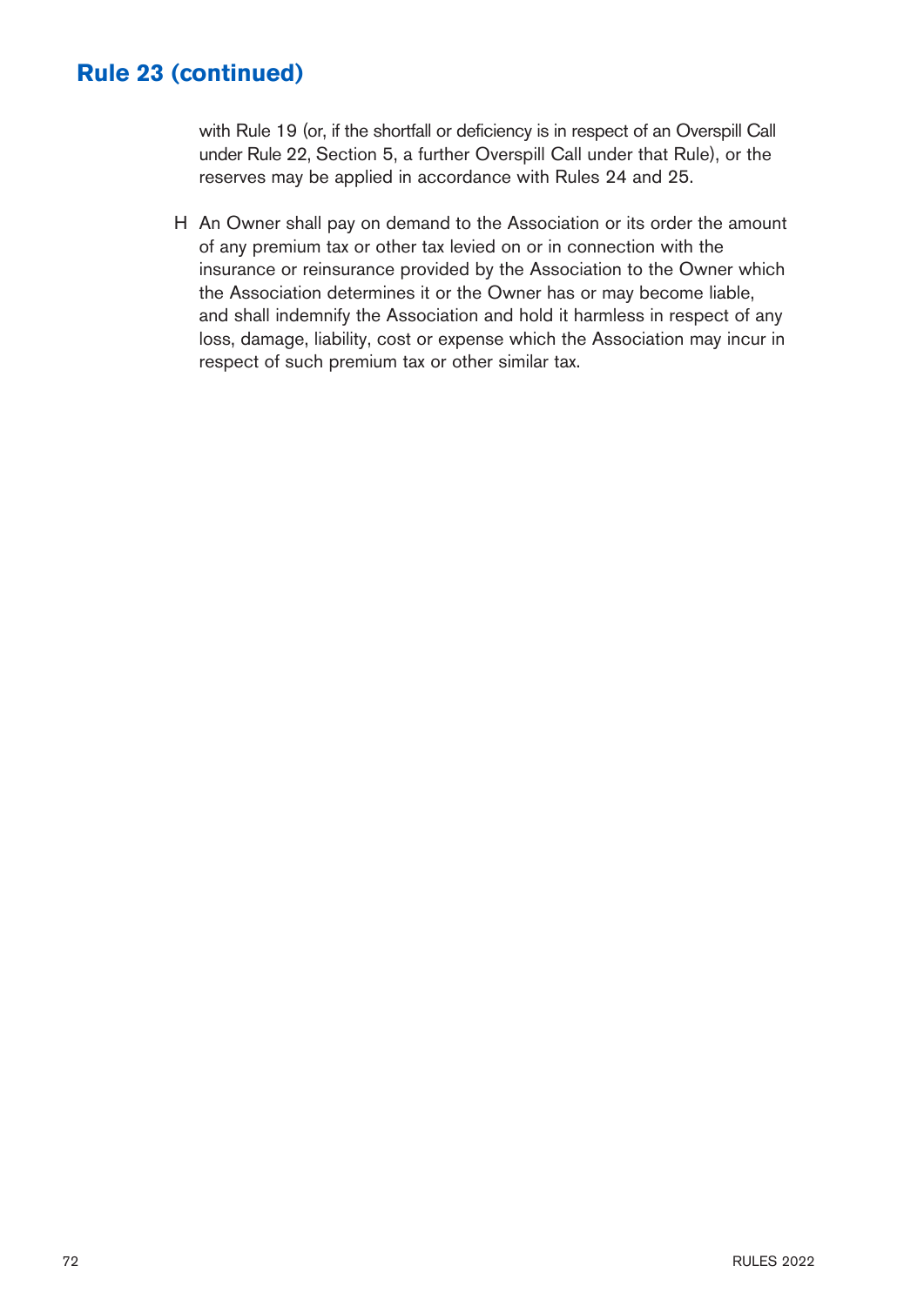## Rule 23 (continued)

with Rule 19 (or, if the shortfall or deficiency is in respect of an Overspill Call under Rule 22, Section 5, a further Overspill Call under that Rule), or the reserves may be applied in accordance with Rules 24 and 25.

H An Owner shall pay on demand to the Association or its order the amount of any premium tax or other tax levied on or in connection with the insurance or reinsurance provided by the Association to the Owner which the Association determines it or the Owner has or may become liable, and shall indemnify the Association and hold it harmless in respect of any loss, damage, liability, cost or expense which the Association may incur in respect of such premium tax or other similar tax.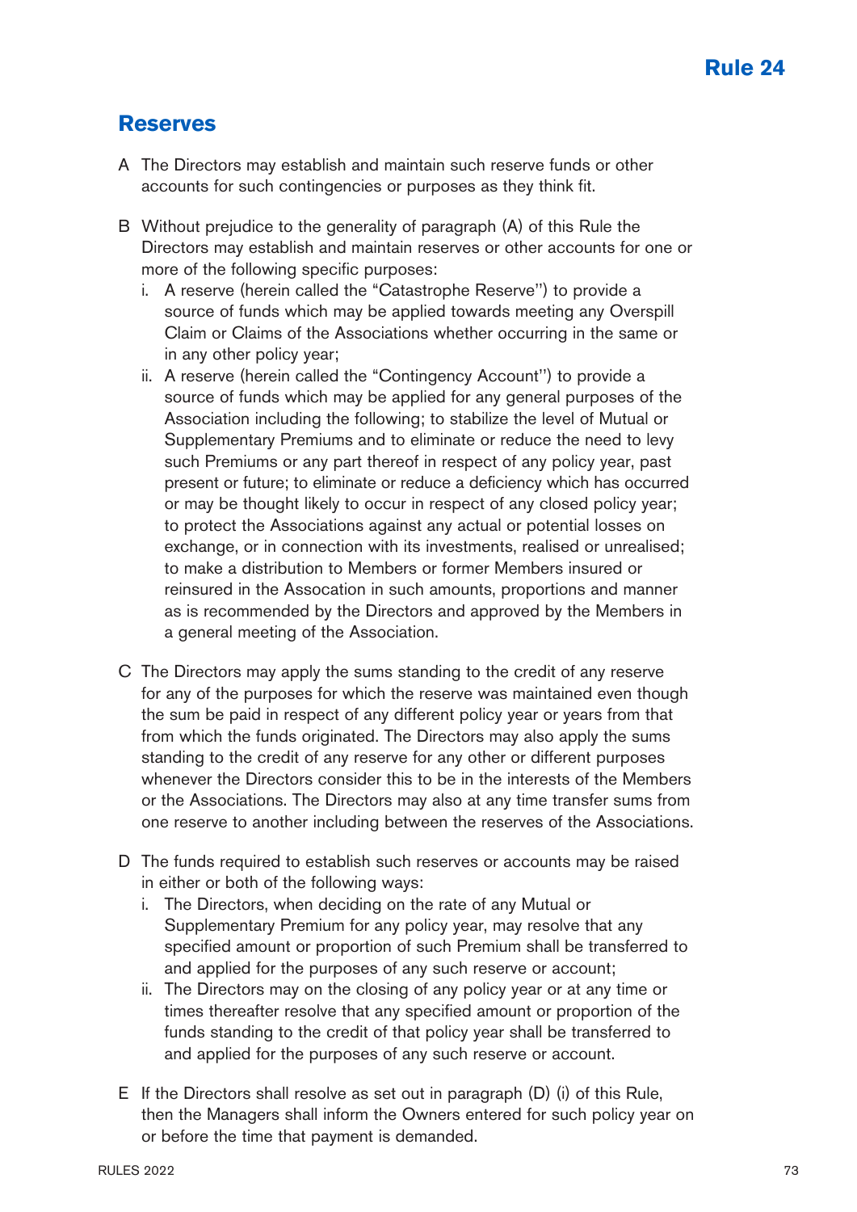# Rule 24

## Reserves

A The Directors may establish and maintain such reserve funds or other accounts for such contingencies or purposes as they think fit.

B Without prejudice to the generality of paragraph (A) of this Rule the Directors may establish and maintain reserves or other accounts for one or more of the following specific purposes:

i. A reserve (herein called the "Catastrophe Reserve'') to provide a source of funds which may be applied towards meeting any Overspill Claim or Claims of the Associations whether occurring in the same or in any other policy year;

ii. A reserve (herein called the "Contingency Account'') to provide a source of funds which may be applied for any general purposes of the Association including the following; to stabilize the level of Mutual or Supplementary Premiums and to eliminate or reduce the need to levy such Premiums or any part thereof in respect of any policy year, past present or future; to eliminate or reduce a deficiency which has occurred or may be thought likely to occur in respect of any closed policy year; to protect the Associations against any actual or potential losses on exchange, or in connection with its investments, realised or unrealised; to make a distribution to Members or former Members insured or reinsured in the Assocation in such amounts, proportions and manner as is recommended by the Directors and approved by the Members in a general meeting of the Association.

C The Directors may apply the sums standing to the credit of any reserve for any of the purposes for which the reserve was maintained even though the sum be paid in respect of any different policy year or years from that from which the funds originated. The Directors may also apply the sums standing to the credit of any reserve for any other or different purposes whenever the Directors consider this to be in the interests of the Members or the Associations. The Directors may also at any time transfer sums from one reserve to another including between the reserves of the Associations.

D The funds required to establish such reserves or accounts may be raised in either or both of the following ways:

i. The Directors, when deciding on the rate of any Mutual or Supplementary Premium for any policy year, may resolve that any specified amount or proportion of such Premium shall be transferred to and applied for the purposes of any such reserve or account;

ii. The Directors may on the closing of any policy year or at any time or times thereafter resolve that any specified amount or proportion of the funds standing to the credit of that policy year shall be transferred to and applied for the purposes of any such reserve or account.

E If the Directors shall resolve as set out in paragraph (D) (i) of this Rule, then the Managers shall inform the Owners entered for such policy year on or before the time that payment is demanded.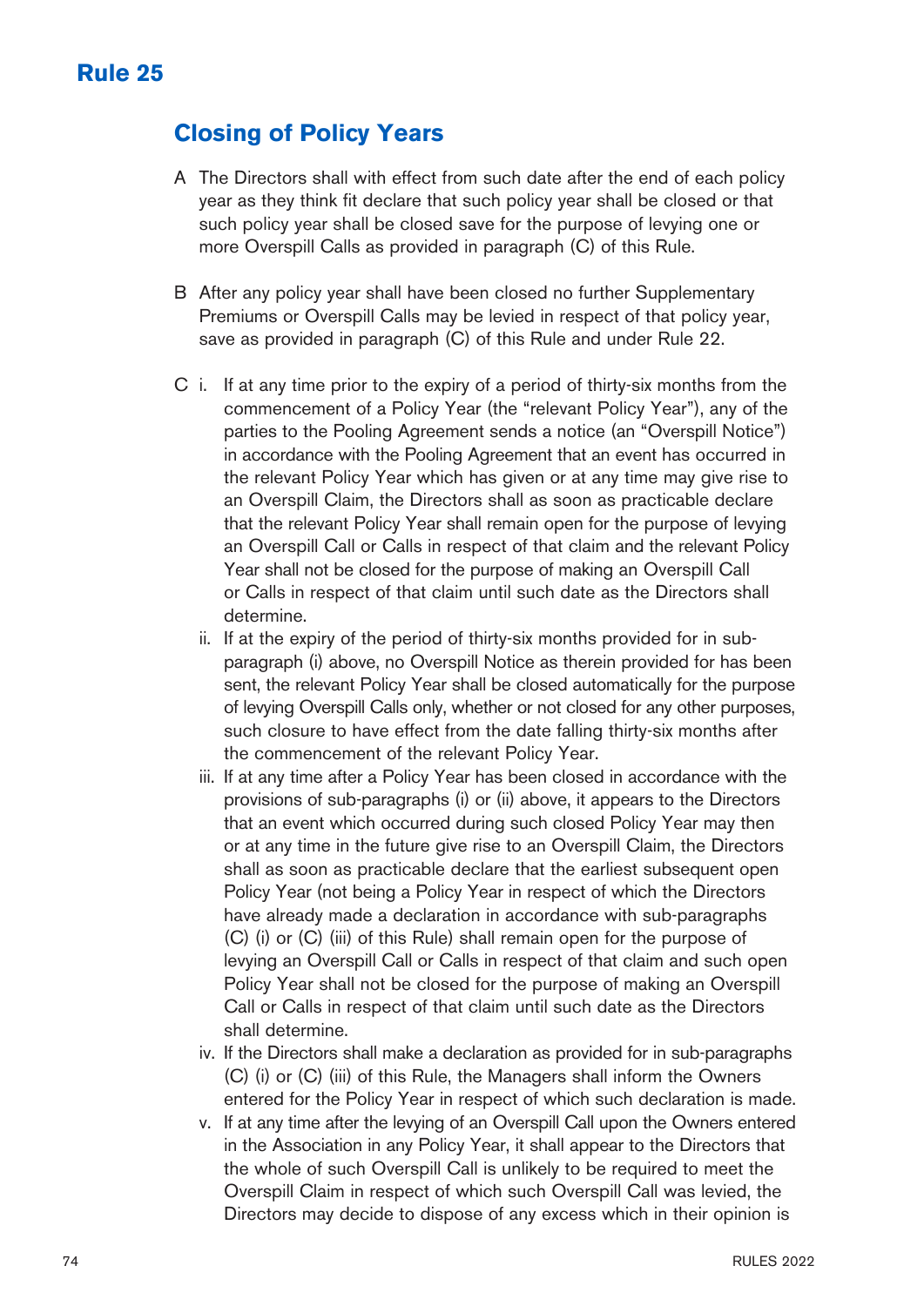# Rule 25

## Closing of Policy Years

A The Directors shall with effect from such date after the end of each policy year as they think fit declare that such policy year shall be closed or that such policy year shall be closed save for the purpose of levying one or more Overspill Calls as provided in paragraph (C) of this Rule.

B After any policy year shall have been closed no further Supplementary Premiums or Overspill Calls may be levied in respect of that policy year, save as provided in paragraph (C) of this Rule and under Rule 22.

C i. If at any time prior to the expiry of a period of thirty-six months from the commencement of a Policy Year (the "relevant Policy Year"), any of the parties to the Pooling Agreement sends a notice (an "Overspill Notice") in accordance with the Pooling Agreement that an event has occurred in the relevant Policy Year which has given or at any time may give rise to an Overspill Claim, the Directors shall as soon as practicable declare that the relevant Policy Year shall remain open for the purpose of levying an Overspill Call or Calls in respect of that claim and the relevant Policy Year shall not be closed for the purpose of making an Overspill Call or Calls in respect of that claim until such date as the Directors shall determine.

ii. If at the expiry of the period of thirty-six months provided for in sub-paragraph (i) above, no Overspill Notice as therein provided for has been sent, the relevant Policy Year shall be closed automatically for the purpose of levying Overspill Calls only, whether or not closed for any other purposes, such closure to have effect from the date falling thirty-six months after the commencement of the relevant Policy Year.

iii. If at any time after a Policy Year has been closed in accordance with the provisions of sub-paragraphs (i) or (ii) above, it appears to the Directors that an event which occurred during such closed Policy Year may then or at any time in the future give rise to an Overspill Claim, the Directors shall as soon as practicable declare that the earliest subsequent open Policy Year (not being a Policy Year in respect of which the Directors have already made a declaration in accordance with sub-paragraphs (C) (i) or (C) (iii) of this Rule) shall remain open for the purpose of levying an Overspill Call or Calls in respect of that claim and such open Policy Year shall not be closed for the purpose of making an Overspill Call or Calls in respect of that claim until such date as the Directors shall determine.

iv. If the Directors shall make a declaration as provided for in sub-paragraphs (C) (i) or (C) (iii) of this Rule, the Managers shall inform the Owners entered for the Policy Year in respect of which such declaration is made.

v. If at any time after the levying of an Overspill Call upon the Owners entered in the Association in any Policy Year, it shall appear to the Directors that the whole of such Overspill Call is unlikely to be required to meet the Overspill Claim in respect of which such Overspill Call was levied, the Directors may decide to dispose of any excess which in their opinion is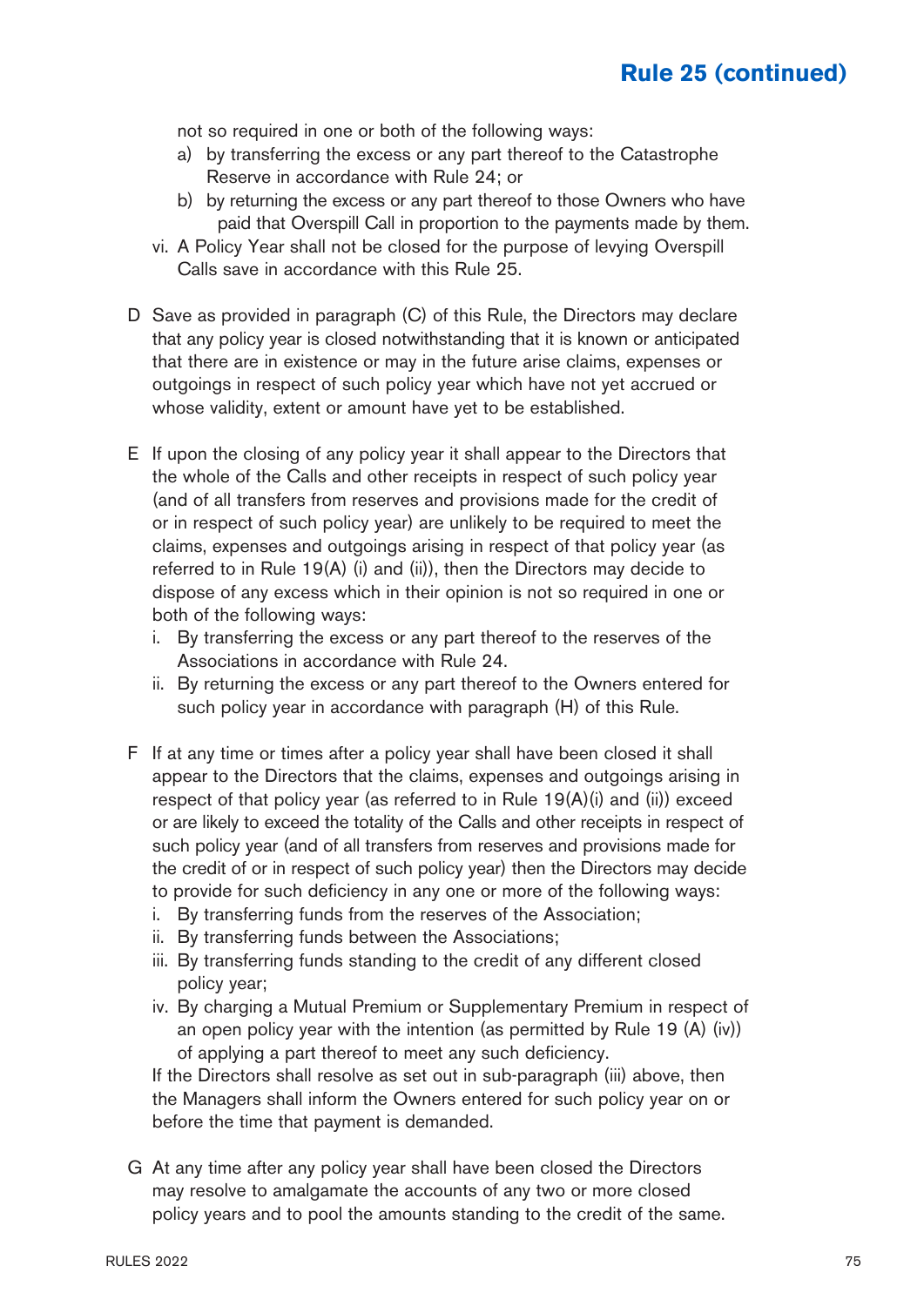not so required in one or both of the following ways:

a) by transferring the excess or any part thereof to the Catastrophe Reserve in accordance with Rule 24; or
b) by returning the excess or any part thereof to those Owners who have paid that Overspill Call in proportion to the payments made by them.

vi. A Policy Year shall not be closed for the purpose of levying Overspill Calls save in accordance with this Rule 25.

D Save as provided in paragraph (C) of this Rule, the Directors may declare that any policy year is closed notwithstanding that it is known or anticipated that there are in existence or may in the future arise claims, expenses or outgoings in respect of such policy year which have not yet accrued or whose validity, extent or amount have yet to be established.

E If upon the closing of any policy year it shall appear to the Directors that the whole of the Calls and other receipts in respect of such policy year (and of all transfers from reserves and provisions made for the credit of or in respect of such policy year) are unlikely to be required to meet the claims, expenses and outgoings arising in respect of that policy year (as referred to in Rule 19(A) (i) and (ii)), then the Directors may decide to dispose of any excess which in their opinion is not so required in one or both of the following ways:

i. By transferring the excess or any part thereof to the reserves of the Associations in accordance with Rule 24.
ii. By returning the excess or any part thereof to the Owners entered for such policy year in accordance with paragraph (H) of this Rule.

F If at any time or times after a policy year shall have been closed it shall appear to the Directors that the claims, expenses and outgoings arising in respect of that policy year (as referred to in Rule 19(A)(i) and (ii)) exceed or are likely to exceed the totality of the Calls and other receipts in respect of such policy year (and of all transfers from reserves and provisions made for the credit of or in respect of such policy year) then the Directors may decide to provide for such deficiency in any one or more of the following ways:

i. By transferring funds from the reserves of the Association;
ii. By transferring funds between the Associations;
iii. By transferring funds standing to the credit of any different closed policy year;
iv. By charging a Mutual Premium or Supplementary Premium in respect of an open policy year with the intention (as permitted by Rule 19 (A) (iv)) of applying a part thereof to meet any such deficiency.

If the Directors shall resolve as set out in sub-paragraph (iii) above, then the Managers shall inform the Owners entered for such policy year on or before the time that payment is demanded.

G At any time after any policy year shall have been closed the Directors may resolve to amalgamate the accounts of any two or more closed policy years and to pool the amounts standing to the credit of the same.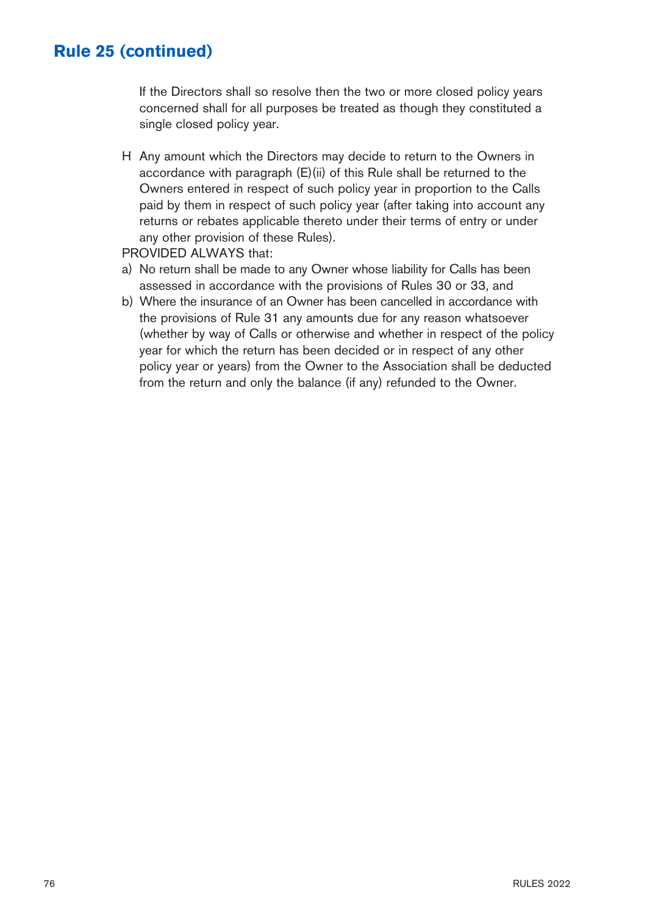## Rule 25 (continued)

If the Directors shall so resolve then the two or more closed policy years concerned shall for all purposes be treated as though they constituted a single closed policy year.

H Any amount which the Directors may decide to return to the Owners in accordance with paragraph (E)(ii) of this Rule shall be returned to the Owners entered in respect of such policy year in proportion to the Calls paid by them in respect of such policy year (after taking into account any returns or rebates applicable thereto under their terms of entry or under any other provision of these Rules).

PROVIDED ALWAYS that:

a) No return shall be made to any Owner whose liability for Calls has been assessed in accordance with the provisions of Rules 30 or 33, and
b) Where the insurance of an Owner has been cancelled in accordance with the provisions of Rule 31 any amounts due for any reason whatsoever (whether by way of Calls or otherwise and whether in respect of the policy year for which the return has been decided or in respect of any other policy year or years) from the Owner to the Association shall be deducted from the return and only the balance (if any) refunded to the Owner.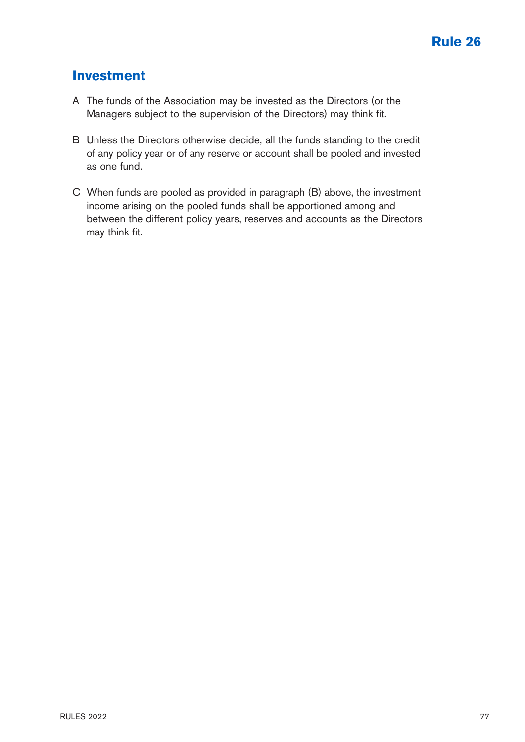# Rule 26

## Investment

A The funds of the Association may be invested as the Directors (or the Managers subject to the supervision of the Directors) may think fit.

B Unless the Directors otherwise decide, all the funds standing to the credit of any policy year or of any reserve or account shall be pooled and invested as one fund.

C When funds are pooled as provided in paragraph (B) above, the investment income arising on the pooled funds shall be apportioned among and between the different policy years, reserves and accounts as the Directors may think fit.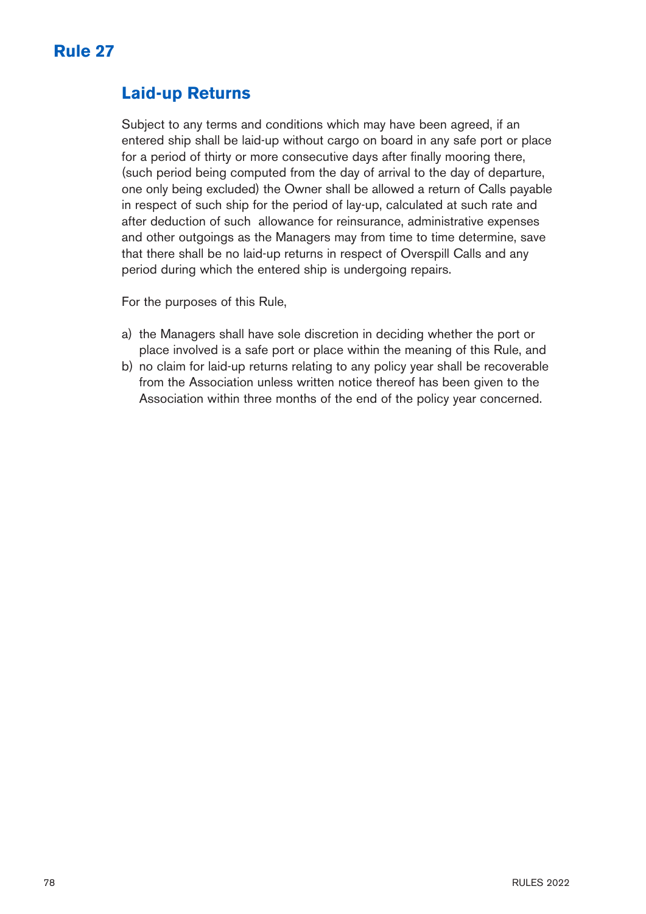# Rule 27

## Laid-up Returns

Subject to any terms and conditions which may have been agreed, if an entered ship shall be laid-up without cargo on board in any safe port or place for a period of thirty or more consecutive days after finally mooring there, (such period being computed from the day of arrival to the day of departure, one only being excluded) the Owner shall be allowed a return of Calls payable in respect of such ship for the period of lay-up, calculated at such rate and after deduction of such allowance for reinsurance, administrative expenses and other outgoings as the Managers may from time to time determine, save that there shall be no laid-up returns in respect of Overspill Calls and any period during which the entered ship is undergoing repairs.

For the purposes of this Rule,

a) the Managers shall have sole discretion in deciding whether the port or place involved is a safe port or place within the meaning of this Rule, and
b) no claim for laid-up returns relating to any policy year shall be recoverable from the Association unless written notice thereof has been given to the Association within three months of the end of the policy year concerned.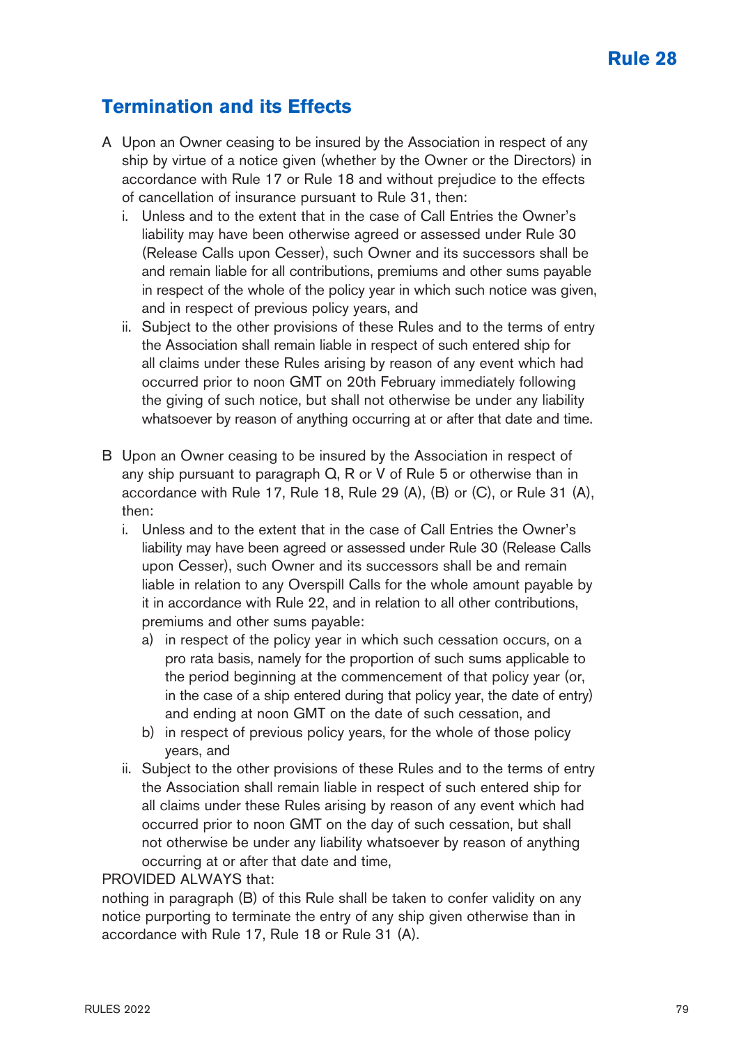# Rule 28

## Termination and its Effects

A Upon an Owner ceasing to be insured by the Association in respect of any ship by virtue of a notice given (whether by the Owner or the Directors) in accordance with Rule 17 or Rule 18 and without prejudice to the effects of cancellation of insurance pursuant to Rule 31, then:

  i. Unless and to the extent that in the case of Call Entries the Owner's liability may have been otherwise agreed or assessed under Rule 30 (Release Calls upon Cesser), such Owner and its successors shall be and remain liable for all contributions, premiums and other sums payable in respect of the whole of the policy year in which such notice was given, and in respect of previous policy years, and

  ii. Subject to the other provisions of these Rules and to the terms of entry the Association shall remain liable in respect of such entered ship for all claims under these Rules arising by reason of any event which had occurred prior to noon GMT on 20th February immediately following the giving of such notice, but shall not otherwise be under any liability whatsoever by reason of anything occurring at or after that date and time.

B Upon an Owner ceasing to be insured by the Association in respect of any ship pursuant to paragraph Q, R or V of Rule 5 or otherwise than in accordance with Rule 17, Rule 18, Rule 29 (A), (B) or (C), or Rule 31 (A), then:

  i. Unless and to the extent that in the case of Call Entries the Owner's liability may have been agreed or assessed under Rule 30 (Release Calls upon Cesser), such Owner and its successors shall be and remain liable in relation to any Overspill Calls for the whole amount payable by it in accordance with Rule 22, and in relation to all other contributions, premiums and other sums payable:

    a) in respect of the policy year in which such cessation occurs, on a pro rata basis, namely for the proportion of such sums applicable to the period beginning at the commencement of that policy year (or, in the case of a ship entered during that policy year, the date of entry) and ending at noon GMT on the date of such cessation, and

    b) in respect of previous policy years, for the whole of those policy years, and

  ii. Subject to the other provisions of these Rules and to the terms of entry the Association shall remain liable in respect of such entered ship for all claims under these Rules arising by reason of any event which had occurred prior to noon GMT on the day of such cessation, but shall not otherwise be under any liability whatsoever by reason of anything occurring at or after that date and time,

PROVIDED ALWAYS that:

nothing in paragraph (B) of this Rule shall be taken to confer validity on any notice purporting to terminate the entry of any ship given otherwise than in accordance with Rule 17, Rule 18 or Rule 31 (A).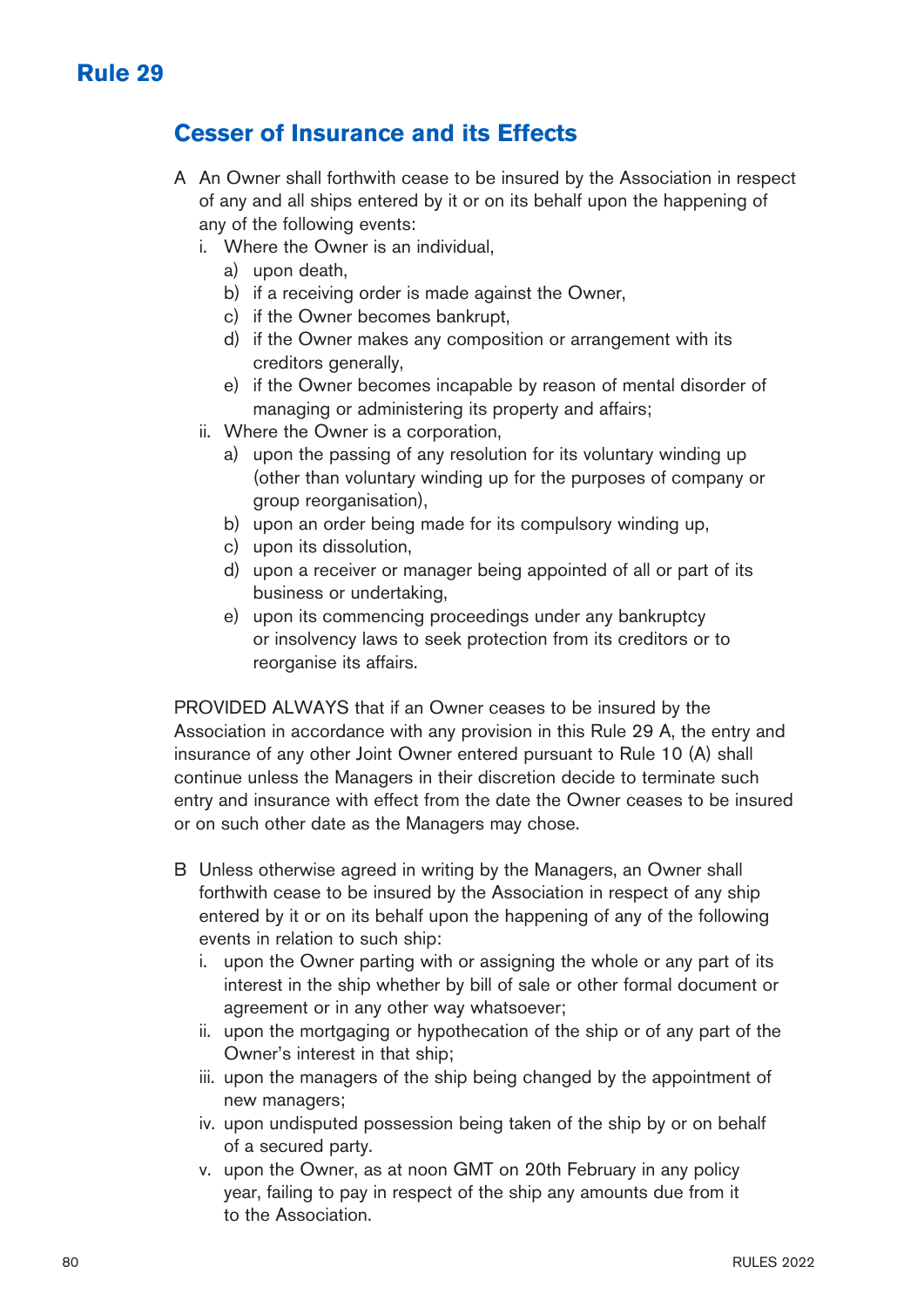# Rule 29

## Cesser of Insurance and its Effects

A An Owner shall forthwith cease to be insured by the Association in respect of any and all ships entered by it or on its behalf upon the happening of any of the following events:

i. Where the Owner is an individual,

a) upon death,

b) if a receiving order is made against the Owner,

c) if the Owner becomes bankrupt,

d) if the Owner makes any composition or arrangement with its creditors generally,

e) if the Owner becomes incapable by reason of mental disorder of managing or administering its property and affairs;

ii. Where the Owner is a corporation,

a) upon the passing of any resolution for its voluntary winding up (other than voluntary winding up for the purposes of company or group reorganisation),

b) upon an order being made for its compulsory winding up,

c) upon its dissolution,

d) upon a receiver or manager being appointed of all or part of its business or undertaking,

e) upon its commencing proceedings under any bankruptcy or insolvency laws to seek protection from its creditors or to reorganise its affairs.

PROVIDED ALWAYS that if an Owner ceases to be insured by the Association in accordance with any provision in this Rule 29 A, the entry and insurance of any other Joint Owner entered pursuant to Rule 10 (A) shall continue unless the Managers in their discretion decide to terminate such entry and insurance with effect from the date the Owner ceases to be insured or on such other date as the Managers may chose.

B Unless otherwise agreed in writing by the Managers, an Owner shall forthwith cease to be insured by the Association in respect of any ship entered by it or on its behalf upon the happening of any of the following events in relation to such ship:

i. upon the Owner parting with or assigning the whole or any part of its interest in the ship whether by bill of sale or other formal document or agreement or in any other way whatsoever;

ii. upon the mortgaging or hypothecation of the ship or of any part of the Owner's interest in that ship;

iii. upon the managers of the ship being changed by the appointment of new managers;

iv. upon undisputed possession being taken of the ship by or on behalf of a secured party.

v. upon the Owner, as at noon GMT on 20th February in any policy year, failing to pay in respect of the ship any amounts due from it to the Association.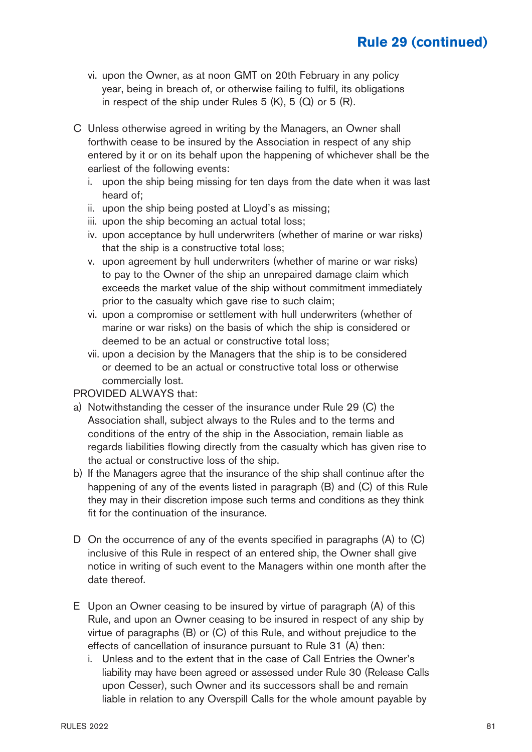## Rule 29 (continued)

vi. upon the Owner, as at noon GMT on 20th February in any policy year, being in breach of, or otherwise failing to fulfil, its obligations in respect of the ship under Rules 5 (K), 5 (Q) or 5 (R).

C Unless otherwise agreed in writing by the Managers, an Owner shall forthwith cease to be insured by the Association in respect of any ship entered by it or on its behalf upon the happening of whichever shall be the earliest of the following events:

i. upon the ship being missing for ten days from the date when it was last heard of;
ii. upon the ship being posted at Lloyd's as missing;
iii. upon the ship becoming an actual total loss;
iv. upon acceptance by hull underwriters (whether of marine or war risks) that the ship is a constructive total loss;
v. upon agreement by hull underwriters (whether of marine or war risks) to pay to the Owner of the ship an unrepaired damage claim which exceeds the market value of the ship without commitment immediately prior to the casualty which gave rise to such claim;
vi. upon a compromise or settlement with hull underwriters (whether of marine or war risks) on the basis of which the ship is considered or deemed to be an actual or constructive total loss;
vii. upon a decision by the Managers that the ship is to be considered or deemed to be an actual or constructive total loss or otherwise commercially lost.

PROVIDED ALWAYS that:

a) Notwithstanding the cesser of the insurance under Rule 29 (C) the Association shall, subject always to the Rules and to the terms and conditions of the entry of the ship in the Association, remain liable as regards liabilities flowing directly from the casualty which has given rise to the actual or constructive loss of the ship.
b) If the Managers agree that the insurance of the ship shall continue after the happening of any of the events listed in paragraph (B) and (C) of this Rule they may in their discretion impose such terms and conditions as they think fit for the continuation of the insurance.

D On the occurrence of any of the events specified in paragraphs (A) to (C) inclusive of this Rule in respect of an entered ship, the Owner shall give notice in writing of such event to the Managers within one month after the date thereof.

E Upon an Owner ceasing to be insured by virtue of paragraph (A) of this Rule, and upon an Owner ceasing to be insured in respect of any ship by virtue of paragraphs (B) or (C) of this Rule, and without prejudice to the effects of cancellation of insurance pursuant to Rule 31 (A) then:

i. Unless and to the extent that in the case of Call Entries the Owner's liability may have been agreed or assessed under Rule 30 (Release Calls upon Cesser), such Owner and its successors shall be and remain liable in relation to any Overspill Calls for the whole amount payable by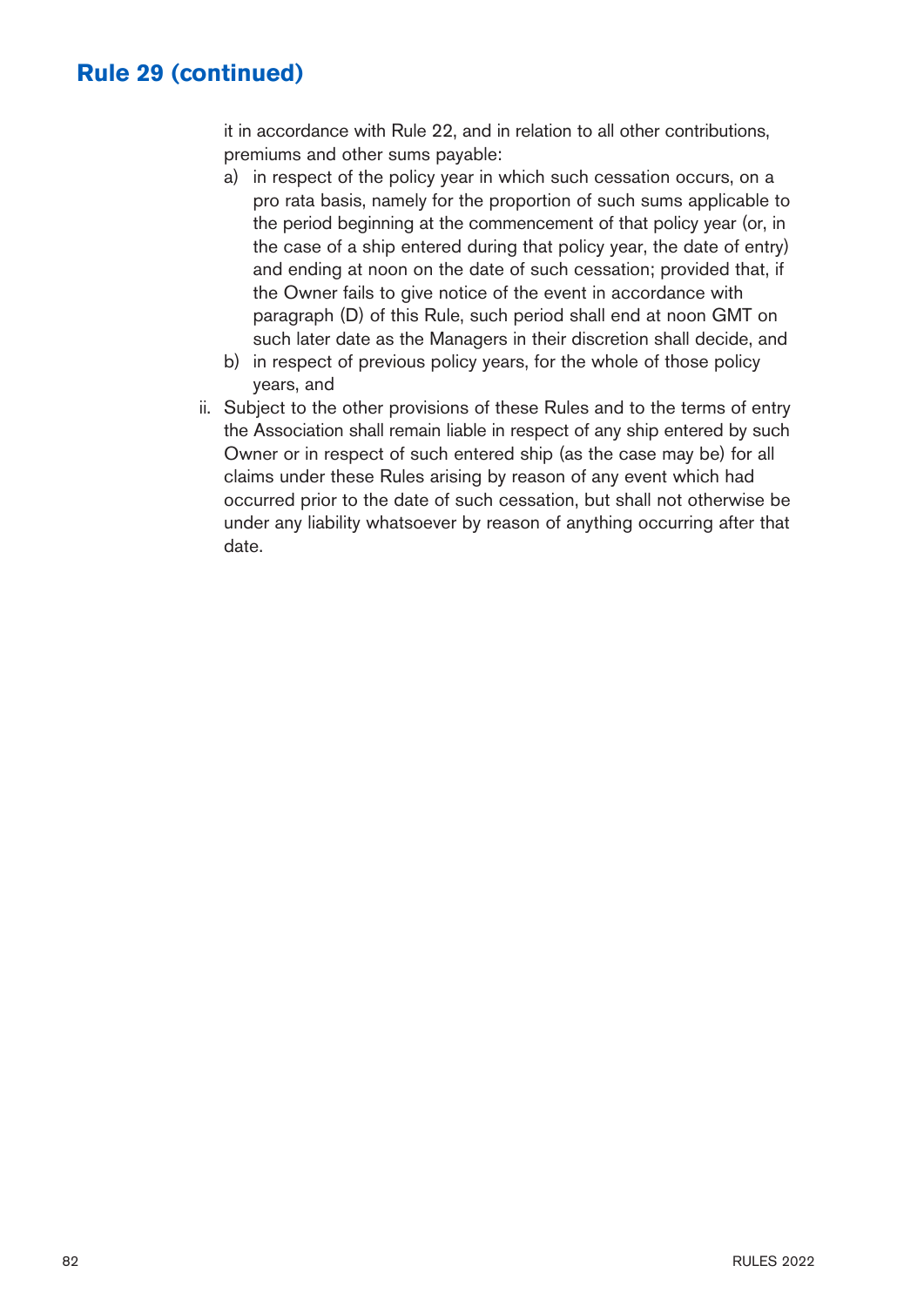## Rule 29 (continued)

it in accordance with Rule 22, and in relation to all other contributions, premiums and other sums payable:

a) in respect of the policy year in which such cessation occurs, on a pro rata basis, namely for the proportion of such sums applicable to the period beginning at the commencement of that policy year (or, in the case of a ship entered during that policy year, the date of entry) and ending at noon on the date of such cessation; provided that, if the Owner fails to give notice of the event in accordance with paragraph (D) of this Rule, such period shall end at noon GMT on such later date as the Managers in their discretion shall decide, and

b) in respect of previous policy years, for the whole of those policy years, and

ii. Subject to the other provisions of these Rules and to the terms of entry the Association shall remain liable in respect of any ship entered by such Owner or in respect of such entered ship (as the case may be) for all claims under these Rules arising by reason of any event which had occurred prior to the date of such cessation, but shall not otherwise be under any liability whatsoever by reason of anything occurring after that date.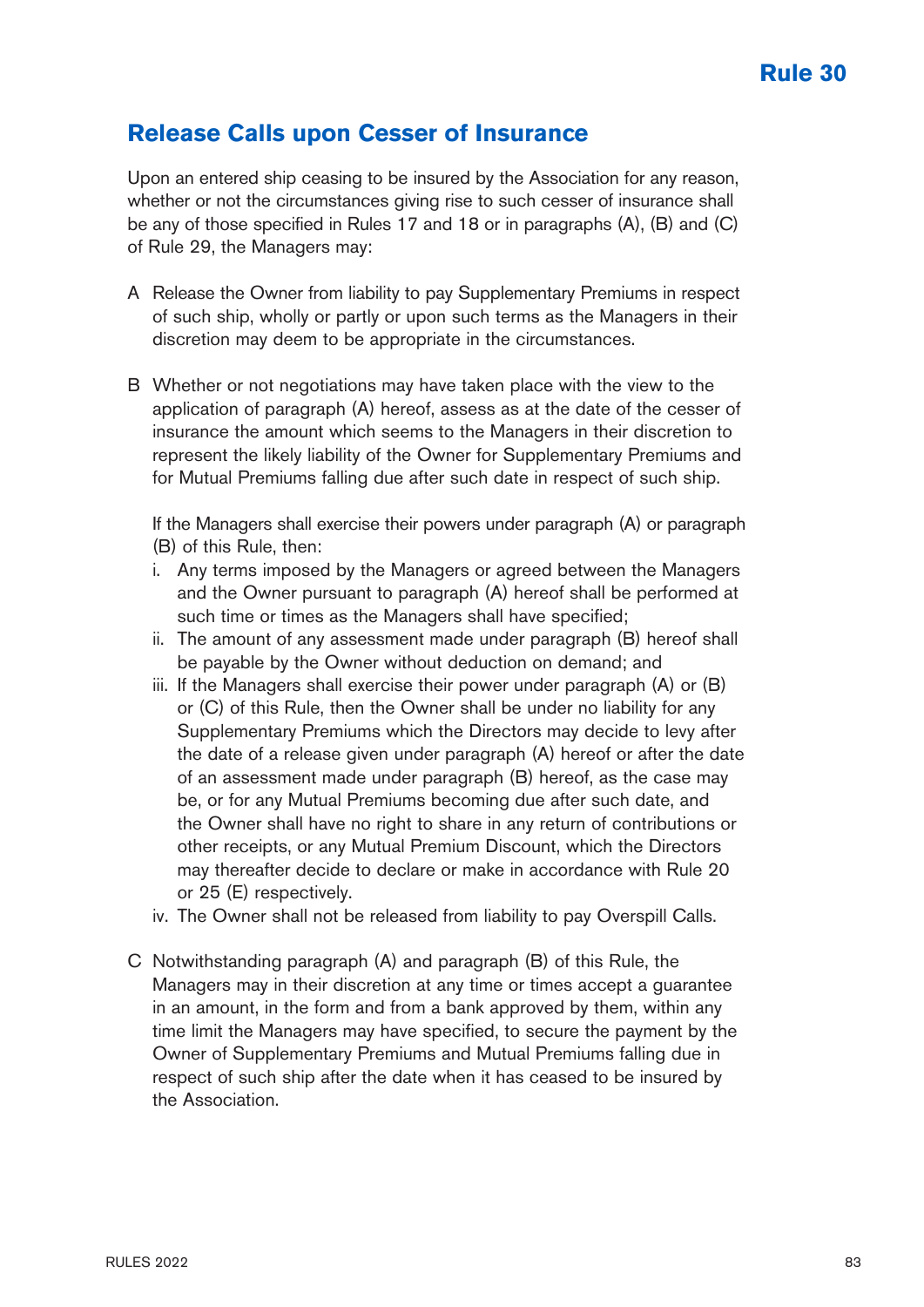# Rule 30

## Release Calls upon Cesser of Insurance

Upon an entered ship ceasing to be insured by the Association for any reason, whether or not the circumstances giving rise to such cesser of insurance shall be any of those specified in Rules 17 and 18 or in paragraphs (A), (B) and (C) of Rule 29, the Managers may:

A Release the Owner from liability to pay Supplementary Premiums in respect of such ship, wholly or partly or upon such terms as the Managers in their discretion may deem to be appropriate in the circumstances.

B Whether or not negotiations may have taken place with the view to the application of paragraph (A) hereof, assess as at the date of the cesser of insurance the amount which seems to the Managers in their discretion to represent the likely liability of the Owner for Supplementary Premiums and for Mutual Premiums falling due after such date in respect of such ship.

If the Managers shall exercise their powers under paragraph (A) or paragraph (B) of this Rule, then:

i. Any terms imposed by the Managers or agreed between the Managers and the Owner pursuant to paragraph (A) hereof shall be performed at such time or times as the Managers shall have specified;

ii. The amount of any assessment made under paragraph (B) hereof shall be payable by the Owner without deduction on demand; and

iii. If the Managers shall exercise their power under paragraph (A) or (B) or (C) of this Rule, then the Owner shall be under no liability for any Supplementary Premiums which the Directors may decide to levy after the date of a release given under paragraph (A) hereof or after the date of an assessment made under paragraph (B) hereof, as the case may be, or for any Mutual Premiums becoming due after such date, and the Owner shall have no right to share in any return of contributions or other receipts, or any Mutual Premium Discount, which the Directors may thereafter decide to declare or make in accordance with Rule 20 or 25 (E) respectively.

iv. The Owner shall not be released from liability to pay Overspill Calls.

C Notwithstanding paragraph (A) and paragraph (B) of this Rule, the Managers may in their discretion at any time or times accept a guarantee in an amount, in the form and from a bank approved by them, within any time limit the Managers may have specified, to secure the payment by the Owner of Supplementary Premiums and Mutual Premiums falling due in respect of such ship after the date when it has ceased to be insured by the Association.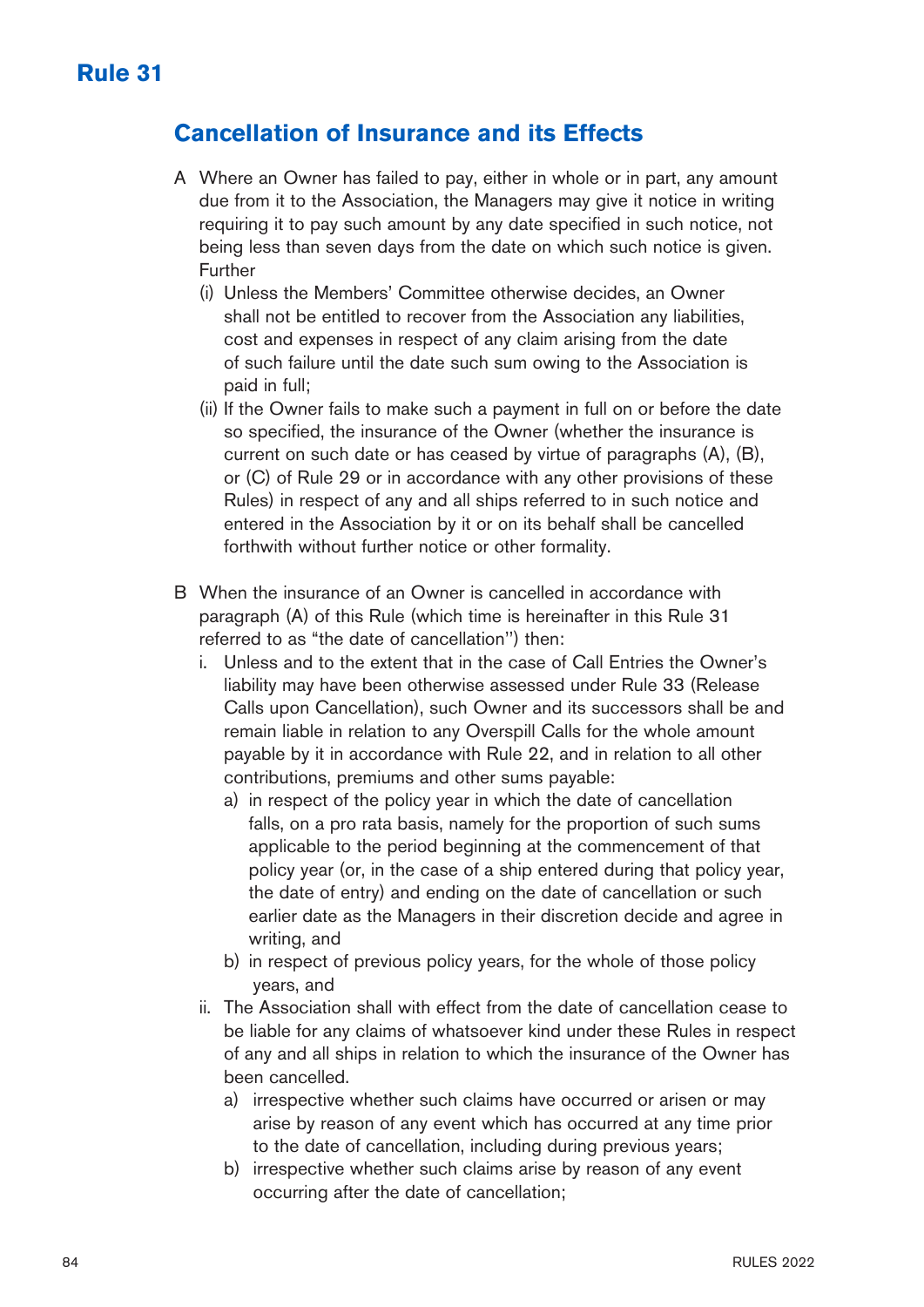# Rule 31

## Cancellation of Insurance and its Effects

A Where an Owner has failed to pay, either in whole or in part, any amount due from it to the Association, the Managers may give it notice in writing requiring it to pay such amount by any date specified in such notice, not being less than seven days from the date on which such notice is given. Further

(i) Unless the Members' Committee otherwise decides, an Owner shall not be entitled to recover from the Association any liabilities, cost and expenses in respect of any claim arising from the date of such failure until the date such sum owing to the Association is paid in full;

(ii) If the Owner fails to make such a payment in full on or before the date so specified, the insurance of the Owner (whether the insurance is current on such date or has ceased by virtue of paragraphs (A), (B), or (C) of Rule 29 or in accordance with any other provisions of these Rules) in respect of any and all ships referred to in such notice and entered in the Association by it or on its behalf shall be cancelled forthwith without further notice or other formality.

B When the insurance of an Owner is cancelled in accordance with paragraph (A) of this Rule (which time is hereinafter in this Rule 31 referred to as "the date of cancellation") then:

i. Unless and to the extent that in the case of Call Entries the Owner's liability may have been otherwise assessed under Rule 33 (Release Calls upon Cancellation), such Owner and its successors shall be and remain liable in relation to any Overspill Calls for the whole amount payable by it in accordance with Rule 22, and in relation to all other contributions, premiums and other sums payable:

a) in respect of the policy year in which the date of cancellation falls, on a pro rata basis, namely for the proportion of such sums applicable to the period beginning at the commencement of that policy year (or, in the case of a ship entered during that policy year, the date of entry) and ending on the date of cancellation or such earlier date as the Managers in their discretion decide and agree in writing, and

b) in respect of previous policy years, for the whole of those policy years, and

ii. The Association shall with effect from the date of cancellation cease to be liable for any claims of whatsoever kind under these Rules in respect of any and all ships in relation to which the insurance of the Owner has been cancelled.

a) irrespective whether such claims have occurred or arisen or may arise by reason of any event which has occurred at any time prior to the date of cancellation, including during previous years;

b) irrespective whether such claims arise by reason of any event occurring after the date of cancellation;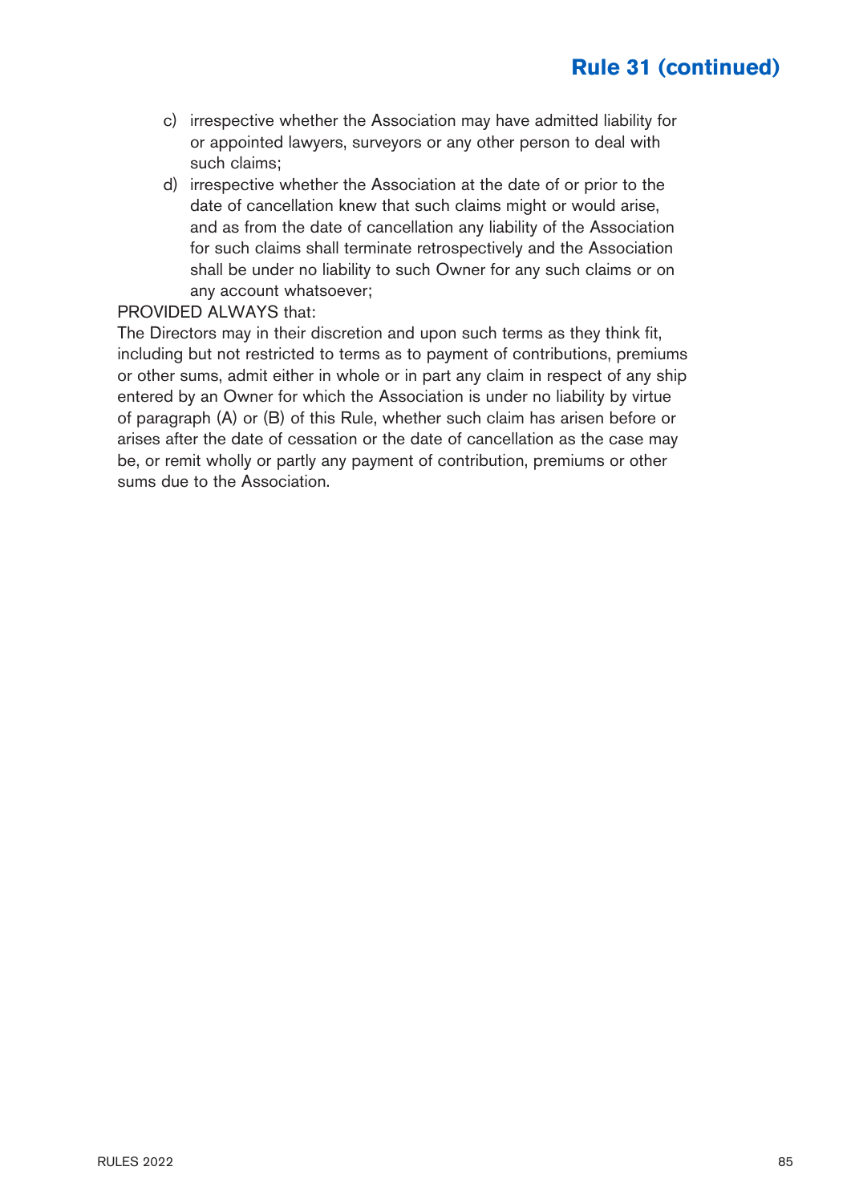## Rule 31 (continued)

c) irrespective whether the Association may have admitted liability for or appointed lawyers, surveyors or any other person to deal with such claims;

d) irrespective whether the Association at the date of or prior to the date of cancellation knew that such claims might or would arise, and as from the date of cancellation any liability of the Association for such claims shall terminate retrospectively and the Association shall be under no liability to such Owner for any such claims or on any account whatsoever;

PROVIDED ALWAYS that:

The Directors may in their discretion and upon such terms as they think fit, including but not restricted to terms as to payment of contributions, premiums or other sums, admit either in whole or in part any claim in respect of any ship entered by an Owner for which the Association is under no liability by virtue of paragraph (A) or (B) of this Rule, whether such claim has arisen before or arises after the date of cessation or the date of cancellation as the case may be, or remit wholly or partly any payment of contribution, premiums or other sums due to the Association.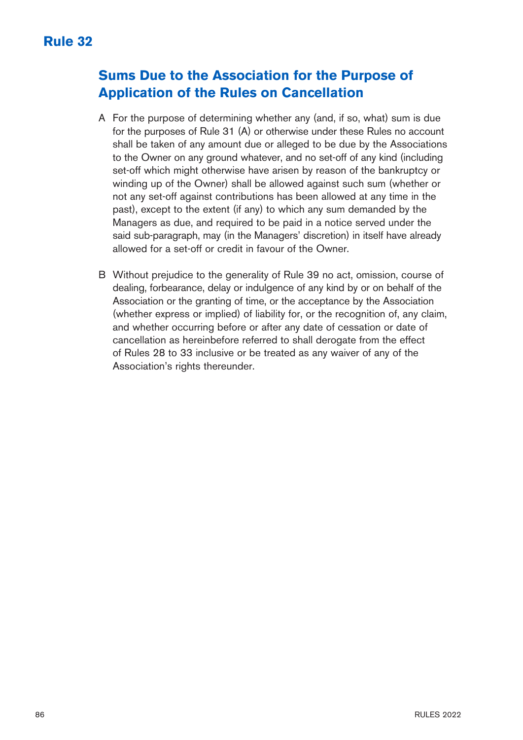# Rule 32

## Sums Due to the Association for the Purpose of Application of the Rules on Cancellation

A For the purpose of determining whether any (and, if so, what) sum is due for the purposes of Rule 31 (A) or otherwise under these Rules no account shall be taken of any amount due or alleged to be due by the Associations to the Owner on any ground whatever, and no set-off of any kind (including set-off which might otherwise have arisen by reason of the bankruptcy or winding up of the Owner) shall be allowed against such sum (whether or not any set-off against contributions has been allowed at any time in the past), except to the extent (if any) to which any sum demanded by the Managers as due, and required to be paid in a notice served under the said sub-paragraph, may (in the Managers' discretion) in itself have already allowed for a set-off or credit in favour of the Owner.

B Without prejudice to the generality of Rule 39 no act, omission, course of dealing, forbearance, delay or indulgence of any kind by or on behalf of the Association or the granting of time, or the acceptance by the Association (whether express or implied) of liability for, or the recognition of, any claim, and whether occurring before or after any date of cessation or date of cancellation as hereinbefore referred to shall derogate from the effect of Rules 28 to 33 inclusive or be treated as any waiver of any of the Association's rights thereunder.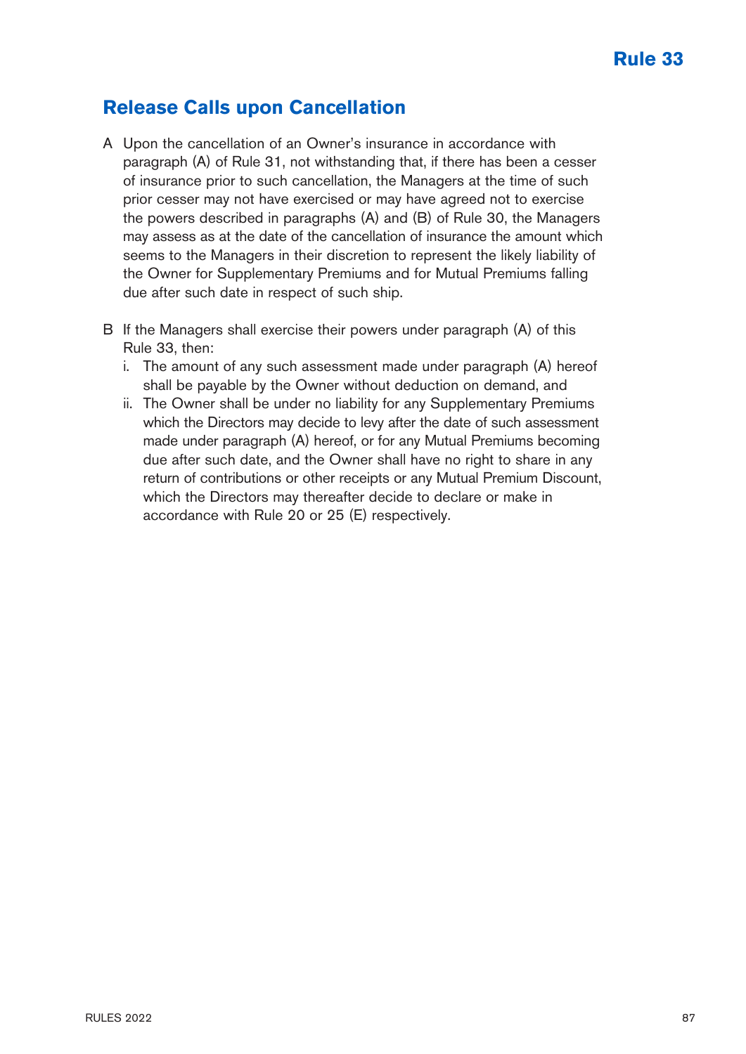# Rule 33

## Release Calls upon Cancellation

A Upon the cancellation of an Owner's insurance in accordance with paragraph (A) of Rule 31, not withstanding that, if there has been a cesser of insurance prior to such cancellation, the Managers at the time of such prior cesser may not have exercised or may have agreed not to exercise the powers described in paragraphs (A) and (B) of Rule 30, the Managers may assess as at the date of the cancellation of insurance the amount which seems to the Managers in their discretion to represent the likely liability of the Owner for Supplementary Premiums and for Mutual Premiums falling due after such date in respect of such ship.

B If the Managers shall exercise their powers under paragraph (A) of this Rule 33, then:

i. The amount of any such assessment made under paragraph (A) hereof shall be payable by the Owner without deduction on demand, and

ii. The Owner shall be under no liability for any Supplementary Premiums which the Directors may decide to levy after the date of such assessment made under paragraph (A) hereof, or for any Mutual Premiums becoming due after such date, and the Owner shall have no right to share in any return of contributions or other receipts or any Mutual Premium Discount, which the Directors may thereafter decide to declare or make in accordance with Rule 20 or 25 (E) respectively.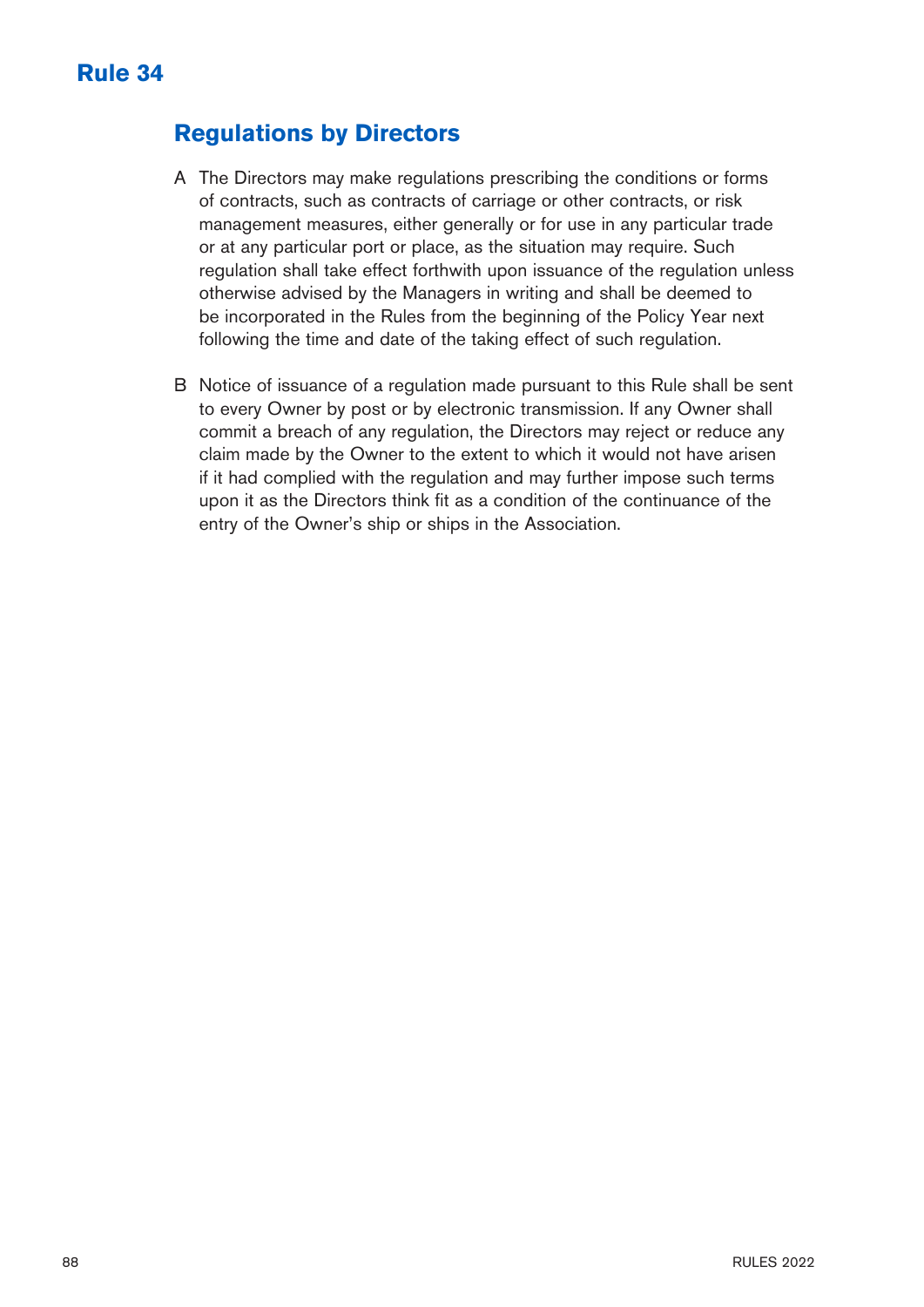# Rule 34

## Regulations by Directors

A The Directors may make regulations prescribing the conditions or forms of contracts, such as contracts of carriage or other contracts, or risk management measures, either generally or for use in any particular trade or at any particular port or place, as the situation may require. Such regulation shall take effect forthwith upon issuance of the regulation unless otherwise advised by the Managers in writing and shall be deemed to be incorporated in the Rules from the beginning of the Policy Year next following the time and date of the taking effect of such regulation.

B Notice of issuance of a regulation made pursuant to this Rule shall be sent to every Owner by post or by electronic transmission. If any Owner shall commit a breach of any regulation, the Directors may reject or reduce any claim made by the Owner to the extent to which it would not have arisen if it had complied with the regulation and may further impose such terms upon it as the Directors think fit as a condition of the continuance of the entry of the Owner's ship or ships in the Association.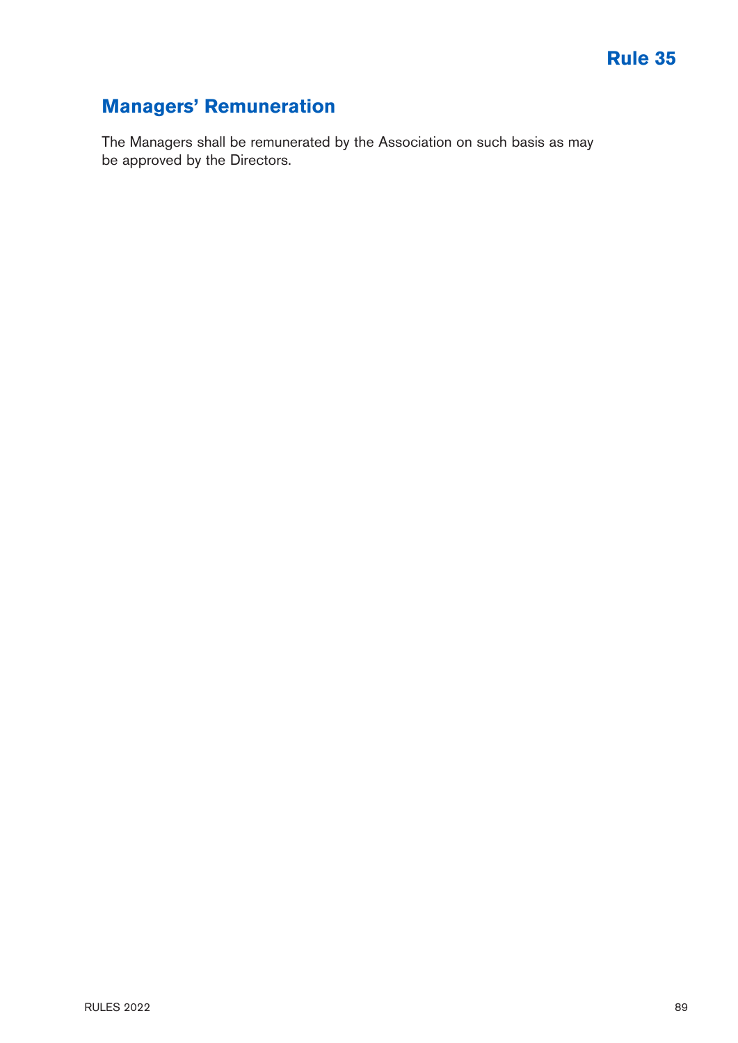# Rule 35

## Managers' Remuneration

The Managers shall be remunerated by the Association on such basis as may be approved by the Directors.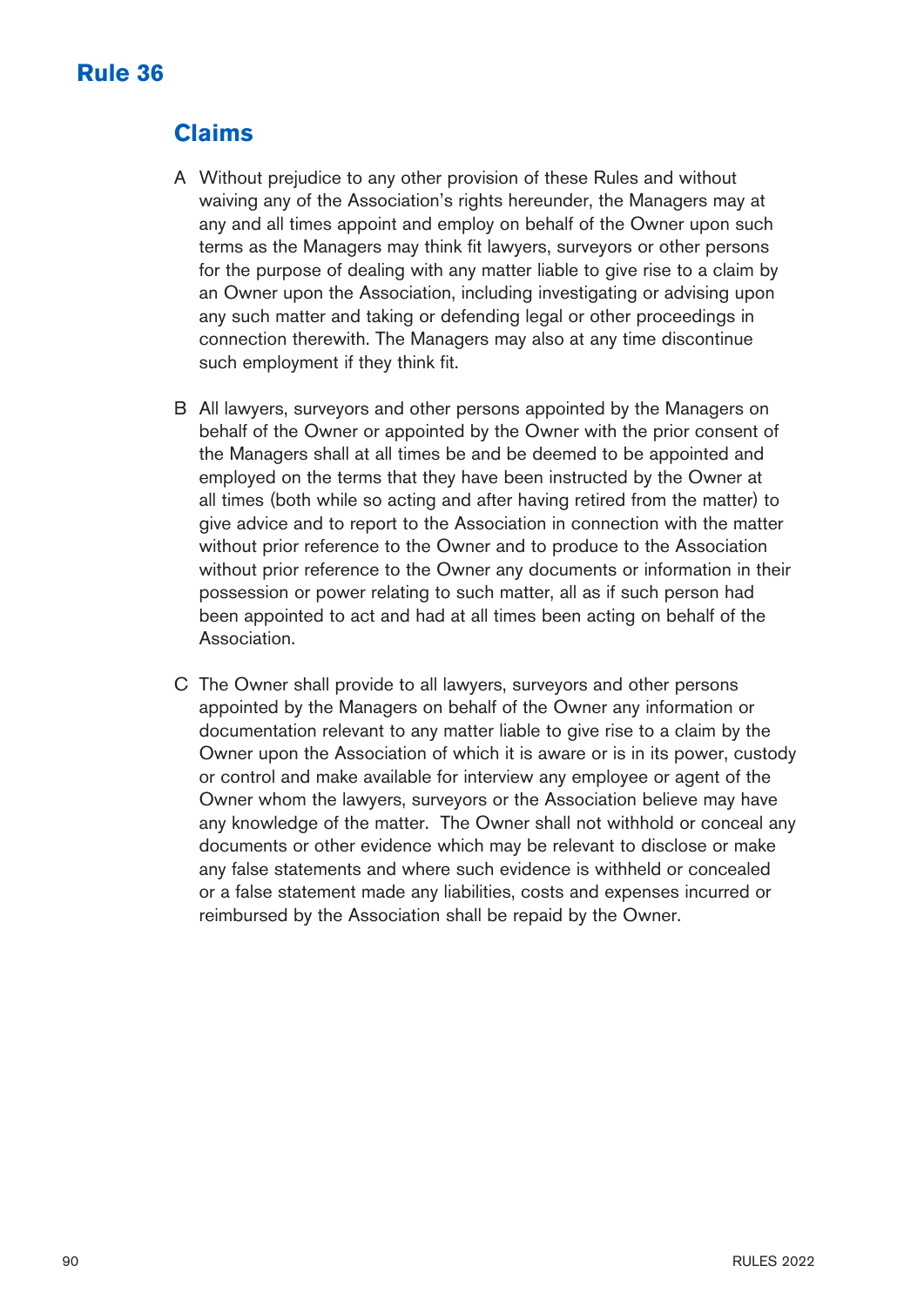# Rule 36

## Claims

A Without prejudice to any other provision of these Rules and without waiving any of the Association's rights hereunder, the Managers may at any and all times appoint and employ on behalf of the Owner upon such terms as the Managers may think fit lawyers, surveyors or other persons for the purpose of dealing with any matter liable to give rise to a claim by an Owner upon the Association, including investigating or advising upon any such matter and taking or defending legal or other proceedings in connection therewith. The Managers may also at any time discontinue such employment if they think fit.

B All lawyers, surveyors and other persons appointed by the Managers on behalf of the Owner or appointed by the Owner with the prior consent of the Managers shall at all times be and be deemed to be appointed and employed on the terms that they have been instructed by the Owner at all times (both while so acting and after having retired from the matter) to give advice and to report to the Association in connection with the matter without prior reference to the Owner and to produce to the Association without prior reference to the Owner any documents or information in their possession or power relating to such matter, all as if such person had been appointed to act and had at all times been acting on behalf of the Association.

C The Owner shall provide to all lawyers, surveyors and other persons appointed by the Managers on behalf of the Owner any information or documentation relevant to any matter liable to give rise to a claim by the Owner upon the Association of which it is aware or is in its power, custody or control and make available for interview any employee or agent of the Owner whom the lawyers, surveyors or the Association believe may have any knowledge of the matter. The Owner shall not withhold or conceal any documents or other evidence which may be relevant to disclose or make any false statements and where such evidence is withheld or concealed or a false statement made any liabilities, costs and expenses incurred or reimbursed by the Association shall be repaid by the Owner.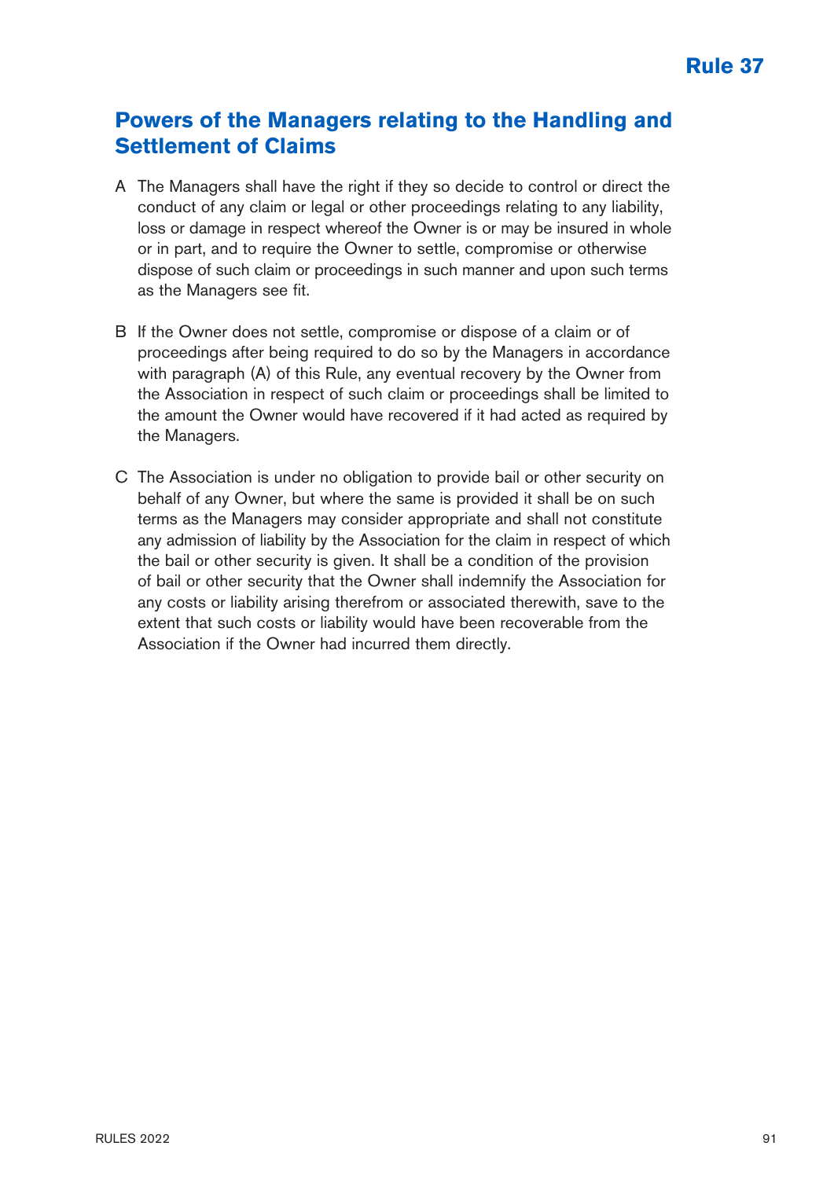# Rule 37

## Powers of the Managers relating to the Handling and Settlement of Claims

A The Managers shall have the right if they so decide to control or direct the conduct of any claim or legal or other proceedings relating to any liability, loss or damage in respect whereof the Owner is or may be insured in whole or in part, and to require the Owner to settle, compromise or otherwise dispose of such claim or proceedings in such manner and upon such terms as the Managers see fit.

B If the Owner does not settle, compromise or dispose of a claim or of proceedings after being required to do so by the Managers in accordance with paragraph (A) of this Rule, any eventual recovery by the Owner from the Association in respect of such claim or proceedings shall be limited to the amount the Owner would have recovered if it had acted as required by the Managers.

C The Association is under no obligation to provide bail or other security on behalf of any Owner, but where the same is provided it shall be on such terms as the Managers may consider appropriate and shall not constitute any admission of liability by the Association for the claim in respect of which the bail or other security is given. It shall be a condition of the provision of bail or other security that the Owner shall indemnify the Association for any costs or liability arising therefrom or associated therewith, save to the extent that such costs or liability would have been recoverable from the Association if the Owner had incurred them directly.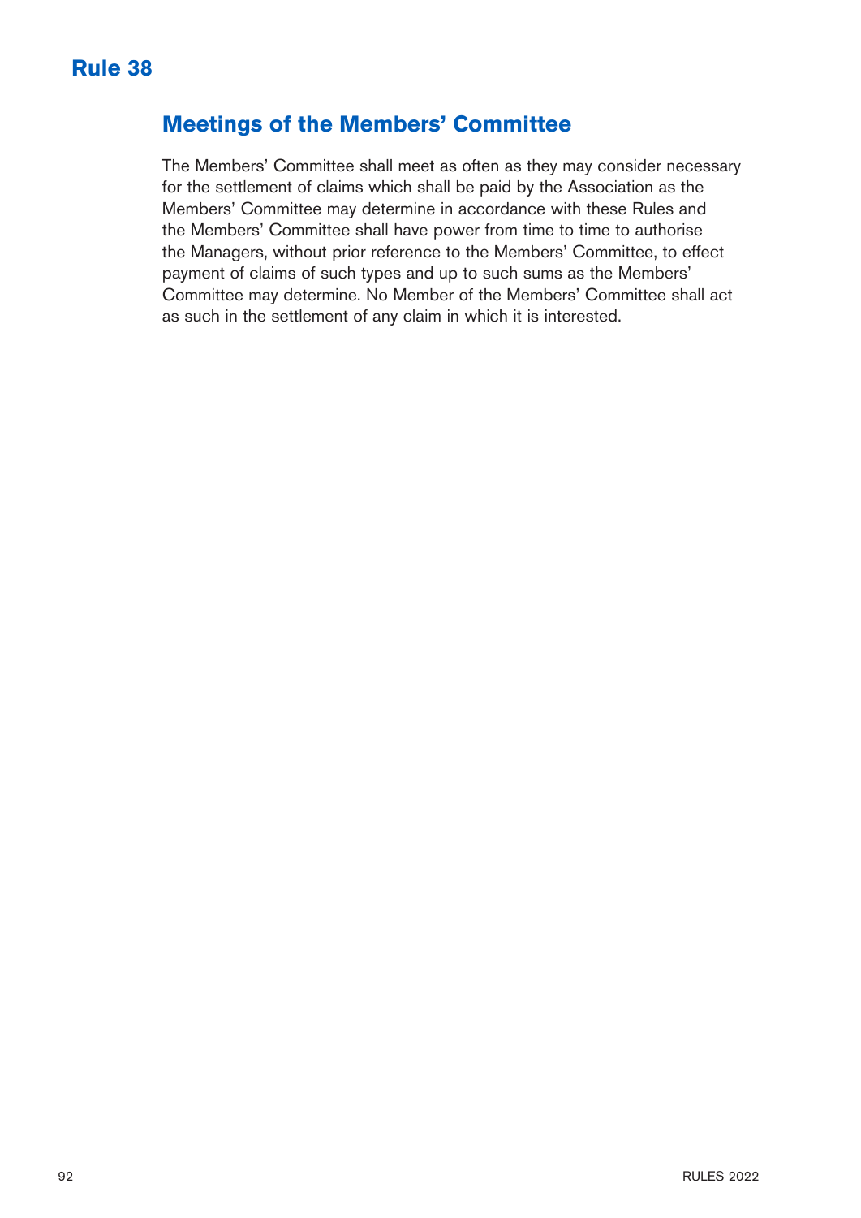# Rule 38

## Meetings of the Members' Committee

The Members' Committee shall meet as often as they may consider necessary for the settlement of claims which shall be paid by the Association as the Members' Committee may determine in accordance with these Rules and the Members' Committee shall have power from time to time to authorise the Managers, without prior reference to the Members' Committee, to effect payment of claims of such types and up to such sums as the Members' Committee may determine. No Member of the Members' Committee shall act as such in the settlement of any claim in which it is interested.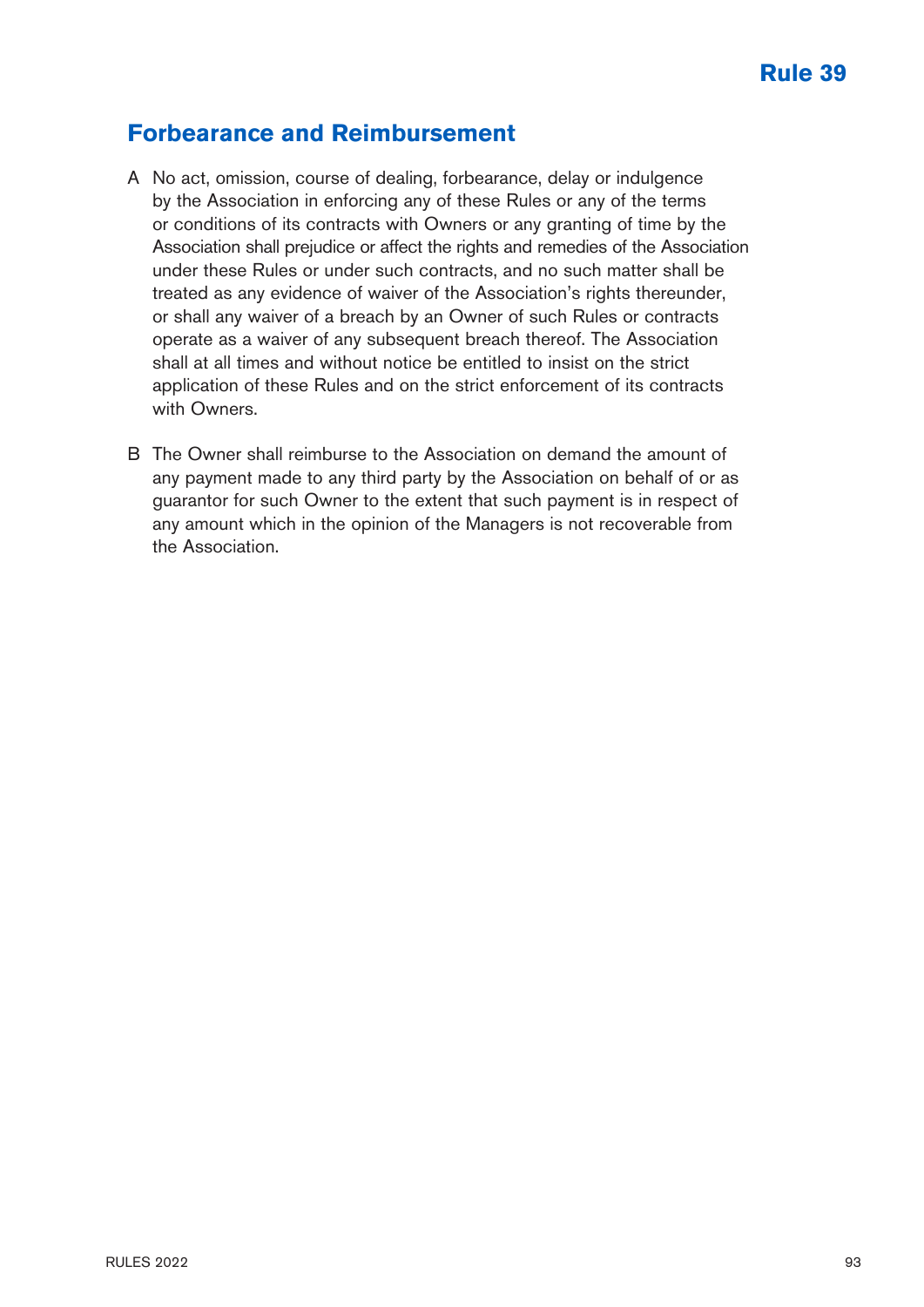# Rule 39

## Forbearance and Reimbursement

A No act, omission, course of dealing, forbearance, delay or indulgence by the Association in enforcing any of these Rules or any of the terms or conditions of its contracts with Owners or any granting of time by the Association shall prejudice or affect the rights and remedies of the Association under these Rules or under such contracts, and no such matter shall be treated as any evidence of waiver of the Association's rights thereunder, or shall any waiver of a breach by an Owner of such Rules or contracts operate as a waiver of any subsequent breach thereof. The Association shall at all times and without notice be entitled to insist on the strict application of these Rules and on the strict enforcement of its contracts with Owners.

B The Owner shall reimburse to the Association on demand the amount of any payment made to any third party by the Association on behalf of or as guarantor for such Owner to the extent that such payment is in respect of any amount which in the opinion of the Managers is not recoverable from the Association.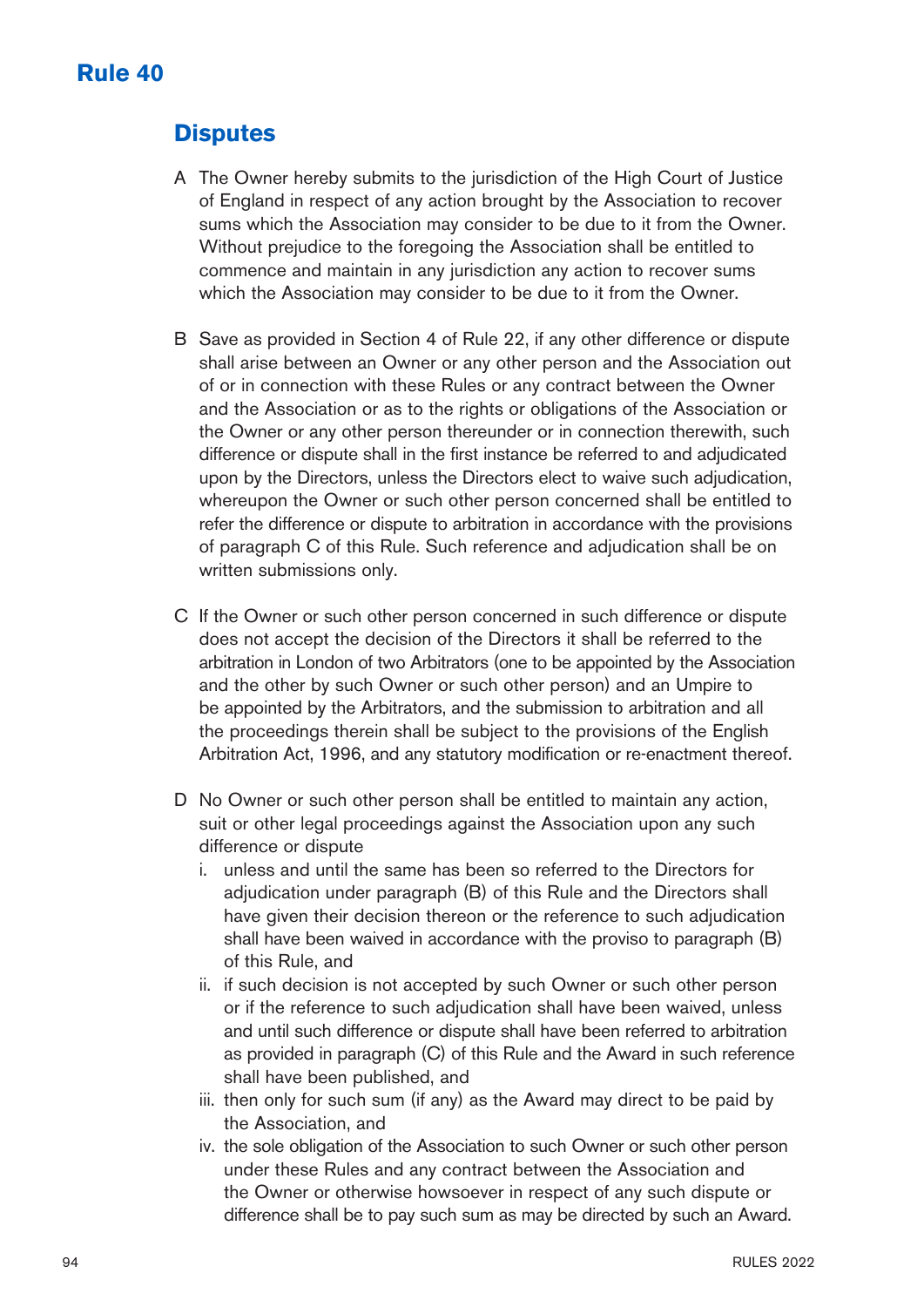# Rule 40

## Disputes

A The Owner hereby submits to the jurisdiction of the High Court of Justice of England in respect of any action brought by the Association to recover sums which the Association may consider to be due to it from the Owner. Without prejudice to the foregoing the Association shall be entitled to commence and maintain in any jurisdiction any action to recover sums which the Association may consider to be due to it from the Owner.

B Save as provided in Section 4 of Rule 22, if any other difference or dispute shall arise between an Owner or any other person and the Association out of or in connection with these Rules or any contract between the Owner and the Association or as to the rights or obligations of the Association or the Owner or any other person thereunder or in connection therewith, such difference or dispute shall in the first instance be referred to and adjudicated upon by the Directors, unless the Directors elect to waive such adjudication, whereupon the Owner or such other person concerned shall be entitled to refer the difference or dispute to arbitration in accordance with the provisions of paragraph C of this Rule. Such reference and adjudication shall be on written submissions only.

C If the Owner or such other person concerned in such difference or dispute does not accept the decision of the Directors it shall be referred to the arbitration in London of two Arbitrators (one to be appointed by the Association and the other by such Owner or such other person) and an Umpire to be appointed by the Arbitrators, and the submission to arbitration and all the proceedings therein shall be subject to the provisions of the English Arbitration Act, 1996, and any statutory modification or re-enactment thereof.

D No Owner or such other person shall be entitled to maintain any action, suit or other legal proceedings against the Association upon any such difference or dispute

i. unless and until the same has been so referred to the Directors for adjudication under paragraph (B) of this Rule and the Directors shall have given their decision thereon or the reference to such adjudication shall have been waived in accordance with the proviso to paragraph (B) of this Rule, and

ii. if such decision is not accepted by such Owner or such other person or if the reference to such adjudication shall have been waived, unless and until such difference or dispute shall have been referred to arbitration as provided in paragraph (C) of this Rule and the Award in such reference shall have been published, and

iii. then only for such sum (if any) as the Award may direct to be paid by the Association, and

iv. the sole obligation of the Association to such Owner or such other person under these Rules and any contract between the Association and the Owner or otherwise howsoever in respect of any such dispute or difference shall be to pay such sum as may be directed by such an Award.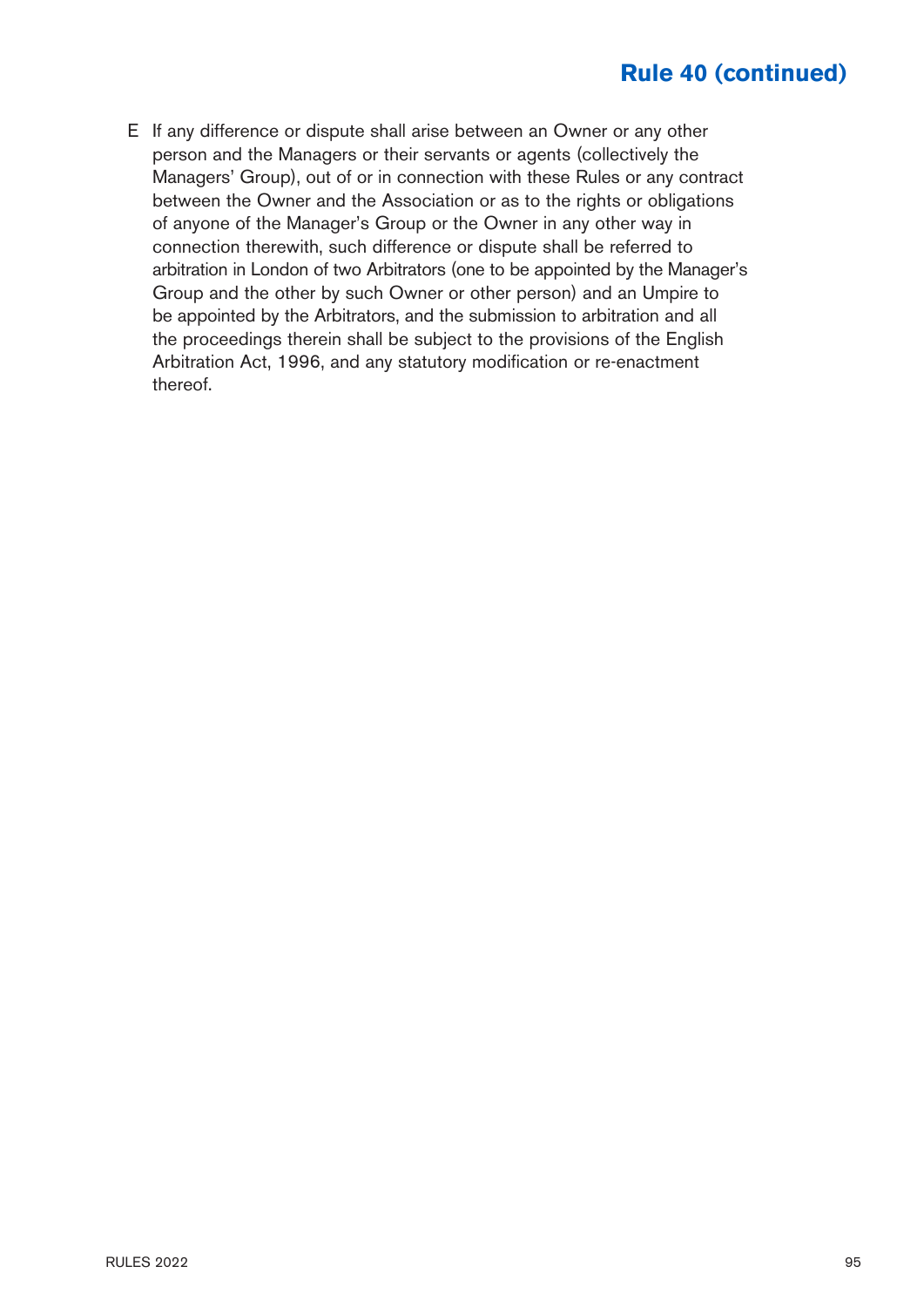## Rule 40 (continued)

E If any difference or dispute shall arise between an Owner or any other person and the Managers or their servants or agents (collectively the Managers' Group), out of or in connection with these Rules or any contract between the Owner and the Association or as to the rights or obligations of anyone of the Manager's Group or the Owner in any other way in connection therewith, such difference or dispute shall be referred to arbitration in London of two Arbitrators (one to be appointed by the Manager's Group and the other by such Owner or other person) and an Umpire to be appointed by the Arbitrators, and the submission to arbitration and all the proceedings therein shall be subject to the provisions of the English Arbitration Act, 1996, and any statutory modification or re-enactment thereof.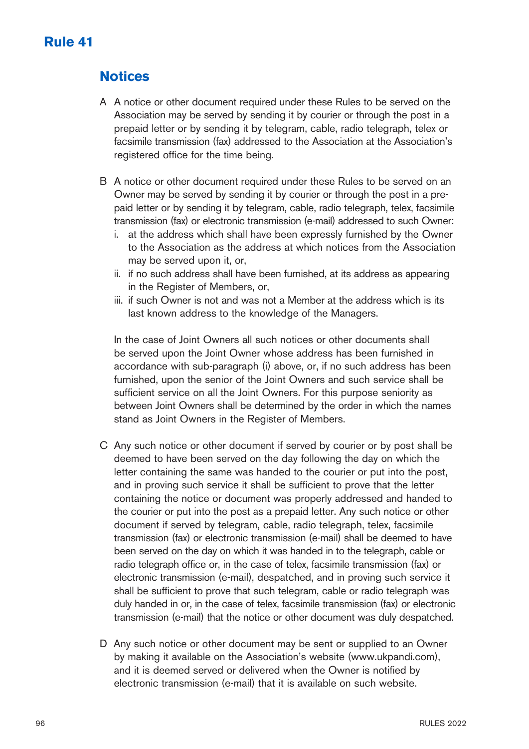# Rule 41

## Notices

A A notice or other document required under these Rules to be served on the Association may be served by sending it by courier or through the post in a prepaid letter or by sending it by telegram, cable, radio telegraph, telex or facsimile transmission (fax) addressed to the Association at the Association's registered office for the time being.

B A notice or other document required under these Rules to be served on an Owner may be served by sending it by courier or through the post in a pre-paid letter or by sending it by telegram, cable, radio telegraph, telex, facsimile transmission (fax) or electronic transmission (e-mail) addressed to such Owner:

i. at the address which shall have been expressly furnished by the Owner to the Association as the address at which notices from the Association may be served upon it, or,

ii. if no such address shall have been furnished, at its address as appearing in the Register of Members, or,

iii. if such Owner is not and was not a Member at the address which is its last known address to the knowledge of the Managers.

In the case of Joint Owners all such notices or other documents shall be served upon the Joint Owner whose address has been furnished in accordance with sub-paragraph (i) above, or, if no such address has been furnished, upon the senior of the Joint Owners and such service shall be sufficient service on all the Joint Owners. For this purpose seniority as between Joint Owners shall be determined by the order in which the names stand as Joint Owners in the Register of Members.

C Any such notice or other document if served by courier or by post shall be deemed to have been served on the day following the day on which the letter containing the same was handed to the courier or put into the post, and in proving such service it shall be sufficient to prove that the letter containing the notice or document was properly addressed and handed to the courier or put into the post as a prepaid letter. Any such notice or other document if served by telegram, cable, radio telegraph, telex, facsimile transmission (fax) or electronic transmission (e-mail) shall be deemed to have been served on the day on which it was handed in to the telegraph, cable or radio telegraph office or, in the case of telex, facsimile transmission (fax) or electronic transmission (e-mail), despatched, and in proving such service it shall be sufficient to prove that such telegram, cable or radio telegraph was duly handed in or, in the case of telex, facsimile transmission (fax) or electronic transmission (e-mail) that the notice or other document was duly despatched.

D Any such notice or other document may be sent or supplied to an Owner by making it available on the Association's website (www.ukpandi.com), and it is deemed served or delivered when the Owner is notified by electronic transmission (e-mail) that it is available on such website.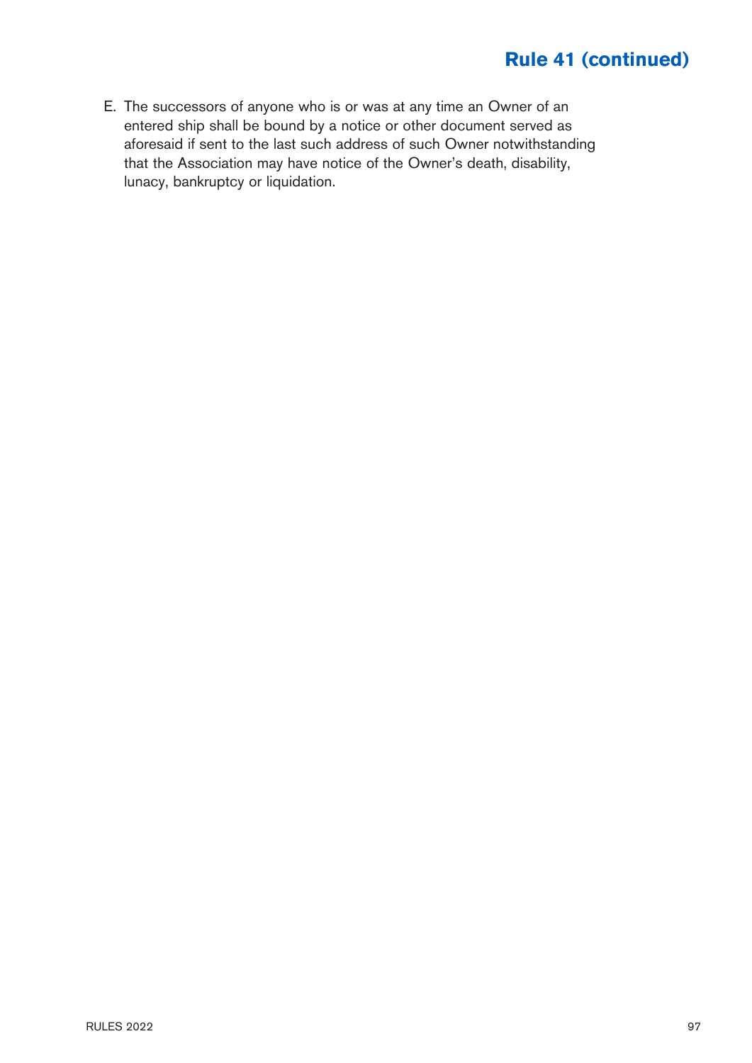## Rule 41 (continued)

E. The successors of anyone who is or was at any time an Owner of an entered ship shall be bound by a notice or other document served as aforesaid if sent to the last such address of such Owner notwithstanding that the Association may have notice of the Owner's death, disability, lunacy, bankruptcy or liquidation.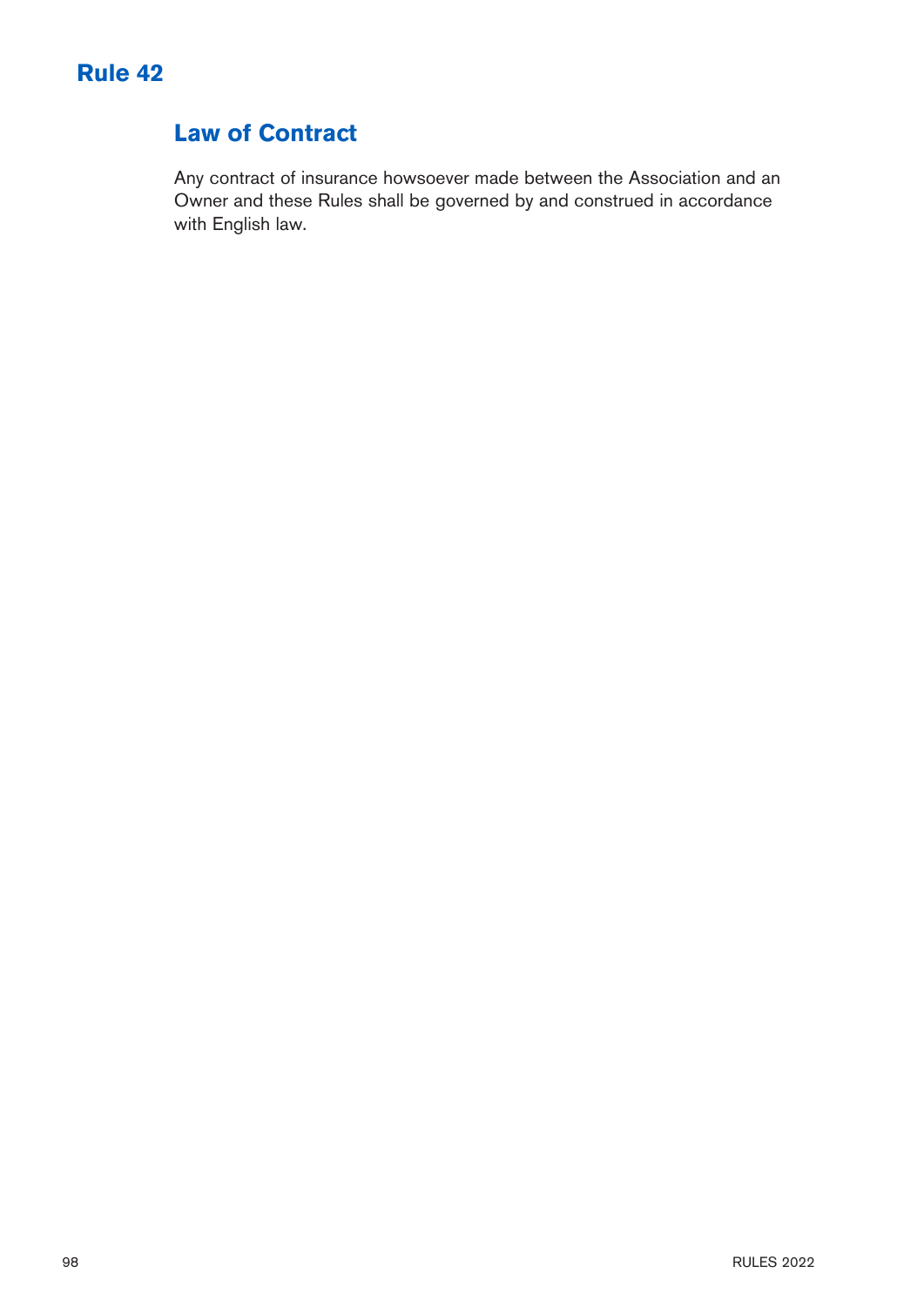# Rule 42

## Law of Contract

Any contract of insurance howsoever made between the Association and an Owner and these Rules shall be governed by and construed in accordance with English law.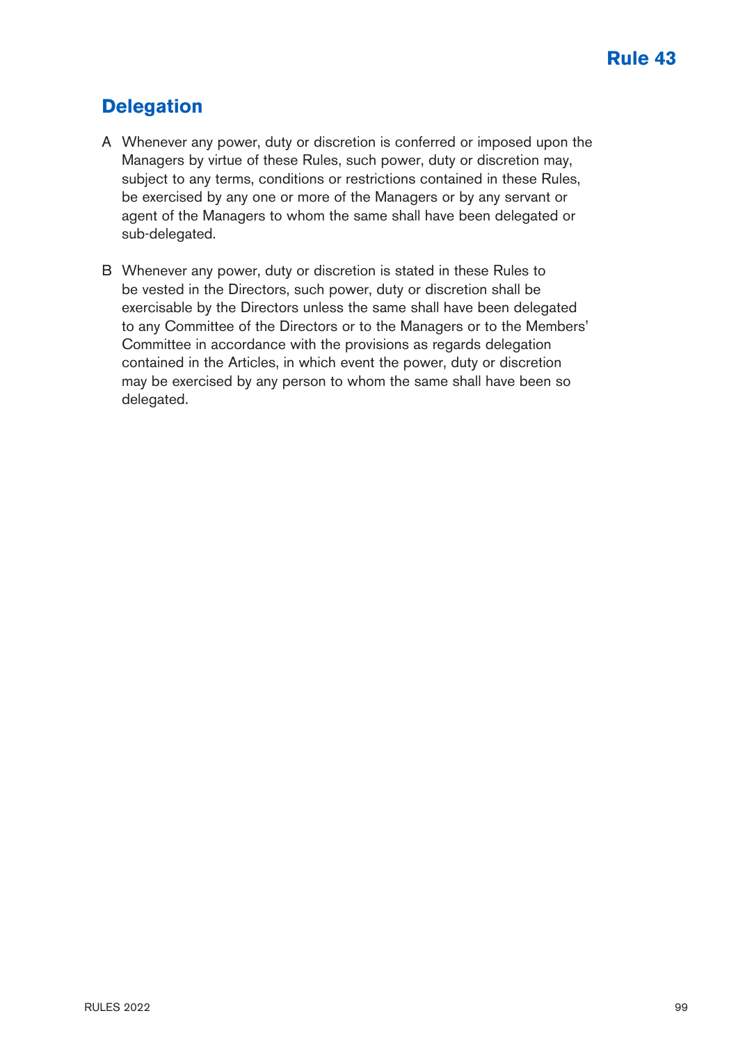# Rule 43

## Delegation

A Whenever any power, duty or discretion is conferred or imposed upon the Managers by virtue of these Rules, such power, duty or discretion may, subject to any terms, conditions or restrictions contained in these Rules, be exercised by any one or more of the Managers or by any servant or agent of the Managers to whom the same shall have been delegated or sub-delegated.

B Whenever any power, duty or discretion is stated in these Rules to be vested in the Directors, such power, duty or discretion shall be exercisable by the Directors unless the same shall have been delegated to any Committee of the Directors or to the Managers or to the Members' Committee in accordance with the provisions as regards delegation contained in the Articles, in which event the power, duty or discretion may be exercised by any person to whom the same shall have been so delegated.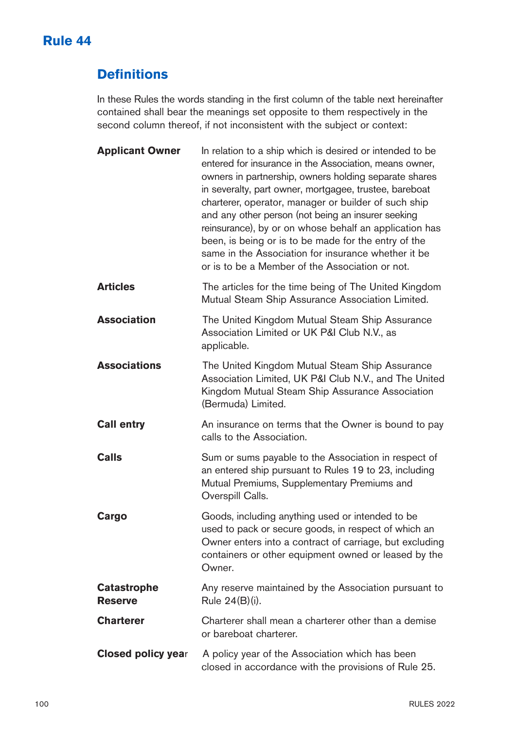# Rule 44

## Definitions

In these Rules the words standing in the first column of the table next hereinafter contained shall bear the meanings set opposite to them respectively in the second column thereof, if not inconsistent with the subject or context:

| | |
|---|---|
| **Applicant Owner** | In relation to a ship which is desired or intended to be entered for insurance in the Association, means owner, owners in partnership, owners holding separate shares in severalty, part owner, mortgagee, trustee, bareboat charterer, operator, manager or builder of such ship and any other person (not being an insurer seeking reinsurance), by or on whose behalf an application has been, is being or is to be made for the entry of the same in the Association for insurance whether it be or is to be a Member of the Association or not. |
| **Articles** | The articles for the time being of The United Kingdom Mutual Steam Ship Assurance Association Limited. |
| **Association** | The United Kingdom Mutual Steam Ship Assurance Association Limited or UK P&I Club N.V., as applicable. |
| **Associations** | The United Kingdom Mutual Steam Ship Assurance Association Limited, UK P&I Club N.V., and The United Kingdom Mutual Steam Ship Assurance Association (Bermuda) Limited. |
| **Call entry** | An insurance on terms that the Owner is bound to pay calls to the Association. |
| **Calls** | Sum or sums payable to the Association in respect of an entered ship pursuant to Rules 19 to 23, including Mutual Premiums, Supplementary Premiums and Overspill Calls. |
| **Cargo** | Goods, including anything used or intended to be used to pack or secure goods, in respect of which an Owner enters into a contract of carriage, but excluding containers or other equipment owned or leased by the Owner. |
| **Catastrophe Reserve** | Any reserve maintained by the Association pursuant to Rule 24(B)(i). |
| **Charterer** | Charterer shall mean a charterer other than a demise or bareboat charterer. |
| **Closed policy year** | A policy year of the Association which has been closed in accordance with the provisions of Rule 25. |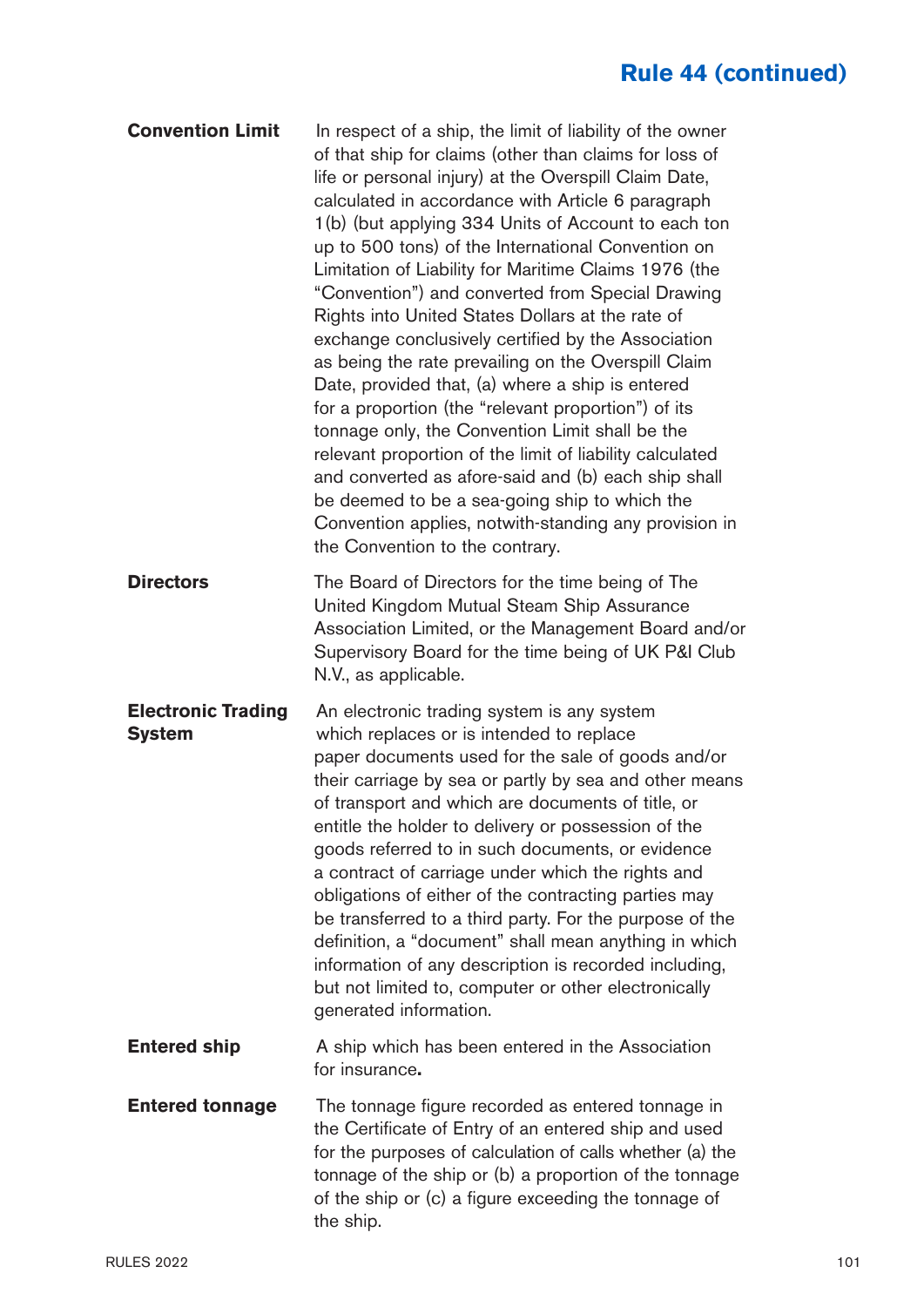## Rule 44 (continued)

**Convention Limit** In respect of a ship, the limit of liability of the owner of that ship for claims (other than claims for loss of life or personal injury) at the Overspill Claim Date, calculated in accordance with Article 6 paragraph 1(b) (but applying 334 Units of Account to each ton up to 500 tons) of the International Convention on Limitation of Liability for Maritime Claims 1976 (the "Convention") and converted from Special Drawing Rights into United States Dollars at the rate of exchange conclusively certified by the Association as being the rate prevailing on the Overspill Claim Date, provided that, (a) where a ship is entered for a proportion (the "relevant proportion") of its tonnage only, the Convention Limit shall be the relevant proportion of the limit of liability calculated and converted as afore-said and (b) each ship shall be deemed to be a sea-going ship to which the Convention applies, notwith-standing any provision in the Convention to the contrary.

**Directors** The Board of Directors for the time being of The United Kingdom Mutual Steam Ship Assurance Association Limited, or the Management Board and/or Supervisory Board for the time being of UK P&I Club N.V., as applicable.

**Electronic Trading System** An electronic trading system is any system which replaces or is intended to replace paper documents used for the sale of goods and/or their carriage by sea or partly by sea and other means of transport and which are documents of title, or entitle the holder to delivery or possession of the goods referred to in such documents, or evidence a contract of carriage under which the rights and obligations of either of the contracting parties may be transferred to a third party. For the purpose of the definition, a "document" shall mean anything in which information of any description is recorded including, but not limited to, computer or other electronically generated information.

**Entered ship** A ship which has been entered in the Association for insurance**.**

**Entered tonnage** The tonnage figure recorded as entered tonnage in the Certificate of Entry of an entered ship and used for the purposes of calculation of calls whether (a) the tonnage of the ship or (b) a proportion of the tonnage of the ship or (c) a figure exceeding the tonnage of the ship.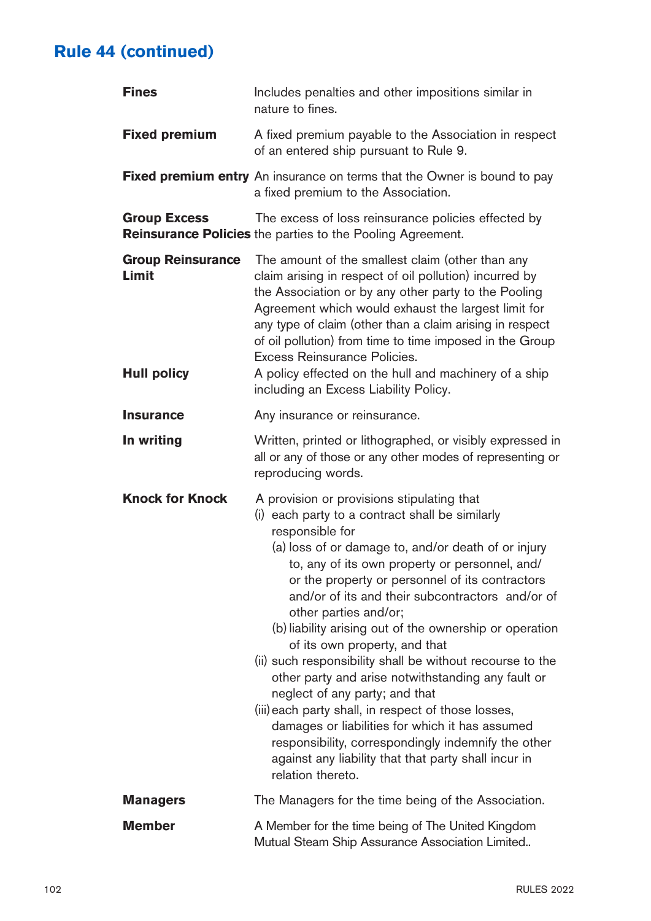## Rule 44 (continued)

**Fines** Includes penalties and other impositions similar in nature to fines.

**Fixed premium** A fixed premium payable to the Association in respect of an entered ship pursuant to Rule 9.

**Fixed premium entry** An insurance on terms that the Owner is bound to pay a fixed premium to the Association.

**Group Excess Reinsurance Policies** The excess of loss reinsurance policies effected by the parties to the Pooling Agreement.

**Group Reinsurance Limit** The amount of the smallest claim (other than any claim arising in respect of oil pollution) incurred by the Association or by any other party to the Pooling Agreement which would exhaust the largest limit for any type of claim (other than a claim arising in respect of oil pollution) from time to time imposed in the Group Excess Reinsurance Policies.

**Hull policy** A policy effected on the hull and machinery of a ship including an Excess Liability Policy.

**Insurance** Any insurance or reinsurance.

**In writing** Written, printed or lithographed, or visibly expressed in all or any of those or any other modes of representing or reproducing words.

**Knock for Knock** A provision or provisions stipulating that

- (i) each party to a contract shall be similarly responsible for
  - (a) loss of or damage to, and/or death of or injury to, any of its own property or personnel, and/ or the property or personnel of its contractors and/or of its and their subcontractors and/or of other parties and/or;
  - (b) liability arising out of the ownership or operation of its own property, and that
- (ii) such responsibility shall be without recourse to the other party and arise notwithstanding any fault or neglect of any party; and that
- (iii) each party shall, in respect of those losses, damages or liabilities for which it has assumed responsibility, correspondingly indemnify the other against any liability that that party shall incur in relation thereto.

**Managers** The Managers for the time being of the Association.

**Member** A Member for the time being of The United Kingdom Mutual Steam Ship Assurance Association Limited..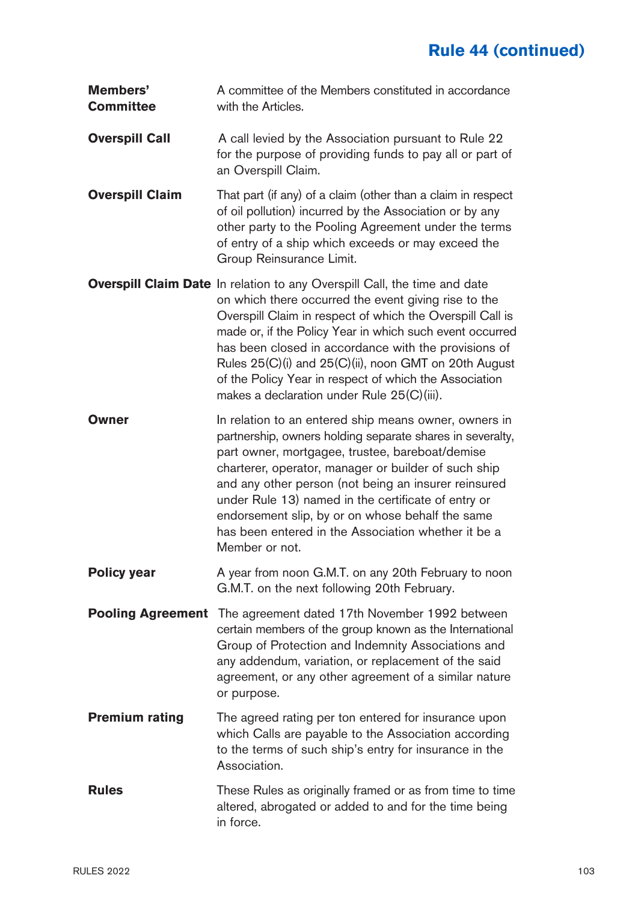## Rule 44 (continued)

**Members' Committee** A committee of the Members constituted in accordance with the Articles.

**Overspill Call** A call levied by the Association pursuant to Rule 22 for the purpose of providing funds to pay all or part of an Overspill Claim.

**Overspill Claim** That part (if any) of a claim (other than a claim in respect of oil pollution) incurred by the Association or by any other party to the Pooling Agreement under the terms of entry of a ship which exceeds or may exceed the Group Reinsurance Limit.

**Overspill Claim Date** In relation to any Overspill Call, the time and date on which there occurred the event giving rise to the Overspill Claim in respect of which the Overspill Call is made or, if the Policy Year in which such event occurred has been closed in accordance with the provisions of Rules 25(C)(i) and 25(C)(ii), noon GMT on 20th August of the Policy Year in respect of which the Association makes a declaration under Rule 25(C)(iii).

**Owner** In relation to an entered ship means owner, owners in partnership, owners holding separate shares in severalty, part owner, mortgagee, trustee, bareboat/demise charterer, operator, manager or builder of such ship and any other person (not being an insurer reinsured under Rule 13) named in the certificate of entry or endorsement slip, by or on whose behalf the same has been entered in the Association whether it be a Member or not.

**Policy year** A year from noon G.M.T. on any 20th February to noon G.M.T. on the next following 20th February.

**Pooling Agreement** The agreement dated 17th November 1992 between certain members of the group known as the International Group of Protection and Indemnity Associations and any addendum, variation, or replacement of the said agreement, or any other agreement of a similar nature or purpose.

**Premium rating** The agreed rating per ton entered for insurance upon which Calls are payable to the Association according to the terms of such ship's entry for insurance in the Association.

**Rules** These Rules as originally framed or as from time to time altered, abrogated or added to and for the time being in force.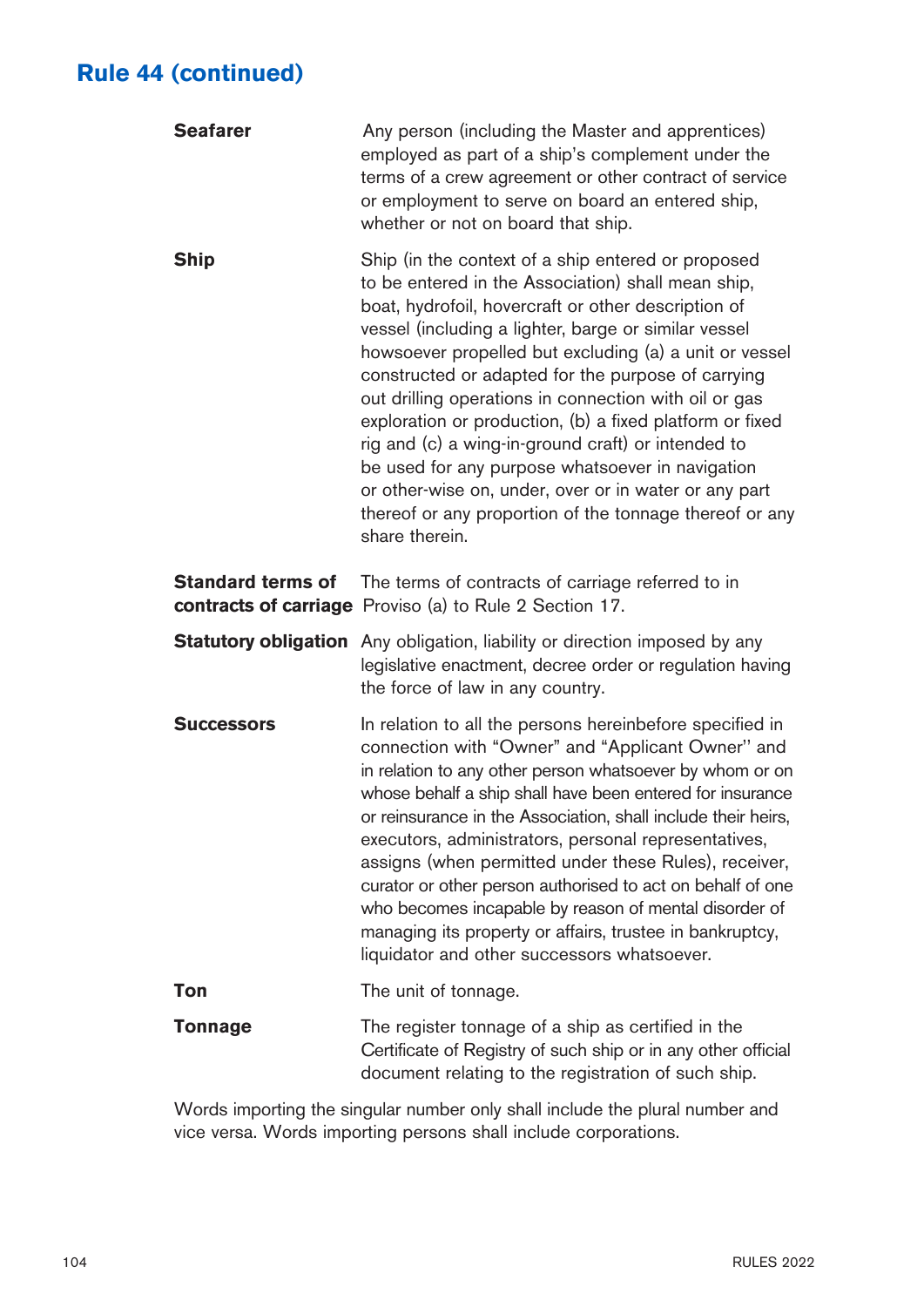## Rule 44 (continued)

| | |
|---|---|
| **Seafarer** | Any person (including the Master and apprentices) employed as part of a ship's complement under the terms of a crew agreement or other contract of service or employment to serve on board an entered ship, whether or not on board that ship. |
| **Ship** | Ship (in the context of a ship entered or proposed to be entered in the Association) shall mean ship, boat, hydrofoil, hovercraft or other description of vessel (including a lighter, barge or similar vessel howsoever propelled but excluding (a) a unit or vessel constructed or adapted for the purpose of carrying out drilling operations in connection with oil or gas exploration or production, (b) a fixed platform or fixed rig and (c) a wing-in-ground craft) or intended to be used for any purpose whatsoever in navigation or other-wise on, under, over or in water or any part thereof or any proportion of the tonnage thereof or any share therein. |
| **Standard terms of contracts of carriage** | The terms of contracts of carriage referred to in Proviso (a) to Rule 2 Section 17. |
| **Statutory obligation** | Any obligation, liability or direction imposed by any legislative enactment, decree order or regulation having the force of law in any country. |
| **Successors** | In relation to all the persons hereinbefore specified in connection with "Owner" and "Applicant Owner" and in relation to any other person whatsoever by whom or on whose behalf a ship shall have been entered for insurance or reinsurance in the Association, shall include their heirs, executors, administrators, personal representatives, assigns (when permitted under these Rules), receiver, curator or other person authorised to act on behalf of one who becomes incapable by reason of mental disorder of managing its property or affairs, trustee in bankruptcy, liquidator and other successors whatsoever. |
| **Ton** | The unit of tonnage. |
| **Tonnage** | The register tonnage of a ship as certified in the Certificate of Registry of such ship or in any other official document relating to the registration of such ship. |

Words importing the singular number only shall include the plural number and vice versa. Words importing persons shall include corporations.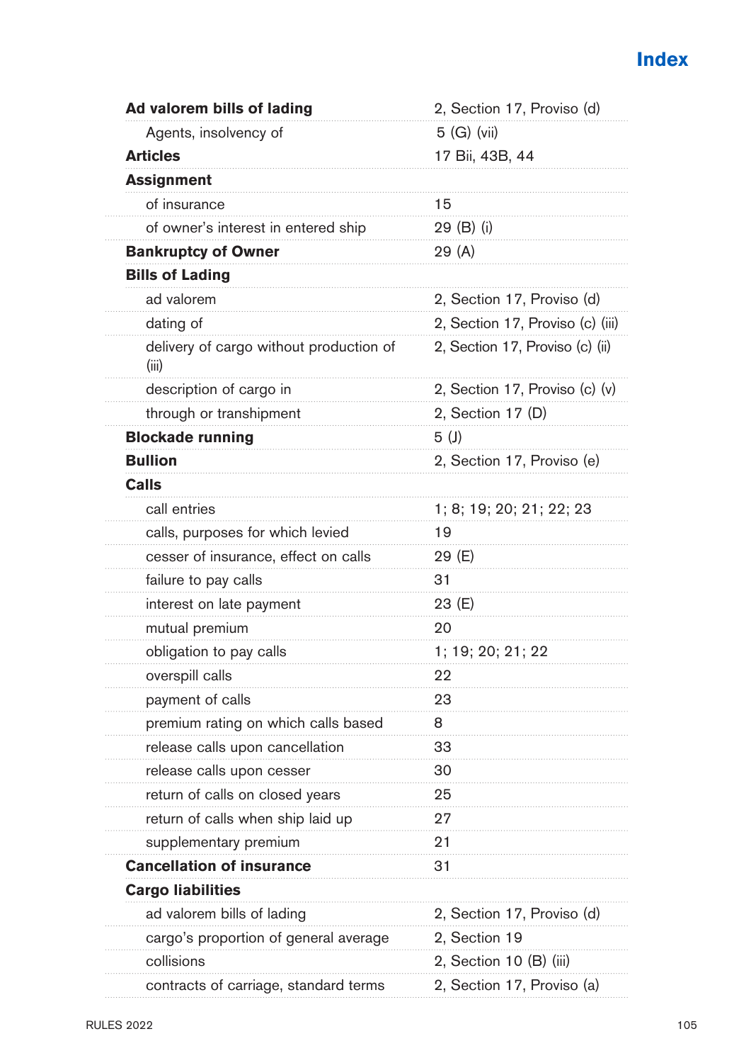# Index

| | |
|---|---|
| **Ad valorem bills of lading** | 2, Section 17, Proviso (d) |
| Agents, insolvency of | 5 (G) (vii) |
| **Articles** | 17 Bii, 43B, 44 |
| **Assignment** | |
| of insurance | 15 |
| of owner's interest in entered ship | 29 (B) (i) |
| **Bankruptcy of Owner** | 29 (A) |
| **Bills of Lading** | |
| ad valorem | 2, Section 17, Proviso (d) |
| dating of | 2, Section 17, Proviso (c) (iii) |
| delivery of cargo without production of (iii) | 2, Section 17, Proviso (c) (ii) |
| description of cargo in | 2, Section 17, Proviso (c) (v) |
| through or transhipment | 2, Section 17 (D) |
| **Blockade running** | 5 (J) |
| **Bullion** | 2, Section 17, Proviso (e) |
| **Calls** | |
| call entries | 1; 8; 19; 20; 21; 22; 23 |
| calls, purposes for which levied | 19 |
| cesser of insurance, effect on calls | 29 (E) |
| failure to pay calls | 31 |
| interest on late payment | 23 (E) |
| mutual premium | 20 |
| obligation to pay calls | 1; 19; 20; 21; 22 |
| overspill calls | 22 |
| payment of calls | 23 |
| premium rating on which calls based | 8 |
| release calls upon cancellation | 33 |
| release calls upon cesser | 30 |
| return of calls on closed years | 25 |
| return of calls when ship laid up | 27 |
| supplementary premium | 21 |
| **Cancellation of insurance** | 31 |
| **Cargo liabilities** | |
| ad valorem bills of lading | 2, Section 17, Proviso (d) |
| cargo's proportion of general average | 2, Section 19 |
| collisions | 2, Section 10 (B) (iii) |
| contracts of carriage, standard terms | 2, Section 17, Proviso (a) |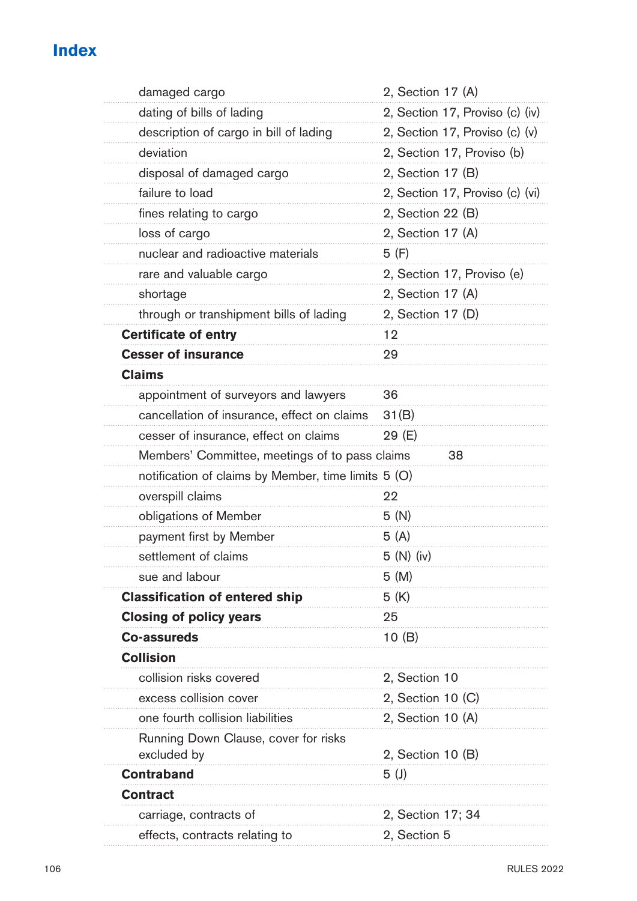# Index

| | |
|---|---|
| damaged cargo | 2, Section 17 (A) |
| dating of bills of lading | 2, Section 17, Proviso (c) (iv) |
| description of cargo in bill of lading | 2, Section 17, Proviso (c) (v) |
| deviation | 2, Section 17, Proviso (b) |
| disposal of damaged cargo | 2, Section 17 (B) |
| failure to load | 2, Section 17, Proviso (c) (vi) |
| fines relating to cargo | 2, Section 22 (B) |
| loss of cargo | 2, Section 17 (A) |
| nuclear and radioactive materials | 5 (F) |
| rare and valuable cargo | 2, Section 17, Proviso (e) |
| shortage | 2, Section 17 (A) |
| through or transhipment bills of lading | 2, Section 17 (D) |
| **Certificate of entry** | 12 |
| **Cesser of insurance** | 29 |
| **Claims** | |
| appointment of surveyors and lawyers | 36 |
| cancellation of insurance, effect on claims | 31(B) |
| cesser of insurance, effect on claims | 29 (E) |
| Members' Committee, meetings of to pass claims | 38 |
| notification of claims by Member, time limits | 5 (O) |
| overspill claims | 22 |
| obligations of Member | 5 (N) |
| payment first by Member | 5 (A) |
| settlement of claims | 5 (N) (iv) |
| sue and labour | 5 (M) |
| **Classification of entered ship** | 5 (K) |
| **Closing of policy years** | 25 |
| **Co-assureds** | 10 (B) |
| **Collision** | |
| collision risks covered | 2, Section 10 |
| excess collision cover | 2, Section 10 (C) |
| one fourth collision liabilities | 2, Section 10 (A) |
| Running Down Clause, cover for risks excluded by | 2, Section 10 (B) |
| **Contraband** | 5 (J) |
| **Contract** | |
| carriage, contracts of | 2, Section 17; 34 |
| effects, contracts relating to | 2, Section 5 |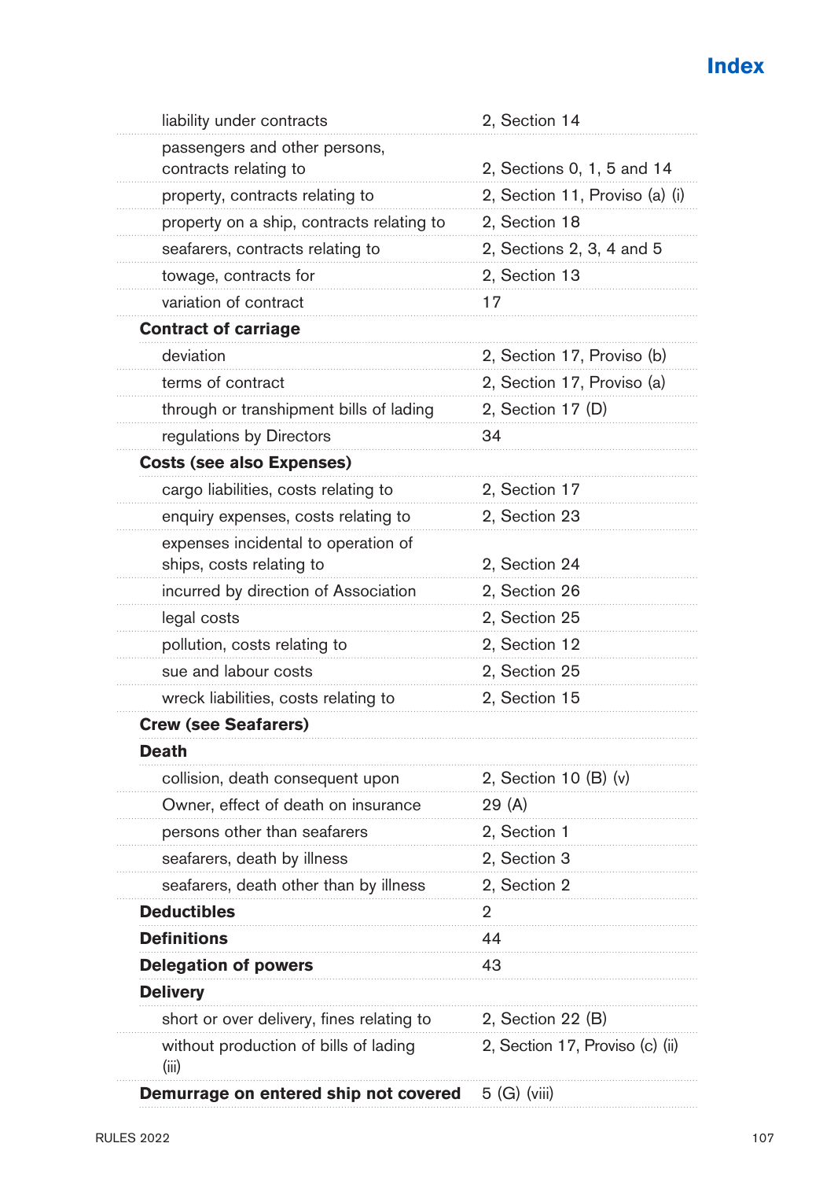# Index

| | |
|---|---|
| liability under contracts | 2, Section 14 |
| passengers and other persons, contracts relating to | 2, Sections 0, 1, 5 and 14 |
| property, contracts relating to | 2, Section 11, Proviso (a) (i) |
| property on a ship, contracts relating to | 2, Section 18 |
| seafarers, contracts relating to | 2, Sections 2, 3, 4 and 5 |
| towage, contracts for | 2, Section 13 |
| variation of contract | 17 |
| **Contract of carriage** | |
| deviation | 2, Section 17, Proviso (b) |
| terms of contract | 2, Section 17, Proviso (a) |
| through or transhipment bills of lading | 2, Section 17 (D) |
| regulations by Directors | 34 |
| **Costs (see also Expenses)** | |
| cargo liabilities, costs relating to | 2, Section 17 |
| enquiry expenses, costs relating to | 2, Section 23 |
| expenses incidental to operation of ships, costs relating to | 2, Section 24 |
| incurred by direction of Association | 2, Section 26 |
| legal costs | 2, Section 25 |
| pollution, costs relating to | 2, Section 12 |
| sue and labour costs | 2, Section 25 |
| wreck liabilities, costs relating to | 2, Section 15 |
| **Crew (see Seafarers)** | |
| **Death** | |
| collision, death consequent upon | 2, Section 10 (B) (v) |
| Owner, effect of death on insurance | 29 (A) |
| persons other than seafarers | 2, Section 1 |
| seafarers, death by illness | 2, Section 3 |
| seafarers, death other than by illness | 2, Section 2 |
| **Deductibles** | 2 |
| **Definitions** | 44 |
| **Delegation of powers** | 43 |
| **Delivery** | |
| short or over delivery, fines relating to | 2, Section 22 (B) |
| without production of bills of lading (iii) | 2, Section 17, Proviso (c) (ii) |
| **Demurrage on entered ship not covered** | 5 (G) (viii) |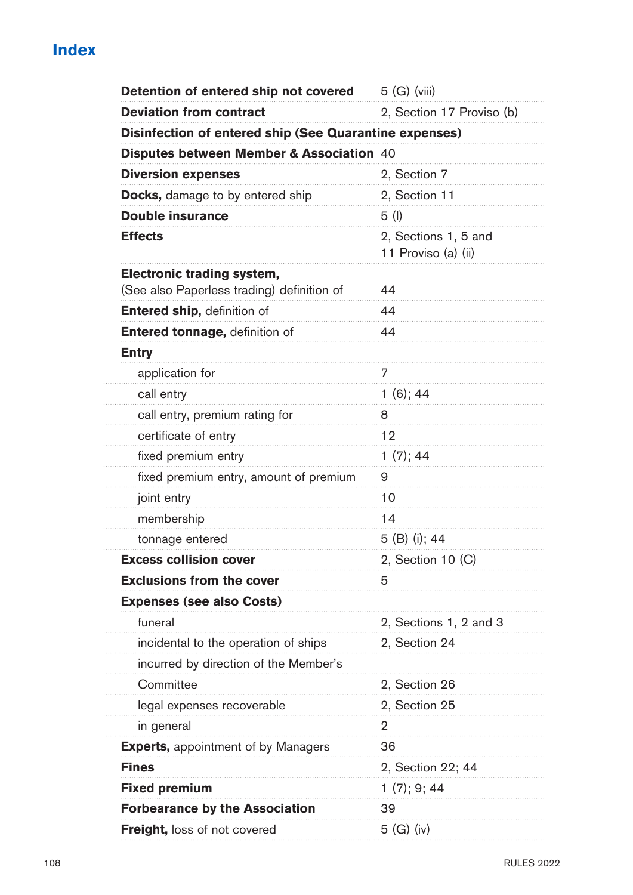# Index

| | |
|---|---|
| **Detention of entered ship not covered** | 5 (G) (viii) |
| **Deviation from contract** | 2, Section 17 Proviso (b) |
| **Disinfection of entered ship (See Quarantine expenses)** | |
| **Disputes between Member & Association** | 40 |
| **Diversion expenses** | 2, Section 7 |
| **Docks,** damage to by entered ship | 2, Section 11 |
| **Double insurance** | 5 (I) |
| **Effects** | 2, Sections 1, 5 and 11 Proviso (a) (ii) |
| **Electronic trading system,** (See also Paperless trading) definition of | 44 |
| **Entered ship,** definition of | 44 |
| **Entered tonnage,** definition of | 44 |
| **Entry** | |
| application for | 7 |
| call entry | 1 (6); 44 |
| call entry, premium rating for | 8 |
| certificate of entry | 12 |
| fixed premium entry | 1 (7); 44 |
| fixed premium entry, amount of premium | 9 |
| joint entry | 10 |
| membership | 14 |
| tonnage entered | 5 (B) (i); 44 |
| **Excess collision cover** | 2, Section 10 (C) |
| **Exclusions from the cover** | 5 |
| **Expenses (see also Costs)** | |
| funeral | 2, Sections 1, 2 and 3 |
| incidental to the operation of ships | 2, Section 24 |
| incurred by direction of the Member's Committee | 2, Section 26 |
| legal expenses recoverable | 2, Section 25 |
| in general | 2 |
| **Experts,** appointment of by Managers | 36 |
| **Fines** | 2, Section 22; 44 |
| **Fixed premium** | 1 (7); 9; 44 |
| **Forbearance by the Association** | 39 |
| **Freight,** loss of not covered | 5 (G) (iv) |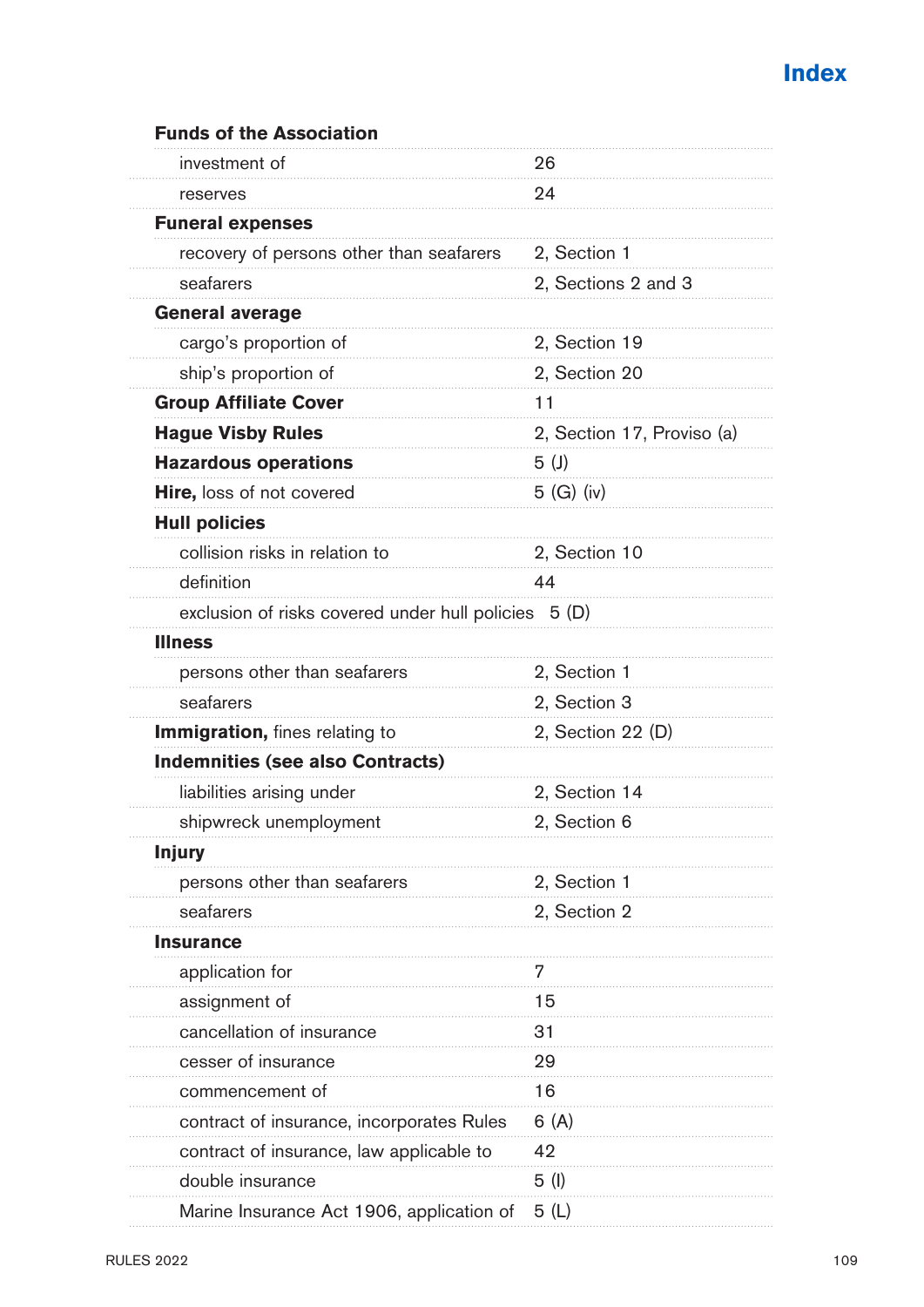# Index

| | |
|---|---|
| **Funds of the Association** | |
| investment of | 26 |
| reserves | 24 |
| **Funeral expenses** | |
| recovery of persons other than seafarers | 2, Section 1 |
| seafarers | 2, Sections 2 and 3 |
| **General average** | |
| cargo's proportion of | 2, Section 19 |
| ship's proportion of | 2, Section 20 |
| **Group Affiliate Cover** | 11 |
| **Hague Visby Rules** | 2, Section 17, Proviso (a) |
| **Hazardous operations** | 5 (J) |
| **Hire,** loss of not covered | 5 (G) (iv) |
| **Hull policies** | |
| collision risks in relation to | 2, Section 10 |
| definition | 44 |
| exclusion of risks covered under hull policies | 5 (D) |
| **Illness** | |
| persons other than seafarers | 2, Section 1 |
| seafarers | 2, Section 3 |
| **Immigration,** fines relating to | 2, Section 22 (D) |
| **Indemnities (see also Contracts)** | |
| liabilities arising under | 2, Section 14 |
| shipwreck unemployment | 2, Section 6 |
| **Injury** | |
| persons other than seafarers | 2, Section 1 |
| seafarers | 2, Section 2 |
| **Insurance** | |
| application for | 7 |
| assignment of | 15 |
| cancellation of insurance | 31 |
| cesser of insurance | 29 |
| commencement of | 16 |
| contract of insurance, incorporates Rules | 6 (A) |
| contract of insurance, law applicable to | 42 |
| double insurance | 5 (I) |
| Marine Insurance Act 1906, application of | 5 (L) |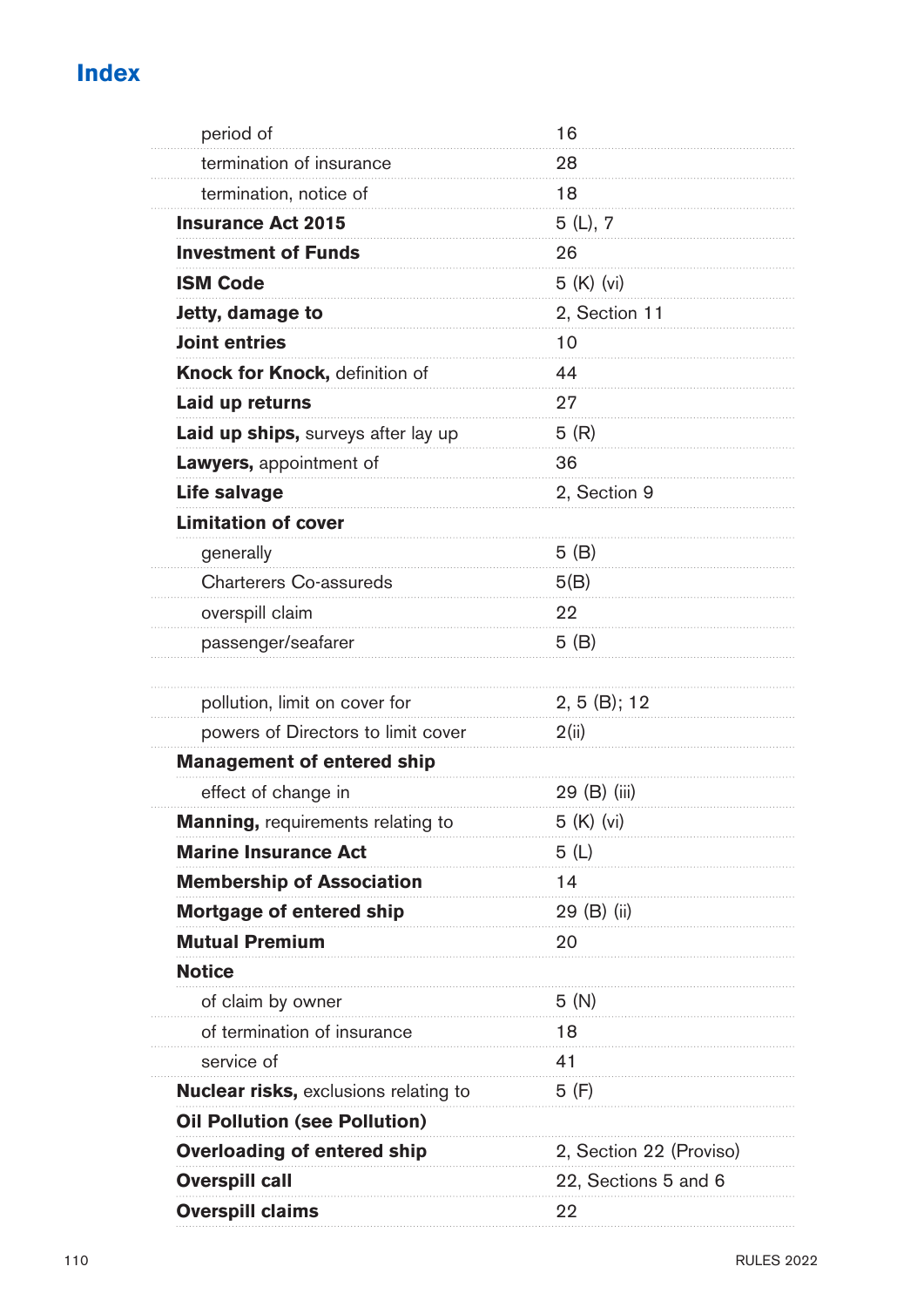## Index

| | |
|---|---|
| period of | 16 |
| termination of insurance | 28 |
| termination, notice of | 18 |
| **Insurance Act 2015** | 5 (L), 7 |
| **Investment of Funds** | 26 |
| **ISM Code** | 5 (K) (vi) |
| **Jetty, damage to** | 2, Section 11 |
| **Joint entries** | 10 |
| **Knock for Knock,** definition of | 44 |
| **Laid up returns** | 27 |
| **Laid up ships,** surveys after lay up | 5 (R) |
| **Lawyers,** appointment of | 36 |
| **Life salvage** | 2, Section 9 |
| **Limitation of cover** | |
| generally | 5 (B) |
| Charterers Co-assureds | 5(B) |
| overspill claim | 22 |
| passenger/seafarer | 5 (B) |
| | |
| pollution, limit on cover for | 2, 5 (B); 12 |
| powers of Directors to limit cover | 2(ii) |
| **Management of entered ship** | |
| effect of change in | 29 (B) (iii) |
| **Manning,** requirements relating to | 5 (K) (vi) |
| **Marine Insurance Act** | 5 (L) |
| **Membership of Association** | 14 |
| **Mortgage of entered ship** | 29 (B) (ii) |
| **Mutual Premium** | 20 |
| **Notice** | |
| of claim by owner | 5 (N) |
| of termination of insurance | 18 |
| service of | 41 |
| **Nuclear risks,** exclusions relating to | 5 (F) |
| **Oil Pollution (see Pollution)** | |
| **Overloading of entered ship** | 2, Section 22 (Proviso) |
| **Overspill call** | 22, Sections 5 and 6 |
| **Overspill claims** | 22 |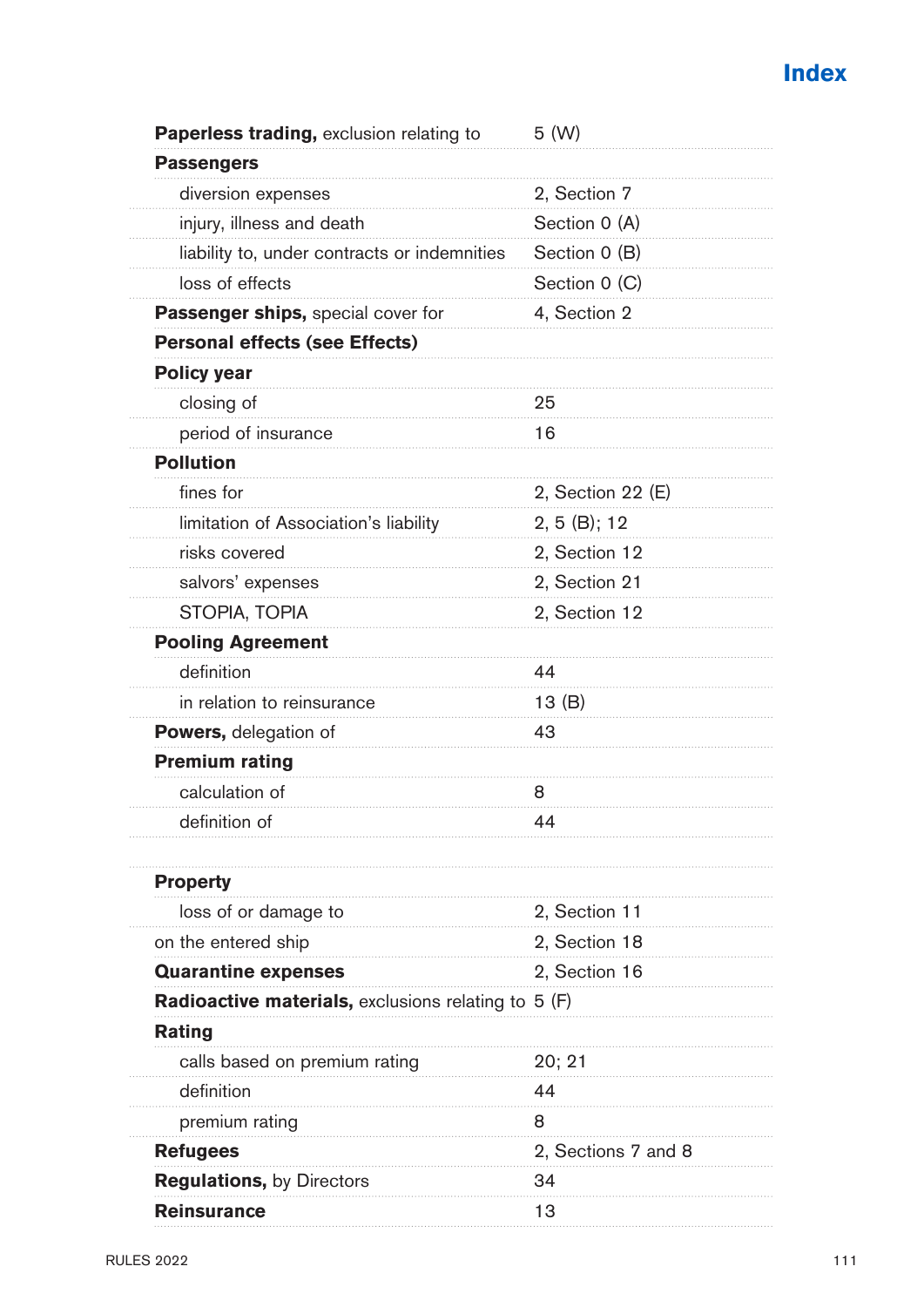# Index

| | |
|---|---|
| **Paperless trading,** exclusion relating to | 5 (W) |
| **Passengers** | |
| diversion expenses | 2, Section 7 |
| injury, illness and death | Section 0 (A) |
| liability to, under contracts or indemnities | Section 0 (B) |
| loss of effects | Section 0 (C) |
| **Passenger ships,** special cover for | 4, Section 2 |
| **Personal effects (see Effects)** | |
| **Policy year** | |
| closing of | 25 |
| period of insurance | 16 |
| **Pollution** | |
| fines for | 2, Section 22 (E) |
| limitation of Association's liability | 2, 5 (B); 12 |
| risks covered | 2, Section 12 |
| salvors' expenses | 2, Section 21 |
| STOPIA, TOPIA | 2, Section 12 |
| **Pooling Agreement** | |
| definition | 44 |
| in relation to reinsurance | 13 (B) |
| **Powers,** delegation of | 43 |
| **Premium rating** | |
| calculation of | 8 |
| definition of | 44 |
| | |
| **Property** | |
| loss of or damage to | 2, Section 11 |
| on the entered ship | 2, Section 18 |
| **Quarantine expenses** | 2, Section 16 |
| **Radioactive materials,** exclusions relating to | 5 (F) |
| **Rating** | |
| calls based on premium rating | 20; 21 |
| definition | 44 |
| premium rating | 8 |
| **Refugees** | 2, Sections 7 and 8 |
| **Regulations,** by Directors | 34 |
| **Reinsurance** | 13 |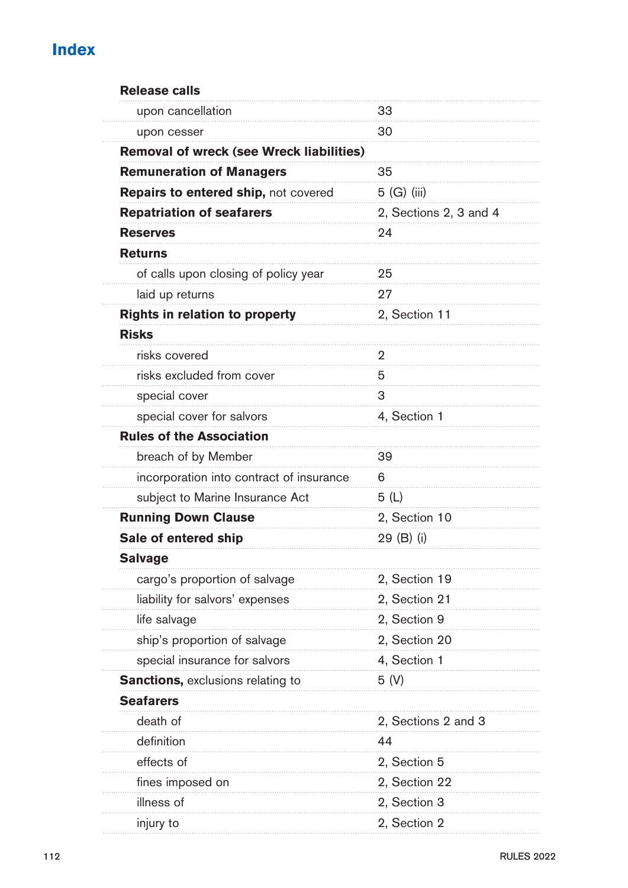## Index

| | |
|---|---|
| **Release calls** | |
| upon cancellation | 33 |
| upon cesser | 30 |
| **Removal of wreck (see Wreck liabilities)** | |
| **Remuneration of Managers** | 35 |
| **Repairs to entered ship,** not covered | 5 (G) (iii) |
| **Repatriation of seafarers** | 2, Sections 2, 3 and 4 |
| **Reserves** | 24 |
| **Returns** | |
| of calls upon closing of policy year | 25 |
| laid up returns | 27 |
| **Rights in relation to property** | 2, Section 11 |
| **Risks** | |
| risks covered | 2 |
| risks excluded from cover | 5 |
| special cover | 3 |
| special cover for salvors | 4, Section 1 |
| **Rules of the Association** | |
| breach of by Member | 39 |
| incorporation into contract of insurance | 6 |
| subject to Marine Insurance Act | 5 (L) |
| **Running Down Clause** | 2, Section 10 |
| **Sale of entered ship** | 29 (B) (i) |
| **Salvage** | |
| cargo's proportion of salvage | 2, Section 19 |
| liability for salvors' expenses | 2, Section 21 |
| life salvage | 2, Section 9 |
| ship's proportion of salvage | 2, Section 20 |
| special insurance for salvors | 4, Section 1 |
| **Sanctions,** exclusions relating to | 5 (V) |
| **Seafarers** | |
| death of | 2, Sections 2 and 3 |
| definition | 44 |
| effects of | 2, Section 5 |
| fines imposed on | 2, Section 22 |
| illness of | 2, Section 3 |
| injury to | 2, Section 2 |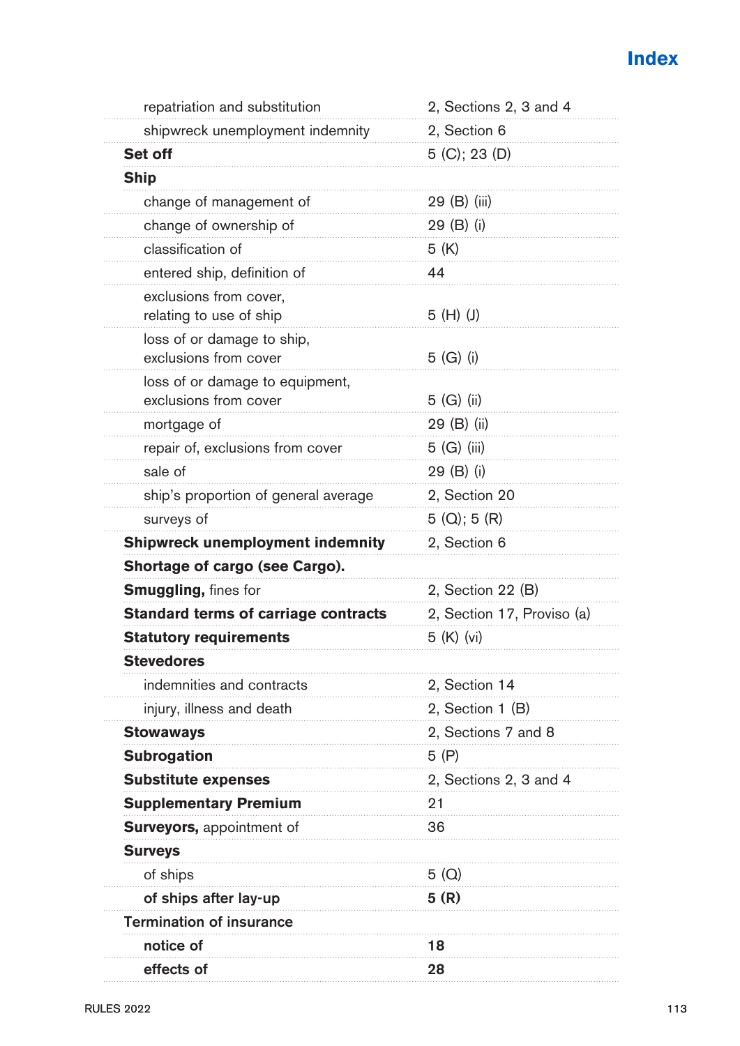| | |
|---|---|
| repatriation and substitution | 2, Sections 2, 3 and 4 |
| shipwreck unemployment indemnity | 2, Section 6 |
| **Set off** | 5 (C); 23 (D) |
| **Ship** | |
| change of management of | 29 (B) (iii) |
| change of ownership of | 29 (B) (i) |
| classification of | 5 (K) |
| entered ship, definition of | 44 |
| exclusions from cover, relating to use of ship | 5 (H) (J) |
| loss of or damage to ship, exclusions from cover | 5 (G) (i) |
| loss of or damage to equipment, exclusions from cover | 5 (G) (ii) |
| mortgage of | 29 (B) (ii) |
| repair of, exclusions from cover | 5 (G) (iii) |
| sale of | 29 (B) (i) |
| ship's proportion of general average | 2, Section 20 |
| surveys of | 5 (Q); 5 (R) |
| **Shipwreck unemployment indemnity** | 2, Section 6 |
| **Shortage of cargo (see Cargo).** | |
| **Smuggling,** fines for | 2, Section 22 (B) |
| **Standard terms of carriage contracts** | 2, Section 17, Proviso (a) |
| **Statutory requirements** | 5 (K) (vi) |
| **Stevedores** | |
| indemnities and contracts | 2, Section 14 |
| injury, illness and death | 2, Section 1 (B) |
| **Stowaways** | 2, Sections 7 and 8 |
| **Subrogation** | 5 (P) |
| **Substitute expenses** | 2, Sections 2, 3 and 4 |
| **Supplementary Premium** | 21 |
| **Surveyors,** appointment of | 36 |
| **Surveys** | |
| of ships | 5 (Q) |
| **of ships after lay-up** | **5 (R)** |
| **Termination of insurance** | |
| **notice of** | **18** |
| **effects of** | **28** |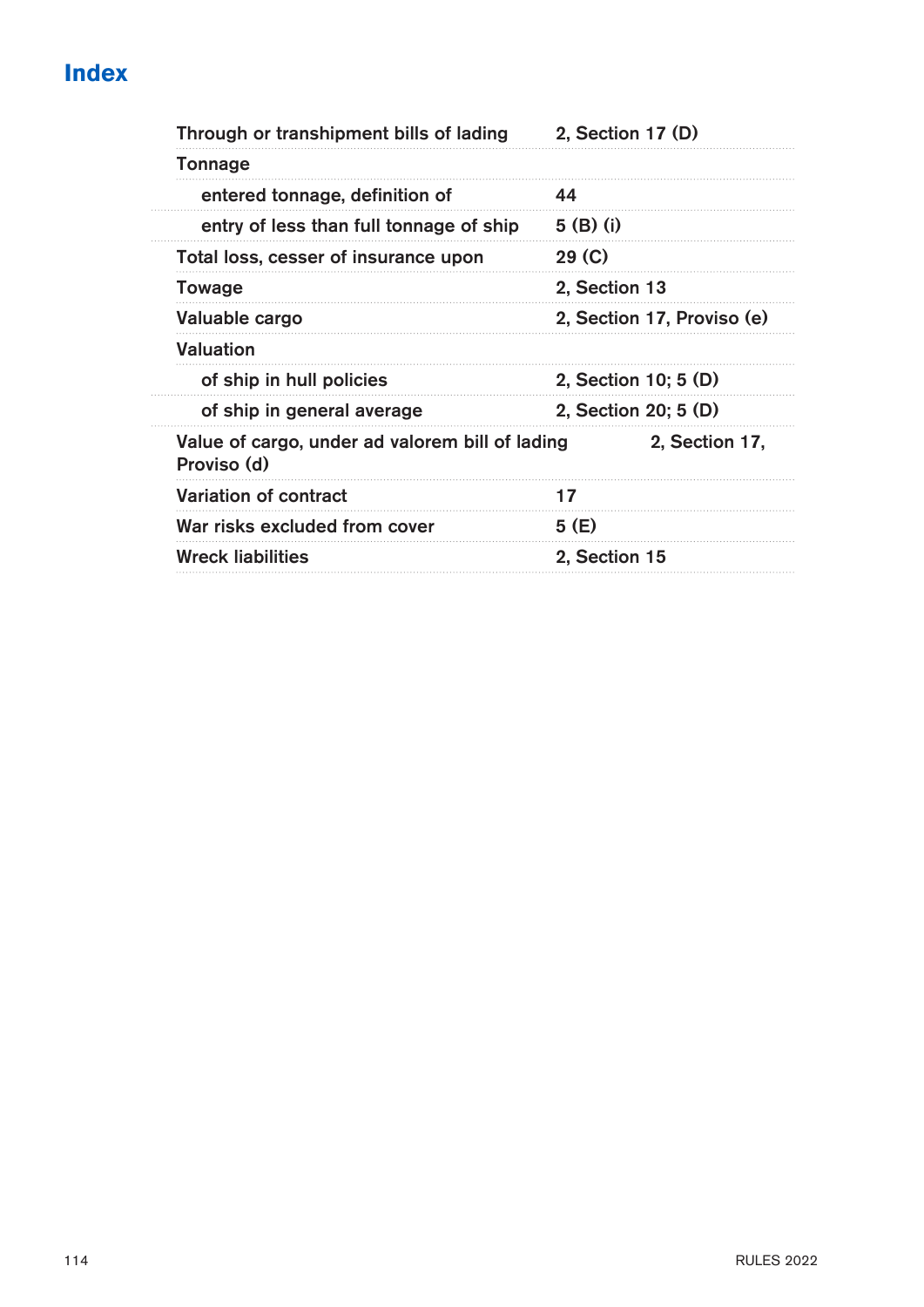# Index

| | |
|---|---|
| Through or transhipment bills of lading | 2, Section 17 (D) |
| Tonnage | |
| entered tonnage, definition of | 44 |
| entry of less than full tonnage of ship | 5 (B) (i) |
| Total loss, cesser of insurance upon | 29 (C) |
| Towage | 2, Section 13 |
| Valuable cargo | 2, Section 17, Proviso (e) |
| Valuation | |
| of ship in hull policies | 2, Section 10; 5 (D) |
| of ship in general average | 2, Section 20; 5 (D) |
| Value of cargo, under ad valorem bill of lading | 2, Section 17, Proviso (d) |
| Variation of contract | 17 |
| War risks excluded from cover | 5 (E) |
| Wreck liabilities | 2, Section 15 |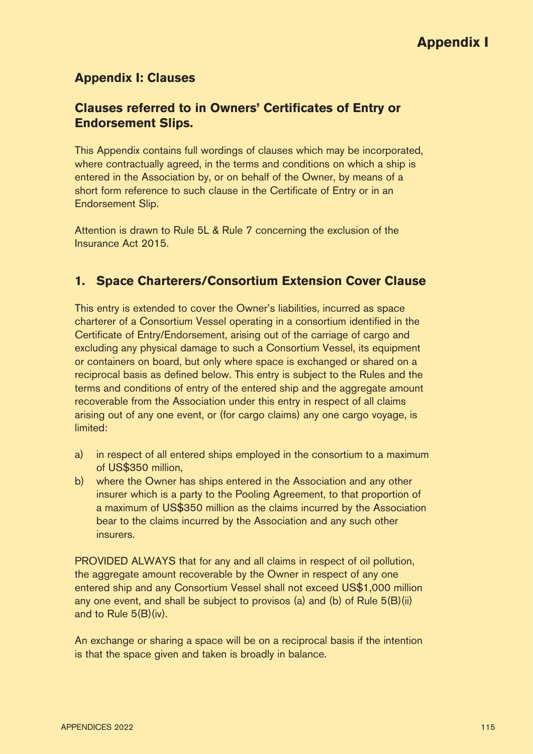# Appendix I: Clauses

## Clauses referred to in Owners' Certificates of Entry or Endorsement Slips.

This Appendix contains full wordings of clauses which may be incorporated, where contractually agreed, in the terms and conditions on which a ship is entered in the Association by, or on behalf of the Owner, by means of a short form reference to such clause in the Certificate of Entry or in an Endorsement Slip.

Attention is drawn to Rule 5L & Rule 7 concerning the exclusion of the Insurance Act 2015.

## 1. Space Charterers/Consortium Extension Cover Clause

This entry is extended to cover the Owner's liabilities, incurred as space charterer of a Consortium Vessel operating in a consortium identified in the Certificate of Entry/Endorsement, arising out of the carriage of cargo and excluding any physical damage to such a Consortium Vessel, its equipment or containers on board, but only where space is exchanged or shared on a reciprocal basis as defined below. This entry is subject to the Rules and the terms and conditions of entry of the entered ship and the aggregate amount recoverable from the Association under this entry in respect of all claims arising out of any one event, or (for cargo claims) any one cargo voyage, is limited:

a) in respect of all entered ships employed in the consortium to a maximum of US$350 million,
b) where the Owner has ships entered in the Association and any other insurer which is a party to the Pooling Agreement, to that proportion of a maximum of US$350 million as the claims incurred by the Association bear to the claims incurred by the Association and any such other insurers.

PROVIDED ALWAYS that for any and all claims in respect of oil pollution, the aggregate amount recoverable by the Owner in respect of any one entered ship and any Consortium Vessel shall not exceed US$1,000 million any one event, and shall be subject to provisos (a) and (b) of Rule 5(B)(ii) and to Rule 5(B)(iv).

An exchange or sharing a space will be on a reciprocal basis if the intention is that the space given and taken is broadly in balance.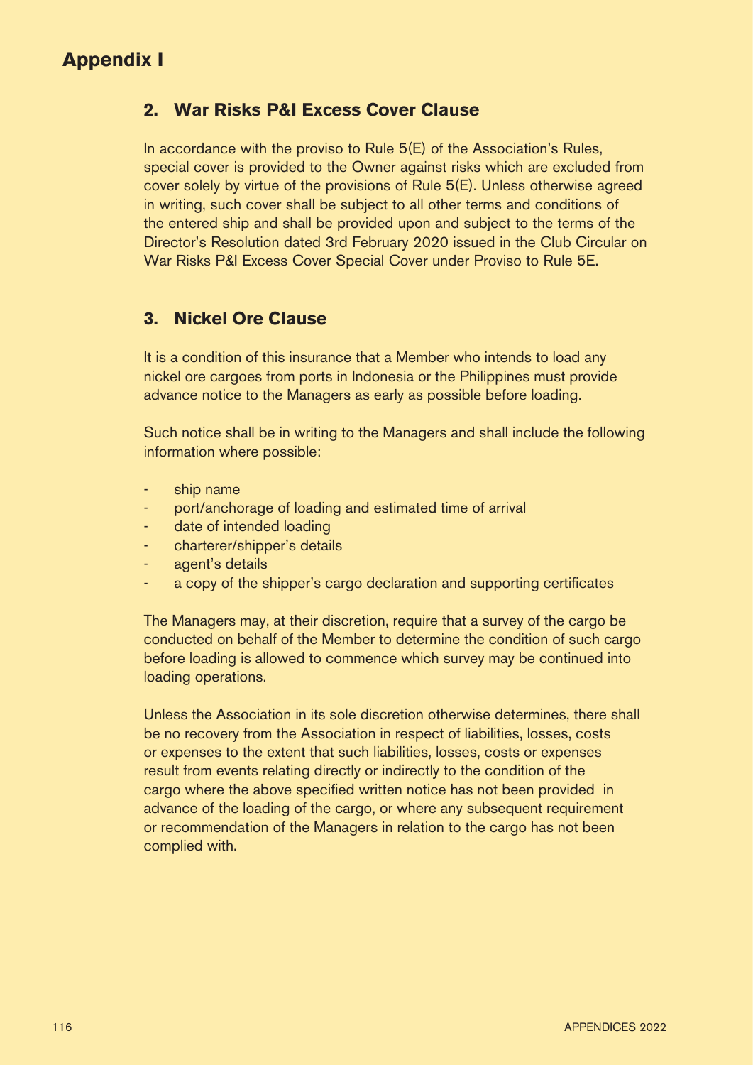# Appendix I

## 2. War Risks P&I Excess Cover Clause

In accordance with the proviso to Rule 5(E) of the Association's Rules, special cover is provided to the Owner against risks which are excluded from cover solely by virtue of the provisions of Rule 5(E). Unless otherwise agreed in writing, such cover shall be subject to all other terms and conditions of the entered ship and shall be provided upon and subject to the terms of the Director's Resolution dated 3rd February 2020 issued in the Club Circular on War Risks P&I Excess Cover Special Cover under Proviso to Rule 5E.

## 3. Nickel Ore Clause

It is a condition of this insurance that a Member who intends to load any nickel ore cargoes from ports in Indonesia or the Philippines must provide advance notice to the Managers as early as possible before loading.

Such notice shall be in writing to the Managers and shall include the following information where possible:

- ship name
- port/anchorage of loading and estimated time of arrival
- date of intended loading
- charterer/shipper's details
- agent's details
- a copy of the shipper's cargo declaration and supporting certificates

The Managers may, at their discretion, require that a survey of the cargo be conducted on behalf of the Member to determine the condition of such cargo before loading is allowed to commence which survey may be continued into loading operations.

Unless the Association in its sole discretion otherwise determines, there shall be no recovery from the Association in respect of liabilities, losses, costs or expenses to the extent that such liabilities, losses, costs or expenses result from events relating directly or indirectly to the condition of the cargo where the above specified written notice has not been provided in advance of the loading of the cargo, or where any subsequent requirement or recommendation of the Managers in relation to the cargo has not been complied with.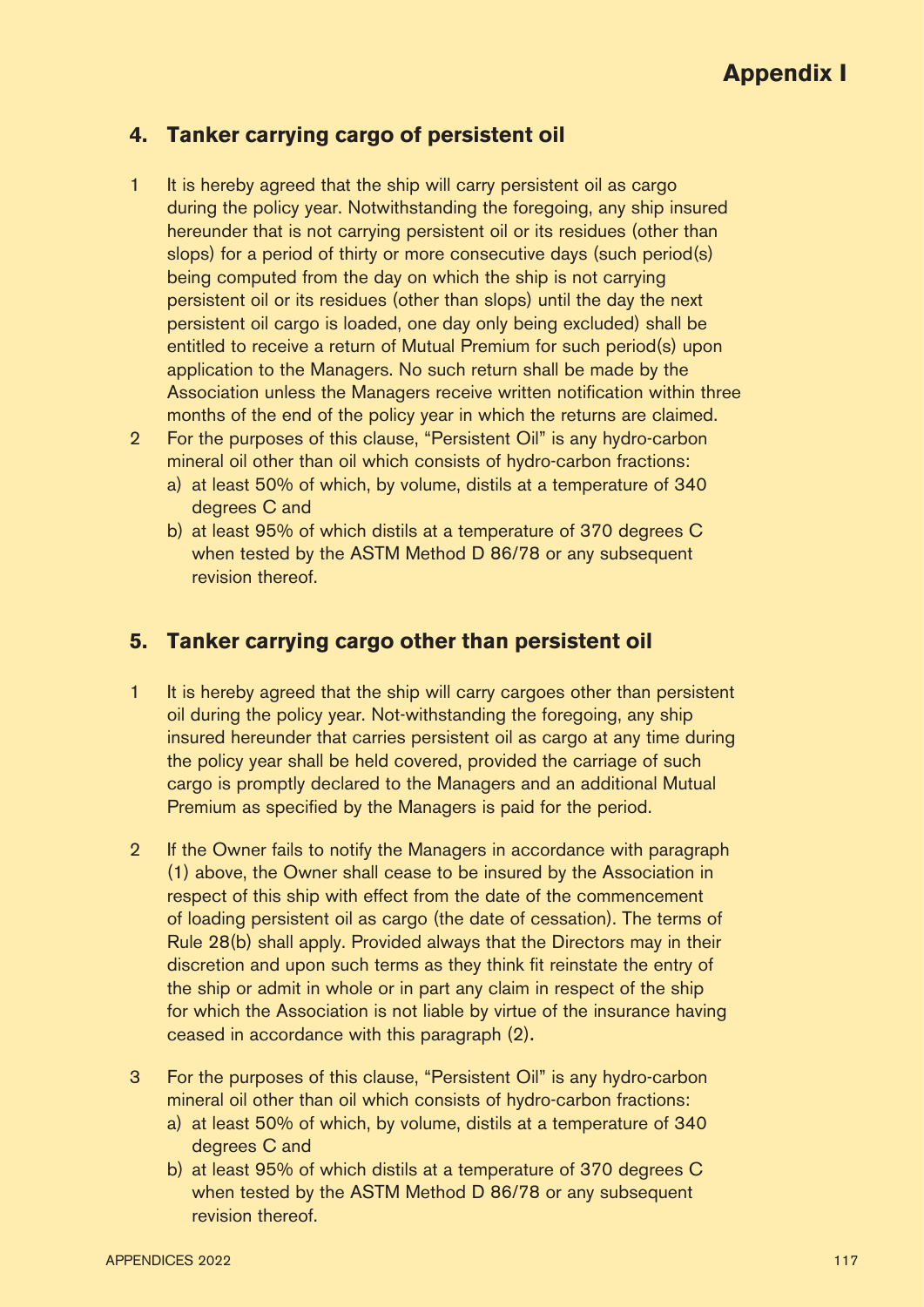## 4. Tanker carrying cargo of persistent oil

1 It is hereby agreed that the ship will carry persistent oil as cargo during the policy year. Notwithstanding the foregoing, any ship insured hereunder that is not carrying persistent oil or its residues (other than slops) for a period of thirty or more consecutive days (such period(s) being computed from the day on which the ship is not carrying persistent oil or its residues (other than slops) until the day the next persistent oil cargo is loaded, one day only being excluded) shall be entitled to receive a return of Mutual Premium for such period(s) upon application to the Managers. No such return shall be made by the Association unless the Managers receive written notification within three months of the end of the policy year in which the returns are claimed.

2 For the purposes of this clause, "Persistent Oil" is any hydro-carbon mineral oil other than oil which consists of hydro-carbon fractions:
   a) at least 50% of which, by volume, distils at a temperature of 340 degrees C and
   b) at least 95% of which distils at a temperature of 370 degrees C when tested by the ASTM Method D 86/78 or any subsequent revision thereof.

## 5. Tanker carrying cargo other than persistent oil

1 It is hereby agreed that the ship will carry cargoes other than persistent oil during the policy year. Not-withstanding the foregoing, any ship insured hereunder that carries persistent oil as cargo at any time during the policy year shall be held covered, provided the carriage of such cargo is promptly declared to the Managers and an additional Mutual Premium as specified by the Managers is paid for the period.

2 If the Owner fails to notify the Managers in accordance with paragraph (1) above, the Owner shall cease to be insured by the Association in respect of this ship with effect from the date of the commencement of loading persistent oil as cargo (the date of cessation). The terms of Rule 28(b) shall apply. Provided always that the Directors may in their discretion and upon such terms as they think fit reinstate the entry of the ship or admit in whole or in part any claim in respect of the ship for which the Association is not liable by virtue of the insurance having ceased in accordance with this paragraph (2).

3 For the purposes of this clause, "Persistent Oil" is any hydro-carbon mineral oil other than oil which consists of hydro-carbon fractions:
   a) at least 50% of which, by volume, distils at a temperature of 340 degrees C and
   b) at least 95% of which distils at a temperature of 370 degrees C when tested by the ASTM Method D 86/78 or any subsequent revision thereof.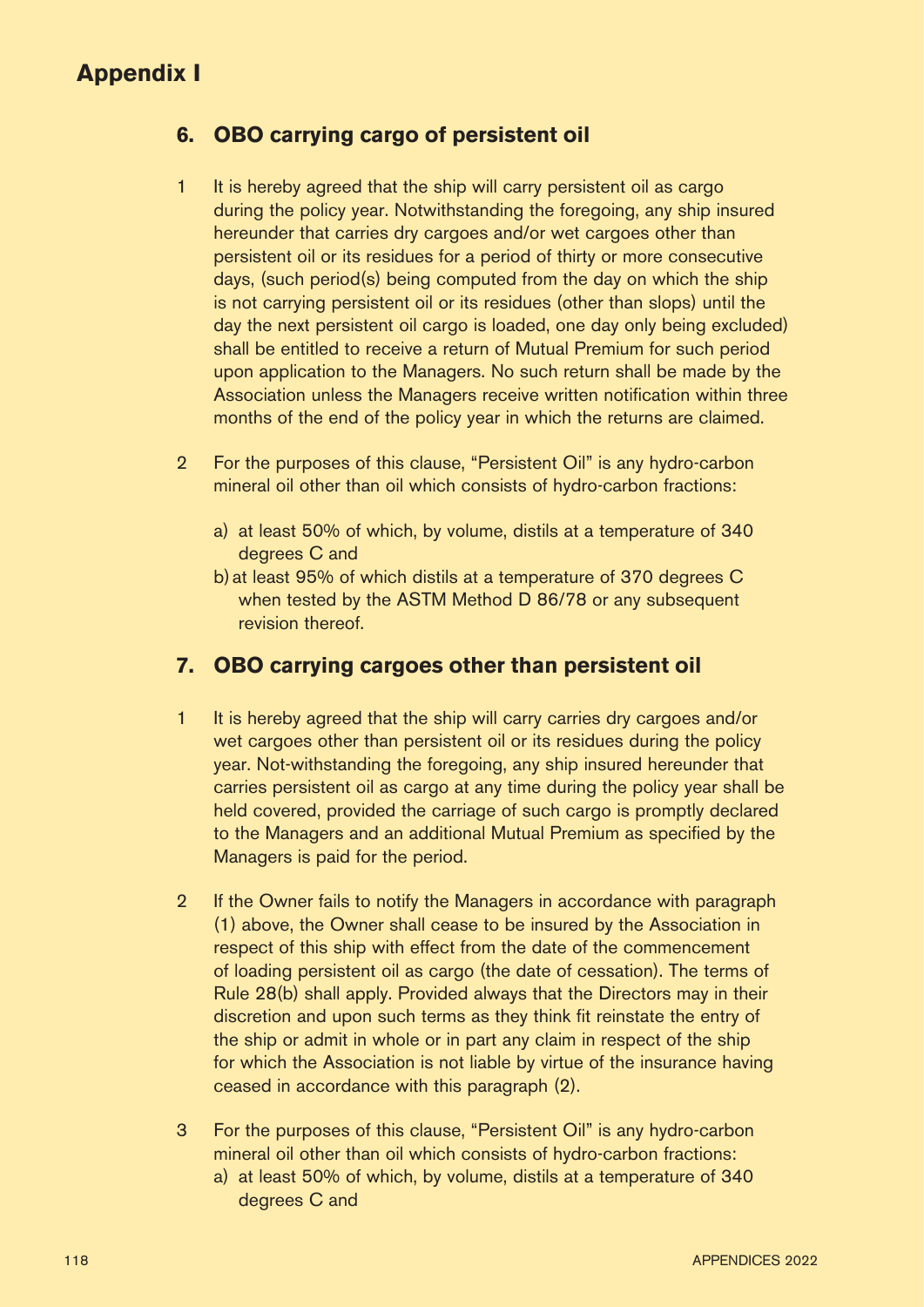# Appendix I

## 6. OBO carrying cargo of persistent oil

1 It is hereby agreed that the ship will carry persistent oil as cargo during the policy year. Notwithstanding the foregoing, any ship insured hereunder that carries dry cargoes and/or wet cargoes other than persistent oil or its residues for a period of thirty or more consecutive days, (such period(s) being computed from the day on which the ship is not carrying persistent oil or its residues (other than slops) until the day the next persistent oil cargo is loaded, one day only being excluded) shall be entitled to receive a return of Mutual Premium for such period upon application to the Managers. No such return shall be made by the Association unless the Managers receive written notification within three months of the end of the policy year in which the returns are claimed.

2 For the purposes of this clause, "Persistent Oil" is any hydro-carbon mineral oil other than oil which consists of hydro-carbon fractions:

a) at least 50% of which, by volume, distils at a temperature of 340 degrees C and
b) at least 95% of which distils at a temperature of 370 degrees C when tested by the ASTM Method D 86/78 or any subsequent revision thereof.

## 7. OBO carrying cargoes other than persistent oil

1 It is hereby agreed that the ship will carry carries dry cargoes and/or wet cargoes other than persistent oil or its residues during the policy year. Not-withstanding the foregoing, any ship insured hereunder that carries persistent oil as cargo at any time during the policy year shall be held covered, provided the carriage of such cargo is promptly declared to the Managers and an additional Mutual Premium as specified by the Managers is paid for the period.

2 If the Owner fails to notify the Managers in accordance with paragraph (1) above, the Owner shall cease to be insured by the Association in respect of this ship with effect from the date of the commencement of loading persistent oil as cargo (the date of cessation). The terms of Rule 28(b) shall apply. Provided always that the Directors may in their discretion and upon such terms as they think fit reinstate the entry of the ship or admit in whole or in part any claim in respect of the ship for which the Association is not liable by virtue of the insurance having ceased in accordance with this paragraph (2).

3 For the purposes of this clause, "Persistent Oil" is any hydro-carbon mineral oil other than oil which consists of hydro-carbon fractions:

a) at least 50% of which, by volume, distils at a temperature of 340 degrees C and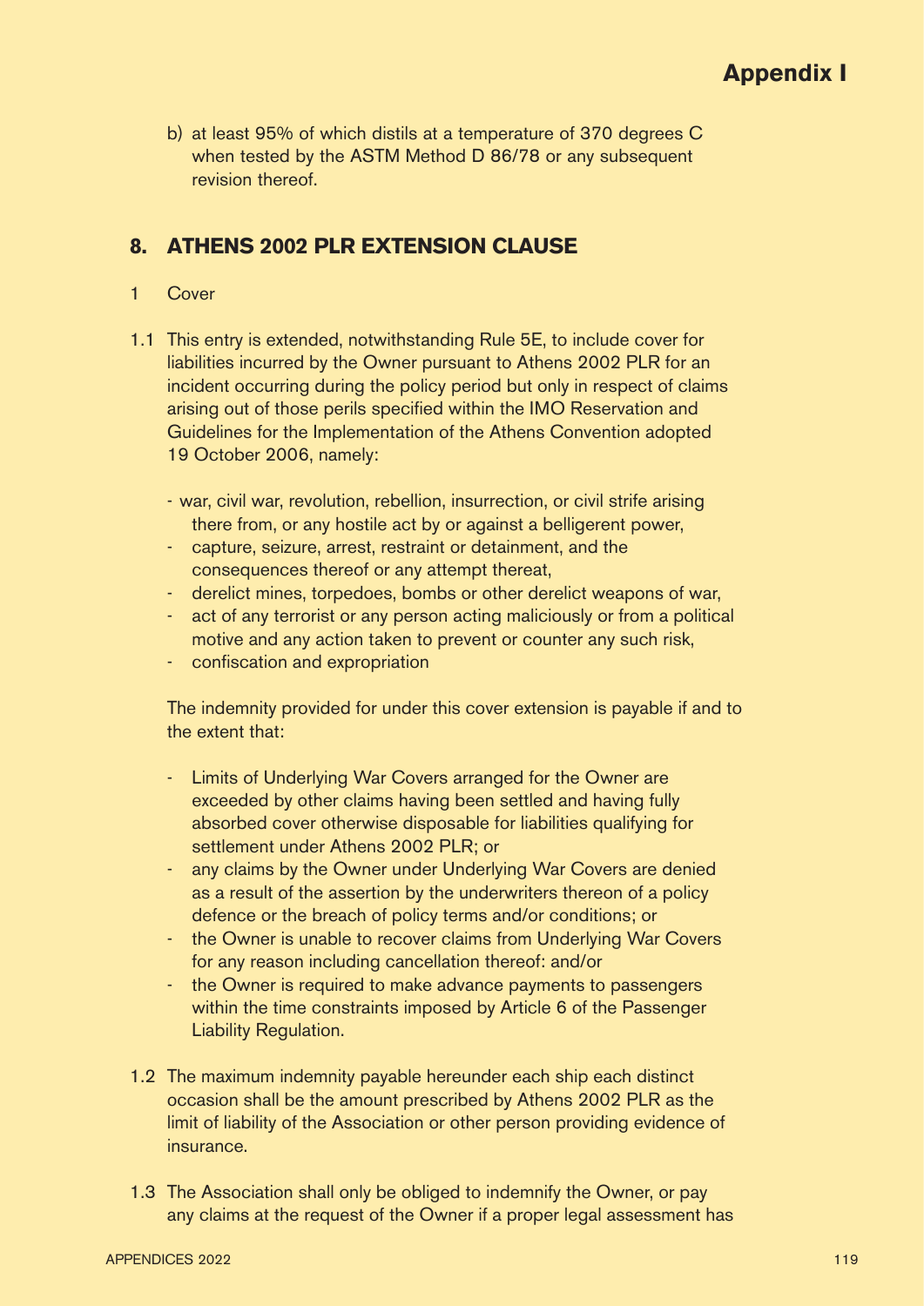b) at least 95% of which distils at a temperature of 370 degrees C when tested by the ASTM Method D 86/78 or any subsequent revision thereof.

## 8. ATHENS 2002 PLR EXTENSION CLAUSE

1 Cover

1.1 This entry is extended, notwithstanding Rule 5E, to include cover for liabilities incurred by the Owner pursuant to Athens 2002 PLR for an incident occurring during the policy period but only in respect of claims arising out of those perils specified within the IMO Reservation and Guidelines for the Implementation of the Athens Convention adopted 19 October 2006, namely:

- war, civil war, revolution, rebellion, insurrection, or civil strife arising there from, or any hostile act by or against a belligerent power,
- capture, seizure, arrest, restraint or detainment, and the consequences thereof or any attempt thereat,
- derelict mines, torpedoes, bombs or other derelict weapons of war,
- act of any terrorist or any person acting maliciously or from a political motive and any action taken to prevent or counter any such risk,
- confiscation and expropriation

The indemnity provided for under this cover extension is payable if and to the extent that:

- Limits of Underlying War Covers arranged for the Owner are exceeded by other claims having been settled and having fully absorbed cover otherwise disposable for liabilities qualifying for settlement under Athens 2002 PLR; or
- any claims by the Owner under Underlying War Covers are denied as a result of the assertion by the underwriters thereon of a policy defence or the breach of policy terms and/or conditions; or
- the Owner is unable to recover claims from Underlying War Covers for any reason including cancellation thereof: and/or
- the Owner is required to make advance payments to passengers within the time constraints imposed by Article 6 of the Passenger Liability Regulation.

1.2 The maximum indemnity payable hereunder each ship each distinct occasion shall be the amount prescribed by Athens 2002 PLR as the limit of liability of the Association or other person providing evidence of insurance.

1.3 The Association shall only be obliged to indemnify the Owner, or pay any claims at the request of the Owner if a proper legal assessment has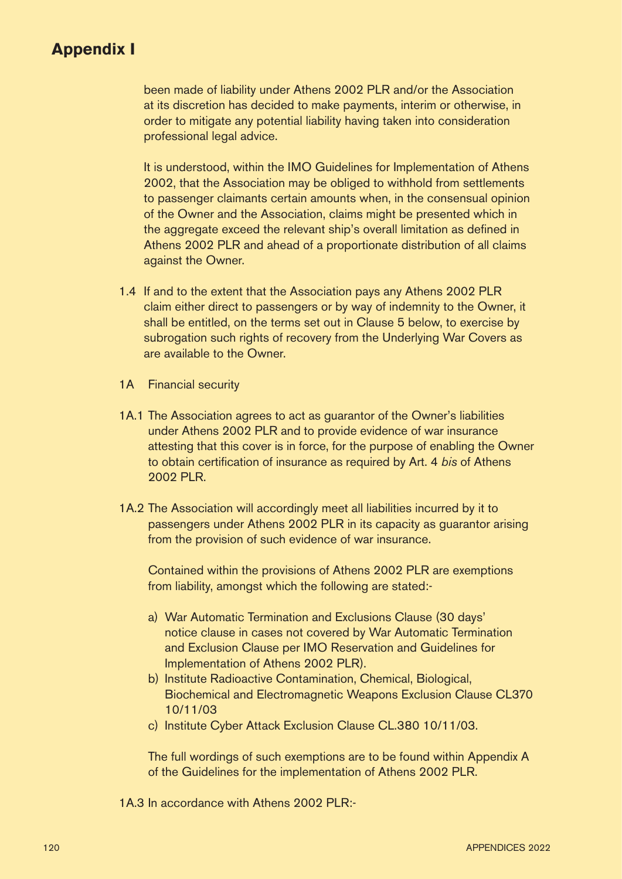## Appendix I

been made of liability under Athens 2002 PLR and/or the Association at its discretion has decided to make payments, interim or otherwise, in order to mitigate any potential liability having taken into consideration professional legal advice.

It is understood, within the IMO Guidelines for Implementation of Athens 2002, that the Association may be obliged to withhold from settlements to passenger claimants certain amounts when, in the consensual opinion of the Owner and the Association, claims might be presented which in the aggregate exceed the relevant ship's overall limitation as defined in Athens 2002 PLR and ahead of a proportionate distribution of all claims against the Owner.

1.4 If and to the extent that the Association pays any Athens 2002 PLR claim either direct to passengers or by way of indemnity to the Owner, it shall be entitled, on the terms set out in Clause 5 below, to exercise by subrogation such rights of recovery from the Underlying War Covers as are available to the Owner.

1A Financial security

1A.1 The Association agrees to act as guarantor of the Owner's liabilities under Athens 2002 PLR and to provide evidence of war insurance attesting that this cover is in force, for the purpose of enabling the Owner to obtain certification of insurance as required by Art. 4 *bis* of Athens 2002 PLR.

1A.2 The Association will accordingly meet all liabilities incurred by it to passengers under Athens 2002 PLR in its capacity as guarantor arising from the provision of such evidence of war insurance.

Contained within the provisions of Athens 2002 PLR are exemptions from liability, amongst which the following are stated:-

a) War Automatic Termination and Exclusions Clause (30 days' notice clause in cases not covered by War Automatic Termination and Exclusion Clause per IMO Reservation and Guidelines for Implementation of Athens 2002 PLR).
b) Institute Radioactive Contamination, Chemical, Biological, Biochemical and Electromagnetic Weapons Exclusion Clause CL370 10/11/03
c) Institute Cyber Attack Exclusion Clause CL.380 10/11/03.

The full wordings of such exemptions are to be found within Appendix A of the Guidelines for the implementation of Athens 2002 PLR.

1A.3 In accordance with Athens 2002 PLR:-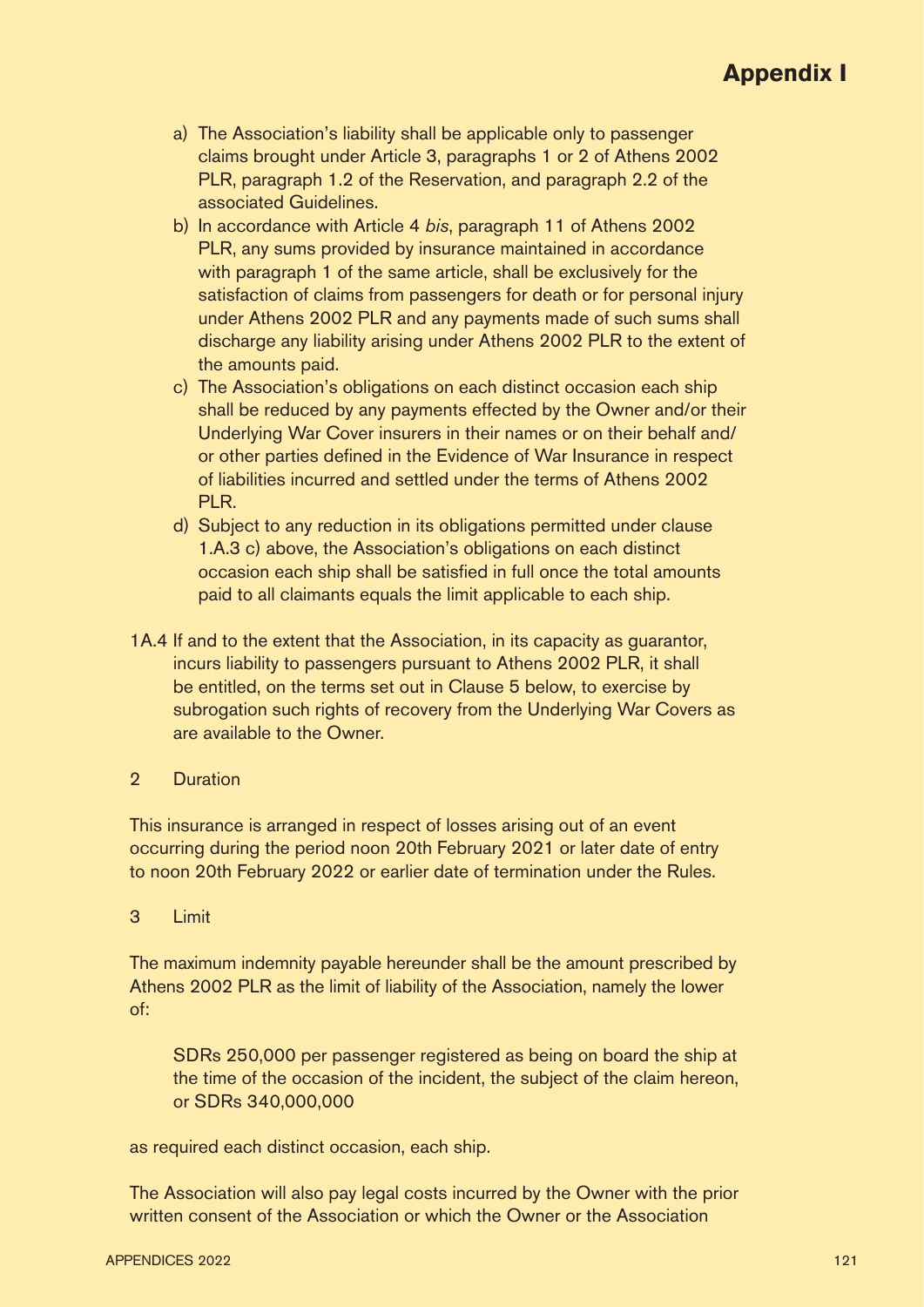a) The Association's liability shall be applicable only to passenger claims brought under Article 3, paragraphs 1 or 2 of Athens 2002 PLR, paragraph 1.2 of the Reservation, and paragraph 2.2 of the associated Guidelines.

b) In accordance with Article 4 *bis*, paragraph 11 of Athens 2002 PLR, any sums provided by insurance maintained in accordance with paragraph 1 of the same article, shall be exclusively for the satisfaction of claims from passengers for death or for personal injury under Athens 2002 PLR and any payments made of such sums shall discharge any liability arising under Athens 2002 PLR to the extent of the amounts paid.

c) The Association's obligations on each distinct occasion each ship shall be reduced by any payments effected by the Owner and/or their Underlying War Cover insurers in their names or on their behalf and/or other parties defined in the Evidence of War Insurance in respect of liabilities incurred and settled under the terms of Athens 2002 PLR.

d) Subject to any reduction in its obligations permitted under clause 1.A.3 c) above, the Association's obligations on each distinct occasion each ship shall be satisfied in full once the total amounts paid to all claimants equals the limit applicable to each ship.

1A.4 If and to the extent that the Association, in its capacity as guarantor, incurs liability to passengers pursuant to Athens 2002 PLR, it shall be entitled, on the terms set out in Clause 5 below, to exercise by subrogation such rights of recovery from the Underlying War Covers as are available to the Owner.

2 Duration

This insurance is arranged in respect of losses arising out of an event occurring during the period noon 20th February 2021 or later date of entry to noon 20th February 2022 or earlier date of termination under the Rules.

3 Limit

The maximum indemnity payable hereunder shall be the amount prescribed by Athens 2002 PLR as the limit of liability of the Association, namely the lower of:

> SDRs 250,000 per passenger registered as being on board the ship at the time of the occasion of the incident, the subject of the claim hereon, or SDRs 340,000,000

as required each distinct occasion, each ship.

The Association will also pay legal costs incurred by the Owner with the prior written consent of the Association or which the Owner or the Association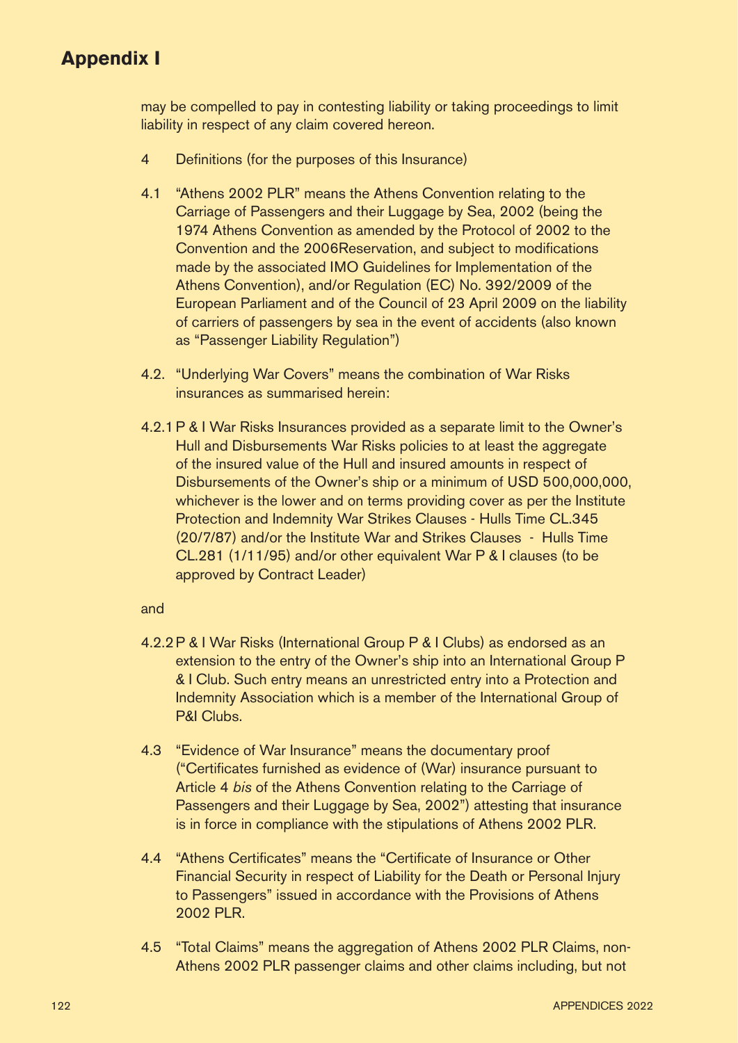## Appendix I

may be compelled to pay in contesting liability or taking proceedings to limit liability in respect of any claim covered hereon.

4 Definitions (for the purposes of this Insurance)

4.1 "Athens 2002 PLR" means the Athens Convention relating to the Carriage of Passengers and their Luggage by Sea, 2002 (being the 1974 Athens Convention as amended by the Protocol of 2002 to the Convention and the 2006Reservation, and subject to modifications made by the associated IMO Guidelines for Implementation of the Athens Convention), and/or Regulation (EC) No. 392/2009 of the European Parliament and of the Council of 23 April 2009 on the liability of carriers of passengers by sea in the event of accidents (also known as "Passenger Liability Regulation")

4.2. "Underlying War Covers" means the combination of War Risks insurances as summarised herein:

4.2.1 P & I War Risks Insurances provided as a separate limit to the Owner's Hull and Disbursements War Risks policies to at least the aggregate of the insured value of the Hull and insured amounts in respect of Disbursements of the Owner's ship or a minimum of USD 500,000,000, whichever is the lower and on terms providing cover as per the Institute Protection and Indemnity War Strikes Clauses - Hulls Time CL.345 (20/7/87) and/or the Institute War and Strikes Clauses - Hulls Time CL.281 (1/11/95) and/or other equivalent War P & I clauses (to be approved by Contract Leader)

and

4.2.2 P & I War Risks (International Group P & I Clubs) as endorsed as an extension to the entry of the Owner's ship into an International Group P & I Club. Such entry means an unrestricted entry into a Protection and Indemnity Association which is a member of the International Group of P&I Clubs.

4.3 "Evidence of War Insurance" means the documentary proof ("Certificates furnished as evidence of (War) insurance pursuant to Article 4 *bis* of the Athens Convention relating to the Carriage of Passengers and their Luggage by Sea, 2002") attesting that insurance is in force in compliance with the stipulations of Athens 2002 PLR.

4.4 "Athens Certificates" means the "Certificate of Insurance or Other Financial Security in respect of Liability for the Death or Personal Injury to Passengers" issued in accordance with the Provisions of Athens 2002 PLR.

4.5 "Total Claims" means the aggregation of Athens 2002 PLR Claims, non-Athens 2002 PLR passenger claims and other claims including, but not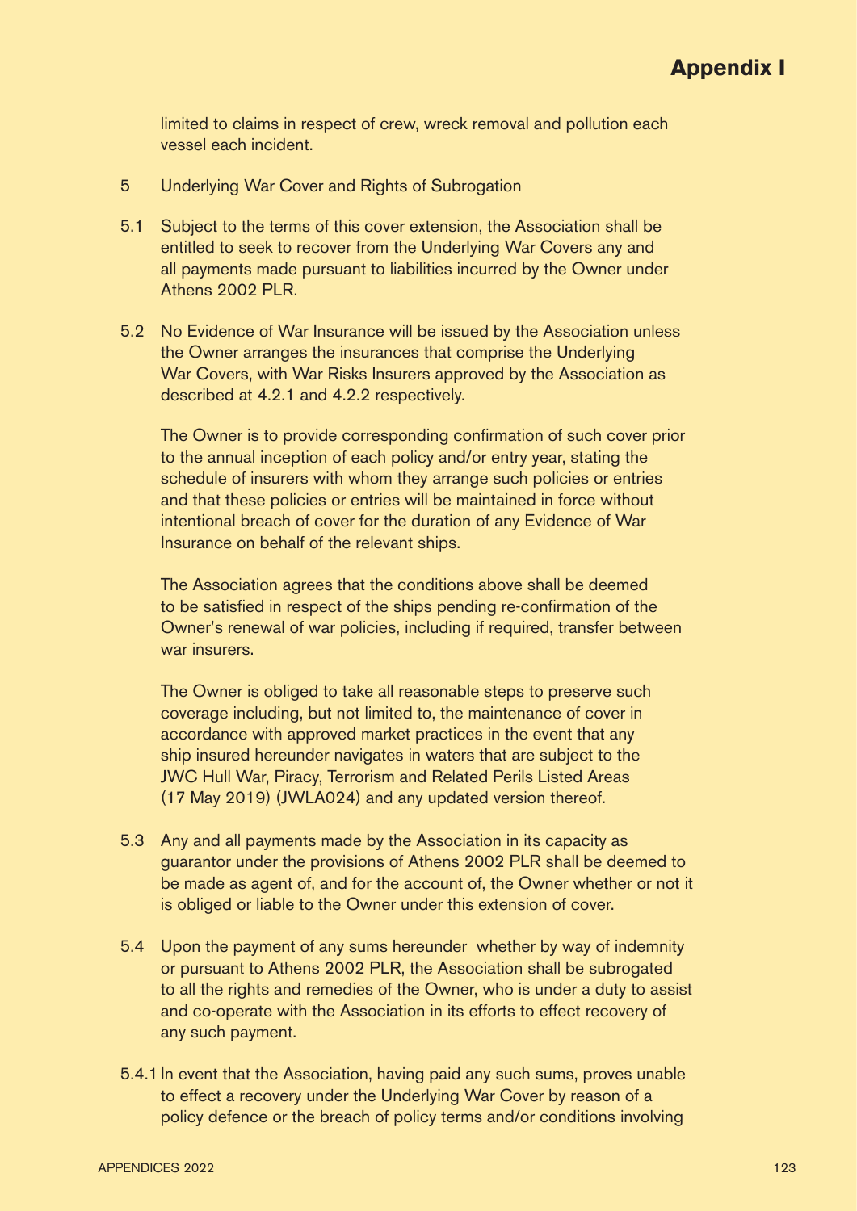limited to claims in respect of crew, wreck removal and pollution each vessel each incident.

5 Underlying War Cover and Rights of Subrogation

5.1 Subject to the terms of this cover extension, the Association shall be entitled to seek to recover from the Underlying War Covers any and all payments made pursuant to liabilities incurred by the Owner under Athens 2002 PLR.

5.2 No Evidence of War Insurance will be issued by the Association unless the Owner arranges the insurances that comprise the Underlying War Covers, with War Risks Insurers approved by the Association as described at 4.2.1 and 4.2.2 respectively.

The Owner is to provide corresponding confirmation of such cover prior to the annual inception of each policy and/or entry year, stating the schedule of insurers with whom they arrange such policies or entries and that these policies or entries will be maintained in force without intentional breach of cover for the duration of any Evidence of War Insurance on behalf of the relevant ships.

The Association agrees that the conditions above shall be deemed to be satisfied in respect of the ships pending re-confirmation of the Owner's renewal of war policies, including if required, transfer between war insurers.

The Owner is obliged to take all reasonable steps to preserve such coverage including, but not limited to, the maintenance of cover in accordance with approved market practices in the event that any ship insured hereunder navigates in waters that are subject to the JWC Hull War, Piracy, Terrorism and Related Perils Listed Areas (17 May 2019) (JWLA024) and any updated version thereof.

5.3 Any and all payments made by the Association in its capacity as guarantor under the provisions of Athens 2002 PLR shall be deemed to be made as agent of, and for the account of, the Owner whether or not it is obliged or liable to the Owner under this extension of cover.

5.4 Upon the payment of any sums hereunder whether by way of indemnity or pursuant to Athens 2002 PLR, the Association shall be subrogated to all the rights and remedies of the Owner, who is under a duty to assist and co-operate with the Association in its efforts to effect recovery of any such payment.

5.4.1 In event that the Association, having paid any such sums, proves unable to effect a recovery under the Underlying War Cover by reason of a policy defence or the breach of policy terms and/or conditions involving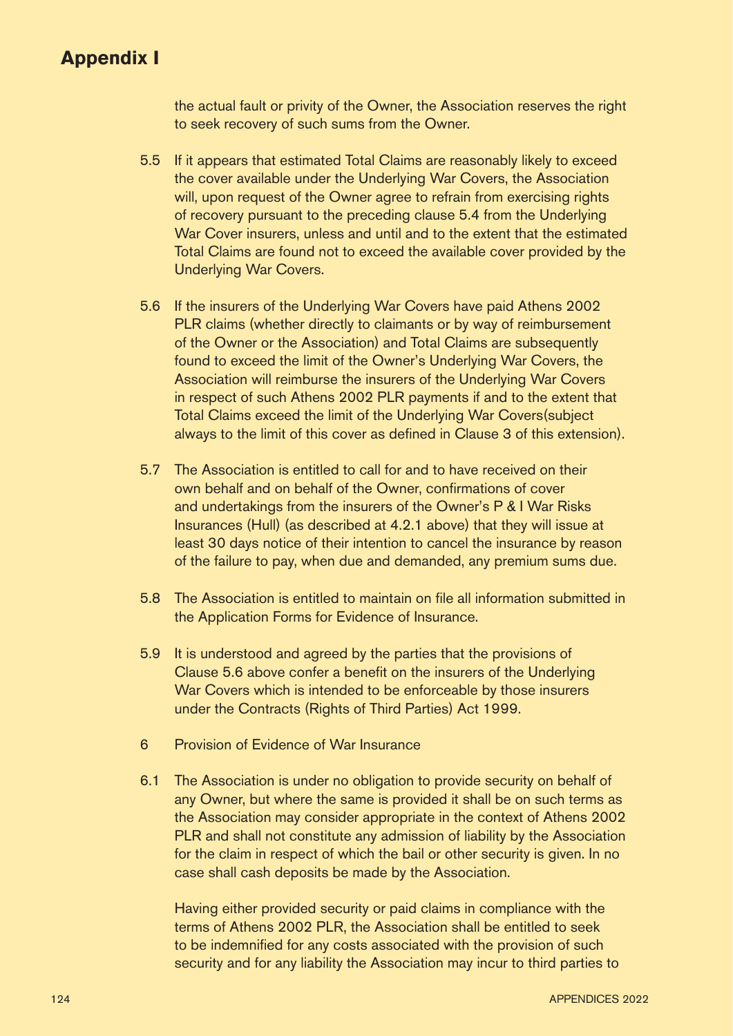## Appendix I

the actual fault or privity of the Owner, the Association reserves the right to seek recovery of such sums from the Owner.

5.5 If it appears that estimated Total Claims are reasonably likely to exceed the cover available under the Underlying War Covers, the Association will, upon request of the Owner agree to refrain from exercising rights of recovery pursuant to the preceding clause 5.4 from the Underlying War Cover insurers, unless and until and to the extent that the estimated Total Claims are found not to exceed the available cover provided by the Underlying War Covers.

5.6 If the insurers of the Underlying War Covers have paid Athens 2002 PLR claims (whether directly to claimants or by way of reimbursement of the Owner or the Association) and Total Claims are subsequently found to exceed the limit of the Owner's Underlying War Covers, the Association will reimburse the insurers of the Underlying War Covers in respect of such Athens 2002 PLR payments if and to the extent that Total Claims exceed the limit of the Underlying War Covers(subject always to the limit of this cover as defined in Clause 3 of this extension).

5.7 The Association is entitled to call for and to have received on their own behalf and on behalf of the Owner, confirmations of cover and undertakings from the insurers of the Owner's P & I War Risks Insurances (Hull) (as described at 4.2.1 above) that they will issue at least 30 days notice of their intention to cancel the insurance by reason of the failure to pay, when due and demanded, any premium sums due.

5.8 The Association is entitled to maintain on file all information submitted in the Application Forms for Evidence of Insurance.

5.9 It is understood and agreed by the parties that the provisions of Clause 5.6 above confer a benefit on the insurers of the Underlying War Covers which is intended to be enforceable by those insurers under the Contracts (Rights of Third Parties) Act 1999.

6 Provision of Evidence of War Insurance

6.1 The Association is under no obligation to provide security on behalf of any Owner, but where the same is provided it shall be on such terms as the Association may consider appropriate in the context of Athens 2002 PLR and shall not constitute any admission of liability by the Association for the claim in respect of which the bail or other security is given. In no case shall cash deposits be made by the Association.

Having either provided security or paid claims in compliance with the terms of Athens 2002 PLR, the Association shall be entitled to seek to be indemnified for any costs associated with the provision of such security and for any liability the Association may incur to third parties to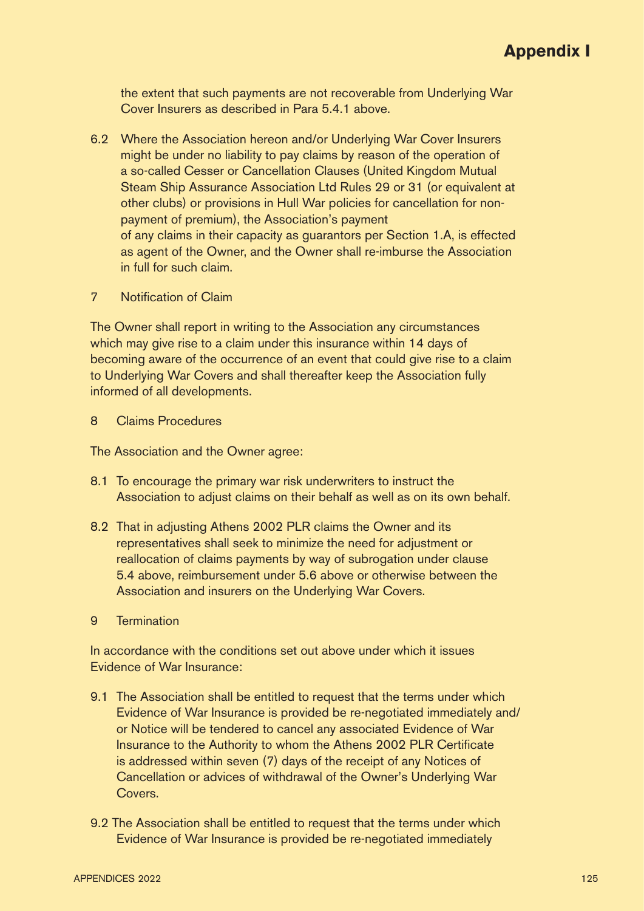the extent that such payments are not recoverable from Underlying War Cover Insurers as described in Para 5.4.1 above.

6.2 Where the Association hereon and/or Underlying War Cover Insurers might be under no liability to pay claims by reason of the operation of a so-called Cesser or Cancellation Clauses (United Kingdom Mutual Steam Ship Assurance Association Ltd Rules 29 or 31 (or equivalent at other clubs) or provisions in Hull War policies for cancellation for non-payment of premium), the Association's payment of any claims in their capacity as guarantors per Section 1.A, is effected as agent of the Owner, and the Owner shall re-imburse the Association in full for such claim.

7 Notification of Claim

The Owner shall report in writing to the Association any circumstances which may give rise to a claim under this insurance within 14 days of becoming aware of the occurrence of an event that could give rise to a claim to Underlying War Covers and shall thereafter keep the Association fully informed of all developments.

8 Claims Procedures

The Association and the Owner agree:

8.1 To encourage the primary war risk underwriters to instruct the Association to adjust claims on their behalf as well as on its own behalf.

8.2 That in adjusting Athens 2002 PLR claims the Owner and its representatives shall seek to minimize the need for adjustment or reallocation of claims payments by way of subrogation under clause 5.4 above, reimbursement under 5.6 above or otherwise between the Association and insurers on the Underlying War Covers.

9 Termination

In accordance with the conditions set out above under which it issues Evidence of War Insurance:

9.1 The Association shall be entitled to request that the terms under which Evidence of War Insurance is provided be re-negotiated immediately and/or Notice will be tendered to cancel any associated Evidence of War Insurance to the Authority to whom the Athens 2002 PLR Certificate is addressed within seven (7) days of the receipt of any Notices of Cancellation or advices of withdrawal of the Owner's Underlying War Covers.

9.2 The Association shall be entitled to request that the terms under which Evidence of War Insurance is provided be re-negotiated immediately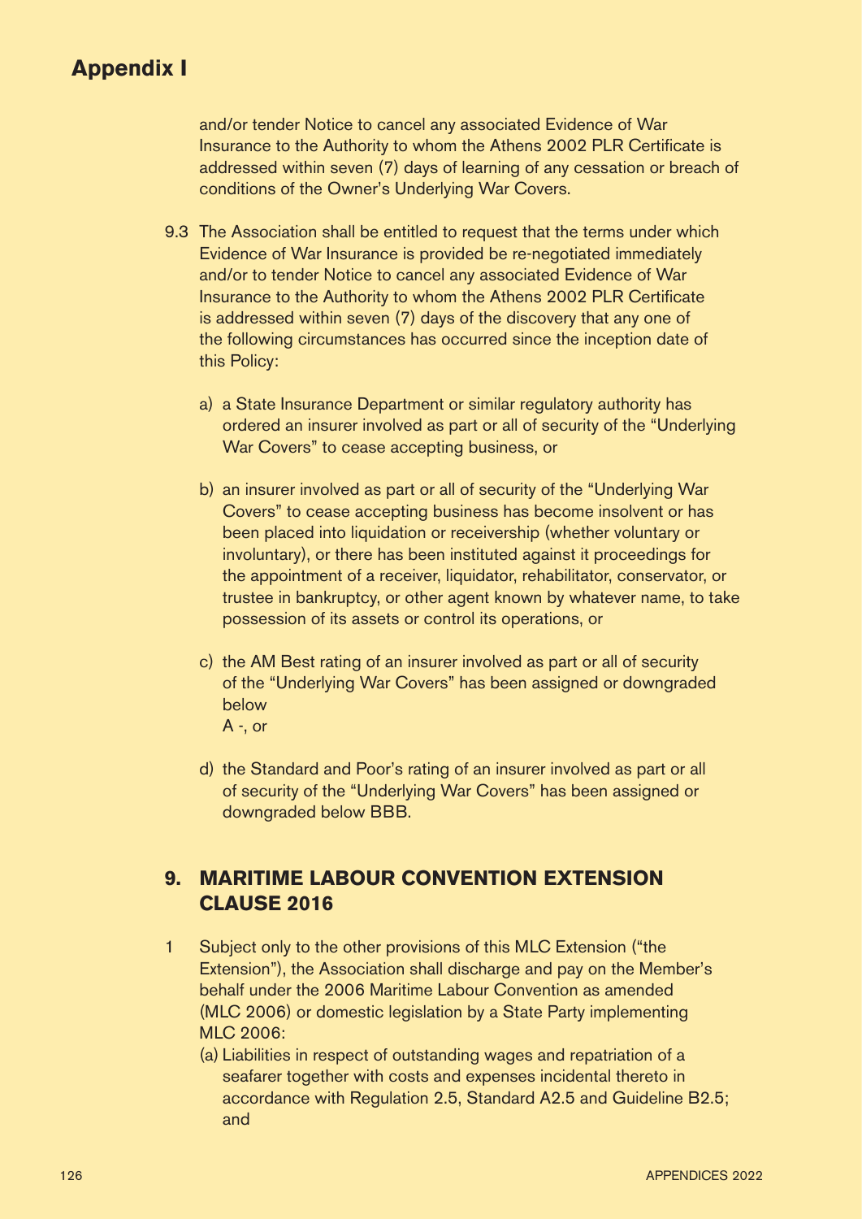and/or tender Notice to cancel any associated Evidence of War Insurance to the Authority to whom the Athens 2002 PLR Certificate is addressed within seven (7) days of learning of any cessation or breach of conditions of the Owner's Underlying War Covers.

9.3 The Association shall be entitled to request that the terms under which Evidence of War Insurance is provided be re-negotiated immediately and/or to tender Notice to cancel any associated Evidence of War Insurance to the Authority to whom the Athens 2002 PLR Certificate is addressed within seven (7) days of the discovery that any one of the following circumstances has occurred since the inception date of this Policy:

a) a State Insurance Department or similar regulatory authority has ordered an insurer involved as part or all of security of the "Underlying War Covers" to cease accepting business, or

b) an insurer involved as part or all of security of the "Underlying War Covers" to cease accepting business has become insolvent or has been placed into liquidation or receivership (whether voluntary or involuntary), or there has been instituted against it proceedings for the appointment of a receiver, liquidator, rehabilitator, conservator, or trustee in bankruptcy, or other agent known by whatever name, to take possession of its assets or control its operations, or

c) the AM Best rating of an insurer involved as part or all of security of the "Underlying War Covers" has been assigned or downgraded below
A -, or

d) the Standard and Poor's rating of an insurer involved as part or all of security of the "Underlying War Covers" has been assigned or downgraded below BBB.

## 9. MARITIME LABOUR CONVENTION EXTENSION CLAUSE 2016

1 Subject only to the other provisions of this MLC Extension ("the Extension"), the Association shall discharge and pay on the Member's behalf under the 2006 Maritime Labour Convention as amended (MLC 2006) or domestic legislation by a State Party implementing MLC 2006:

(a) Liabilities in respect of outstanding wages and repatriation of a seafarer together with costs and expenses incidental thereto in accordance with Regulation 2.5, Standard A2.5 and Guideline B2.5; and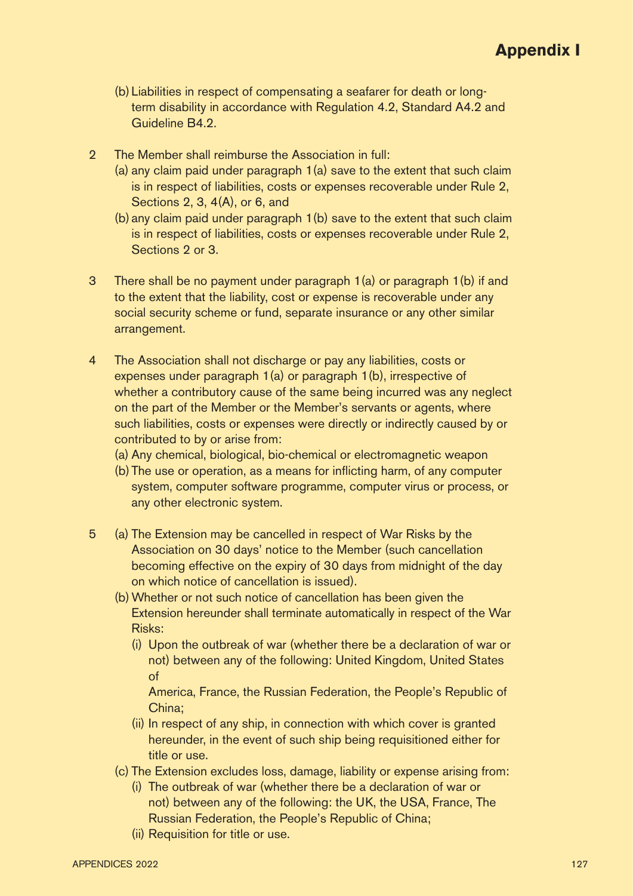(b) Liabilities in respect of compensating a seafarer for death or long-term disability in accordance with Regulation 4.2, Standard A4.2 and Guideline B4.2.

2 The Member shall reimburse the Association in full:
   (a) any claim paid under paragraph 1(a) save to the extent that such claim is in respect of liabilities, costs or expenses recoverable under Rule 2, Sections 2, 3, 4(A), or 6, and
   (b) any claim paid under paragraph 1(b) save to the extent that such claim is in respect of liabilities, costs or expenses recoverable under Rule 2, Sections 2 or 3.

3 There shall be no payment under paragraph 1(a) or paragraph 1(b) if and to the extent that the liability, cost or expense is recoverable under any social security scheme or fund, separate insurance or any other similar arrangement.

4 The Association shall not discharge or pay any liabilities, costs or expenses under paragraph 1(a) or paragraph 1(b), irrespective of whether a contributory cause of the same being incurred was any neglect on the part of the Member or the Member's servants or agents, where such liabilities, costs or expenses were directly or indirectly caused by or contributed to by or arise from:
   (a) Any chemical, biological, bio-chemical or electromagnetic weapon
   (b) The use or operation, as a means for inflicting harm, of any computer system, computer software programme, computer virus or process, or any other electronic system.

5 (a) The Extension may be cancelled in respect of War Risks by the Association on 30 days' notice to the Member (such cancellation becoming effective on the expiry of 30 days from midnight of the day on which notice of cancellation is issued).
   (b) Whether or not such notice of cancellation has been given the Extension hereunder shall terminate automatically in respect of the War Risks:
      (i) Upon the outbreak of war (whether there be a declaration of war or not) between any of the following: United Kingdom, United States of America, France, the Russian Federation, the People's Republic of China;
      (ii) In respect of any ship, in connection with which cover is granted hereunder, in the event of such ship being requisitioned either for title or use.
   (c) The Extension excludes loss, damage, liability or expense arising from:
      (i) The outbreak of war (whether there be a declaration of war or not) between any of the following: the UK, the USA, France, The Russian Federation, the People's Republic of China;
      (ii) Requisition for title or use.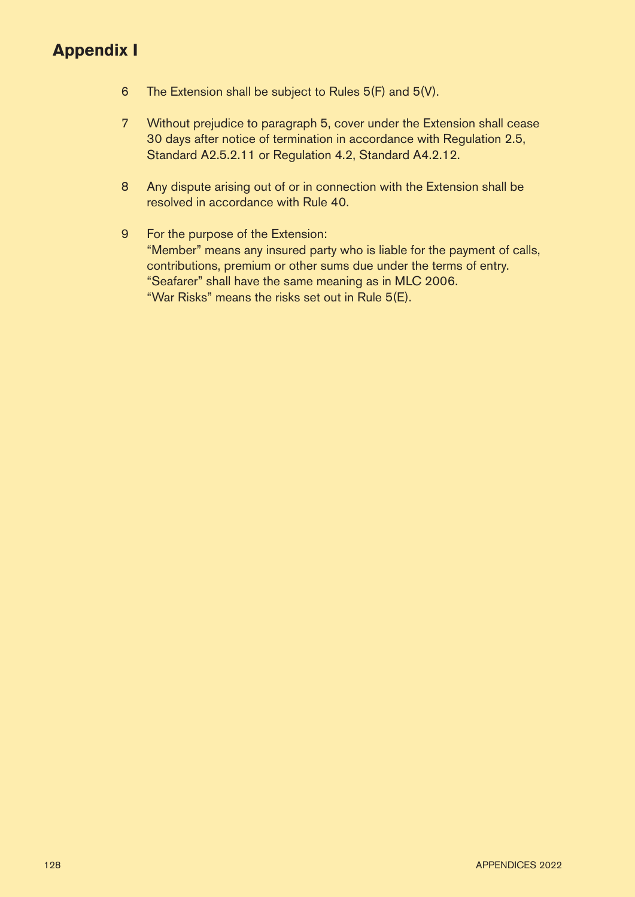## Appendix I

6 The Extension shall be subject to Rules 5(F) and 5(V).

7 Without prejudice to paragraph 5, cover under the Extension shall cease 30 days after notice of termination in accordance with Regulation 2.5, Standard A2.5.2.11 or Regulation 4.2, Standard A4.2.12.

8 Any dispute arising out of or in connection with the Extension shall be resolved in accordance with Rule 40.

9 For the purpose of the Extension:
"Member" means any insured party who is liable for the payment of calls, contributions, premium or other sums due under the terms of entry.
"Seafarer" shall have the same meaning as in MLC 2006.
"War Risks" means the risks set out in Rule 5(E).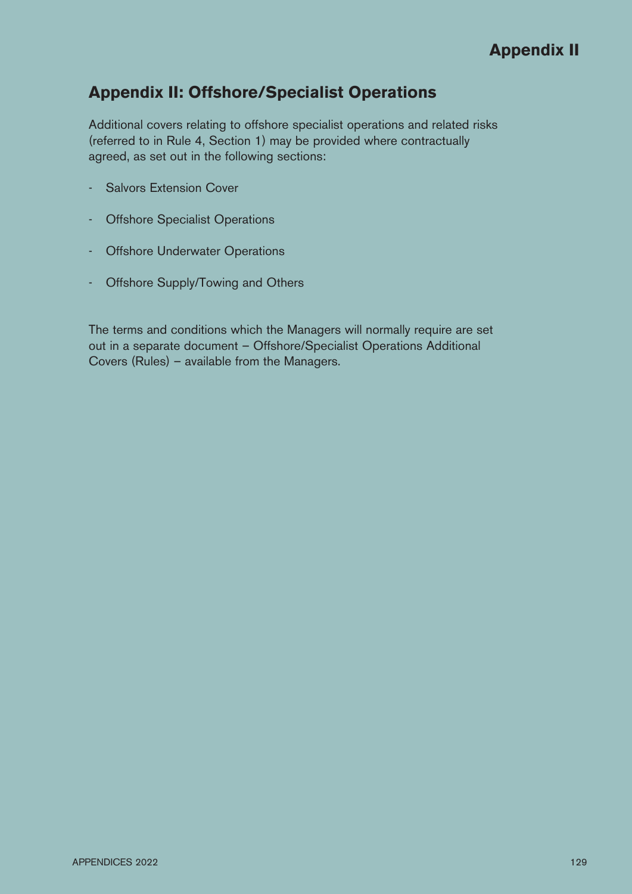## Appendix II: Offshore/Specialist Operations

Additional covers relating to offshore specialist operations and related risks (referred to in Rule 4, Section 1) may be provided where contractually agreed, as set out in the following sections:

- Salvors Extension Cover
- Offshore Specialist Operations
- Offshore Underwater Operations
- Offshore Supply/Towing and Others

The terms and conditions which the Managers will normally require are set out in a separate document – Offshore/Specialist Operations Additional Covers (Rules) – available from the Managers.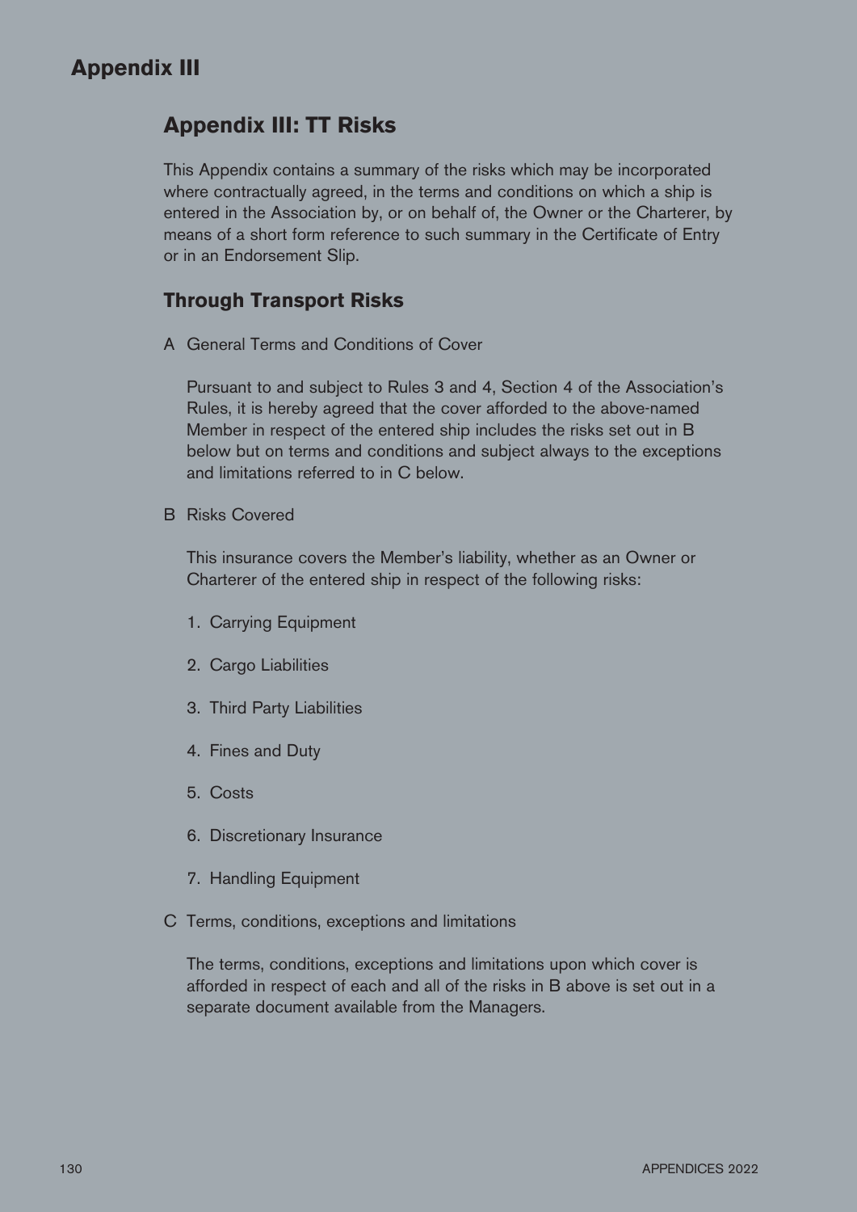# Appendix III

## Appendix III: TT Risks

This Appendix contains a summary of the risks which may be incorporated where contractually agreed, in the terms and conditions on which a ship is entered in the Association by, or on behalf of, the Owner or the Charterer, by means of a short form reference to such summary in the Certificate of Entry or in an Endorsement Slip.

### Through Transport Risks

A General Terms and Conditions of Cover

Pursuant to and subject to Rules 3 and 4, Section 4 of the Association's Rules, it is hereby agreed that the cover afforded to the above-named Member in respect of the entered ship includes the risks set out in B below but on terms and conditions and subject always to the exceptions and limitations referred to in C below.

B Risks Covered

This insurance covers the Member's liability, whether as an Owner or Charterer of the entered ship in respect of the following risks:

1. Carrying Equipment
2. Cargo Liabilities
3. Third Party Liabilities
4. Fines and Duty
5. Costs
6. Discretionary Insurance
7. Handling Equipment

C Terms, conditions, exceptions and limitations

The terms, conditions, exceptions and limitations upon which cover is afforded in respect of each and all of the risks in B above is set out in a separate document available from the Managers.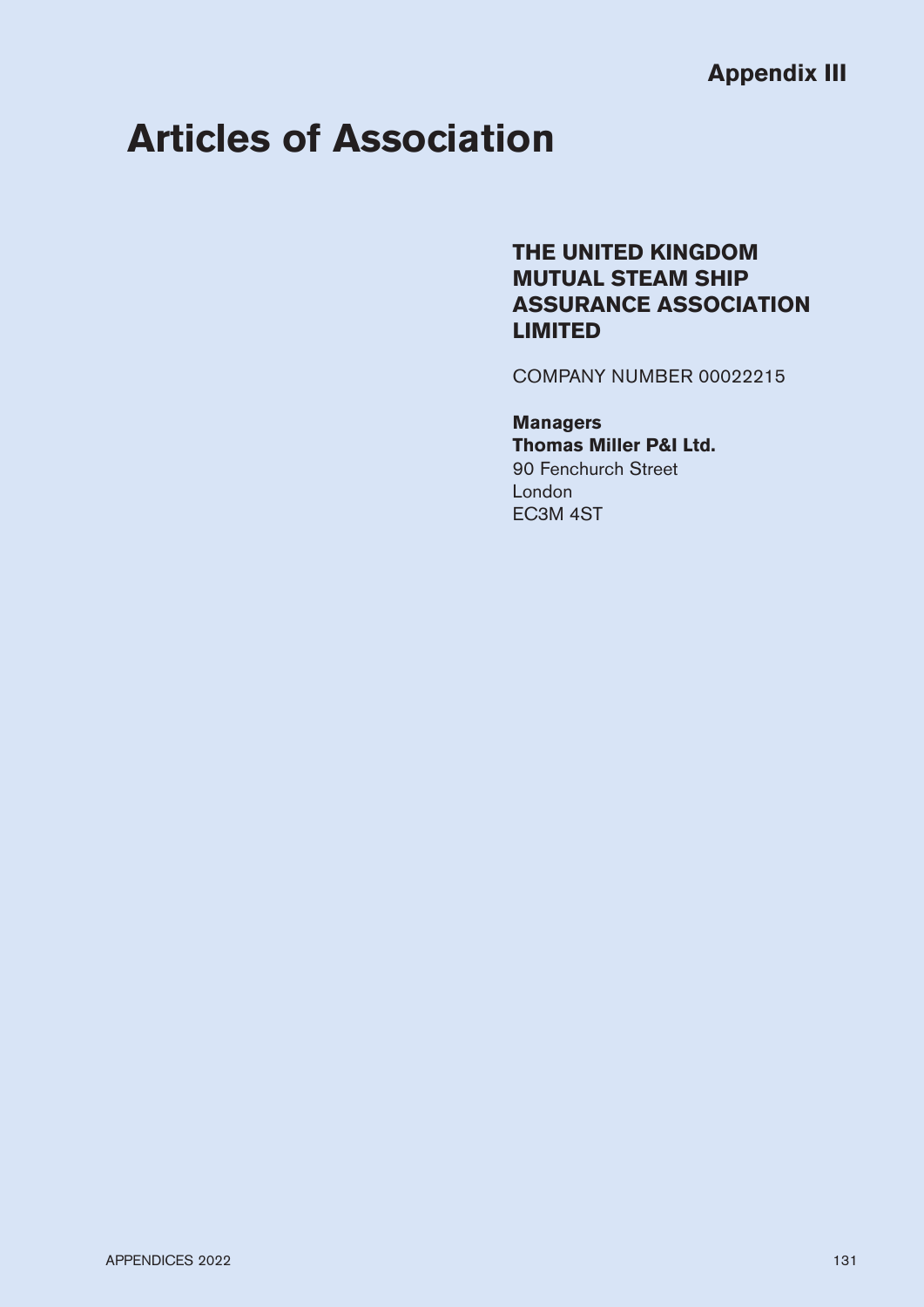**Appendix III**

# Articles of Association

**THE UNITED KINGDOM MUTUAL STEAM SHIP ASSURANCE ASSOCIATION LIMITED**

COMPANY NUMBER 00022215

**Managers**
**Thomas Miller P&I Ltd.**
90 Fenchurch Street
London
EC3M 4ST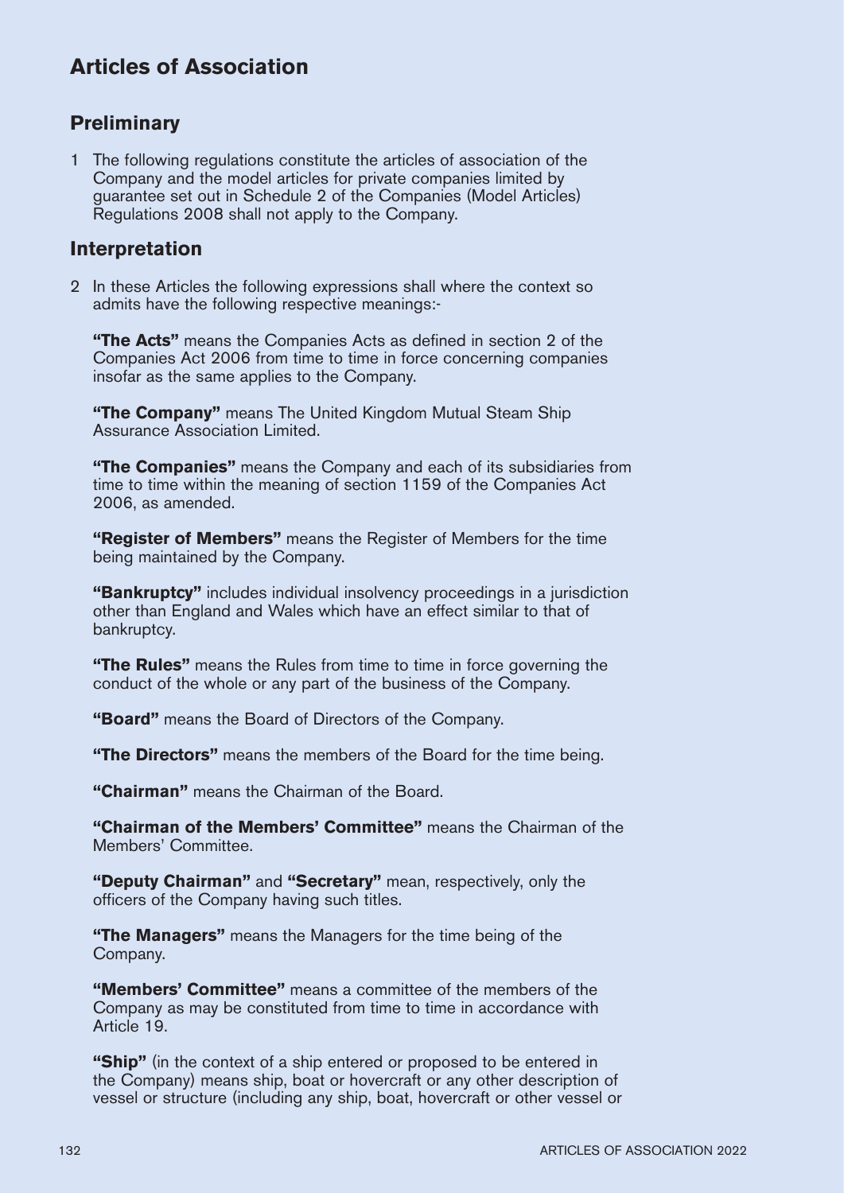# Articles of Association

## Preliminary

1 The following regulations constitute the articles of association of the Company and the model articles for private companies limited by guarantee set out in Schedule 2 of the Companies (Model Articles) Regulations 2008 shall not apply to the Company.

## Interpretation

2 In these Articles the following expressions shall where the context so admits have the following respective meanings:-

**"The Acts"** means the Companies Acts as defined in section 2 of the Companies Act 2006 from time to time in force concerning companies insofar as the same applies to the Company.

**"The Company"** means The United Kingdom Mutual Steam Ship Assurance Association Limited.

**"The Companies"** means the Company and each of its subsidiaries from time to time within the meaning of section 1159 of the Companies Act 2006, as amended.

**"Register of Members"** means the Register of Members for the time being maintained by the Company.

**"Bankruptcy"** includes individual insolvency proceedings in a jurisdiction other than England and Wales which have an effect similar to that of bankruptcy.

**"The Rules"** means the Rules from time to time in force governing the conduct of the whole or any part of the business of the Company.

**"Board"** means the Board of Directors of the Company.

**"The Directors"** means the members of the Board for the time being.

**"Chairman"** means the Chairman of the Board.

**"Chairman of the Members' Committee"** means the Chairman of the Members' Committee.

**"Deputy Chairman"** and **"Secretary"** mean, respectively, only the officers of the Company having such titles.

**"The Managers"** means the Managers for the time being of the Company.

**"Members' Committee"** means a committee of the members of the Company as may be constituted from time to time in accordance with Article 19.

**"Ship"** (in the context of a ship entered or proposed to be entered in the Company) means ship, boat or hovercraft or any other description of vessel or structure (including any ship, boat, hovercraft or other vessel or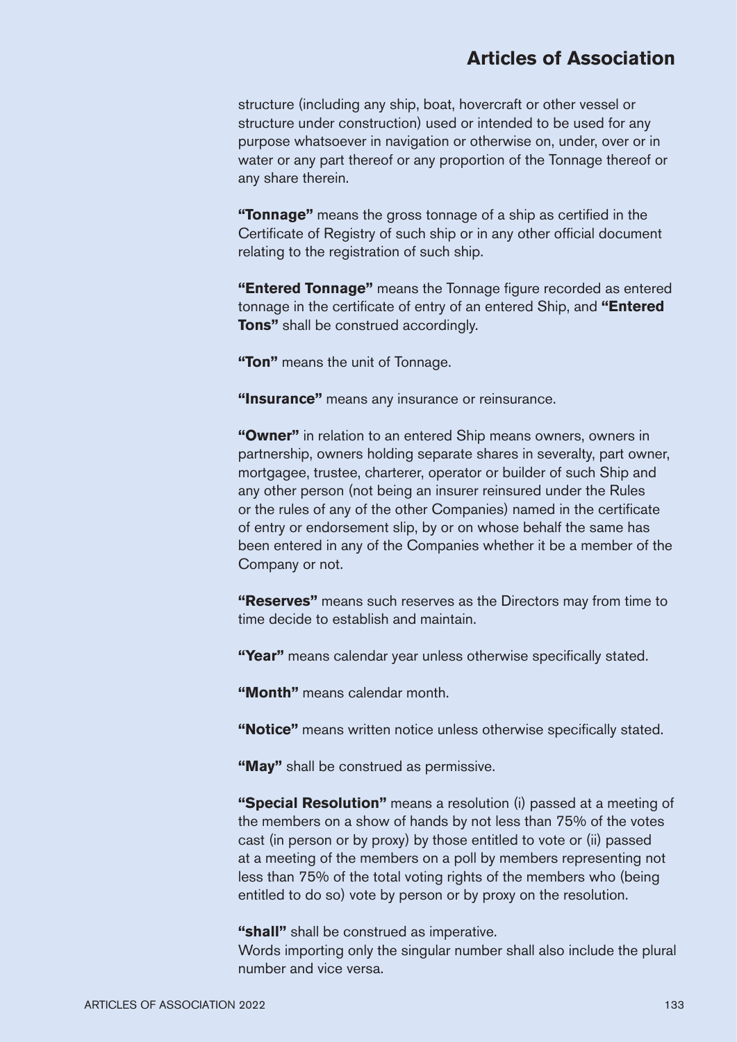structure (including any ship, boat, hovercraft or other vessel or structure under construction) used or intended to be used for any purpose whatsoever in navigation or otherwise on, under, over or in water or any part thereof or any proportion of the Tonnage thereof or any share therein.

**"Tonnage"** means the gross tonnage of a ship as certified in the Certificate of Registry of such ship or in any other official document relating to the registration of such ship.

**"Entered Tonnage"** means the Tonnage figure recorded as entered tonnage in the certificate of entry of an entered Ship, and **"Entered Tons"** shall be construed accordingly.

**"Ton"** means the unit of Tonnage.

**"Insurance"** means any insurance or reinsurance.

**"Owner"** in relation to an entered Ship means owners, owners in partnership, owners holding separate shares in severalty, part owner, mortgagee, trustee, charterer, operator or builder of such Ship and any other person (not being an insurer reinsured under the Rules or the rules of any of the other Companies) named in the certificate of entry or endorsement slip, by or on whose behalf the same has been entered in any of the Companies whether it be a member of the Company or not.

**"Reserves"** means such reserves as the Directors may from time to time decide to establish and maintain.

**"Year"** means calendar year unless otherwise specifically stated.

**"Month"** means calendar month.

**"Notice"** means written notice unless otherwise specifically stated.

**"May"** shall be construed as permissive.

**"Special Resolution"** means a resolution (i) passed at a meeting of the members on a show of hands by not less than 75% of the votes cast (in person or by proxy) by those entitled to vote or (ii) passed at a meeting of the members on a poll by members representing not less than 75% of the total voting rights of the members who (being entitled to do so) vote by person or by proxy on the resolution.

**"shall"** shall be construed as imperative.
Words importing only the singular number shall also include the plural number and vice versa.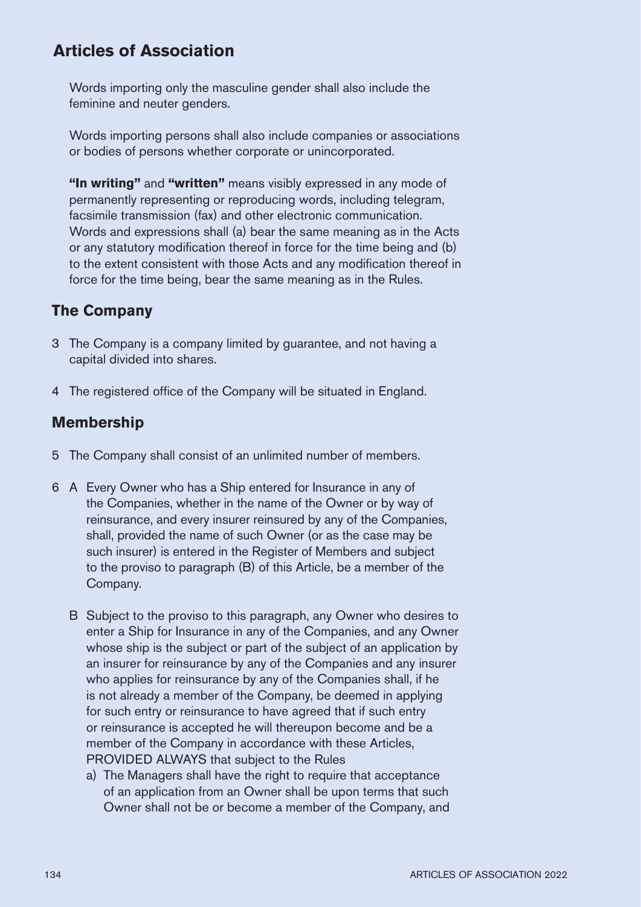## Articles of Association

Words importing only the masculine gender shall also include the feminine and neuter genders.

Words importing persons shall also include companies or associations or bodies of persons whether corporate or unincorporated.

**"In writing"** and **"written"** means visibly expressed in any mode of permanently representing or reproducing words, including telegram, facsimile transmission (fax) and other electronic communication. Words and expressions shall (a) bear the same meaning as in the Acts or any statutory modification thereof in force for the time being and (b) to the extent consistent with those Acts and any modification thereof in force for the time being, bear the same meaning as in the Rules.

### The Company

3 The Company is a company limited by guarantee, and not having a capital divided into shares.

4 The registered office of the Company will be situated in England.

### Membership

5 The Company shall consist of an unlimited number of members.

6 A Every Owner who has a Ship entered for Insurance in any of the Companies, whether in the name of the Owner or by way of reinsurance, and every insurer reinsured by any of the Companies, shall, provided the name of such Owner (or as the case may be such insurer) is entered in the Register of Members and subject to the proviso to paragraph (B) of this Article, be a member of the Company.

B Subject to the proviso to this paragraph, any Owner who desires to enter a Ship for Insurance in any of the Companies, and any Owner whose ship is the subject or part of the subject of an application by an insurer for reinsurance by any of the Companies and any insurer who applies for reinsurance by any of the Companies shall, if he is not already a member of the Company, be deemed in applying for such entry or reinsurance to have agreed that if such entry or reinsurance is accepted he will thereupon become and be a member of the Company in accordance with these Articles, PROVIDED ALWAYS that subject to the Rules

a) The Managers shall have the right to require that acceptance of an application from an Owner shall be upon terms that such Owner shall not be or become a member of the Company, and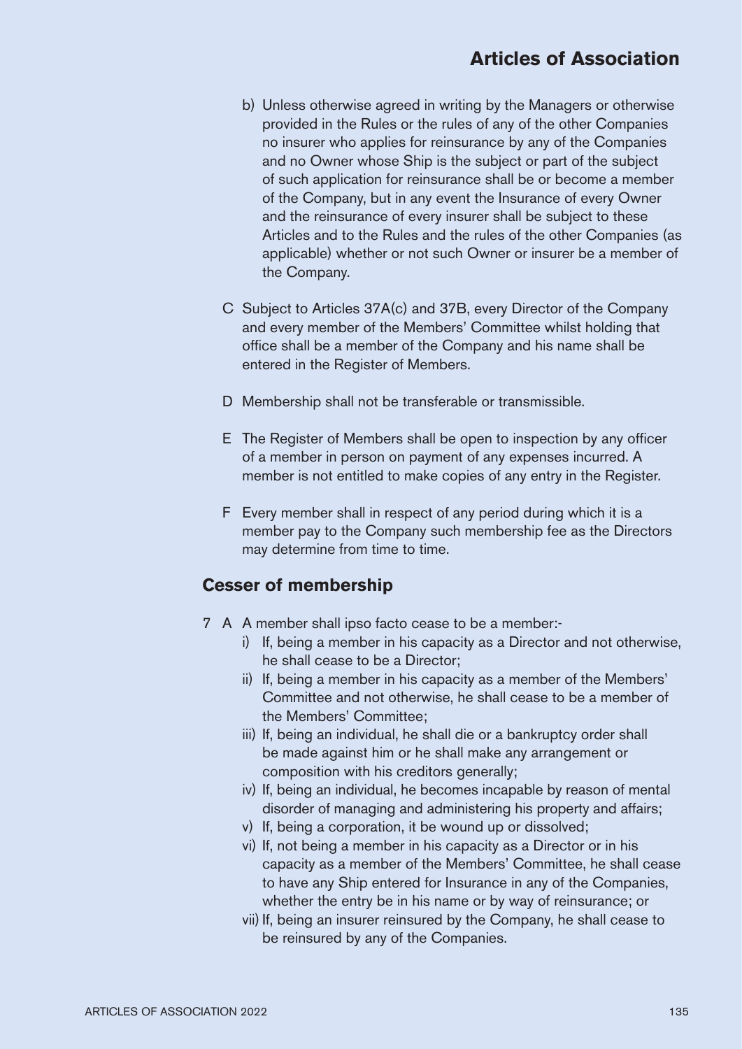b) Unless otherwise agreed in writing by the Managers or otherwise provided in the Rules or the rules of any of the other Companies no insurer who applies for reinsurance by any of the Companies and no Owner whose Ship is the subject or part of the subject of such application for reinsurance shall be or become a member of the Company, but in any event the Insurance of every Owner and the reinsurance of every insurer shall be subject to these Articles and to the Rules and the rules of the other Companies (as applicable) whether or not such Owner or insurer be a member of the Company.

C Subject to Articles 37A(c) and 37B, every Director of the Company and every member of the Members' Committee whilst holding that office shall be a member of the Company and his name shall be entered in the Register of Members.

D Membership shall not be transferable or transmissible.

E The Register of Members shall be open to inspection by any officer of a member in person on payment of any expenses incurred. A member is not entitled to make copies of any entry in the Register.

F Every member shall in respect of any period during which it is a member pay to the Company such membership fee as the Directors may determine from time to time.

## Cesser of membership

7 A A member shall ipso facto cease to be a member:-

i) If, being a member in his capacity as a Director and not otherwise, he shall cease to be a Director;

ii) If, being a member in his capacity as a member of the Members' Committee and not otherwise, he shall cease to be a member of the Members' Committee;

iii) If, being an individual, he shall die or a bankruptcy order shall be made against him or he shall make any arrangement or composition with his creditors generally;

iv) If, being an individual, he becomes incapable by reason of mental disorder of managing and administering his property and affairs;

v) If, being a corporation, it be wound up or dissolved;

vi) If, not being a member in his capacity as a Director or in his capacity as a member of the Members' Committee, he shall cease to have any Ship entered for Insurance in any of the Companies, whether the entry be in his name or by way of reinsurance; or

vii) If, being an insurer reinsured by the Company, he shall cease to be reinsured by any of the Companies.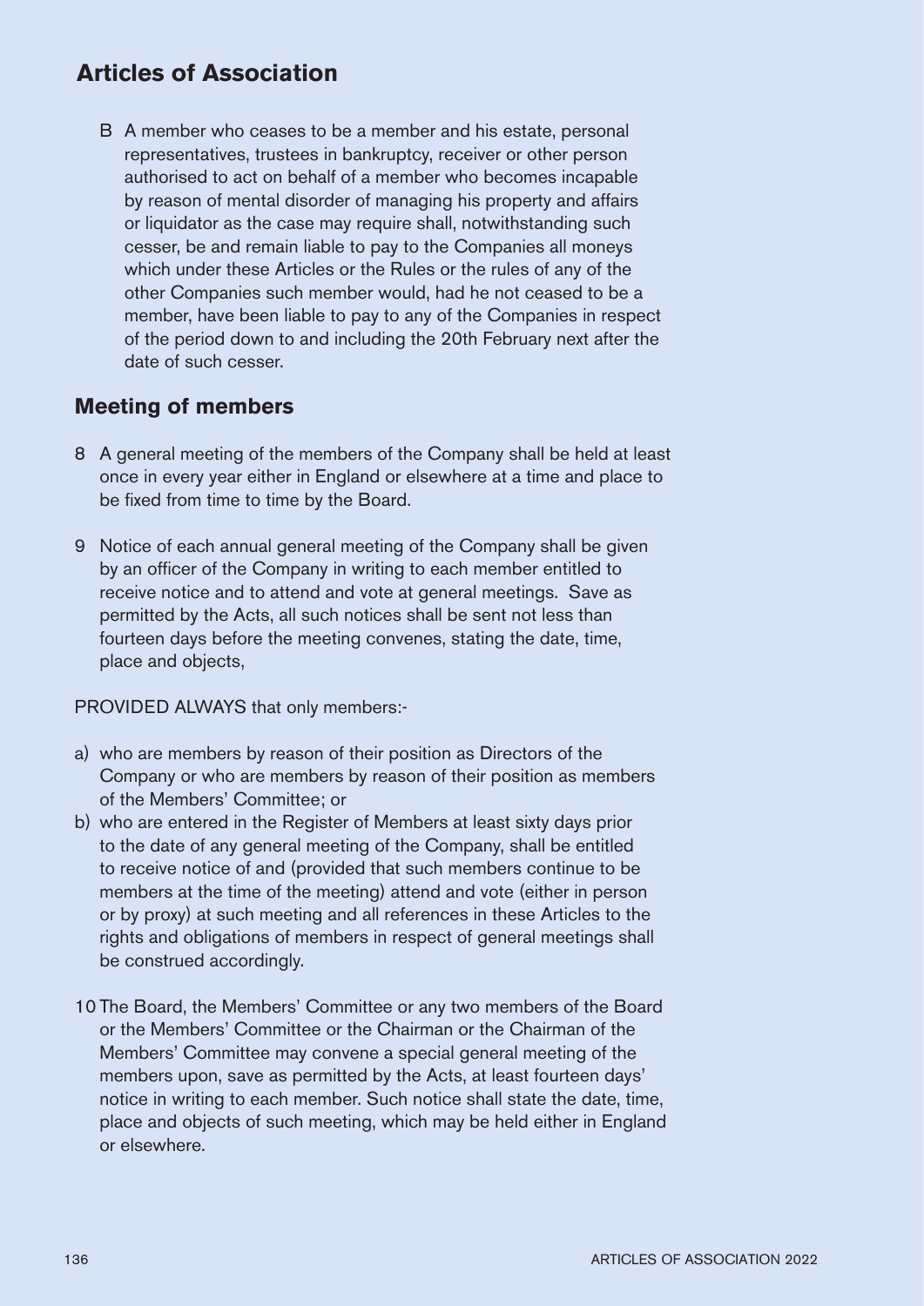B A member who ceases to be a member and his estate, personal representatives, trustees in bankruptcy, receiver or other person authorised to act on behalf of a member who becomes incapable by reason of mental disorder of managing his property and affairs or liquidator as the case may require shall, notwithstanding such cesser, be and remain liable to pay to the Companies all moneys which under these Articles or the Rules or the rules of any of the other Companies such member would, had he not ceased to be a member, have been liable to pay to any of the Companies in respect of the period down to and including the 20th February next after the date of such cesser.

## Meeting of members

8 A general meeting of the members of the Company shall be held at least once in every year either in England or elsewhere at a time and place to be fixed from time to time by the Board.

9 Notice of each annual general meeting of the Company shall be given by an officer of the Company in writing to each member entitled to receive notice and to attend and vote at general meetings. Save as permitted by the Acts, all such notices shall be sent not less than fourteen days before the meeting convenes, stating the date, time, place and objects,

PROVIDED ALWAYS that only members:-

a) who are members by reason of their position as Directors of the Company or who are members by reason of their position as members of the Members' Committee; or
b) who are entered in the Register of Members at least sixty days prior to the date of any general meeting of the Company, shall be entitled to receive notice of and (provided that such members continue to be members at the time of the meeting) attend and vote (either in person or by proxy) at such meeting and all references in these Articles to the rights and obligations of members in respect of general meetings shall be construed accordingly.

10 The Board, the Members' Committee or any two members of the Board or the Members' Committee or the Chairman or the Chairman of the Members' Committee may convene a special general meeting of the members upon, save as permitted by the Acts, at least fourteen days' notice in writing to each member. Such notice shall state the date, time, place and objects of such meeting, which may be held either in England or elsewhere.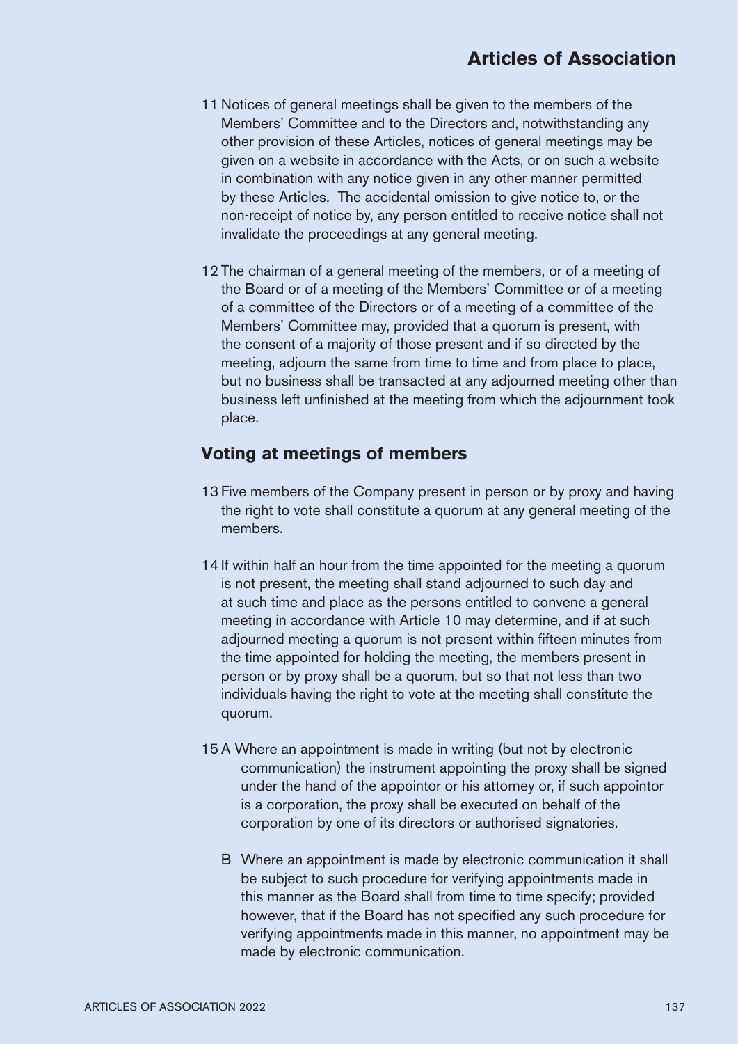11 Notices of general meetings shall be given to the members of the Members' Committee and to the Directors and, notwithstanding any other provision of these Articles, notices of general meetings may be given on a website in accordance with the Acts, or on such a website in combination with any notice given in any other manner permitted by these Articles. The accidental omission to give notice to, or the non-receipt of notice by, any person entitled to receive notice shall not invalidate the proceedings at any general meeting.

12 The chairman of a general meeting of the members, or of a meeting of the Board or of a meeting of the Members' Committee or of a meeting of a committee of the Directors or of a meeting of a committee of the Members' Committee may, provided that a quorum is present, with the consent of a majority of those present and if so directed by the meeting, adjourn the same from time to time and from place to place, but no business shall be transacted at any adjourned meeting other than business left unfinished at the meeting from which the adjournment took place.

## Voting at meetings of members

13 Five members of the Company present in person or by proxy and having the right to vote shall constitute a quorum at any general meeting of the members.

14 If within half an hour from the time appointed for the meeting a quorum is not present, the meeting shall stand adjourned to such day and at such time and place as the persons entitled to convene a general meeting in accordance with Article 10 may determine, and if at such adjourned meeting a quorum is not present within fifteen minutes from the time appointed for holding the meeting, the members present in person or by proxy shall be a quorum, but so that not less than two individuals having the right to vote at the meeting shall constitute the quorum.

15 A Where an appointment is made in writing (but not by electronic communication) the instrument appointing the proxy shall be signed under the hand of the appointor or his attorney or, if such appointor is a corporation, the proxy shall be executed on behalf of the corporation by one of its directors or authorised signatories.

B Where an appointment is made by electronic communication it shall be subject to such procedure for verifying appointments made in this manner as the Board shall from time to time specify; provided however, that if the Board has not specified any such procedure for verifying appointments made in this manner, no appointment may be made by electronic communication.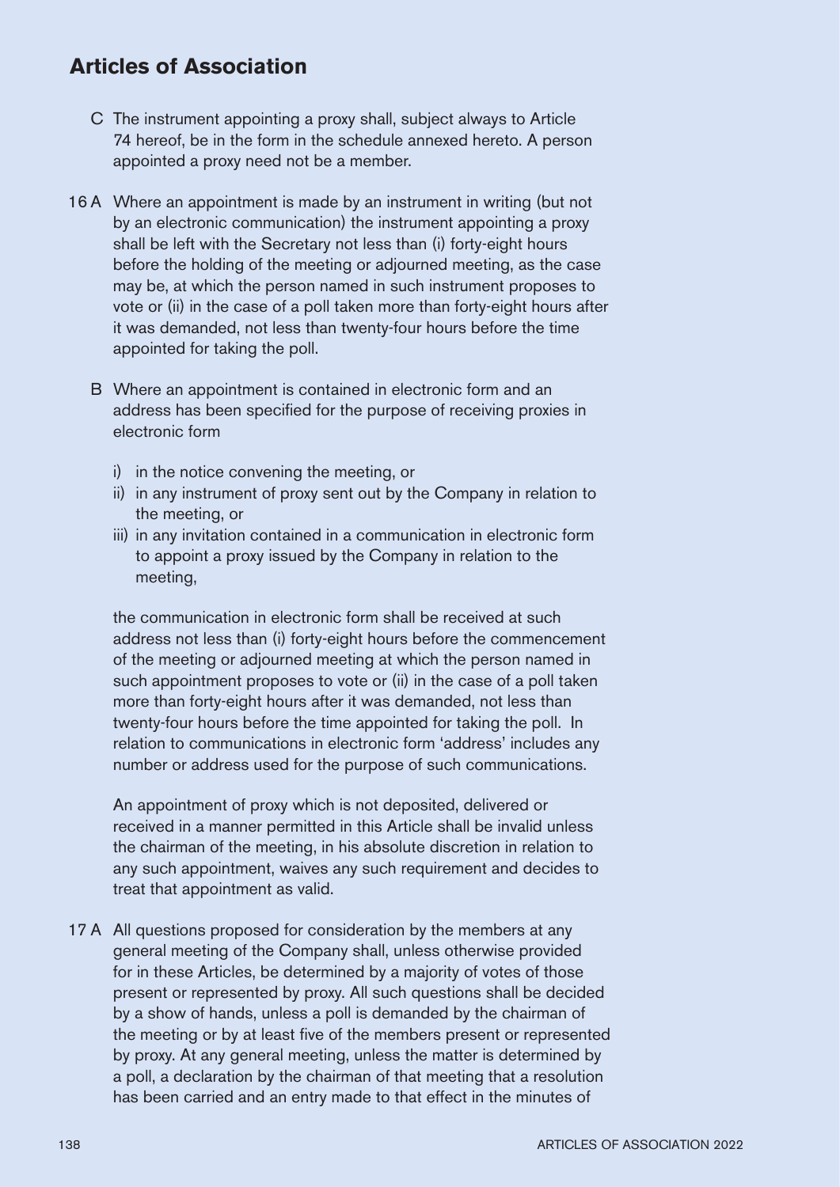## Articles of Association

C The instrument appointing a proxy shall, subject always to Article 74 hereof, be in the form in the schedule annexed hereto. A person appointed a proxy need not be a member.

16 A Where an appointment is made by an instrument in writing (but not by an electronic communication) the instrument appointing a proxy shall be left with the Secretary not less than (i) forty-eight hours before the holding of the meeting or adjourned meeting, as the case may be, at which the person named in such instrument proposes to vote or (ii) in the case of a poll taken more than forty-eight hours after it was demanded, not less than twenty-four hours before the time appointed for taking the poll.

B Where an appointment is contained in electronic form and an address has been specified for the purpose of receiving proxies in electronic form

i) in the notice convening the meeting, or
ii) in any instrument of proxy sent out by the Company in relation to the meeting, or
iii) in any invitation contained in a communication in electronic form to appoint a proxy issued by the Company in relation to the meeting,

the communication in electronic form shall be received at such address not less than (i) forty-eight hours before the commencement of the meeting or adjourned meeting at which the person named in such appointment proposes to vote or (ii) in the case of a poll taken more than forty-eight hours after it was demanded, not less than twenty-four hours before the time appointed for taking the poll. In relation to communications in electronic form 'address' includes any number or address used for the purpose of such communications.

An appointment of proxy which is not deposited, delivered or received in a manner permitted in this Article shall be invalid unless the chairman of the meeting, in his absolute discretion in relation to any such appointment, waives any such requirement and decides to treat that appointment as valid.

17 A All questions proposed for consideration by the members at any general meeting of the Company shall, unless otherwise provided for in these Articles, be determined by a majority of votes of those present or represented by proxy. All such questions shall be decided by a show of hands, unless a poll is demanded by the chairman of the meeting or by at least five of the members present or represented by proxy. At any general meeting, unless the matter is determined by a poll, a declaration by the chairman of that meeting that a resolution has been carried and an entry made to that effect in the minutes of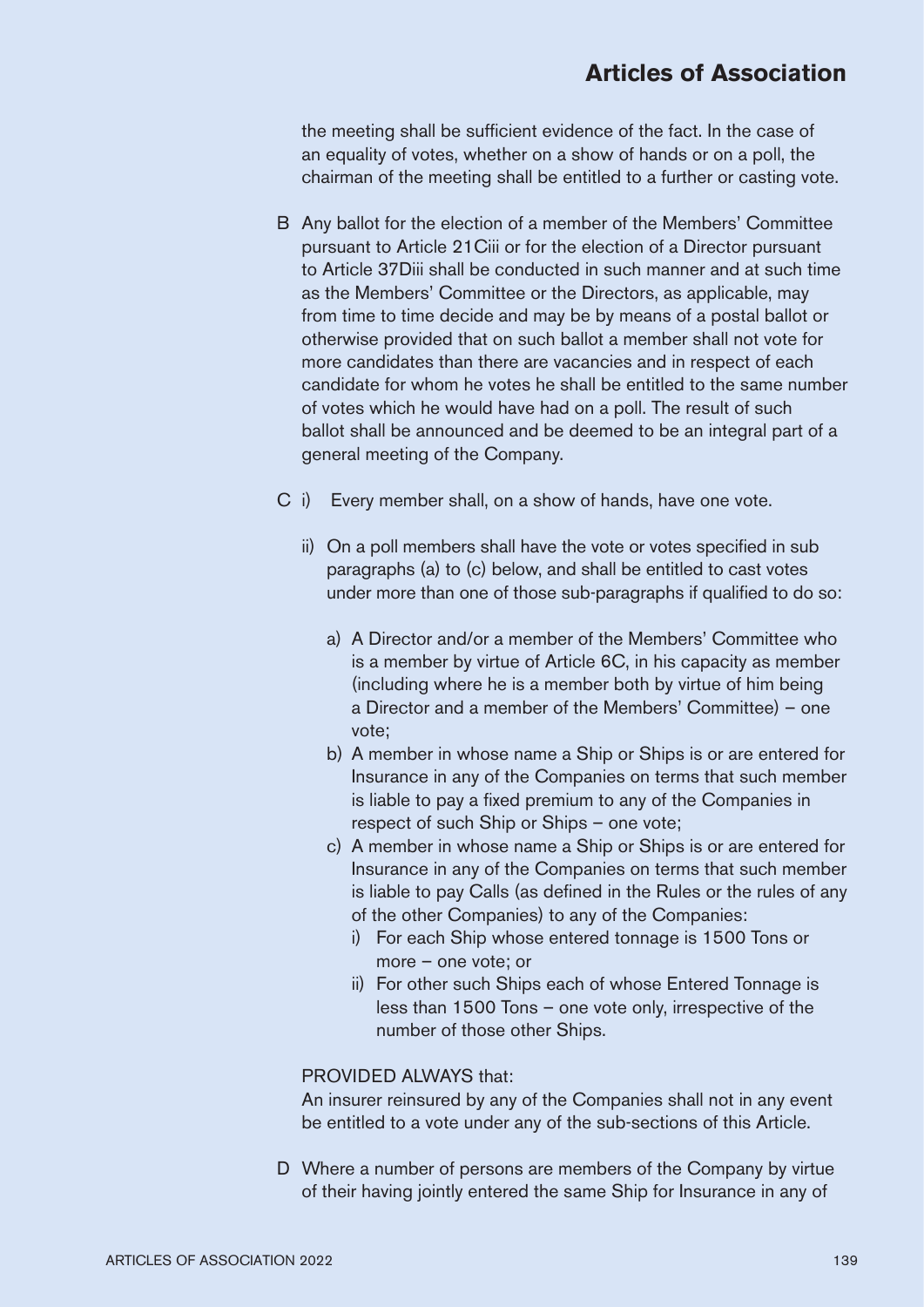the meeting shall be sufficient evidence of the fact. In the case of an equality of votes, whether on a show of hands or on a poll, the chairman of the meeting shall be entitled to a further or casting vote.

B Any ballot for the election of a member of the Members' Committee pursuant to Article 21Ciii or for the election of a Director pursuant to Article 37Diii shall be conducted in such manner and at such time as the Members' Committee or the Directors, as applicable, may from time to time decide and may be by means of a postal ballot or otherwise provided that on such ballot a member shall not vote for more candidates than there are vacancies and in respect of each candidate for whom he votes he shall be entitled to the same number of votes which he would have had on a poll. The result of such ballot shall be announced and be deemed to be an integral part of a general meeting of the Company.

C i) Every member shall, on a show of hands, have one vote.

ii) On a poll members shall have the vote or votes specified in sub paragraphs (a) to (c) below, and shall be entitled to cast votes under more than one of those sub-paragraphs if qualified to do so:

a) A Director and/or a member of the Members' Committee who is a member by virtue of Article 6C, in his capacity as member (including where he is a member both by virtue of him being a Director and a member of the Members' Committee) – one vote;

b) A member in whose name a Ship or Ships is or are entered for Insurance in any of the Companies on terms that such member is liable to pay a fixed premium to any of the Companies in respect of such Ship or Ships – one vote;

c) A member in whose name a Ship or Ships is or are entered for Insurance in any of the Companies on terms that such member is liable to pay Calls (as defined in the Rules or the rules of any of the other Companies) to any of the Companies:

i) For each Ship whose entered tonnage is 1500 Tons or more – one vote; or

ii) For other such Ships each of whose Entered Tonnage is less than 1500 Tons – one vote only, irrespective of the number of those other Ships.

PROVIDED ALWAYS that:
An insurer reinsured by any of the Companies shall not in any event be entitled to a vote under any of the sub-sections of this Article.

D Where a number of persons are members of the Company by virtue of their having jointly entered the same Ship for Insurance in any of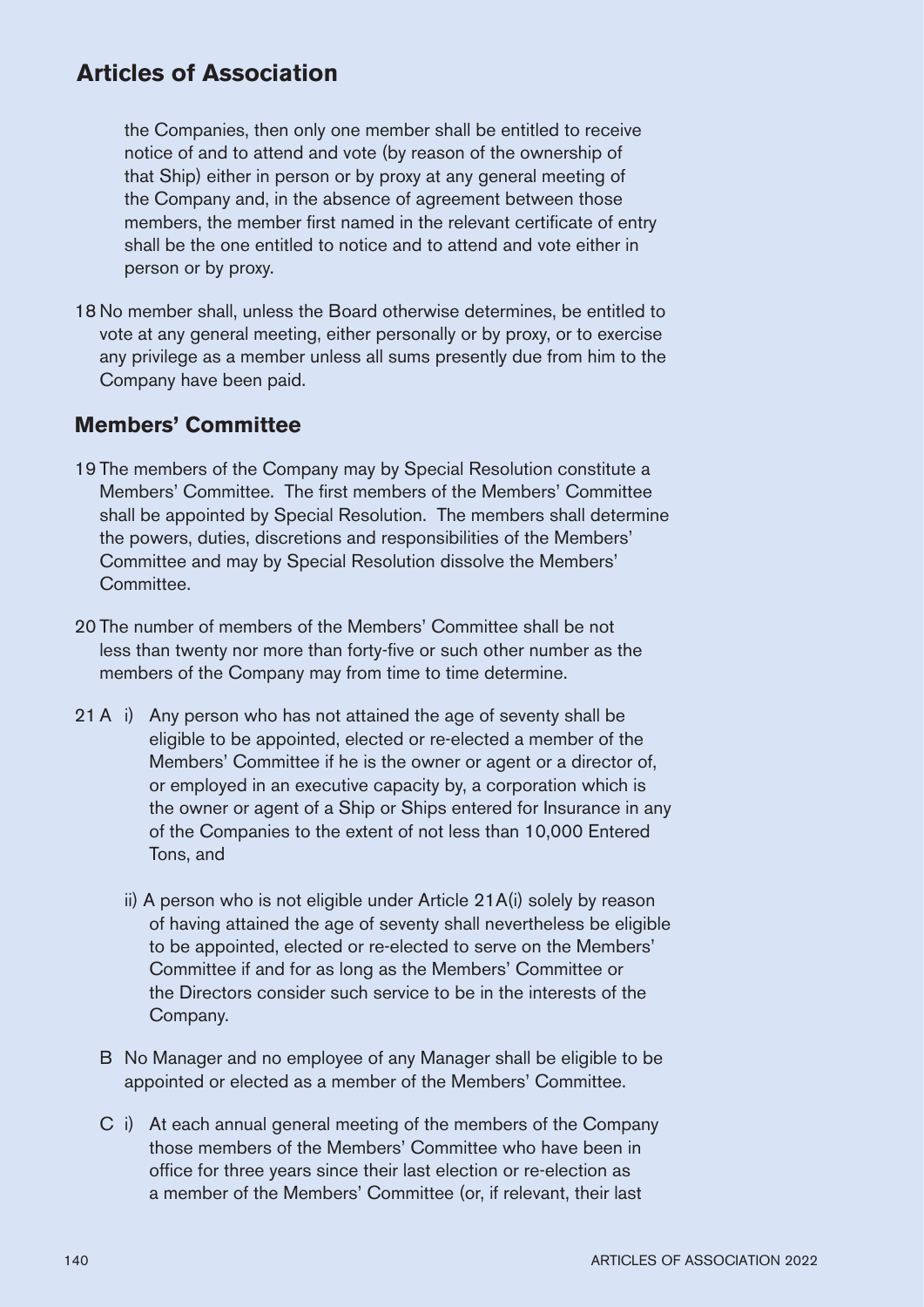the Companies, then only one member shall be entitled to receive notice of and to attend and vote (by reason of the ownership of that Ship) either in person or by proxy at any general meeting of the Company and, in the absence of agreement between those members, the member first named in the relevant certificate of entry shall be the one entitled to notice and to attend and vote either in person or by proxy.

18 No member shall, unless the Board otherwise determines, be entitled to vote at any general meeting, either personally or by proxy, or to exercise any privilege as a member unless all sums presently due from him to the Company have been paid.

## Members' Committee

19 The members of the Company may by Special Resolution constitute a Members' Committee. The first members of the Members' Committee shall be appointed by Special Resolution. The members shall determine the powers, duties, discretions and responsibilities of the Members' Committee and may by Special Resolution dissolve the Members' Committee.

20 The number of members of the Members' Committee shall be not less than twenty nor more than forty-five or such other number as the members of the Company may from time to time determine.

21 A i) Any person who has not attained the age of seventy shall be eligible to be appointed, elected or re-elected a member of the Members' Committee if he is the owner or agent or a director of, or employed in an executive capacity by, a corporation which is the owner or agent of a Ship or Ships entered for Insurance in any of the Companies to the extent of not less than 10,000 Entered Tons, and

ii) A person who is not eligible under Article 21A(i) solely by reason of having attained the age of seventy shall nevertheless be eligible to be appointed, elected or re-elected to serve on the Members' Committee if and for as long as the Members' Committee or the Directors consider such service to be in the interests of the Company.

B No Manager and no employee of any Manager shall be eligible to be appointed or elected as a member of the Members' Committee.

C i) At each annual general meeting of the members of the Company those members of the Members' Committee who have been in office for three years since their last election or re-election as a member of the Members' Committee (or, if relevant, their last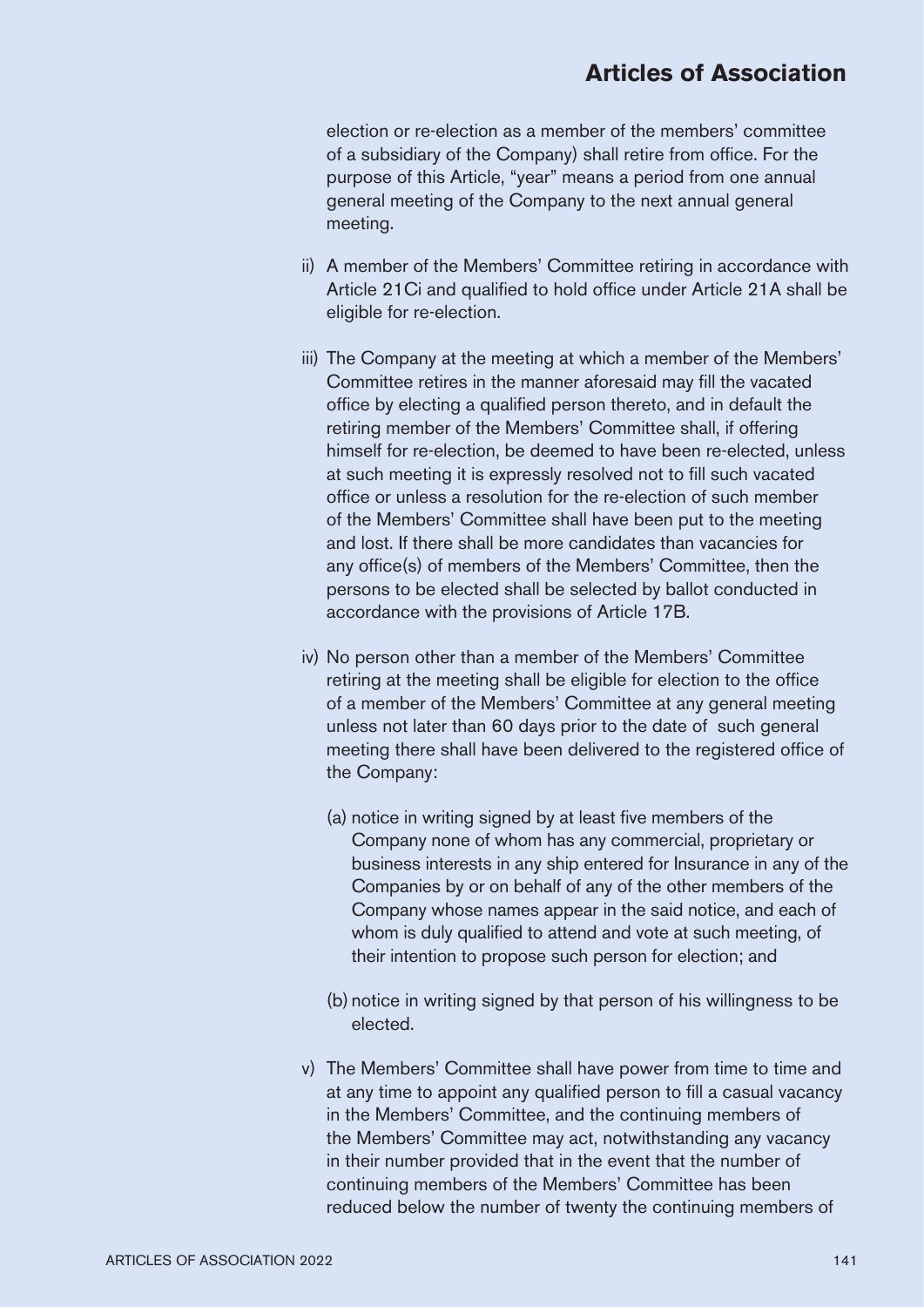election or re-election as a member of the members' committee of a subsidiary of the Company) shall retire from office. For the purpose of this Article, "year" means a period from one annual general meeting of the Company to the next annual general meeting.

ii) A member of the Members' Committee retiring in accordance with Article 21Ci and qualified to hold office under Article 21A shall be eligible for re-election.

iii) The Company at the meeting at which a member of the Members' Committee retires in the manner aforesaid may fill the vacated office by electing a qualified person thereto, and in default the retiring member of the Members' Committee shall, if offering himself for re-election, be deemed to have been re-elected, unless at such meeting it is expressly resolved not to fill such vacated office or unless a resolution for the re-election of such member of the Members' Committee shall have been put to the meeting and lost. If there shall be more candidates than vacancies for any office(s) of members of the Members' Committee, then the persons to be elected shall be selected by ballot conducted in accordance with the provisions of Article 17B.

iv) No person other than a member of the Members' Committee retiring at the meeting shall be eligible for election to the office of a member of the Members' Committee at any general meeting unless not later than 60 days prior to the date of such general meeting there shall have been delivered to the registered office of the Company:

   (a) notice in writing signed by at least five members of the Company none of whom has any commercial, proprietary or business interests in any ship entered for Insurance in any of the Companies by or on behalf of any of the other members of the Company whose names appear in the said notice, and each of whom is duly qualified to attend and vote at such meeting, of their intention to propose such person for election; and

   (b) notice in writing signed by that person of his willingness to be elected.

v) The Members' Committee shall have power from time to time and at any time to appoint any qualified person to fill a casual vacancy in the Members' Committee, and the continuing members of the Members' Committee may act, notwithstanding any vacancy in their number provided that in the event that the number of continuing members of the Members' Committee has been reduced below the number of twenty the continuing members of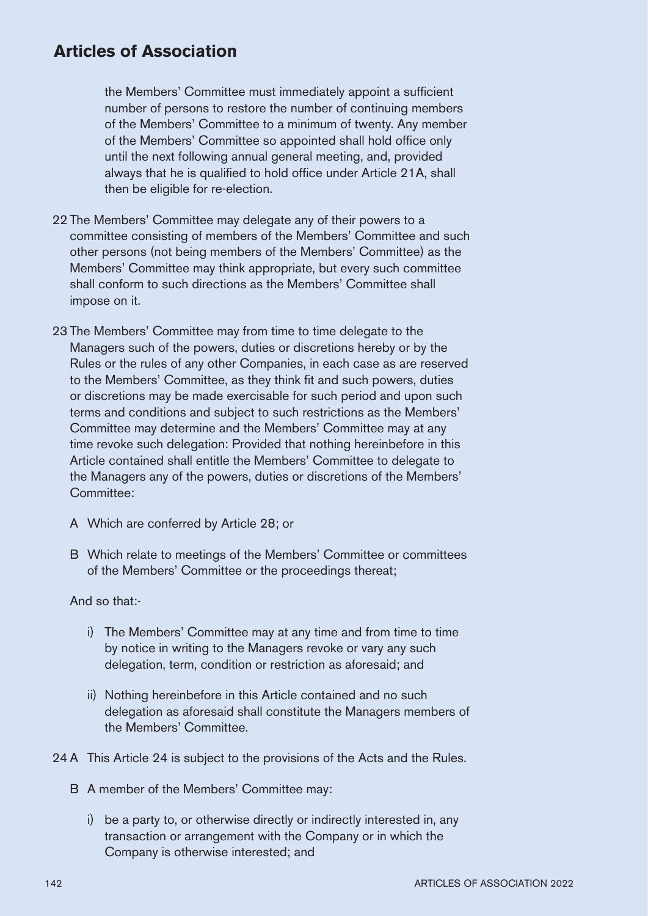the Members' Committee must immediately appoint a sufficient number of persons to restore the number of continuing members of the Members' Committee to a minimum of twenty. Any member of the Members' Committee so appointed shall hold office only until the next following annual general meeting, and, provided always that he is qualified to hold office under Article 21A, shall then be eligible for re-election.

22 The Members' Committee may delegate any of their powers to a committee consisting of members of the Members' Committee and such other persons (not being members of the Members' Committee) as the Members' Committee may think appropriate, but every such committee shall conform to such directions as the Members' Committee shall impose on it.

23 The Members' Committee may from time to time delegate to the Managers such of the powers, duties or discretions hereby or by the Rules or the rules of any other Companies, in each case as are reserved to the Members' Committee, as they think fit and such powers, duties or discretions may be made exercisable for such period and upon such terms and conditions and subject to such restrictions as the Members' Committee may determine and the Members' Committee may at any time revoke such delegation: Provided that nothing hereinbefore in this Article contained shall entitle the Members' Committee to delegate to the Managers any of the powers, duties or discretions of the Members' Committee:

A Which are conferred by Article 28; or

B Which relate to meetings of the Members' Committee or committees of the Members' Committee or the proceedings thereat;

And so that:-

i) The Members' Committee may at any time and from time to time by notice in writing to the Managers revoke or vary any such delegation, term, condition or restriction as aforesaid; and

ii) Nothing hereinbefore in this Article contained and no such delegation as aforesaid shall constitute the Managers members of the Members' Committee.

24 A This Article 24 is subject to the provisions of the Acts and the Rules.

B A member of the Members' Committee may:

i) be a party to, or otherwise directly or indirectly interested in, any transaction or arrangement with the Company or in which the Company is otherwise interested; and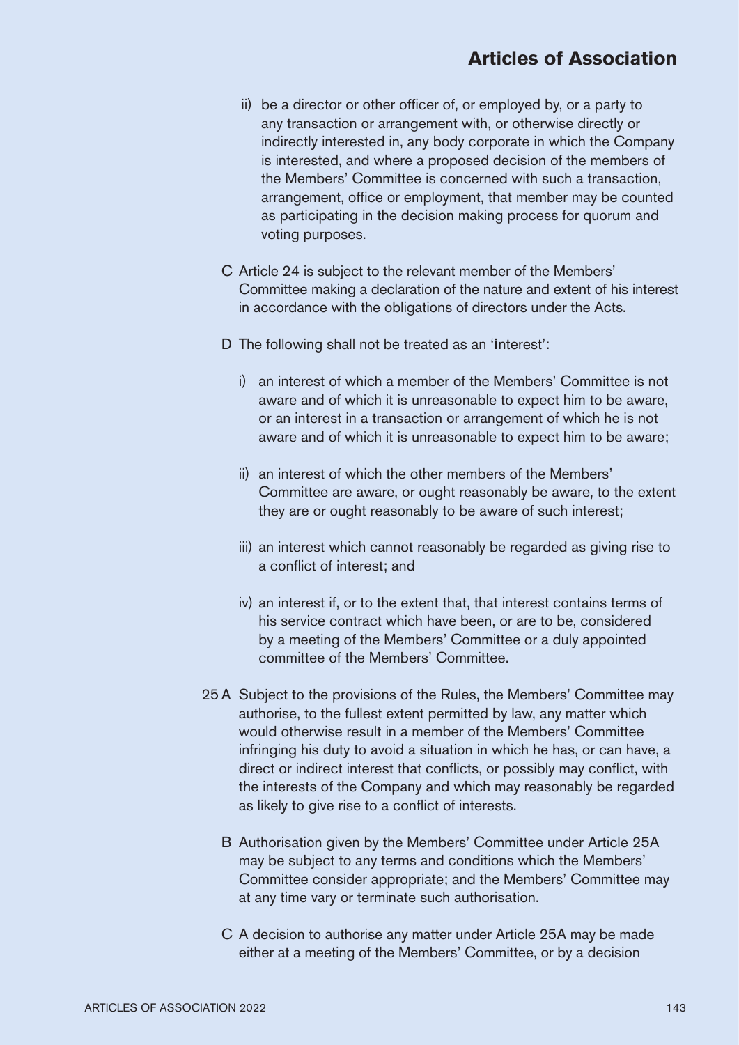ii) be a director or other officer of, or employed by, or a party to any transaction or arrangement with, or otherwise directly or indirectly interested in, any body corporate in which the Company is interested, and where a proposed decision of the members of the Members' Committee is concerned with such a transaction, arrangement, office or employment, that member may be counted as participating in the decision making process for quorum and voting purposes.

C Article 24 is subject to the relevant member of the Members' Committee making a declaration of the nature and extent of his interest in accordance with the obligations of directors under the Acts.

D The following shall not be treated as an 'interest':

i) an interest of which a member of the Members' Committee is not aware and of which it is unreasonable to expect him to be aware, or an interest in a transaction or arrangement of which he is not aware and of which it is unreasonable to expect him to be aware;

ii) an interest of which the other members of the Members' Committee are aware, or ought reasonably be aware, to the extent they are or ought reasonably to be aware of such interest;

iii) an interest which cannot reasonably be regarded as giving rise to a conflict of interest; and

iv) an interest if, or to the extent that, that interest contains terms of his service contract which have been, or are to be, considered by a meeting of the Members' Committee or a duly appointed committee of the Members' Committee.

25 A Subject to the provisions of the Rules, the Members' Committee may authorise, to the fullest extent permitted by law, any matter which would otherwise result in a member of the Members' Committee infringing his duty to avoid a situation in which he has, or can have, a direct or indirect interest that conflicts, or possibly may conflict, with the interests of the Company and which may reasonably be regarded as likely to give rise to a conflict of interests.

B Authorisation given by the Members' Committee under Article 25A may be subject to any terms and conditions which the Members' Committee consider appropriate; and the Members' Committee may at any time vary or terminate such authorisation.

C A decision to authorise any matter under Article 25A may be made either at a meeting of the Members' Committee, or by a decision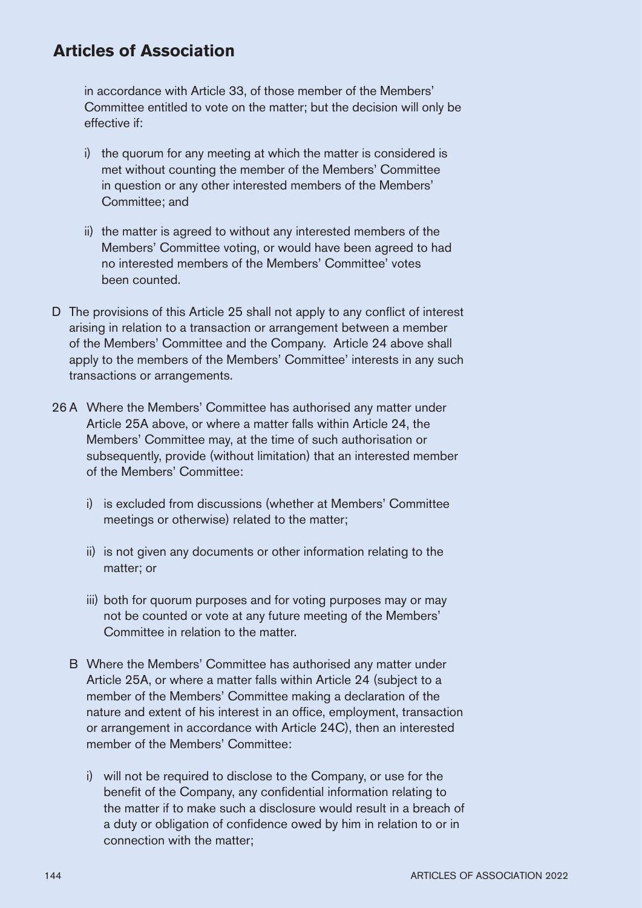in accordance with Article 33, of those member of the Members' Committee entitled to vote on the matter; but the decision will only be effective if:

i) the quorum for any meeting at which the matter is considered is met without counting the member of the Members' Committee in question or any other interested members of the Members' Committee; and

ii) the matter is agreed to without any interested members of the Members' Committee voting, or would have been agreed to had no interested members of the Members' Committee' votes been counted.

D The provisions of this Article 25 shall not apply to any conflict of interest arising in relation to a transaction or arrangement between a member of the Members' Committee and the Company. Article 24 above shall apply to the members of the Members' Committee' interests in any such transactions or arrangements.

26 A Where the Members' Committee has authorised any matter under Article 25A above, or where a matter falls within Article 24, the Members' Committee may, at the time of such authorisation or subsequently, provide (without limitation) that an interested member of the Members' Committee:

i) is excluded from discussions (whether at Members' Committee meetings or otherwise) related to the matter;

ii) is not given any documents or other information relating to the matter; or

iii) both for quorum purposes and for voting purposes may or may not be counted or vote at any future meeting of the Members' Committee in relation to the matter.

B Where the Members' Committee has authorised any matter under Article 25A, or where a matter falls within Article 24 (subject to a member of the Members' Committee making a declaration of the nature and extent of his interest in an office, employment, transaction or arrangement in accordance with Article 24C), then an interested member of the Members' Committee:

i) will not be required to disclose to the Company, or use for the benefit of the Company, any confidential information relating to the matter if to make such a disclosure would result in a breach of a duty or obligation of confidence owed by him in relation to or in connection with the matter;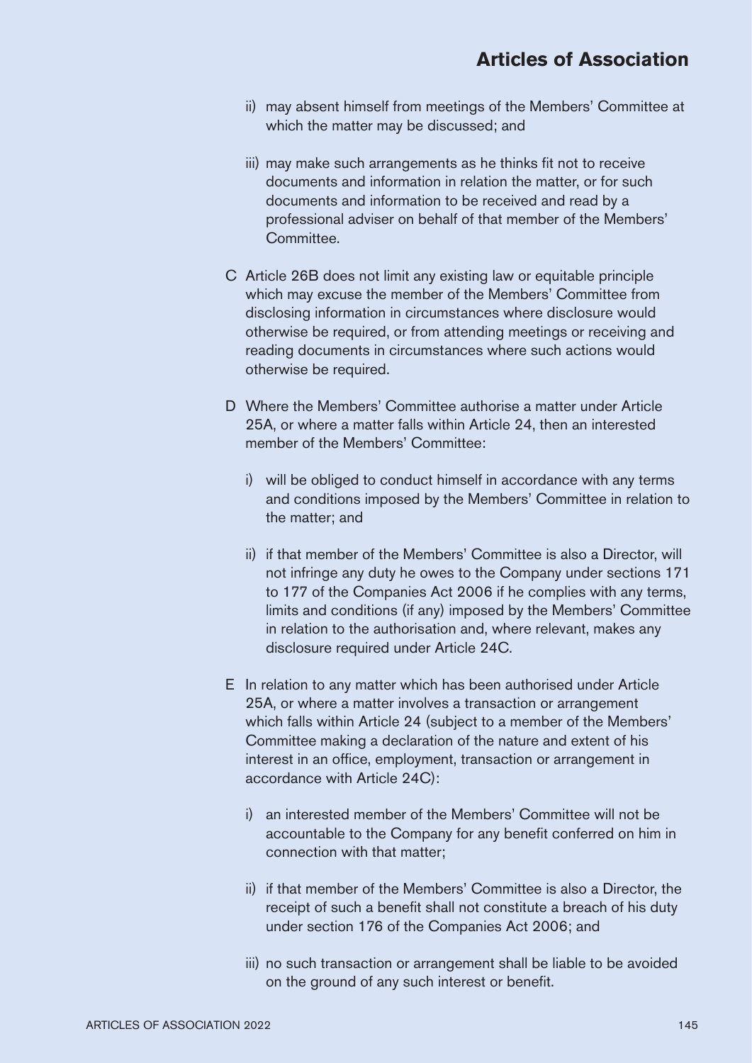ii) may absent himself from meetings of the Members' Committee at which the matter may be discussed; and

iii) may make such arrangements as he thinks fit not to receive documents and information in relation the matter, or for such documents and information to be received and read by a professional adviser on behalf of that member of the Members' Committee.

C Article 26B does not limit any existing law or equitable principle which may excuse the member of the Members' Committee from disclosing information in circumstances where disclosure would otherwise be required, or from attending meetings or receiving and reading documents in circumstances where such actions would otherwise be required.

D Where the Members' Committee authorise a matter under Article 25A, or where a matter falls within Article 24, then an interested member of the Members' Committee:

i) will be obliged to conduct himself in accordance with any terms and conditions imposed by the Members' Committee in relation to the matter; and

ii) if that member of the Members' Committee is also a Director, will not infringe any duty he owes to the Company under sections 171 to 177 of the Companies Act 2006 if he complies with any terms, limits and conditions (if any) imposed by the Members' Committee in relation to the authorisation and, where relevant, makes any disclosure required under Article 24C.

E In relation to any matter which has been authorised under Article 25A, or where a matter involves a transaction or arrangement which falls within Article 24 (subject to a member of the Members' Committee making a declaration of the nature and extent of his interest in an office, employment, transaction or arrangement in accordance with Article 24C):

i) an interested member of the Members' Committee will not be accountable to the Company for any benefit conferred on him in connection with that matter;

ii) if that member of the Members' Committee is also a Director, the receipt of such a benefit shall not constitute a breach of his duty under section 176 of the Companies Act 2006; and

iii) no such transaction or arrangement shall be liable to be avoided on the ground of any such interest or benefit.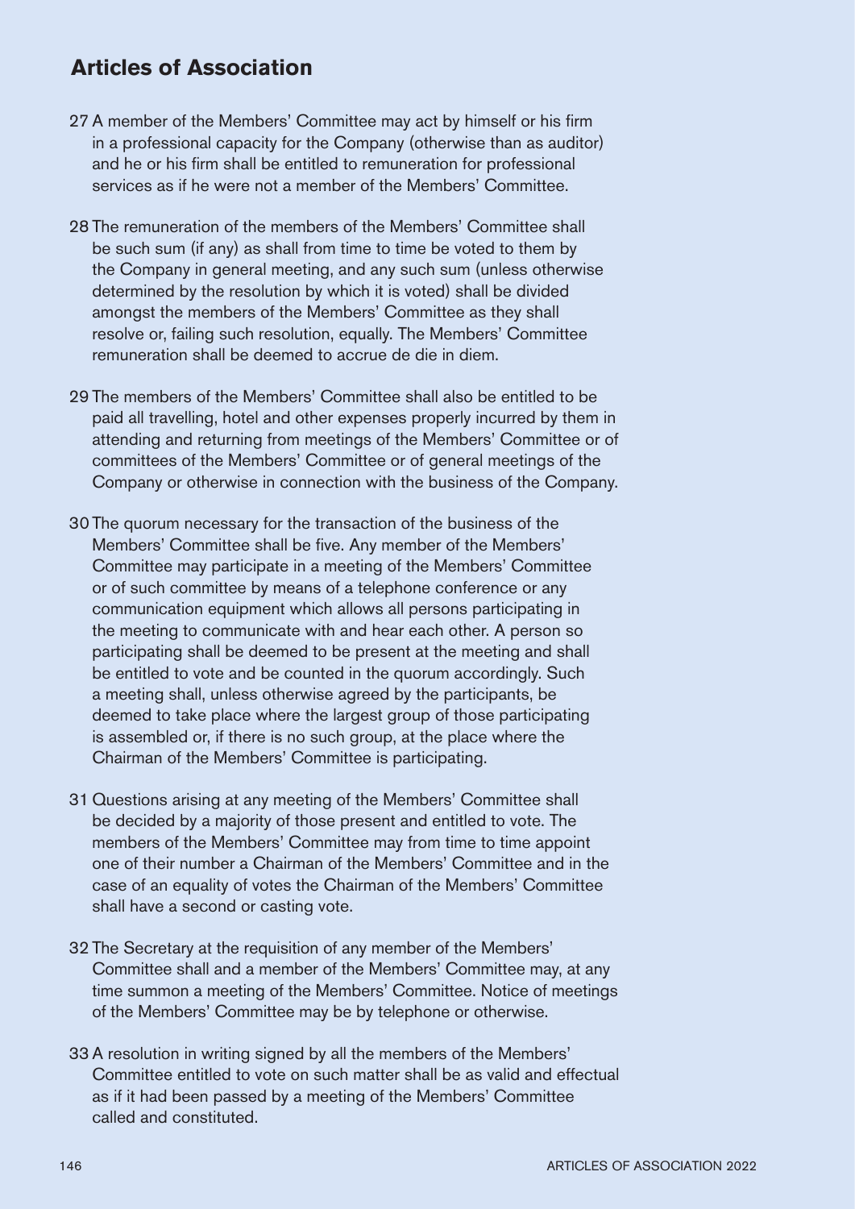## Articles of Association

27 A member of the Members' Committee may act by himself or his firm in a professional capacity for the Company (otherwise than as auditor) and he or his firm shall be entitled to remuneration for professional services as if he were not a member of the Members' Committee.

28 The remuneration of the members of the Members' Committee shall be such sum (if any) as shall from time to time be voted to them by the Company in general meeting, and any such sum (unless otherwise determined by the resolution by which it is voted) shall be divided amongst the members of the Members' Committee as they shall resolve or, failing such resolution, equally. The Members' Committee remuneration shall be deemed to accrue de die in diem.

29 The members of the Members' Committee shall also be entitled to be paid all travelling, hotel and other expenses properly incurred by them in attending and returning from meetings of the Members' Committee or of committees of the Members' Committee or of general meetings of the Company or otherwise in connection with the business of the Company.

30 The quorum necessary for the transaction of the business of the Members' Committee shall be five. Any member of the Members' Committee may participate in a meeting of the Members' Committee or of such committee by means of a telephone conference or any communication equipment which allows all persons participating in the meeting to communicate with and hear each other. A person so participating shall be deemed to be present at the meeting and shall be entitled to vote and be counted in the quorum accordingly. Such a meeting shall, unless otherwise agreed by the participants, be deemed to take place where the largest group of those participating is assembled or, if there is no such group, at the place where the Chairman of the Members' Committee is participating.

31 Questions arising at any meeting of the Members' Committee shall be decided by a majority of those present and entitled to vote. The members of the Members' Committee may from time to time appoint one of their number a Chairman of the Members' Committee and in the case of an equality of votes the Chairman of the Members' Committee shall have a second or casting vote.

32 The Secretary at the requisition of any member of the Members' Committee shall and a member of the Members' Committee may, at any time summon a meeting of the Members' Committee. Notice of meetings of the Members' Committee may be by telephone or otherwise.

33 A resolution in writing signed by all the members of the Members' Committee entitled to vote on such matter shall be as valid and effectual as if it had been passed by a meeting of the Members' Committee called and constituted.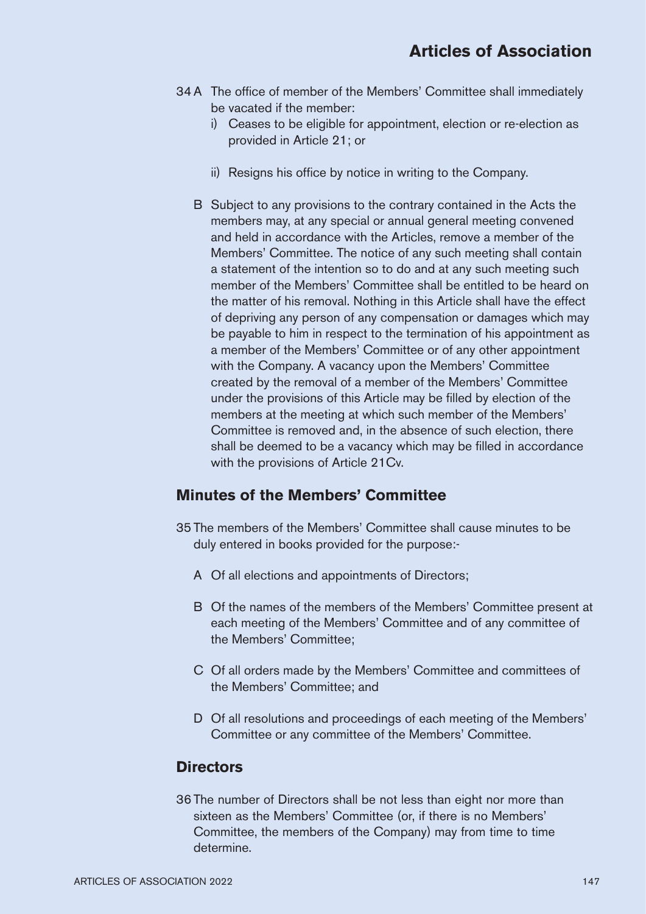34 A The office of member of the Members' Committee shall immediately be vacated if the member:

i) Ceases to be eligible for appointment, election or re-election as provided in Article 21; or

ii) Resigns his office by notice in writing to the Company.

B Subject to any provisions to the contrary contained in the Acts the members may, at any special or annual general meeting convened and held in accordance with the Articles, remove a member of the Members' Committee. The notice of any such meeting shall contain a statement of the intention so to do and at any such meeting such member of the Members' Committee shall be entitled to be heard on the matter of his removal. Nothing in this Article shall have the effect of depriving any person of any compensation or damages which may be payable to him in respect to the termination of his appointment as a member of the Members' Committee or of any other appointment with the Company. A vacancy upon the Members' Committee created by the removal of a member of the Members' Committee under the provisions of this Article may be filled by election of the members at the meeting at which such member of the Members' Committee is removed and, in the absence of such election, there shall be deemed to be a vacancy which may be filled in accordance with the provisions of Article 21Cv.

## Minutes of the Members' Committee

35 The members of the Members' Committee shall cause minutes to be duly entered in books provided for the purpose:-

A Of all elections and appointments of Directors;

B Of the names of the members of the Members' Committee present at each meeting of the Members' Committee and of any committee of the Members' Committee;

C Of all orders made by the Members' Committee and committees of the Members' Committee; and

D Of all resolutions and proceedings of each meeting of the Members' Committee or any committee of the Members' Committee.

## Directors

36 The number of Directors shall be not less than eight nor more than sixteen as the Members' Committee (or, if there is no Members' Committee, the members of the Company) may from time to time determine.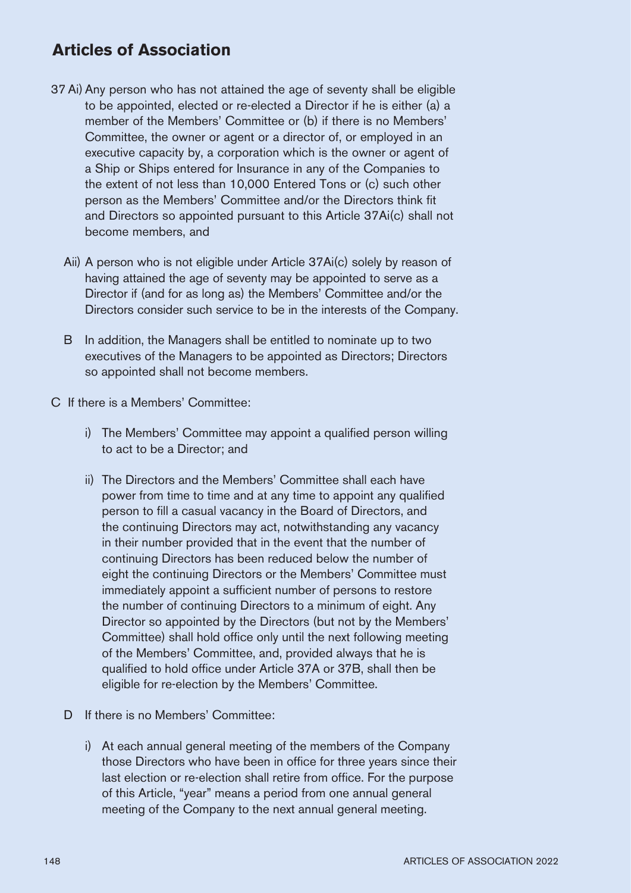## Articles of Association

37 Ai) Any person who has not attained the age of seventy shall be eligible to be appointed, elected or re-elected a Director if he is either (a) a member of the Members' Committee or (b) if there is no Members' Committee, the owner or agent or a director of, or employed in an executive capacity by, a corporation which is the owner or agent of a Ship or Ships entered for Insurance in any of the Companies to the extent of not less than 10,000 Entered Tons or (c) such other person as the Members' Committee and/or the Directors think fit and Directors so appointed pursuant to this Article 37Ai(c) shall not become members, and

Aii) A person who is not eligible under Article 37Ai(c) solely by reason of having attained the age of seventy may be appointed to serve as a Director if (and for as long as) the Members' Committee and/or the Directors consider such service to be in the interests of the Company.

B In addition, the Managers shall be entitled to nominate up to two executives of the Managers to be appointed as Directors; Directors so appointed shall not become members.

C If there is a Members' Committee:

i) The Members' Committee may appoint a qualified person willing to act to be a Director; and

ii) The Directors and the Members' Committee shall each have power from time to time and at any time to appoint any qualified person to fill a casual vacancy in the Board of Directors, and the continuing Directors may act, notwithstanding any vacancy in their number provided that in the event that the number of continuing Directors has been reduced below the number of eight the continuing Directors or the Members' Committee must immediately appoint a sufficient number of persons to restore the number of continuing Directors to a minimum of eight. Any Director so appointed by the Directors (but not by the Members' Committee) shall hold office only until the next following meeting of the Members' Committee, and, provided always that he is qualified to hold office under Article 37A or 37B, shall then be eligible for re-election by the Members' Committee.

D If there is no Members' Committee:

i) At each annual general meeting of the members of the Company those Directors who have been in office for three years since their last election or re-election shall retire from office. For the purpose of this Article, "year" means a period from one annual general meeting of the Company to the next annual general meeting.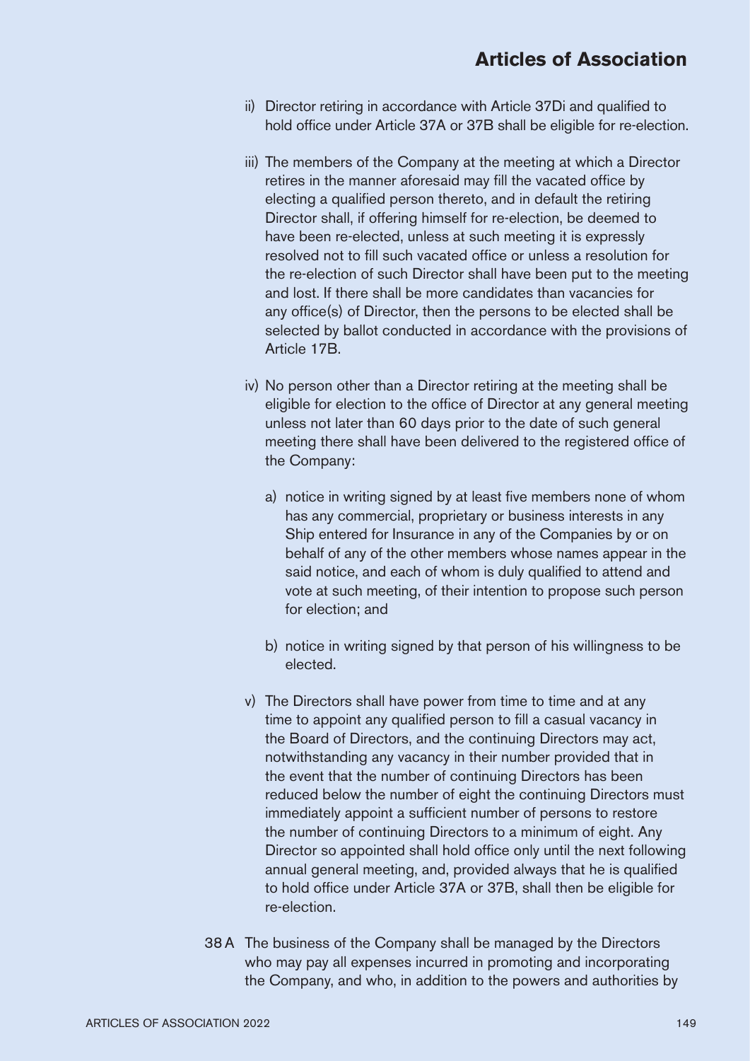ii) Director retiring in accordance with Article 37Di and qualified to hold office under Article 37A or 37B shall be eligible for re-election.

iii) The members of the Company at the meeting at which a Director retires in the manner aforesaid may fill the vacated office by electing a qualified person thereto, and in default the retiring Director shall, if offering himself for re-election, be deemed to have been re-elected, unless at such meeting it is expressly resolved not to fill such vacated office or unless a resolution for the re-election of such Director shall have been put to the meeting and lost. If there shall be more candidates than vacancies for any office(s) of Director, then the persons to be elected shall be selected by ballot conducted in accordance with the provisions of Article 17B.

iv) No person other than a Director retiring at the meeting shall be eligible for election to the office of Director at any general meeting unless not later than 60 days prior to the date of such general meeting there shall have been delivered to the registered office of the Company:

   a) notice in writing signed by at least five members none of whom has any commercial, proprietary or business interests in any Ship entered for Insurance in any of the Companies by or on behalf of any of the other members whose names appear in the said notice, and each of whom is duly qualified to attend and vote at such meeting, of their intention to propose such person for election; and

   b) notice in writing signed by that person of his willingness to be elected.

v) The Directors shall have power from time to time and at any time to appoint any qualified person to fill a casual vacancy in the Board of Directors, and the continuing Directors may act, notwithstanding any vacancy in their number provided that in the event that the number of continuing Directors has been reduced below the number of eight the continuing Directors must immediately appoint a sufficient number of persons to restore the number of continuing Directors to a minimum of eight. Any Director so appointed shall hold office only until the next following annual general meeting, and, provided always that he is qualified to hold office under Article 37A or 37B, shall then be eligible for re-election.

38 A The business of the Company shall be managed by the Directors who may pay all expenses incurred in promoting and incorporating the Company, and who, in addition to the powers and authorities by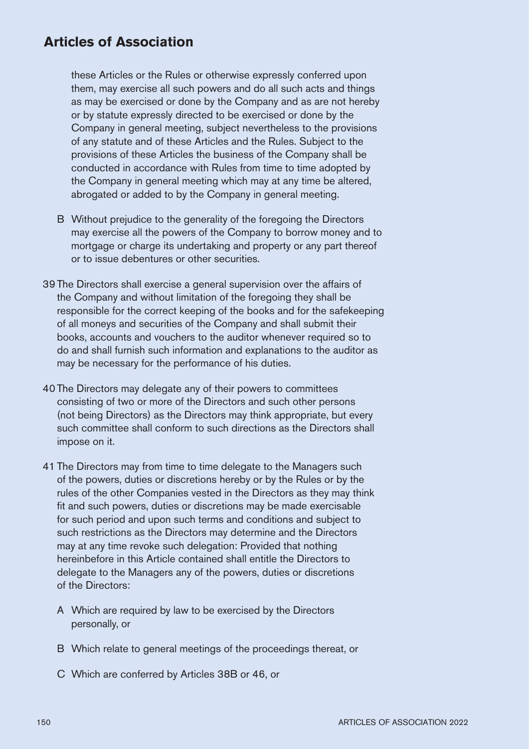these Articles or the Rules or otherwise expressly conferred upon them, may exercise all such powers and do all such acts and things as may be exercised or done by the Company and as are not hereby or by statute expressly directed to be exercised or done by the Company in general meeting, subject nevertheless to the provisions of any statute and of these Articles and the Rules. Subject to the provisions of these Articles the business of the Company shall be conducted in accordance with Rules from time to time adopted by the Company in general meeting which may at any time be altered, abrogated or added to by the Company in general meeting.

B Without prejudice to the generality of the foregoing the Directors may exercise all the powers of the Company to borrow money and to mortgage or charge its undertaking and property or any part thereof or to issue debentures or other securities.

39 The Directors shall exercise a general supervision over the affairs of the Company and without limitation of the foregoing they shall be responsible for the correct keeping of the books and for the safekeeping of all moneys and securities of the Company and shall submit their books, accounts and vouchers to the auditor whenever required so to do and shall furnish such information and explanations to the auditor as may be necessary for the performance of his duties.

40 The Directors may delegate any of their powers to committees consisting of two or more of the Directors and such other persons (not being Directors) as the Directors may think appropriate, but every such committee shall conform to such directions as the Directors shall impose on it.

41 The Directors may from time to time delegate to the Managers such of the powers, duties or discretions hereby or by the Rules or by the rules of the other Companies vested in the Directors as they may think fit and such powers, duties or discretions may be made exercisable for such period and upon such terms and conditions and subject to such restrictions as the Directors may determine and the Directors may at any time revoke such delegation: Provided that nothing hereinbefore in this Article contained shall entitle the Directors to delegate to the Managers any of the powers, duties or discretions of the Directors:

A Which are required by law to be exercised by the Directors personally, or

B Which relate to general meetings of the proceedings thereat, or

C Which are conferred by Articles 38B or 46, or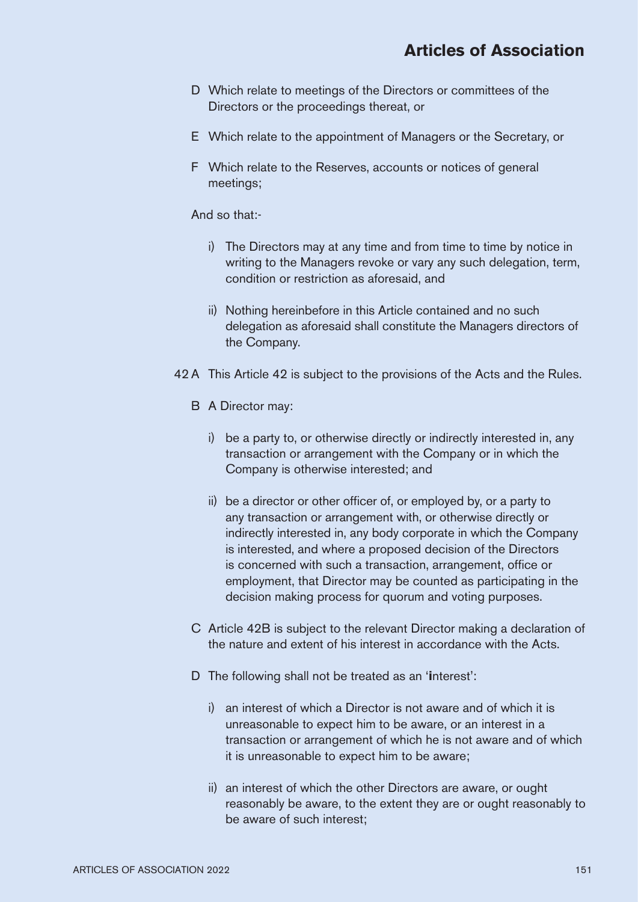D Which relate to meetings of the Directors or committees of the Directors or the proceedings thereat, or

E Which relate to the appointment of Managers or the Secretary, or

F Which relate to the Reserves, accounts or notices of general meetings;

And so that:-

i) The Directors may at any time and from time to time by notice in writing to the Managers revoke or vary any such delegation, term, condition or restriction as aforesaid, and

ii) Nothing hereinbefore in this Article contained and no such delegation as aforesaid shall constitute the Managers directors of the Company.

42 A This Article 42 is subject to the provisions of the Acts and the Rules.

B A Director may:

i) be a party to, or otherwise directly or indirectly interested in, any transaction or arrangement with the Company or in which the Company is otherwise interested; and

ii) be a director or other officer of, or employed by, or a party to any transaction or arrangement with, or otherwise directly or indirectly interested in, any body corporate in which the Company is interested, and where a proposed decision of the Directors is concerned with such a transaction, arrangement, office or employment, that Director may be counted as participating in the decision making process for quorum and voting purposes.

C Article 42B is subject to the relevant Director making a declaration of the nature and extent of his interest in accordance with the Acts.

D The following shall not be treated as an 'interest':

i) an interest of which a Director is not aware and of which it is unreasonable to expect him to be aware, or an interest in a transaction or arrangement of which he is not aware and of which it is unreasonable to expect him to be aware;

ii) an interest of which the other Directors are aware, or ought reasonably be aware, to the extent they are or ought reasonably to be aware of such interest;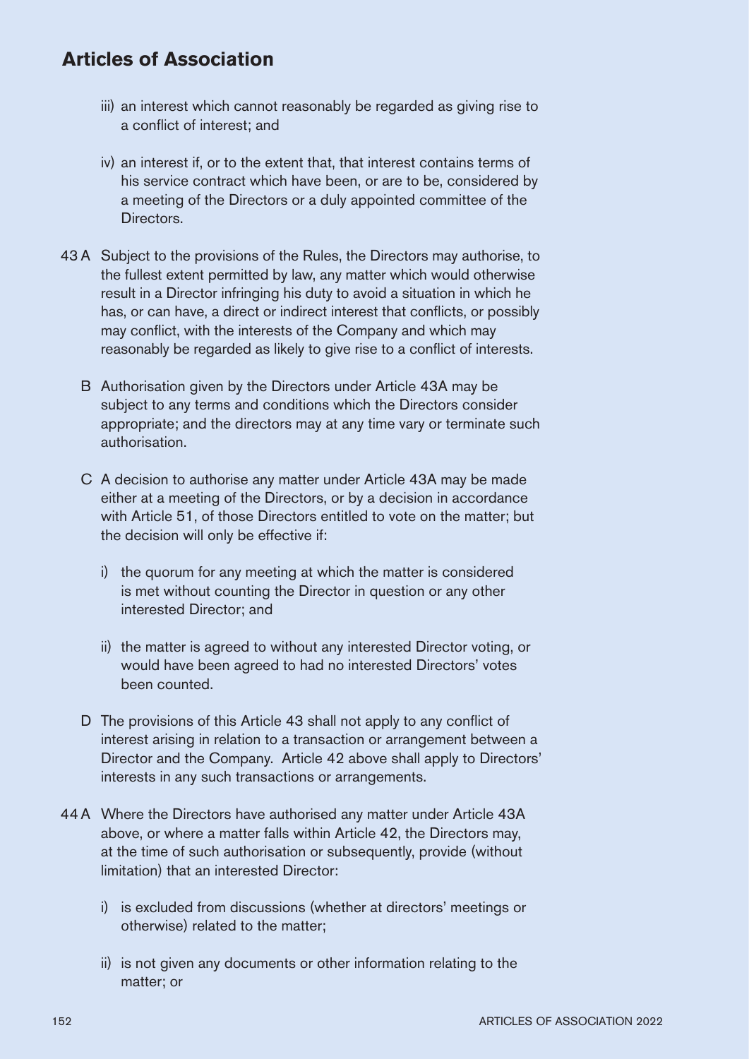## Articles of Association

iii) an interest which cannot reasonably be regarded as giving rise to a conflict of interest; and

iv) an interest if, or to the extent that, that interest contains terms of his service contract which have been, or are to be, considered by a meeting of the Directors or a duly appointed committee of the Directors.

43 A Subject to the provisions of the Rules, the Directors may authorise, to the fullest extent permitted by law, any matter which would otherwise result in a Director infringing his duty to avoid a situation in which he has, or can have, a direct or indirect interest that conflicts, or possibly may conflict, with the interests of the Company and which may reasonably be regarded as likely to give rise to a conflict of interests.

B Authorisation given by the Directors under Article 43A may be subject to any terms and conditions which the Directors consider appropriate; and the directors may at any time vary or terminate such authorisation.

C A decision to authorise any matter under Article 43A may be made either at a meeting of the Directors, or by a decision in accordance with Article 51, of those Directors entitled to vote on the matter; but the decision will only be effective if:

i) the quorum for any meeting at which the matter is considered is met without counting the Director in question or any other interested Director; and

ii) the matter is agreed to without any interested Director voting, or would have been agreed to had no interested Directors' votes been counted.

D The provisions of this Article 43 shall not apply to any conflict of interest arising in relation to a transaction or arrangement between a Director and the Company. Article 42 above shall apply to Directors' interests in any such transactions or arrangements.

44 A Where the Directors have authorised any matter under Article 43A above, or where a matter falls within Article 42, the Directors may, at the time of such authorisation or subsequently, provide (without limitation) that an interested Director:

i) is excluded from discussions (whether at directors' meetings or otherwise) related to the matter;

ii) is not given any documents or other information relating to the matter; or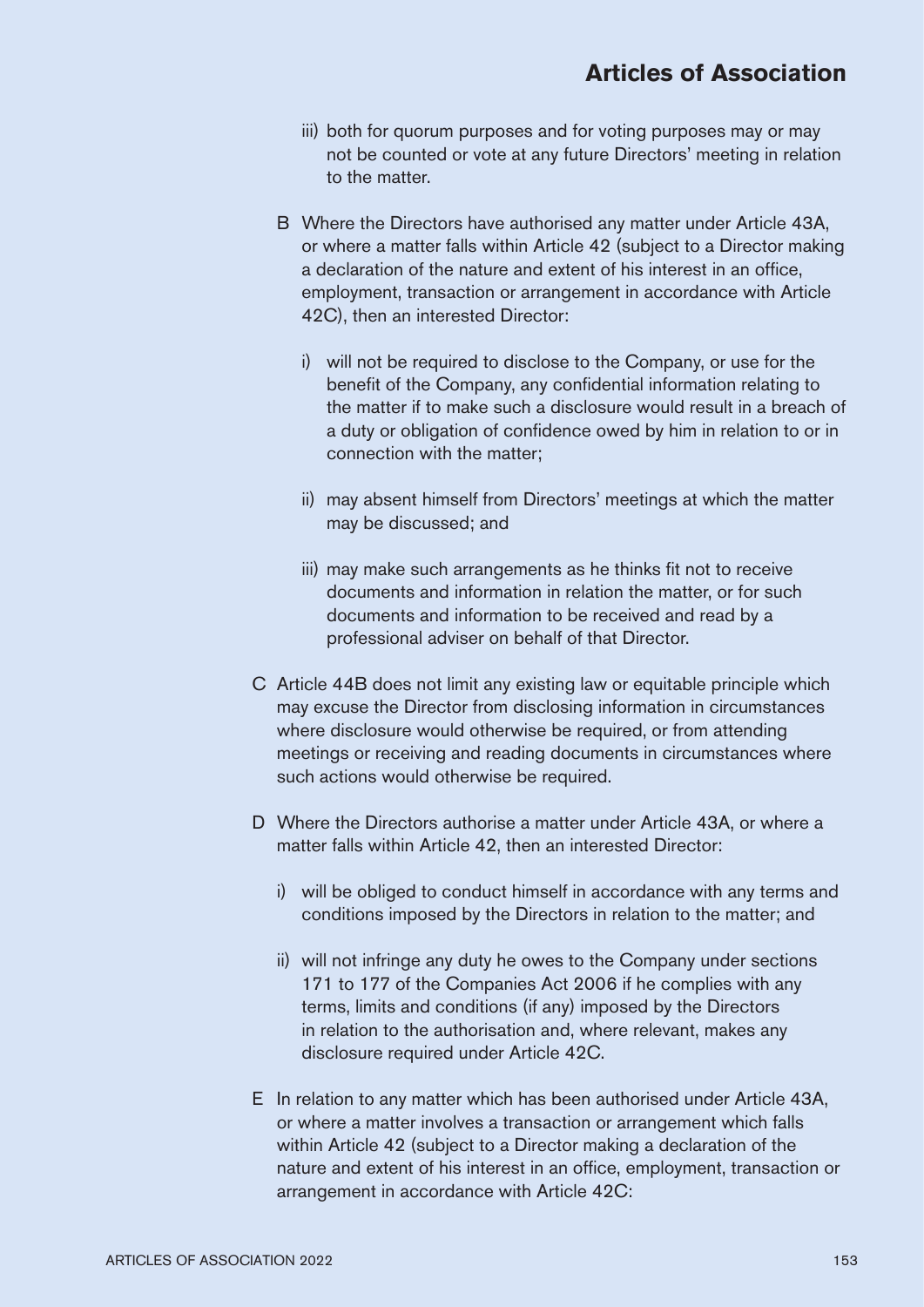iii) both for quorum purposes and for voting purposes may or may not be counted or vote at any future Directors' meeting in relation to the matter.

B Where the Directors have authorised any matter under Article 43A, or where a matter falls within Article 42 (subject to a Director making a declaration of the nature and extent of his interest in an office, employment, transaction or arrangement in accordance with Article 42C), then an interested Director:

i) will not be required to disclose to the Company, or use for the benefit of the Company, any confidential information relating to the matter if to make such a disclosure would result in a breach of a duty or obligation of confidence owed by him in relation to or in connection with the matter;

ii) may absent himself from Directors' meetings at which the matter may be discussed; and

iii) may make such arrangements as he thinks fit not to receive documents and information in relation the matter, or for such documents and information to be received and read by a professional adviser on behalf of that Director.

C Article 44B does not limit any existing law or equitable principle which may excuse the Director from disclosing information in circumstances where disclosure would otherwise be required, or from attending meetings or receiving and reading documents in circumstances where such actions would otherwise be required.

D Where the Directors authorise a matter under Article 43A, or where a matter falls within Article 42, then an interested Director:

i) will be obliged to conduct himself in accordance with any terms and conditions imposed by the Directors in relation to the matter; and

ii) will not infringe any duty he owes to the Company under sections 171 to 177 of the Companies Act 2006 if he complies with any terms, limits and conditions (if any) imposed by the Directors in relation to the authorisation and, where relevant, makes any disclosure required under Article 42C.

E In relation to any matter which has been authorised under Article 43A, or where a matter involves a transaction or arrangement which falls within Article 42 (subject to a Director making a declaration of the nature and extent of his interest in an office, employment, transaction or arrangement in accordance with Article 42C: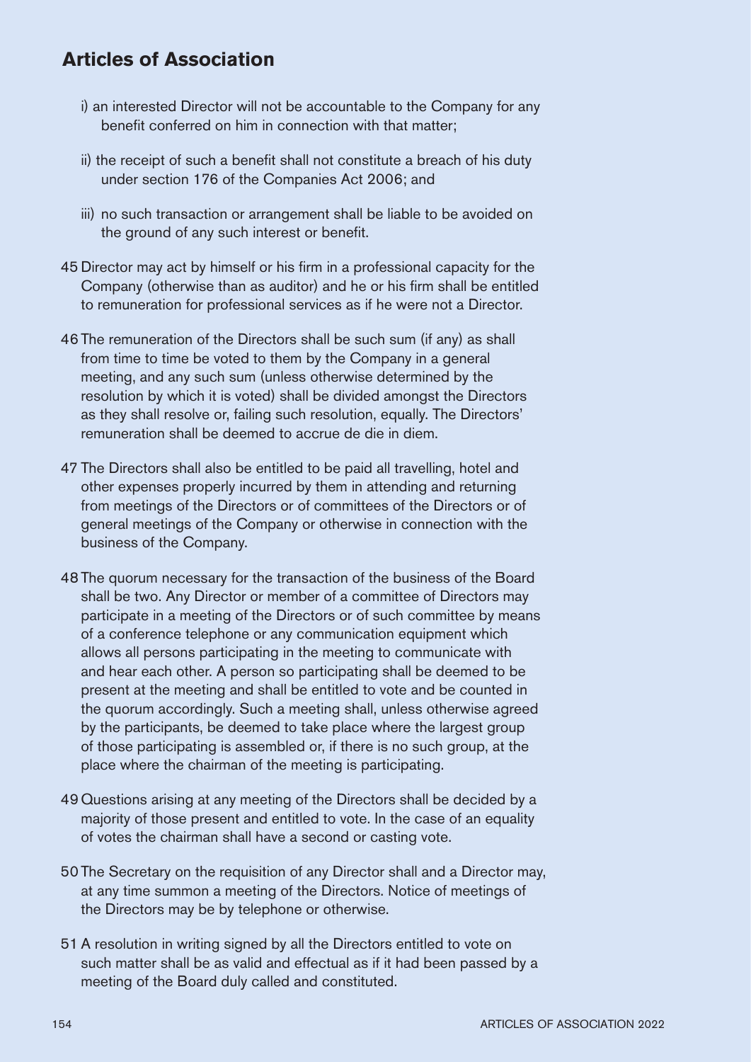## Articles of Association

i) an interested Director will not be accountable to the Company for any benefit conferred on him in connection with that matter;

ii) the receipt of such a benefit shall not constitute a breach of his duty under section 176 of the Companies Act 2006; and

iii) no such transaction or arrangement shall be liable to be avoided on the ground of any such interest or benefit.

45 Director may act by himself or his firm in a professional capacity for the Company (otherwise than as auditor) and he or his firm shall be entitled to remuneration for professional services as if he were not a Director.

46 The remuneration of the Directors shall be such sum (if any) as shall from time to time be voted to them by the Company in a general meeting, and any such sum (unless otherwise determined by the resolution by which it is voted) shall be divided amongst the Directors as they shall resolve or, failing such resolution, equally. The Directors' remuneration shall be deemed to accrue de die in diem.

47 The Directors shall also be entitled to be paid all travelling, hotel and other expenses properly incurred by them in attending and returning from meetings of the Directors or of committees of the Directors or of general meetings of the Company or otherwise in connection with the business of the Company.

48 The quorum necessary for the transaction of the business of the Board shall be two. Any Director or member of a committee of Directors may participate in a meeting of the Directors or of such committee by means of a conference telephone or any communication equipment which allows all persons participating in the meeting to communicate with and hear each other. A person so participating shall be deemed to be present at the meeting and shall be entitled to vote and be counted in the quorum accordingly. Such a meeting shall, unless otherwise agreed by the participants, be deemed to take place where the largest group of those participating is assembled or, if there is no such group, at the place where the chairman of the meeting is participating.

49 Questions arising at any meeting of the Directors shall be decided by a majority of those present and entitled to vote. In the case of an equality of votes the chairman shall have a second or casting vote.

50 The Secretary on the requisition of any Director shall and a Director may, at any time summon a meeting of the Directors. Notice of meetings of the Directors may be by telephone or otherwise.

51 A resolution in writing signed by all the Directors entitled to vote on such matter shall be as valid and effectual as if it had been passed by a meeting of the Board duly called and constituted.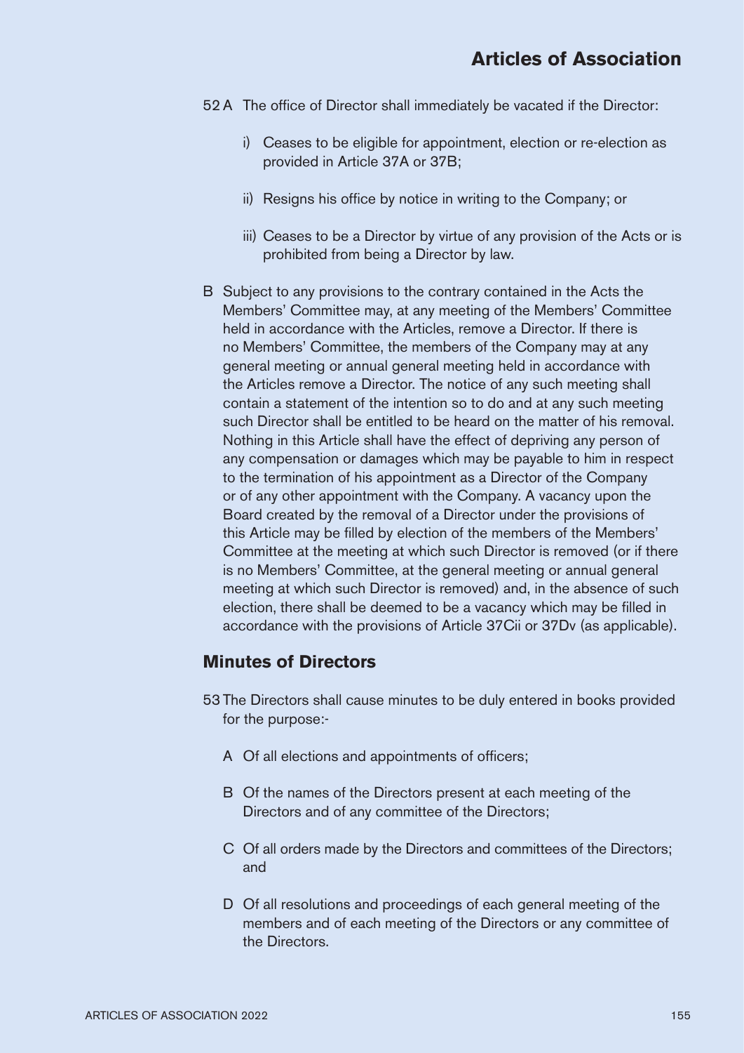52 A The office of Director shall immediately be vacated if the Director:

i) Ceases to be eligible for appointment, election or re-election as provided in Article 37A or 37B;

ii) Resigns his office by notice in writing to the Company; or

iii) Ceases to be a Director by virtue of any provision of the Acts or is prohibited from being a Director by law.

B Subject to any provisions to the contrary contained in the Acts the Members' Committee may, at any meeting of the Members' Committee held in accordance with the Articles, remove a Director. If there is no Members' Committee, the members of the Company may at any general meeting or annual general meeting held in accordance with the Articles remove a Director. The notice of any such meeting shall contain a statement of the intention so to do and at any such meeting such Director shall be entitled to be heard on the matter of his removal. Nothing in this Article shall have the effect of depriving any person of any compensation or damages which may be payable to him in respect to the termination of his appointment as a Director of the Company or of any other appointment with the Company. A vacancy upon the Board created by the removal of a Director under the provisions of this Article may be filled by election of the members of the Members' Committee at the meeting at which such Director is removed (or if there is no Members' Committee, at the general meeting or annual general meeting at which such Director is removed) and, in the absence of such election, there shall be deemed to be a vacancy which may be filled in accordance with the provisions of Article 37Cii or 37Dv (as applicable).

## Minutes of Directors

53 The Directors shall cause minutes to be duly entered in books provided for the purpose:-

A Of all elections and appointments of officers;

B Of the names of the Directors present at each meeting of the Directors and of any committee of the Directors;

C Of all orders made by the Directors and committees of the Directors; and

D Of all resolutions and proceedings of each general meeting of the members and of each meeting of the Directors or any committee of the Directors.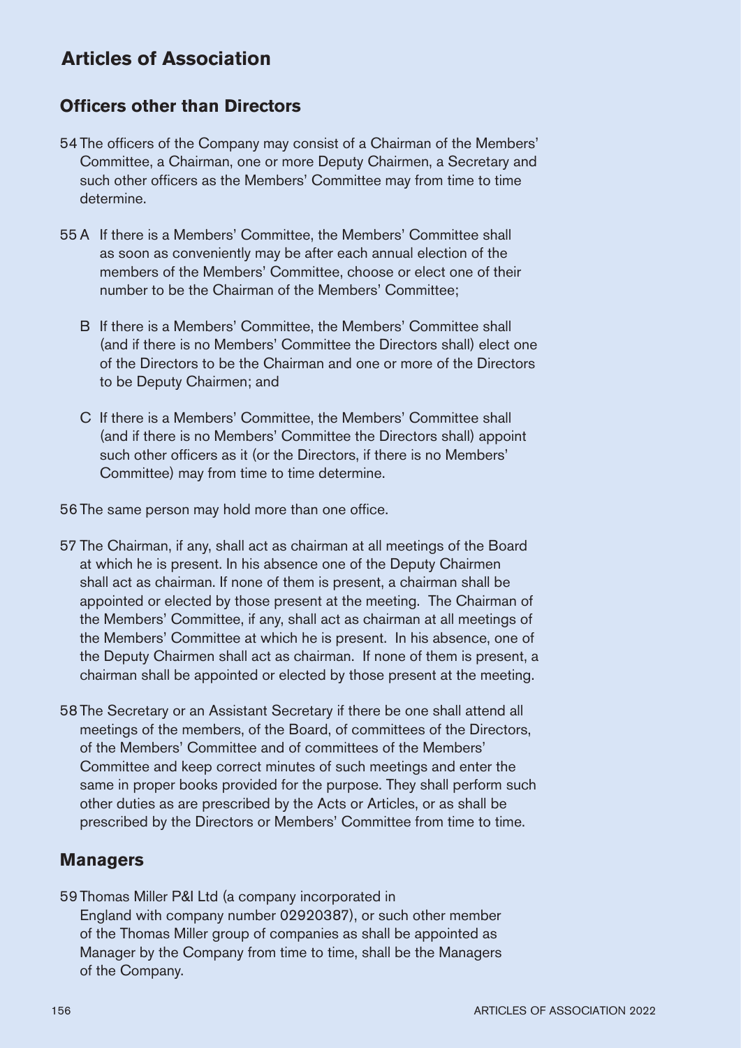# Articles of Association

## Officers other than Directors

54 The officers of the Company may consist of a Chairman of the Members' Committee, a Chairman, one or more Deputy Chairmen, a Secretary and such other officers as the Members' Committee may from time to time determine.

55 A If there is a Members' Committee, the Members' Committee shall as soon as conveniently may be after each annual election of the members of the Members' Committee, choose or elect one of their number to be the Chairman of the Members' Committee;

B If there is a Members' Committee, the Members' Committee shall (and if there is no Members' Committee the Directors shall) elect one of the Directors to be the Chairman and one or more of the Directors to be Deputy Chairmen; and

C If there is a Members' Committee, the Members' Committee shall (and if there is no Members' Committee the Directors shall) appoint such other officers as it (or the Directors, if there is no Members' Committee) may from time to time determine.

56 The same person may hold more than one office.

57 The Chairman, if any, shall act as chairman at all meetings of the Board at which he is present. In his absence one of the Deputy Chairmen shall act as chairman. If none of them is present, a chairman shall be appointed or elected by those present at the meeting. The Chairman of the Members' Committee, if any, shall act as chairman at all meetings of the Members' Committee at which he is present. In his absence, one of the Deputy Chairmen shall act as chairman. If none of them is present, a chairman shall be appointed or elected by those present at the meeting.

58 The Secretary or an Assistant Secretary if there be one shall attend all meetings of the members, of the Board, of committees of the Directors, of the Members' Committee and of committees of the Members' Committee and keep correct minutes of such meetings and enter the same in proper books provided for the purpose. They shall perform such other duties as are prescribed by the Acts or Articles, or as shall be prescribed by the Directors or Members' Committee from time to time.

## Managers

59 Thomas Miller P&I Ltd (a company incorporated in England with company number 02920387), or such other member of the Thomas Miller group of companies as shall be appointed as Manager by the Company from time to time, shall be the Managers of the Company.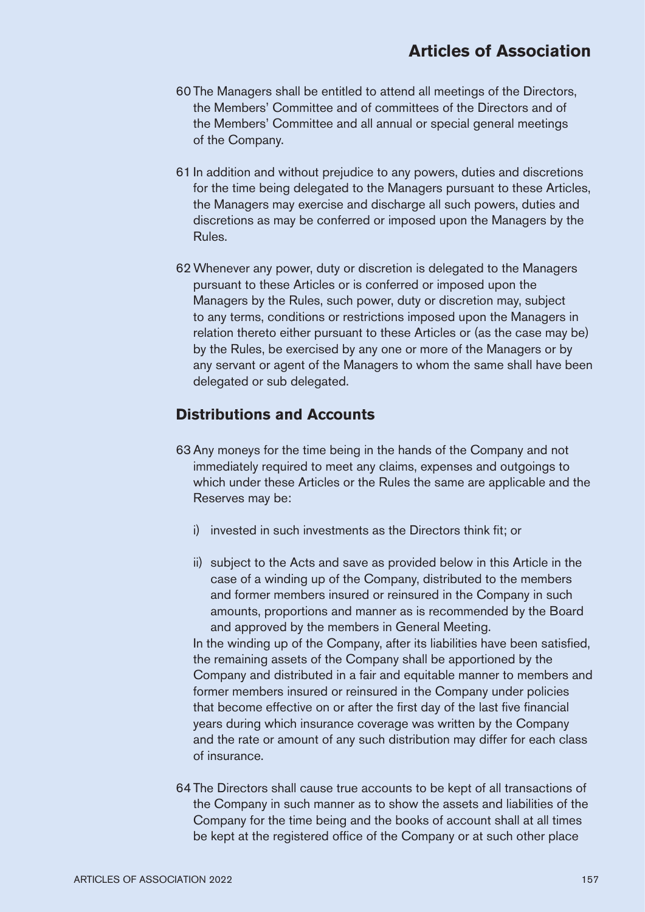60 The Managers shall be entitled to attend all meetings of the Directors, the Members' Committee and of committees of the Directors and of the Members' Committee and all annual or special general meetings of the Company.

61 In addition and without prejudice to any powers, duties and discretions for the time being delegated to the Managers pursuant to these Articles, the Managers may exercise and discharge all such powers, duties and discretions as may be conferred or imposed upon the Managers by the Rules.

62 Whenever any power, duty or discretion is delegated to the Managers pursuant to these Articles or is conferred or imposed upon the Managers by the Rules, such power, duty or discretion may, subject to any terms, conditions or restrictions imposed upon the Managers in relation thereto either pursuant to these Articles or (as the case may be) by the Rules, be exercised by any one or more of the Managers or by any servant or agent of the Managers to whom the same shall have been delegated or sub delegated.

## Distributions and Accounts

63 Any moneys for the time being in the hands of the Company and not immediately required to meet any claims, expenses and outgoings to which under these Articles or the Rules the same are applicable and the Reserves may be:

i) invested in such investments as the Directors think fit; or

ii) subject to the Acts and save as provided below in this Article in the case of a winding up of the Company, distributed to the members and former members insured or reinsured in the Company in such amounts, proportions and manner as is recommended by the Board and approved by the members in General Meeting.

In the winding up of the Company, after its liabilities have been satisfied, the remaining assets of the Company shall be apportioned by the Company and distributed in a fair and equitable manner to members and former members insured or reinsured in the Company under policies that become effective on or after the first day of the last five financial years during which insurance coverage was written by the Company and the rate or amount of any such distribution may differ for each class of insurance.

64 The Directors shall cause true accounts to be kept of all transactions of the Company in such manner as to show the assets and liabilities of the Company for the time being and the books of account shall at all times be kept at the registered office of the Company or at such other place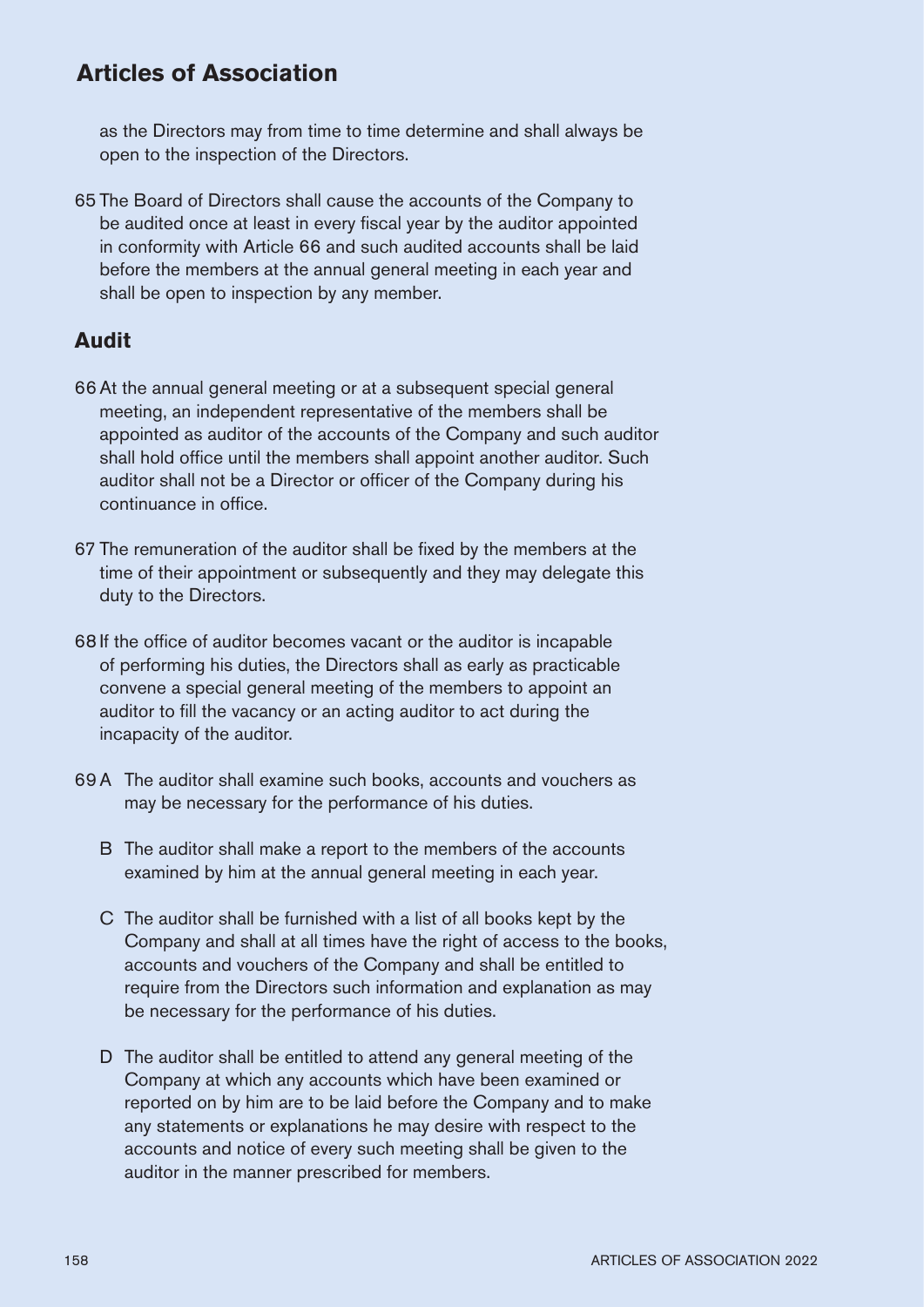as the Directors may from time to time determine and shall always be open to the inspection of the Directors.

65 The Board of Directors shall cause the accounts of the Company to be audited once at least in every fiscal year by the auditor appointed in conformity with Article 66 and such audited accounts shall be laid before the members at the annual general meeting in each year and shall be open to inspection by any member.

## Audit

66 At the annual general meeting or at a subsequent special general meeting, an independent representative of the members shall be appointed as auditor of the accounts of the Company and such auditor shall hold office until the members shall appoint another auditor. Such auditor shall not be a Director or officer of the Company during his continuance in office.

67 The remuneration of the auditor shall be fixed by the members at the time of their appointment or subsequently and they may delegate this duty to the Directors.

68 If the office of auditor becomes vacant or the auditor is incapable of performing his duties, the Directors shall as early as practicable convene a special general meeting of the members to appoint an auditor to fill the vacancy or an acting auditor to act during the incapacity of the auditor.

69 A The auditor shall examine such books, accounts and vouchers as may be necessary for the performance of his duties.

B The auditor shall make a report to the members of the accounts examined by him at the annual general meeting in each year.

C The auditor shall be furnished with a list of all books kept by the Company and shall at all times have the right of access to the books, accounts and vouchers of the Company and shall be entitled to require from the Directors such information and explanation as may be necessary for the performance of his duties.

D The auditor shall be entitled to attend any general meeting of the Company at which any accounts which have been examined or reported on by him are to be laid before the Company and to make any statements or explanations he may desire with respect to the accounts and notice of every such meeting shall be given to the auditor in the manner prescribed for members.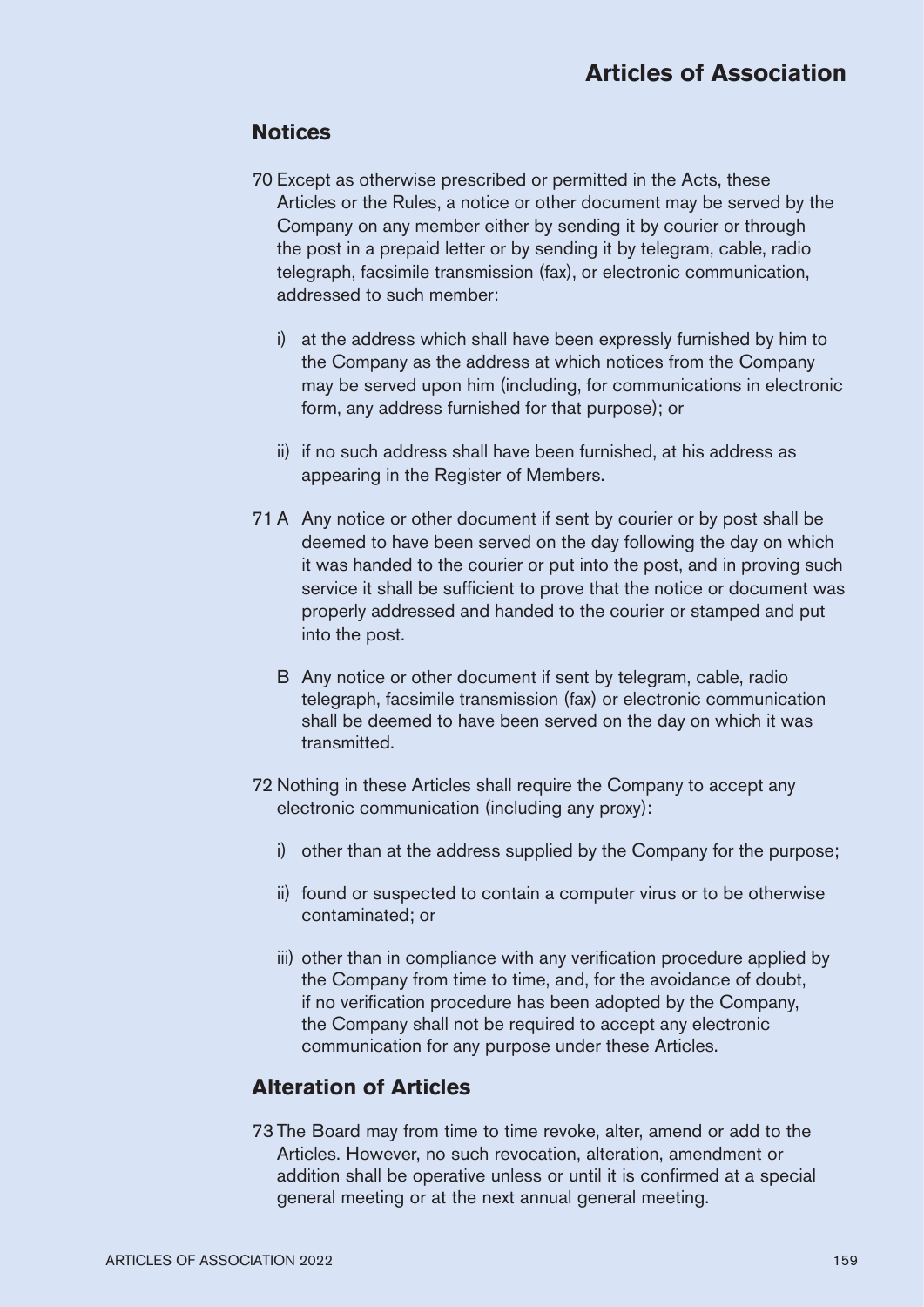## Notices

70 Except as otherwise prescribed or permitted in the Acts, these Articles or the Rules, a notice or other document may be served by the Company on any member either by sending it by courier or through the post in a prepaid letter or by sending it by telegram, cable, radio telegraph, facsimile transmission (fax), or electronic communication, addressed to such member:

- i) at the address which shall have been expressly furnished by him to the Company as the address at which notices from the Company may be served upon him (including, for communications in electronic form, any address furnished for that purpose); or
- ii) if no such address shall have been furnished, at his address as appearing in the Register of Members.

71 A Any notice or other document if sent by courier or by post shall be deemed to have been served on the day following the day on which it was handed to the courier or put into the post, and in proving such service it shall be sufficient to prove that the notice or document was properly addressed and handed to the courier or stamped and put into the post.

B Any notice or other document if sent by telegram, cable, radio telegraph, facsimile transmission (fax) or electronic communication shall be deemed to have been served on the day on which it was transmitted.

72 Nothing in these Articles shall require the Company to accept any electronic communication (including any proxy):

- i) other than at the address supplied by the Company for the purpose;
- ii) found or suspected to contain a computer virus or to be otherwise contaminated; or
- iii) other than in compliance with any verification procedure applied by the Company from time to time, and, for the avoidance of doubt, if no verification procedure has been adopted by the Company, the Company shall not be required to accept any electronic communication for any purpose under these Articles.

## Alteration of Articles

73 The Board may from time to time revoke, alter, amend or add to the Articles. However, no such revocation, alteration, amendment or addition shall be operative unless or until it is confirmed at a special general meeting or at the next annual general meeting.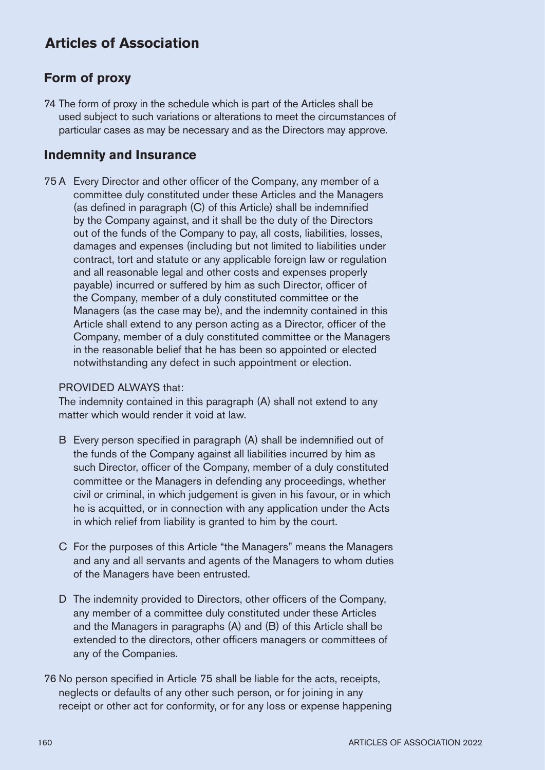# Articles of Association

## Form of proxy

74 The form of proxy in the schedule which is part of the Articles shall be used subject to such variations or alterations to meet the circumstances of particular cases as may be necessary and as the Directors may approve.

## Indemnity and Insurance

75 A Every Director and other officer of the Company, any member of a committee duly constituted under these Articles and the Managers (as defined in paragraph (C) of this Article) shall be indemnified by the Company against, and it shall be the duty of the Directors out of the funds of the Company to pay, all costs, liabilities, losses, damages and expenses (including but not limited to liabilities under contract, tort and statute or any applicable foreign law or regulation and all reasonable legal and other costs and expenses properly payable) incurred or suffered by him as such Director, officer of the Company, member of a duly constituted committee or the Managers (as the case may be), and the indemnity contained in this Article shall extend to any person acting as a Director, officer of the Company, member of a duly constituted committee or the Managers in the reasonable belief that he has been so appointed or elected notwithstanding any defect in such appointment or election.

PROVIDED ALWAYS that:
The indemnity contained in this paragraph (A) shall not extend to any matter which would render it void at law.

B Every person specified in paragraph (A) shall be indemnified out of the funds of the Company against all liabilities incurred by him as such Director, officer of the Company, member of a duly constituted committee or the Managers in defending any proceedings, whether civil or criminal, in which judgement is given in his favour, or in which he is acquitted, or in connection with any application under the Acts in which relief from liability is granted to him by the court.

C For the purposes of this Article "the Managers" means the Managers and any and all servants and agents of the Managers to whom duties of the Managers have been entrusted.

D The indemnity provided to Directors, other officers of the Company, any member of a committee duly constituted under these Articles and the Managers in paragraphs (A) and (B) of this Article shall be extended to the directors, other officers managers or committees of any of the Companies.

76 No person specified in Article 75 shall be liable for the acts, receipts, neglects or defaults of any other such person, or for joining in any receipt or other act for conformity, or for any loss or expense happening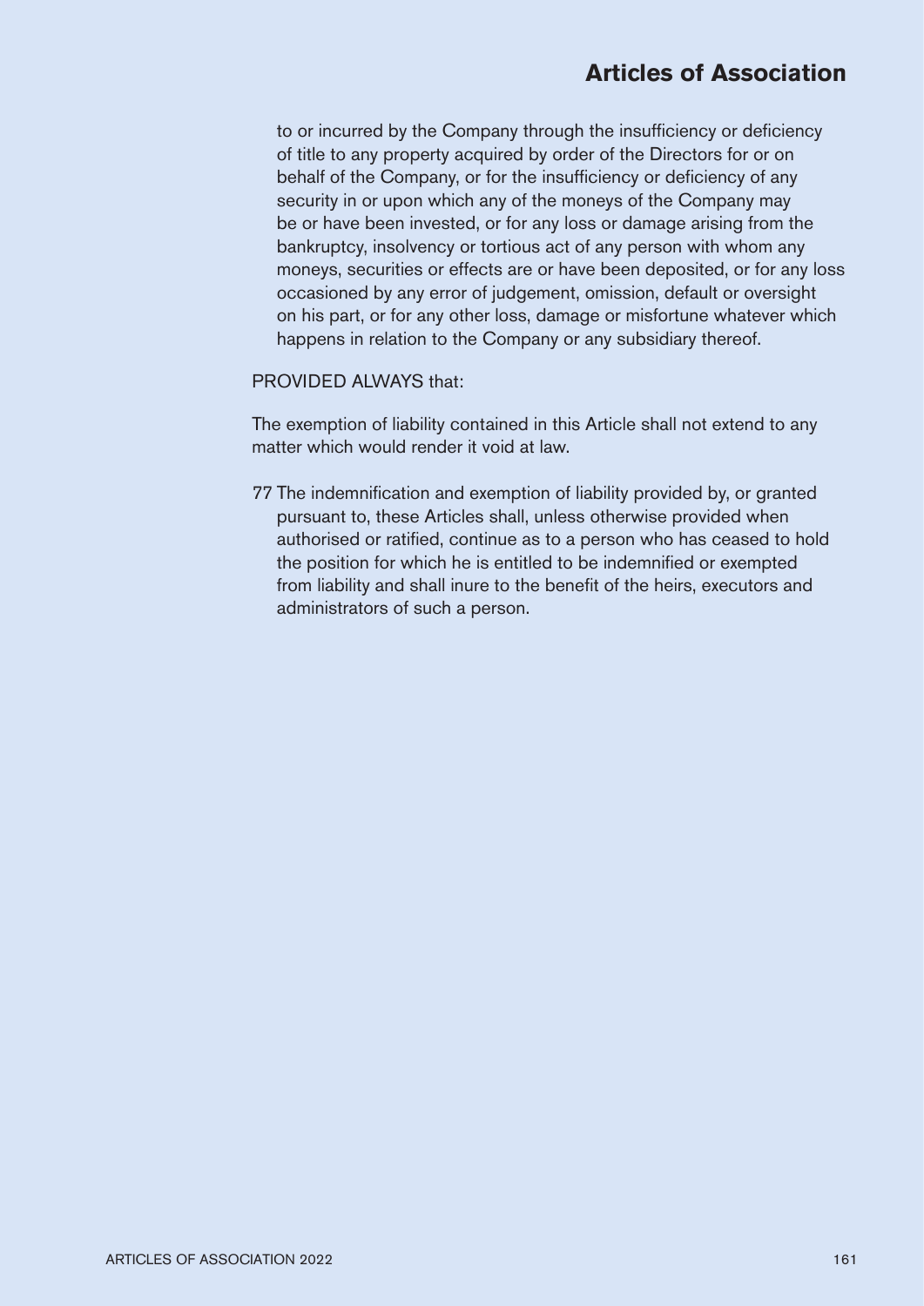to or incurred by the Company through the insufficiency or deficiency of title to any property acquired by order of the Directors for or on behalf of the Company, or for the insufficiency or deficiency of any security in or upon which any of the moneys of the Company may be or have been invested, or for any loss or damage arising from the bankruptcy, insolvency or tortious act of any person with whom any moneys, securities or effects are or have been deposited, or for any loss occasioned by any error of judgement, omission, default or oversight on his part, or for any other loss, damage or misfortune whatever which happens in relation to the Company or any subsidiary thereof.

PROVIDED ALWAYS that:

The exemption of liability contained in this Article shall not extend to any matter which would render it void at law.

77 The indemnification and exemption of liability provided by, or granted pursuant to, these Articles shall, unless otherwise provided when authorised or ratified, continue as to a person who has ceased to hold the position for which he is entitled to be indemnified or exempted from liability and shall inure to the benefit of the heirs, executors and administrators of such a person.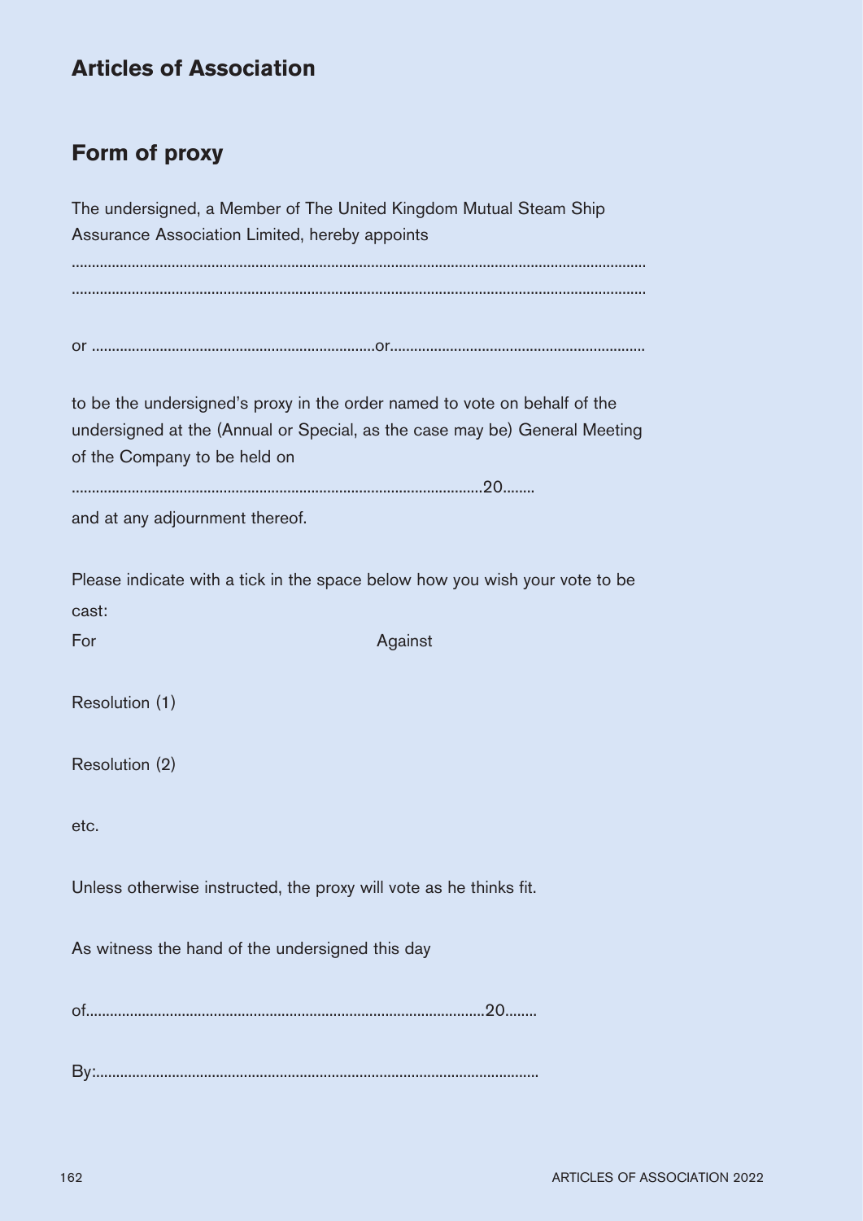## Articles of Association

## Form of proxy

The undersigned, a Member of The United Kingdom Mutual Steam Ship Assurance Association Limited, hereby appoints

..............................................................................................................................................

..............................................................................................................................................

or ......................................................................or...............................................................

to be the undersigned's proxy in the order named to vote on behalf of the undersigned at the (Annual or Special, as the case may be) General Meeting of the Company to be held on

.....................................................................................................20........

and at any adjournment thereof.

Please indicate with a tick in the space below how you wish your vote to be cast:

| | For | Against |
|---|---|---|
| Resolution (1) | | |
| Resolution (2) | | |
| etc. | | |

Unless otherwise instructed, the proxy will vote as he thinks fit.

As witness the hand of the undersigned this day

of..................................................................................................20........

By:.............................................................................................................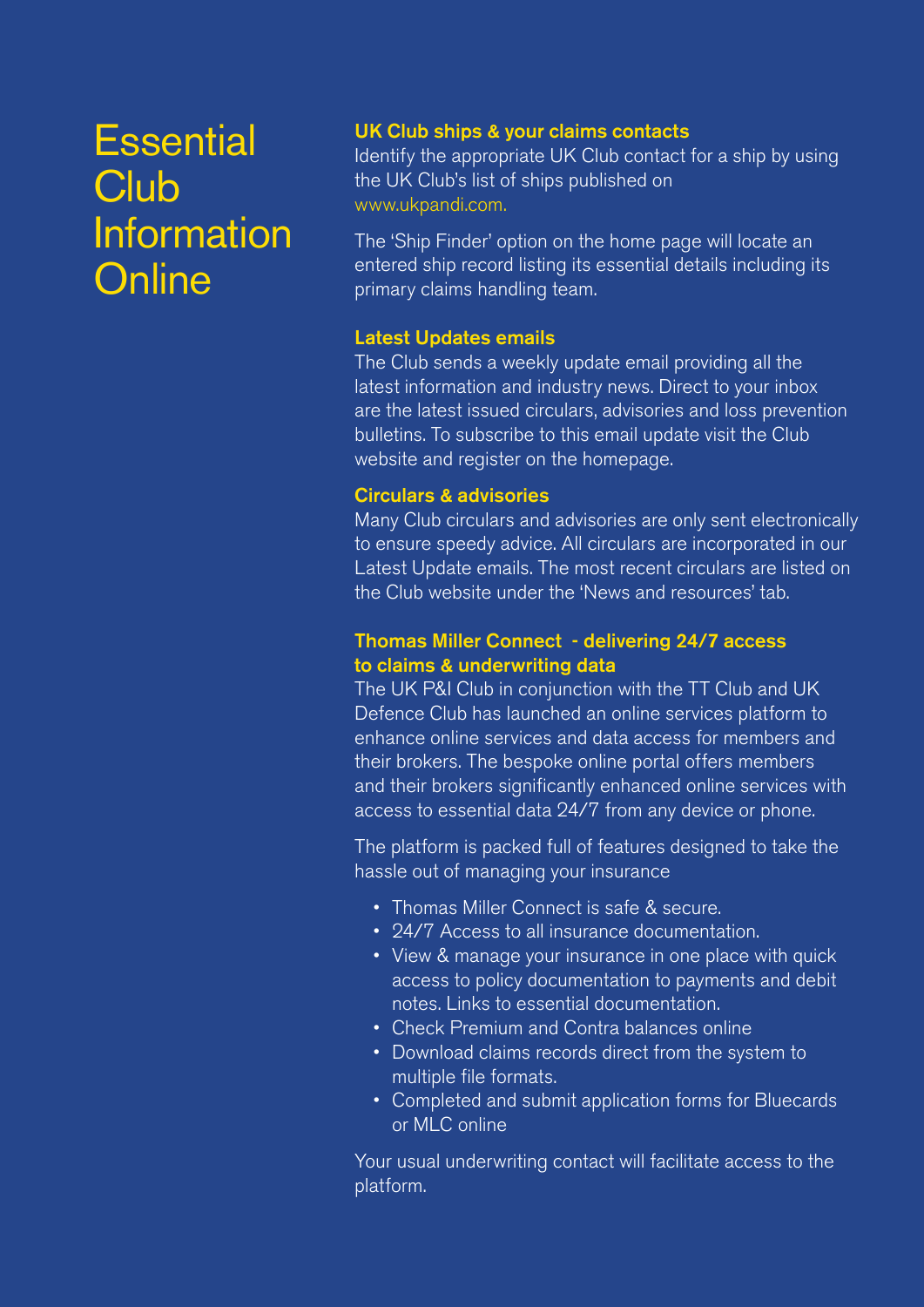# Essential Club Information Online

### UK Club ships & your claims contacts

Identify the appropriate UK Club contact for a ship by using the UK Club's list of ships published on www.ukpandi.com.

The 'Ship Finder' option on the home page will locate an entered ship record listing its essential details including its primary claims handling team.

### Latest Updates emails

The Club sends a weekly update email providing all the latest information and industry news. Direct to your inbox are the latest issued circulars, advisories and loss prevention bulletins. To subscribe to this email update visit the Club website and register on the homepage.

### Circulars & advisories

Many Club circulars and advisories are only sent electronically to ensure speedy advice. All circulars are incorporated in our Latest Update emails. The most recent circulars are listed on the Club website under the 'News and resources' tab.

### Thomas Miller Connect - delivering 24/7 access to claims & underwriting data

The UK P&I Club in conjunction with the TT Club and UK Defence Club has launched an online services platform to enhance online services and data access for members and their brokers. The bespoke online portal offers members and their brokers significantly enhanced online services with access to essential data 24/7 from any device or phone.

The platform is packed full of features designed to take the hassle out of managing your insurance

- Thomas Miller Connect is safe & secure.
- 24/7 Access to all insurance documentation.
- View & manage your insurance in one place with quick access to policy documentation to payments and debit notes. Links to essential documentation.
- Check Premium and Contra balances online
- Download claims records direct from the system to multiple file formats.
- Completed and submit application forms for Bluecards or MLC online

Your usual underwriting contact will facilitate access to the platform.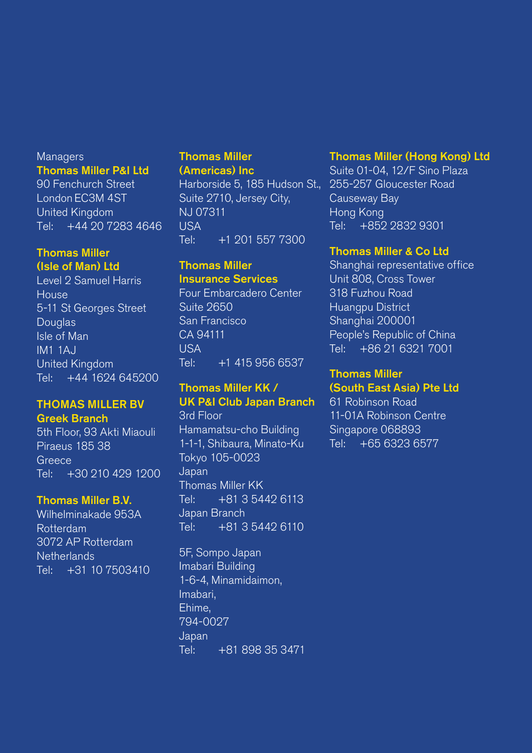Managers

**Thomas Miller P&I Ltd**
90 Fenchurch Street
London EC3M 4ST
United Kingdom
Tel: +44 20 7283 4646

**Thomas Miller (Isle of Man) Ltd**
Level 2 Samuel Harris House
5-11 St Georges Street
Douglas
Isle of Man
IM1 1AJ
United Kingdom
Tel: +44 1624 645200

**THOMAS MILLER BV Greek Branch**
5th Floor, 93 Akti Miaouli
Piraeus 185 38
Greece
Tel: +30 210 429 1200

**Thomas Miller B.V.**
Wilhelminakade 953A
Rotterdam
3072 AP Rotterdam
Netherlands
Tel: +31 10 7503410

**Thomas Miller (Americas) Inc**
Harborside 5, 185 Hudson St.,
Suite 2710, Jersey City,
NJ 07311
USA
Tel: +1 201 557 7300

**Thomas Miller Insurance Services**
Four Embarcadero Center
Suite 2650
San Francisco
CA 94111
USA
Tel: +1 415 956 6537

**Thomas Miller KK / UK P&I Club Japan Branch**
3rd Floor
Hamamatsu-cho Building
1-1-1, Shibaura, Minato-Ku
Tokyo 105-0023
Japan
Thomas Miller KK
Tel: +81 3 5442 6113
Japan Branch
Tel: +81 3 5442 6110

5F, Sompo Japan
Imabari Building
1-6-4, Minamidaimon,
Imabari,
Ehime,
794-0027
Japan
Tel: +81 898 35 3471

**Thomas Miller (Hong Kong) Ltd**
Suite 01-04, 12/F Sino Plaza
255-257 Gloucester Road
Causeway Bay
Hong Kong
Tel: +852 2832 9301

**Thomas Miller & Co Ltd**
Shanghai representative office
Unit 808, Cross Tower
318 Fuzhou Road
Huangpu District
Shanghai 200001
People's Republic of China
Tel: +86 21 6321 7001

**Thomas Miller (South East Asia) Pte Ltd**
61 Robinson Road
11-01A Robinson Centre
Singapore 068893
Tel: +65 6323 6577